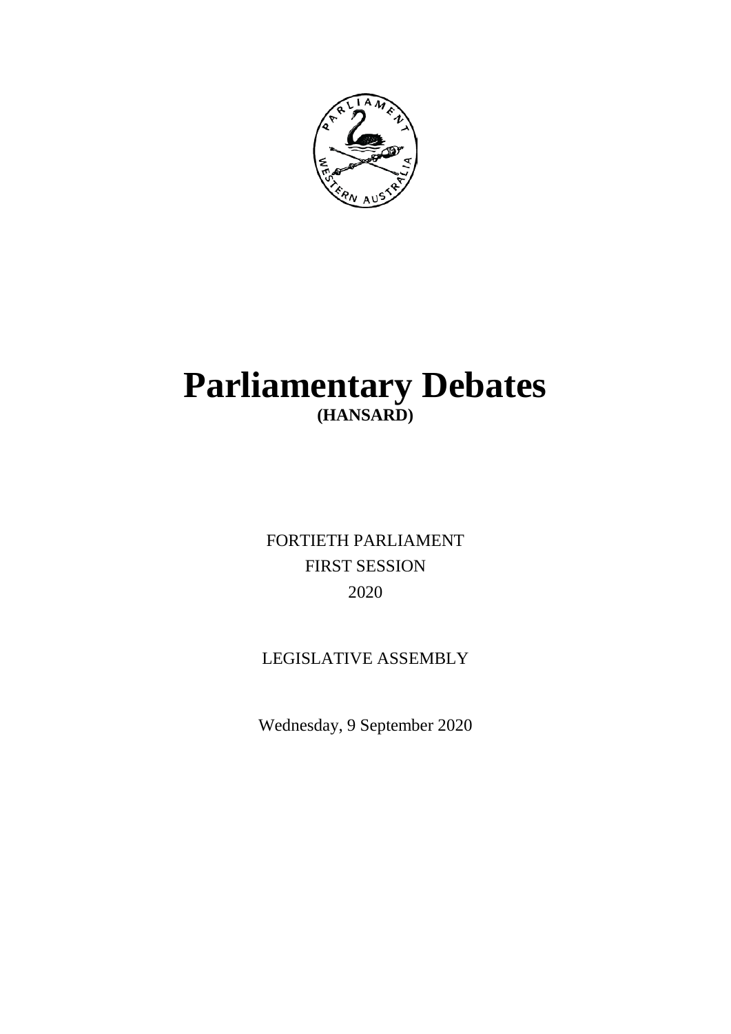# Parliamentary Debates

**(HANSARD)**

FORTIETH PARLIAMENT

FIRST SESSION

2020

LEGISLATIVE ASSEMBLY

Wednesday, 9 September 2020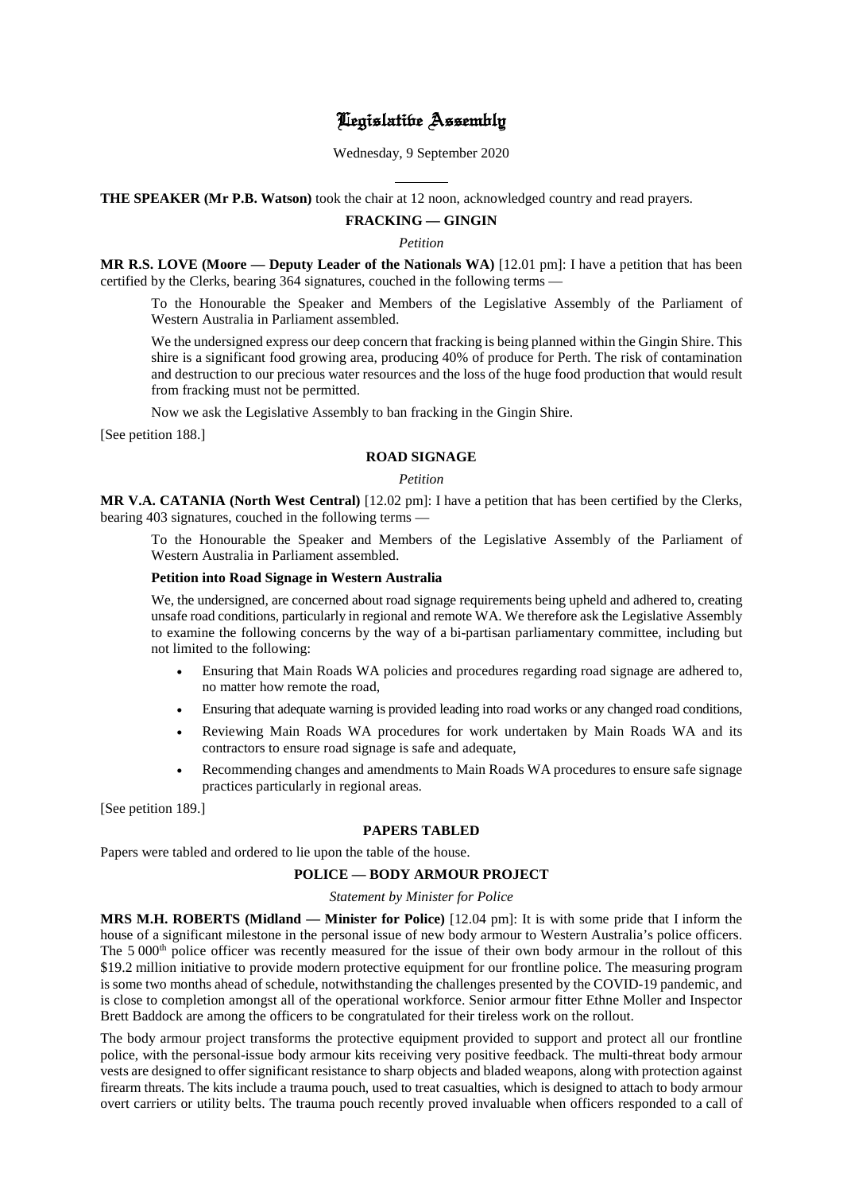# Legislative Assembly

Wednesday, 9 September 2020

---

**THE SPEAKER (Mr P.B. Watson)** took the chair at 12 noon, acknowledged country and read prayers.

## FRACKING — GINGIN

*Petition*

**MR R.S. LOVE (Moore — Deputy Leader of the Nationals WA)** [12.01 pm]: I have a petition that has been certified by the Clerks, bearing 364 signatures, couched in the following terms —

> To the Honourable the Speaker and Members of the Legislative Assembly of the Parliament of Western Australia in Parliament assembled.
>
> We the undersigned express our deep concern that fracking is being planned within the Gingin Shire. This shire is a significant food growing area, producing 40% of produce for Perth. The risk of contamination and destruction to our precious water resources and the loss of the huge food production that would result from fracking must not be permitted.
>
> Now we ask the Legislative Assembly to ban fracking in the Gingin Shire.

[See petition 188.]

## ROAD SIGNAGE

*Petition*

**MR V.A. CATANIA (North West Central)** [12.02 pm]: I have a petition that has been certified by the Clerks, bearing 403 signatures, couched in the following terms —

> To the Honourable the Speaker and Members of the Legislative Assembly of the Parliament of Western Australia in Parliament assembled.
>
> **Petition into Road Signage in Western Australia**
>
> We, the undersigned, are concerned about road signage requirements being upheld and adhered to, creating unsafe road conditions, particularly in regional and remote WA. We therefore ask the Legislative Assembly to examine the following concerns by the way of a bi-partisan parliamentary committee, including but not limited to the following:
>
> - Ensuring that Main Roads WA policies and procedures regarding road signage are adhered to, no matter how remote the road,
> - Ensuring that adequate warning is provided leading into road works or any changed road conditions,
> - Reviewing Main Roads WA procedures for work undertaken by Main Roads WA and its contractors to ensure road signage is safe and adequate,
> - Recommending changes and amendments to Main Roads WA procedures to ensure safe signage practices particularly in regional areas.

[See petition 189.]

## PAPERS TABLED

Papers were tabled and ordered to lie upon the table of the house.

## POLICE — BODY ARMOUR PROJECT

*Statement by Minister for Police*

**MRS M.H. ROBERTS (Midland — Minister for Police)** [12.04 pm]: It is with some pride that I inform the house of a significant milestone in the personal issue of new body armour to Western Australia's police officers. The 5 000th police officer was recently measured for the issue of their own body armour in the rollout of this $19.2 million initiative to provide modern protective equipment for our frontline police. The measuring program is some two months ahead of schedule, notwithstanding the challenges presented by the COVID-19 pandemic, and is close to completion amongst all of the operational workforce. Senior armour fitter Ethne Moller and Inspector Brett Baddock are among the officers to be congratulated for their tireless work on the rollout.

The body armour project transforms the protective equipment provided to support and protect all our frontline police, with the personal-issue body armour kits receiving very positive feedback. The multi-threat body armour vests are designed to offer significant resistance to sharp objects and bladed weapons, along with protection against firearm threats. The kits include a trauma pouch, used to treat casualties, which is designed to attach to body armour overt carriers or utility belts. The trauma pouch recently proved invaluable when officers responded to a call of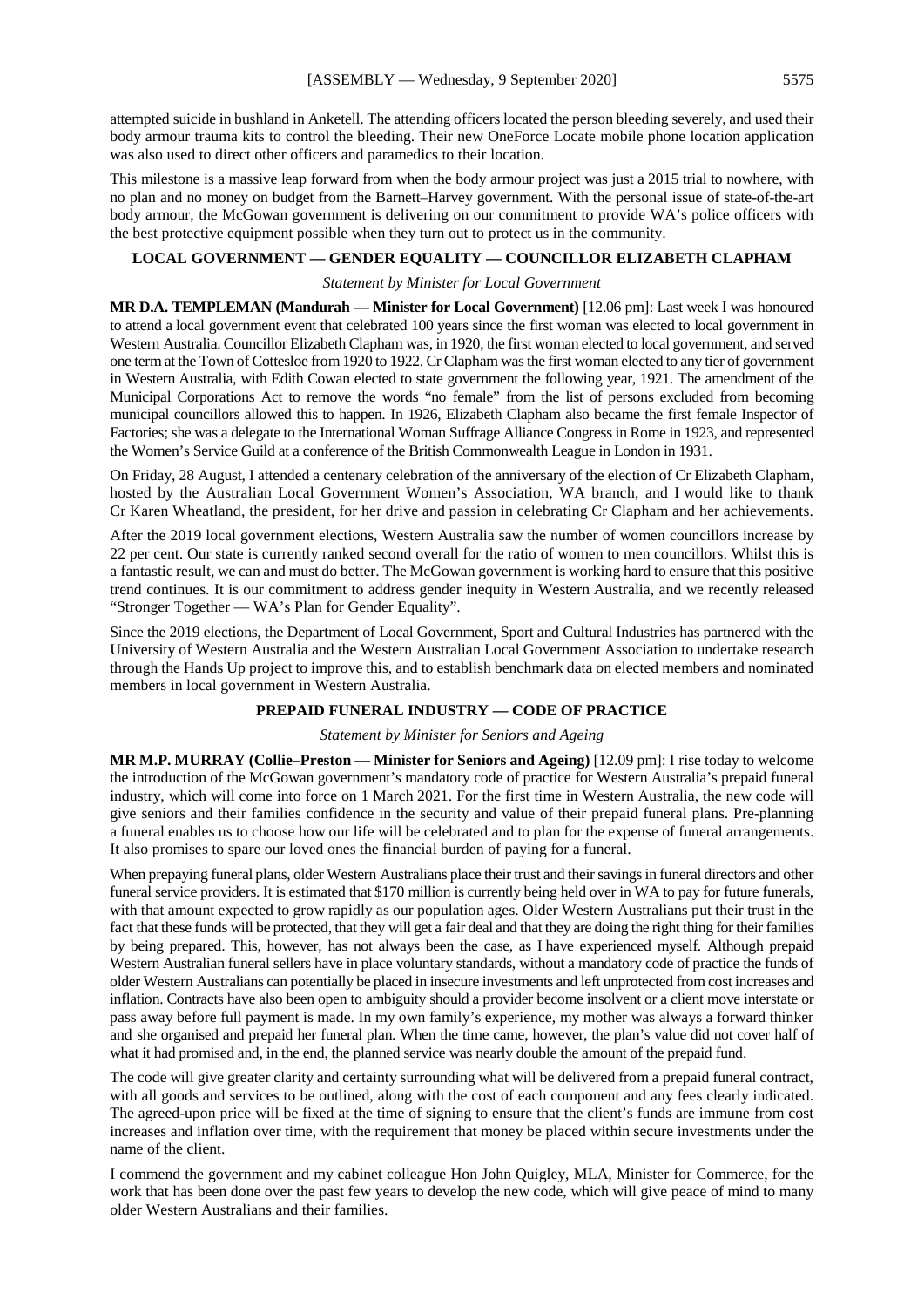attempted suicide in bushland in Anketell. The attending officers located the person bleeding severely, and used their body armour trauma kits to control the bleeding. Their new OneForce Locate mobile phone location application was also used to direct other officers and paramedics to their location.

This milestone is a massive leap forward from when the body armour project was just a 2015 trial to nowhere, with no plan and no money on budget from the Barnett–Harvey government. With the personal issue of state-of-the-art body armour, the McGowan government is delivering on our commitment to provide WA's police officers with the best protective equipment possible when they turn out to protect us in the community.

## LOCAL GOVERNMENT — GENDER EQUALITY — COUNCILLOR ELIZABETH CLAPHAM

*Statement by Minister for Local Government*

**MR D.A. TEMPLEMAN (Mandurah — Minister for Local Government)** [12.06 pm]: Last week I was honoured to attend a local government event that celebrated 100 years since the first woman was elected to local government in Western Australia. Councillor Elizabeth Clapham was, in 1920, the first woman elected to local government, and served one term at the Town of Cottesloe from 1920 to 1922. Cr Clapham was the first woman elected to any tier of government in Western Australia, with Edith Cowan elected to state government the following year, 1921. The amendment of the Municipal Corporations Act to remove the words "no female" from the list of persons excluded from becoming municipal councillors allowed this to happen. In 1926, Elizabeth Clapham also became the first female Inspector of Factories; she was a delegate to the International Woman Suffrage Alliance Congress in Rome in 1923, and represented the Women's Service Guild at a conference of the British Commonwealth League in London in 1931.

On Friday, 28 August, I attended a centenary celebration of the anniversary of the election of Cr Elizabeth Clapham, hosted by the Australian Local Government Women's Association, WA branch, and I would like to thank Cr Karen Wheatland, the president, for her drive and passion in celebrating Cr Clapham and her achievements.

After the 2019 local government elections, Western Australia saw the number of women councillors increase by 22 per cent. Our state is currently ranked second overall for the ratio of women to men councillors. Whilst this is a fantastic result, we can and must do better. The McGowan government is working hard to ensure that this positive trend continues. It is our commitment to address gender inequity in Western Australia, and we recently released "Stronger Together — WA's Plan for Gender Equality".

Since the 2019 elections, the Department of Local Government, Sport and Cultural Industries has partnered with the University of Western Australia and the Western Australian Local Government Association to undertake research through the Hands Up project to improve this, and to establish benchmark data on elected members and nominated members in local government in Western Australia.

## PREPAID FUNERAL INDUSTRY — CODE OF PRACTICE

*Statement by Minister for Seniors and Ageing*

**MR M.P. MURRAY (Collie–Preston — Minister for Seniors and Ageing)** [12.09 pm]: I rise today to welcome the introduction of the McGowan government's mandatory code of practice for Western Australia's prepaid funeral industry, which will come into force on 1 March 2021. For the first time in Western Australia, the new code will give seniors and their families confidence in the security and value of their prepaid funeral plans. Pre-planning a funeral enables us to choose how our life will be celebrated and to plan for the expense of funeral arrangements. It also promises to spare our loved ones the financial burden of paying for a funeral.

When prepaying funeral plans, older Western Australians place their trust and their savings in funeral directors and other funeral service providers. It is estimated that $170 million is currently being held over in WA to pay for future funerals, with that amount expected to grow rapidly as our population ages. Older Western Australians put their trust in the fact that these funds will be protected, that they will get a fair deal and that they are doing the right thing for their families by being prepared. This, however, has not always been the case, as I have experienced myself. Although prepaid Western Australian funeral sellers have in place voluntary standards, without a mandatory code of practice the funds of older Western Australians can potentially be placed in insecure investments and left unprotected from cost increases and inflation. Contracts have also been open to ambiguity should a provider become insolvent or a client move interstate or pass away before full payment is made. In my own family's experience, my mother was always a forward thinker and she organised and prepaid her funeral plan. When the time came, however, the plan's value did not cover half of what it had promised and, in the end, the planned service was nearly double the amount of the prepaid fund.

The code will give greater clarity and certainty surrounding what will be delivered from a prepaid funeral contract, with all goods and services to be outlined, along with the cost of each component and any fees clearly indicated. The agreed-upon price will be fixed at the time of signing to ensure that the client's funds are immune from cost increases and inflation over time, with the requirement that money be placed within secure investments under the name of the client.

I commend the government and my cabinet colleague Hon John Quigley, MLA, Minister for Commerce, for the work that has been done over the past few years to develop the new code, which will give peace of mind to many older Western Australians and their families.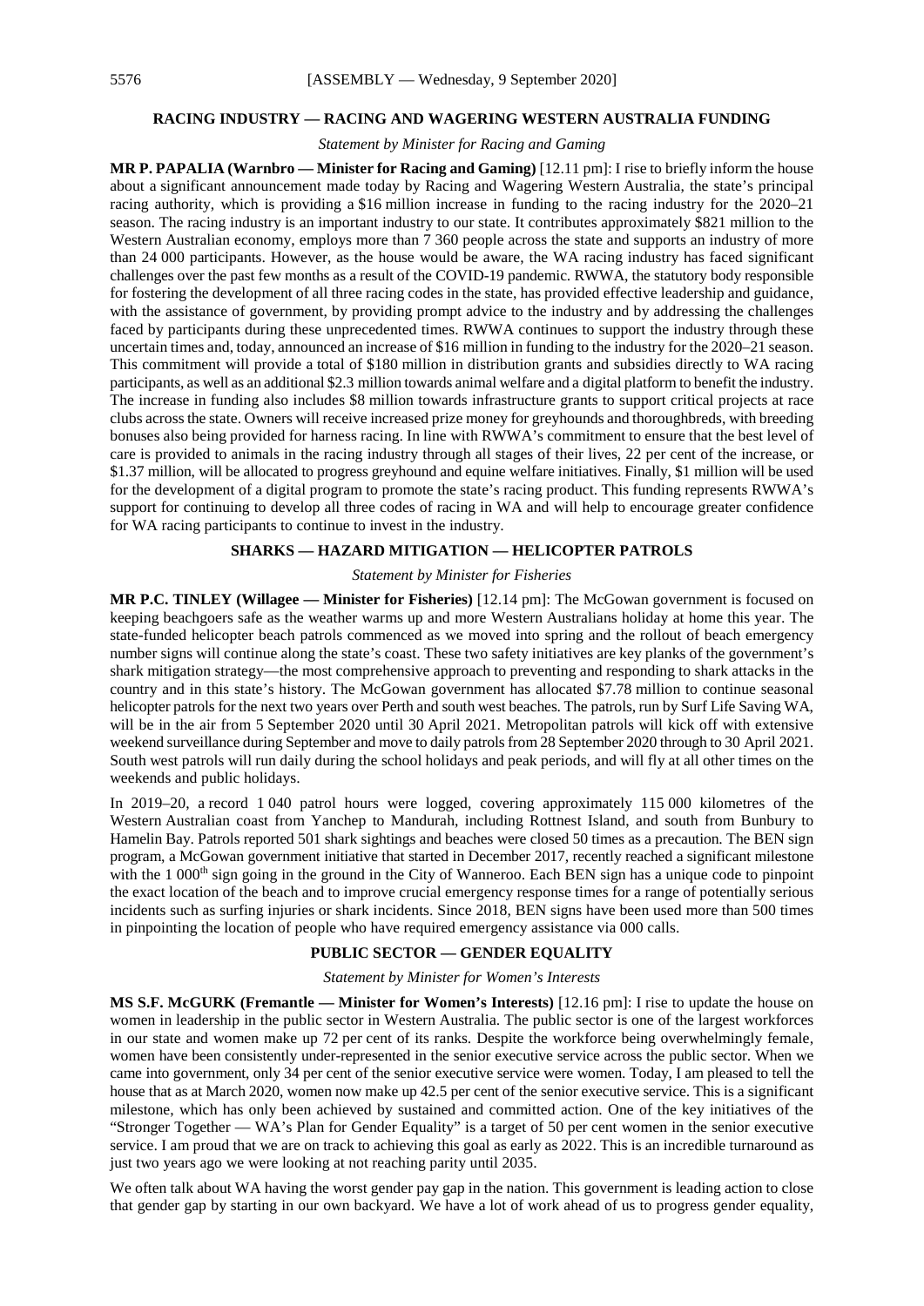## RACING INDUSTRY — RACING AND WAGERING WESTERN AUSTRALIA FUNDING

*Statement by Minister for Racing and Gaming*

**MR P. PAPALIA (Warnbro — Minister for Racing and Gaming)** [12.11 pm]: I rise to briefly inform the house about a significant announcement made today by Racing and Wagering Western Australia, the state's principal racing authority, which is providing a $16 million increase in funding to the racing industry for the 2020–21 season. The racing industry is an important industry to our state. It contributes approximately $821 million to the Western Australian economy, employs more than 7 360 people across the state and supports an industry of more than 24 000 participants. However, as the house would be aware, the WA racing industry has faced significant challenges over the past few months as a result of the COVID-19 pandemic. RWWA, the statutory body responsible for fostering the development of all three racing codes in the state, has provided effective leadership and guidance, with the assistance of government, by providing prompt advice to the industry and by addressing the challenges faced by participants during these unprecedented times. RWWA continues to support the industry through these uncertain times and, today, announced an increase of $16 million in funding to the industry for the 2020–21 season. This commitment will provide a total of $180 million in distribution grants and subsidies directly to WA racing participants, as well as an additional $2.3 million towards animal welfare and a digital platform to benefit the industry. The increase in funding also includes $8 million towards infrastructure grants to support critical projects at race clubs across the state. Owners will receive increased prize money for greyhounds and thoroughbreds, with breeding bonuses also being provided for harness racing. In line with RWWA's commitment to ensure that the best level of care is provided to animals in the racing industry through all stages of their lives, 22 per cent of the increase, or $1.37 million, will be allocated to progress greyhound and equine welfare initiatives. Finally, $1 million will be used for the development of a digital program to promote the state's racing product. This funding represents RWWA's support for continuing to develop all three codes of racing in WA and will help to encourage greater confidence for WA racing participants to continue to invest in the industry.

## SHARKS — HAZARD MITIGATION — HELICOPTER PATROLS

*Statement by Minister for Fisheries*

**MR P.C. TINLEY (Willagee — Minister for Fisheries)** [12.14 pm]: The McGowan government is focused on keeping beachgoers safe as the weather warms up and more Western Australians holiday at home this year. The state-funded helicopter beach patrols commenced as we moved into spring and the rollout of beach emergency number signs will continue along the state's coast. These two safety initiatives are key planks of the government's shark mitigation strategy—the most comprehensive approach to preventing and responding to shark attacks in the country and in this state's history. The McGowan government has allocated $7.78 million to continue seasonal helicopter patrols for the next two years over Perth and south west beaches. The patrols, run by Surf Life Saving WA, will be in the air from 5 September 2020 until 30 April 2021. Metropolitan patrols will kick off with extensive weekend surveillance during September and move to daily patrols from 28 September 2020 through to 30 April 2021. South west patrols will run daily during the school holidays and peak periods, and will fly at all other times on the weekends and public holidays.

In 2019–20, a record 1 040 patrol hours were logged, covering approximately 115 000 kilometres of the Western Australian coast from Yanchep to Mandurah, including Rottnest Island, and south from Bunbury to Hamelin Bay. Patrols reported 501 shark sightings and beaches were closed 50 times as a precaution. The BEN sign program, a McGowan government initiative that started in December 2017, recently reached a significant milestone with the 1 000th sign going in the ground in the City of Wanneroo. Each BEN sign has a unique code to pinpoint the exact location of the beach and to improve crucial emergency response times for a range of potentially serious incidents such as surfing injuries or shark incidents. Since 2018, BEN signs have been used more than 500 times in pinpointing the location of people who have required emergency assistance via 000 calls.

## PUBLIC SECTOR — GENDER EQUALITY

*Statement by Minister for Women's Interests*

**MS S.F. McGURK (Fremantle — Minister for Women's Interests)** [12.16 pm]: I rise to update the house on women in leadership in the public sector in Western Australia. The public sector is one of the largest workforces in our state and women make up 72 per cent of its ranks. Despite the workforce being overwhelmingly female, women have been consistently under-represented in the senior executive service across the public sector. When we came into government, only 34 per cent of the senior executive service were women. Today, I am pleased to tell the house that as at March 2020, women now make up 42.5 per cent of the senior executive service. This is a significant milestone, which has only been achieved by sustained and committed action. One of the key initiatives of the "Stronger Together — WA's Plan for Gender Equality" is a target of 50 per cent women in the senior executive service. I am proud that we are on track to achieving this goal as early as 2022. This is an incredible turnaround as just two years ago we were looking at not reaching parity until 2035.

We often talk about WA having the worst gender pay gap in the nation. This government is leading action to close that gender gap by starting in our own backyard. We have a lot of work ahead of us to progress gender equality,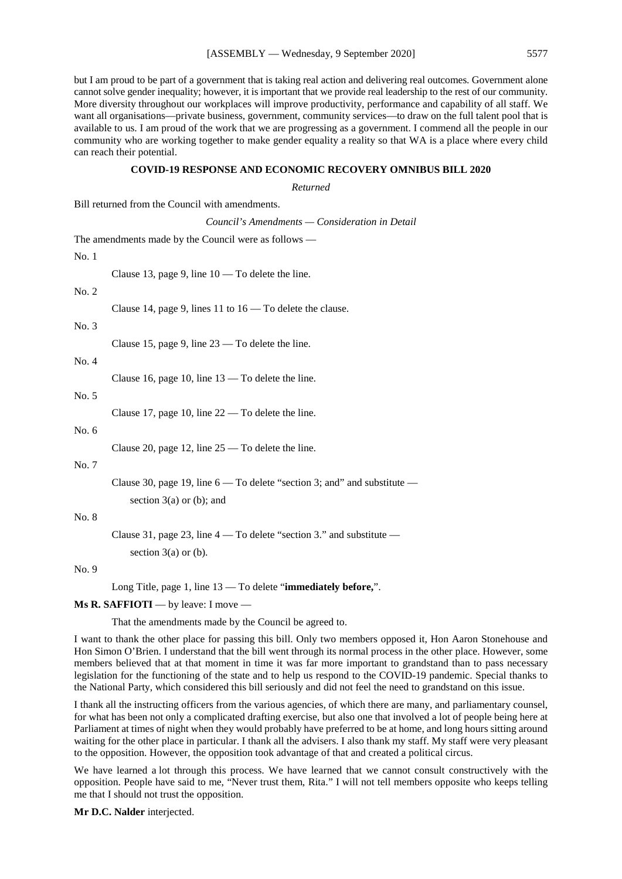but I am proud to be part of a government that is taking real action and delivering real outcomes. Government alone cannot solve gender inequality; however, it is important that we provide real leadership to the rest of our community. More diversity throughout our workplaces will improve productivity, performance and capability of all staff. We want all organisations—private business, government, community services—to draw on the full talent pool that is available to us. I am proud of the work that we are progressing as a government. I commend all the people in our community who are working together to make gender equality a reality so that WA is a place where every child can reach their potential.

## COVID-19 RESPONSE AND ECONOMIC RECOVERY OMNIBUS BILL 2020

*Returned*

Bill returned from the Council with amendments.

*Council's Amendments — Consideration in Detail*

The amendments made by the Council were as follows —

No. 1

Clause 13, page 9, line 10 — To delete the line.

No. 2

Clause 14, page 9, lines 11 to 16 — To delete the clause.

No. 3

Clause 15, page 9, line 23 — To delete the line.

No. 4

Clause 16, page 10, line 13 — To delete the line.

No. 5

Clause 17, page 10, line 22 — To delete the line.

No. 6

Clause 20, page 12, line 25 — To delete the line.

No. 7

Clause 30, page 19, line 6 — To delete "section 3; and" and substitute —

section 3(a) or (b); and

No. 8

Clause 31, page 23, line 4 — To delete "section 3." and substitute —

section 3(a) or (b).

No. 9

Long Title, page 1, line 13 — To delete "**immediately before,**".

**Ms R. SAFFIOTI** — by leave: I move —

That the amendments made by the Council be agreed to.

I want to thank the other place for passing this bill. Only two members opposed it, Hon Aaron Stonehouse and Hon Simon O'Brien. I understand that the bill went through its normal process in the other place. However, some members believed that at that moment in time it was far more important to grandstand than to pass necessary legislation for the functioning of the state and to help us respond to the COVID-19 pandemic. Special thanks to the National Party, which considered this bill seriously and did not feel the need to grandstand on this issue.

I thank all the instructing officers from the various agencies, of which there are many, and parliamentary counsel, for what has been not only a complicated drafting exercise, but also one that involved a lot of people being here at Parliament at times of night when they would probably have preferred to be at home, and long hours sitting around waiting for the other place in particular. I thank all the advisers. I also thank my staff. My staff were very pleasant to the opposition. However, the opposition took advantage of that and created a political circus.

We have learned a lot through this process. We have learned that we cannot consult constructively with the opposition. People have said to me, "Never trust them, Rita." I will not tell members opposite who keeps telling me that I should not trust the opposition.

**Mr D.C. Nalder** interjected.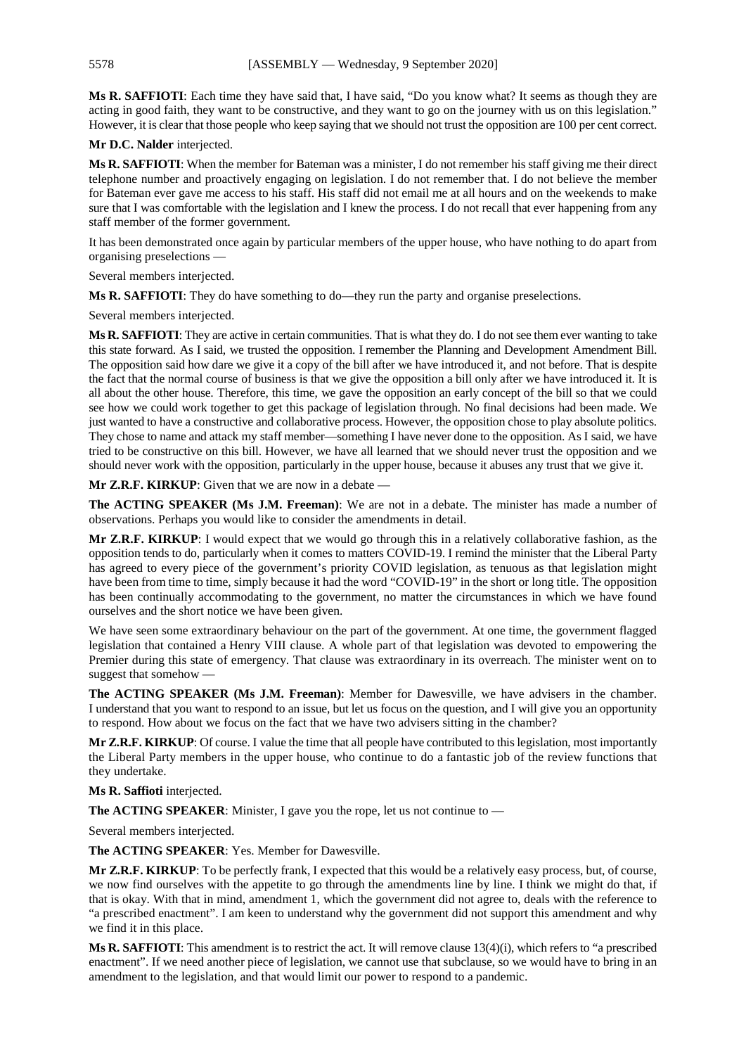**Ms R. SAFFIOTI**: Each time they have said that, I have said, "Do you know what? It seems as though they are acting in good faith, they want to be constructive, and they want to go on the journey with us on this legislation." However, it is clear that those people who keep saying that we should not trust the opposition are 100 per cent correct.

**Mr D.C. Nalder** interjected.

**Ms R. SAFFIOTI**: When the member for Bateman was a minister, I do not remember his staff giving me their direct telephone number and proactively engaging on legislation. I do not remember that. I do not believe the member for Bateman ever gave me access to his staff. His staff did not email me at all hours and on the weekends to make sure that I was comfortable with the legislation and I knew the process. I do not recall that ever happening from any staff member of the former government.

It has been demonstrated once again by particular members of the upper house, who have nothing to do apart from organising preselections —

Several members interjected.

**Ms R. SAFFIOTI**: They do have something to do—they run the party and organise preselections.

Several members interjected.

**Ms R. SAFFIOTI**: They are active in certain communities. That is what they do. I do not see them ever wanting to take this state forward. As I said, we trusted the opposition. I remember the Planning and Development Amendment Bill. The opposition said how dare we give it a copy of the bill after we have introduced it, and not before. That is despite the fact that the normal course of business is that we give the opposition a bill only after we have introduced it. It is all about the other house. Therefore, this time, we gave the opposition an early concept of the bill so that we could see how we could work together to get this package of legislation through. No final decisions had been made. We just wanted to have a constructive and collaborative process. However, the opposition chose to play absolute politics. They chose to name and attack my staff member—something I have never done to the opposition. As I said, we have tried to be constructive on this bill. However, we have all learned that we should never trust the opposition and we should never work with the opposition, particularly in the upper house, because it abuses any trust that we give it.

**Mr Z.R.F. KIRKUP**: Given that we are now in a debate —

**The ACTING SPEAKER (Ms J.M. Freeman)**: We are not in a debate. The minister has made a number of observations. Perhaps you would like to consider the amendments in detail.

**Mr Z.R.F. KIRKUP**: I would expect that we would go through this in a relatively collaborative fashion, as the opposition tends to do, particularly when it comes to matters COVID-19. I remind the minister that the Liberal Party has agreed to every piece of the government's priority COVID legislation, as tenuous as that legislation might have been from time to time, simply because it had the word "COVID-19" in the short or long title. The opposition has been continually accommodating to the government, no matter the circumstances in which we have found ourselves and the short notice we have been given.

We have seen some extraordinary behaviour on the part of the government. At one time, the government flagged legislation that contained a Henry VIII clause. A whole part of that legislation was devoted to empowering the Premier during this state of emergency. That clause was extraordinary in its overreach. The minister went on to suggest that somehow —

**The ACTING SPEAKER (Ms J.M. Freeman)**: Member for Dawesville, we have advisers in the chamber. I understand that you want to respond to an issue, but let us focus on the question, and I will give you an opportunity to respond. How about we focus on the fact that we have two advisers sitting in the chamber?

**Mr Z.R.F. KIRKUP**: Of course. I value the time that all people have contributed to this legislation, most importantly the Liberal Party members in the upper house, who continue to do a fantastic job of the review functions that they undertake.

**Ms R. Saffioti** interjected.

**The ACTING SPEAKER**: Minister, I gave you the rope, let us not continue to —

Several members interjected.

**The ACTING SPEAKER**: Yes. Member for Dawesville.

**Mr Z.R.F. KIRKUP**: To be perfectly frank, I expected that this would be a relatively easy process, but, of course, we now find ourselves with the appetite to go through the amendments line by line. I think we might do that, if that is okay. With that in mind, amendment 1, which the government did not agree to, deals with the reference to "a prescribed enactment". I am keen to understand why the government did not support this amendment and why we find it in this place.

**Ms R. SAFFIOTI**: This amendment is to restrict the act. It will remove clause 13(4)(i), which refers to "a prescribed enactment". If we need another piece of legislation, we cannot use that subclause, so we would have to bring in an amendment to the legislation, and that would limit our power to respond to a pandemic.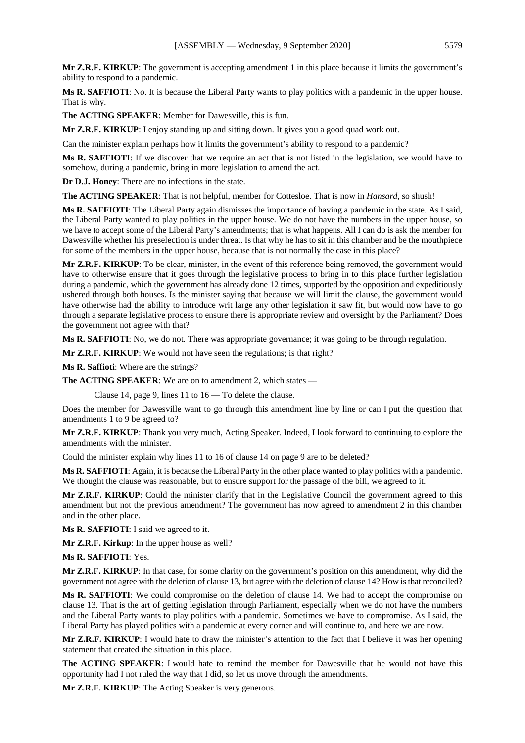**Mr Z.R.F. KIRKUP**: The government is accepting amendment 1 in this place because it limits the government's ability to respond to a pandemic.

**Ms R. SAFFIOTI**: No. It is because the Liberal Party wants to play politics with a pandemic in the upper house. That is why.

**The ACTING SPEAKER**: Member for Dawesville, this is fun.

**Mr Z.R.F. KIRKUP**: I enjoy standing up and sitting down. It gives you a good quad work out.

Can the minister explain perhaps how it limits the government's ability to respond to a pandemic?

**Ms R. SAFFIOTI**: If we discover that we require an act that is not listed in the legislation, we would have to somehow, during a pandemic, bring in more legislation to amend the act.

**Dr D.J. Honey**: There are no infections in the state.

**The ACTING SPEAKER**: That is not helpful, member for Cottesloe. That is now in *Hansard*, so shush!

**Ms R. SAFFIOTI**: The Liberal Party again dismisses the importance of having a pandemic in the state. As I said, the Liberal Party wanted to play politics in the upper house. We do not have the numbers in the upper house, so we have to accept some of the Liberal Party's amendments; that is what happens. All I can do is ask the member for Dawesville whether his preselection is under threat. Is that why he has to sit in this chamber and be the mouthpiece for some of the members in the upper house, because that is not normally the case in this place?

**Mr Z.R.F. KIRKUP**: To be clear, minister, in the event of this reference being removed, the government would have to otherwise ensure that it goes through the legislative process to bring in to this place further legislation during a pandemic, which the government has already done 12 times, supported by the opposition and expeditiously ushered through both houses. Is the minister saying that because we will limit the clause, the government would have otherwise had the ability to introduce writ large any other legislation it saw fit, but would now have to go through a separate legislative process to ensure there is appropriate review and oversight by the Parliament? Does the government not agree with that?

**Ms R. SAFFIOTI**: No, we do not. There was appropriate governance; it was going to be through regulation.

**Mr Z.R.F. KIRKUP**: We would not have seen the regulations; is that right?

**Ms R. Saffioti**: Where are the strings?

**The ACTING SPEAKER**: We are on to amendment 2, which states —

> Clause 14, page 9, lines 11 to 16 — To delete the clause.

Does the member for Dawesville want to go through this amendment line by line or can I put the question that amendments 1 to 9 be agreed to?

**Mr Z.R.F. KIRKUP**: Thank you very much, Acting Speaker. Indeed, I look forward to continuing to explore the amendments with the minister.

Could the minister explain why lines 11 to 16 of clause 14 on page 9 are to be deleted?

**Ms R. SAFFIOTI**: Again, it is because the Liberal Party in the other place wanted to play politics with a pandemic. We thought the clause was reasonable, but to ensure support for the passage of the bill, we agreed to it.

**Mr Z.R.F. KIRKUP**: Could the minister clarify that in the Legislative Council the government agreed to this amendment but not the previous amendment? The government has now agreed to amendment 2 in this chamber and in the other place.

**Ms R. SAFFIOTI**: I said we agreed to it.

**Mr Z.R.F. Kirkup**: In the upper house as well?

**Ms R. SAFFIOTI**: Yes.

**Mr Z.R.F. KIRKUP**: In that case, for some clarity on the government's position on this amendment, why did the government not agree with the deletion of clause 13, but agree with the deletion of clause 14? How is that reconciled?

**Ms R. SAFFIOTI**: We could compromise on the deletion of clause 14. We had to accept the compromise on clause 13. That is the art of getting legislation through Parliament, especially when we do not have the numbers and the Liberal Party wants to play politics with a pandemic. Sometimes we have to compromise. As I said, the Liberal Party has played politics with a pandemic at every corner and will continue to, and here we are now.

**Mr Z.R.F. KIRKUP**: I would hate to draw the minister's attention to the fact that I believe it was her opening statement that created the situation in this place.

**The ACTING SPEAKER**: I would hate to remind the member for Dawesville that he would not have this opportunity had I not ruled the way that I did, so let us move through the amendments.

**Mr Z.R.F. KIRKUP**: The Acting Speaker is very generous.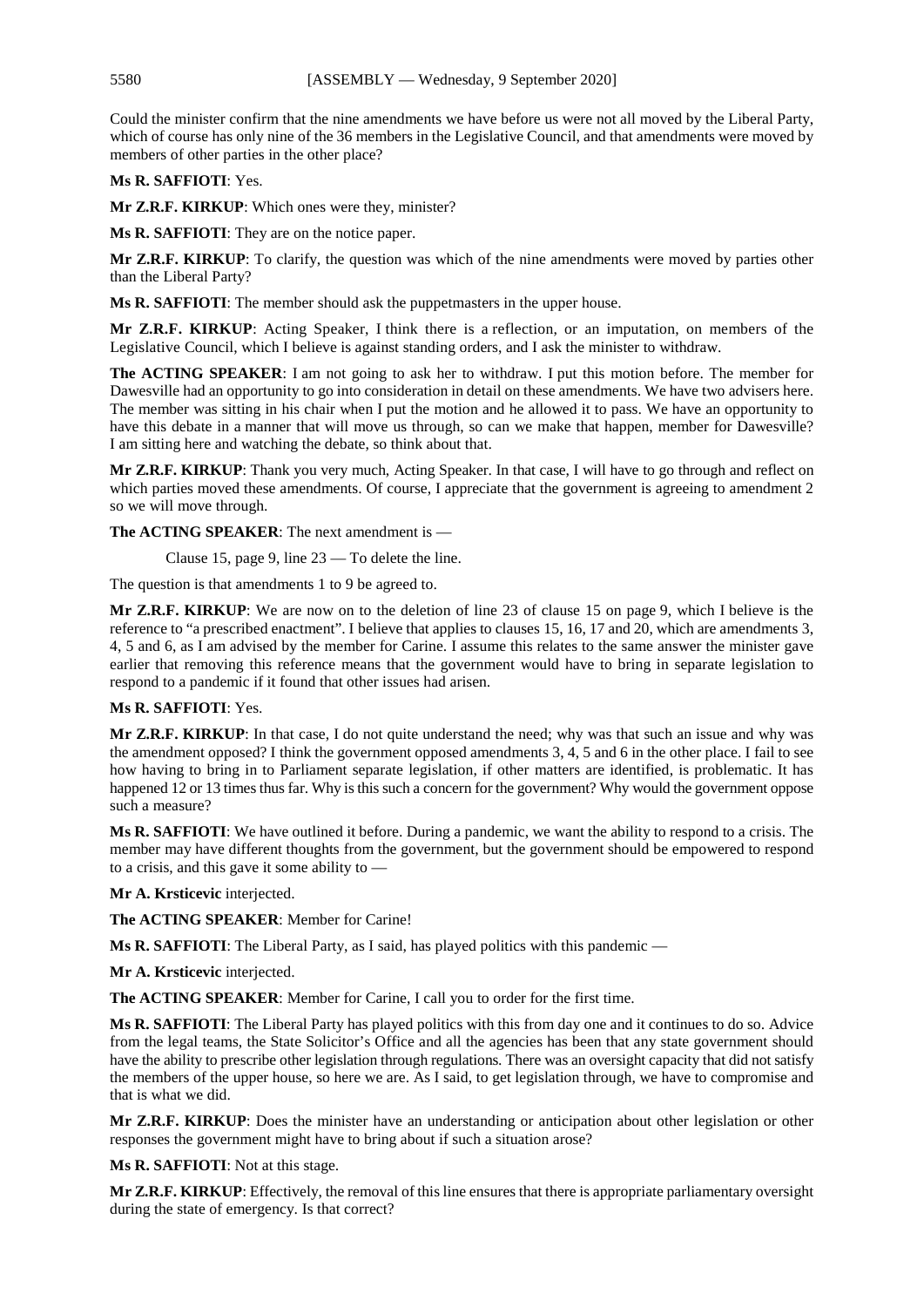Could the minister confirm that the nine amendments we have before us were not all moved by the Liberal Party, which of course has only nine of the 36 members in the Legislative Council, and that amendments were moved by members of other parties in the other place?

**Ms R. SAFFIOTI**: Yes.

**Mr Z.R.F. KIRKUP**: Which ones were they, minister?

**Ms R. SAFFIOTI**: They are on the notice paper.

**Mr Z.R.F. KIRKUP**: To clarify, the question was which of the nine amendments were moved by parties other than the Liberal Party?

**Ms R. SAFFIOTI**: The member should ask the puppetmasters in the upper house.

**Mr Z.R.F. KIRKUP**: Acting Speaker, I think there is a reflection, or an imputation, on members of the Legislative Council, which I believe is against standing orders, and I ask the minister to withdraw.

**The ACTING SPEAKER**: I am not going to ask her to withdraw. I put this motion before. The member for Dawesville had an opportunity to go into consideration in detail on these amendments. We have two advisers here. The member was sitting in his chair when I put the motion and he allowed it to pass. We have an opportunity to have this debate in a manner that will move us through, so can we make that happen, member for Dawesville? I am sitting here and watching the debate, so think about that.

**Mr Z.R.F. KIRKUP**: Thank you very much, Acting Speaker. In that case, I will have to go through and reflect on which parties moved these amendments. Of course, I appreciate that the government is agreeing to amendment 2 so we will move through.

**The ACTING SPEAKER**: The next amendment is —

> Clause 15, page 9, line 23 — To delete the line.

The question is that amendments 1 to 9 be agreed to.

**Mr Z.R.F. KIRKUP**: We are now on to the deletion of line 23 of clause 15 on page 9, which I believe is the reference to "a prescribed enactment". I believe that applies to clauses 15, 16, 17 and 20, which are amendments 3, 4, 5 and 6, as I am advised by the member for Carine. I assume this relates to the same answer the minister gave earlier that removing this reference means that the government would have to bring in separate legislation to respond to a pandemic if it found that other issues had arisen.

**Ms R. SAFFIOTI**: Yes.

**Mr Z.R.F. KIRKUP**: In that case, I do not quite understand the need; why was that such an issue and why was the amendment opposed? I think the government opposed amendments 3, 4, 5 and 6 in the other place. I fail to see how having to bring in to Parliament separate legislation, if other matters are identified, is problematic. It has happened 12 or 13 times thus far. Why is this such a concern for the government? Why would the government oppose such a measure?

**Ms R. SAFFIOTI**: We have outlined it before. During a pandemic, we want the ability to respond to a crisis. The member may have different thoughts from the government, but the government should be empowered to respond to a crisis, and this gave it some ability to —

**Mr A. Krsticevic** interjected.

**The ACTING SPEAKER**: Member for Carine!

**Ms R. SAFFIOTI**: The Liberal Party, as I said, has played politics with this pandemic —

**Mr A. Krsticevic** interjected.

**The ACTING SPEAKER**: Member for Carine, I call you to order for the first time.

**Ms R. SAFFIOTI**: The Liberal Party has played politics with this from day one and it continues to do so. Advice from the legal teams, the State Solicitor's Office and all the agencies has been that any state government should have the ability to prescribe other legislation through regulations. There was an oversight capacity that did not satisfy the members of the upper house, so here we are. As I said, to get legislation through, we have to compromise and that is what we did.

**Mr Z.R.F. KIRKUP**: Does the minister have an understanding or anticipation about other legislation or other responses the government might have to bring about if such a situation arose?

**Ms R. SAFFIOTI**: Not at this stage.

**Mr Z.R.F. KIRKUP**: Effectively, the removal of this line ensures that there is appropriate parliamentary oversight during the state of emergency. Is that correct?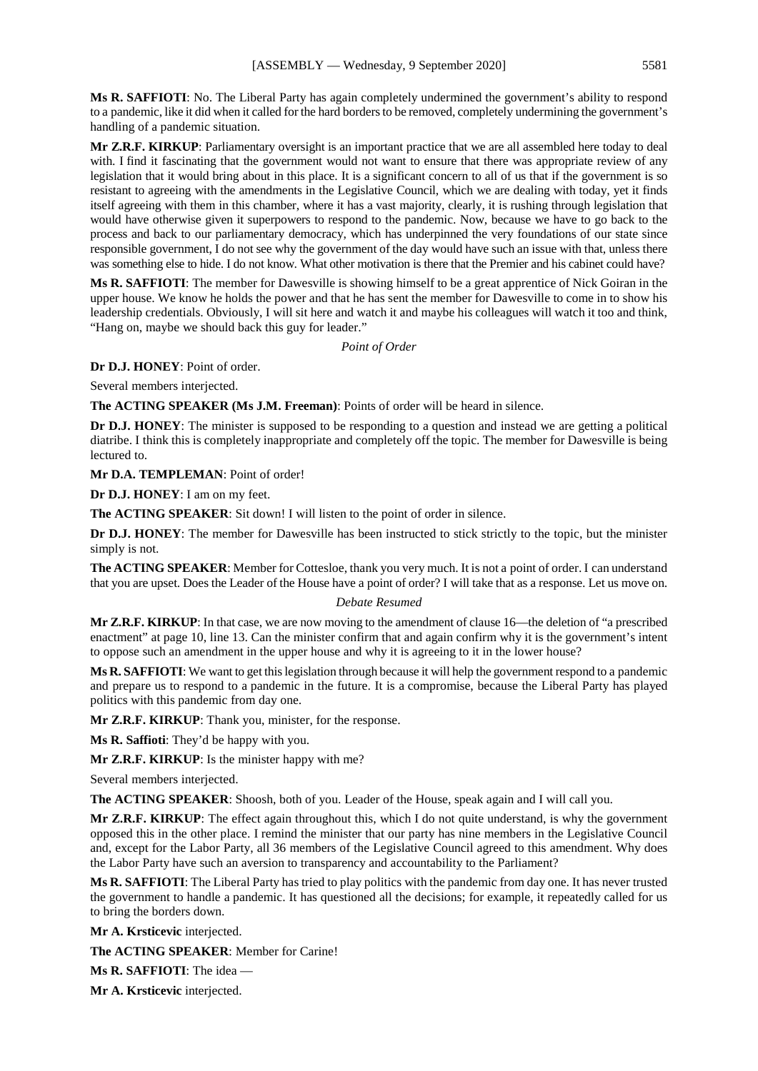**Ms R. SAFFIOTI**: No. The Liberal Party has again completely undermined the government's ability to respond to a pandemic, like it did when it called for the hard borders to be removed, completely undermining the government's handling of a pandemic situation.

**Mr Z.R.F. KIRKUP**: Parliamentary oversight is an important practice that we are all assembled here today to deal with. I find it fascinating that the government would not want to ensure that there was appropriate review of any legislation that it would bring about in this place. It is a significant concern to all of us that if the government is so resistant to agreeing with the amendments in the Legislative Council, which we are dealing with today, yet it finds itself agreeing with them in this chamber, where it has a vast majority, clearly, it is rushing through legislation that would have otherwise given it superpowers to respond to the pandemic. Now, because we have to go back to the process and back to our parliamentary democracy, which has underpinned the very foundations of our state since responsible government, I do not see why the government of the day would have such an issue with that, unless there was something else to hide. I do not know. What other motivation is there that the Premier and his cabinet could have?

**Ms R. SAFFIOTI**: The member for Dawesville is showing himself to be a great apprentice of Nick Goiran in the upper house. We know he holds the power and that he has sent the member for Dawesville to come in to show his leadership credentials. Obviously, I will sit here and watch it and maybe his colleagues will watch it too and think, "Hang on, maybe we should back this guy for leader."

*Point of Order*

**Dr D.J. HONEY**: Point of order.

Several members interjected.

**The ACTING SPEAKER (Ms J.M. Freeman)**: Points of order will be heard in silence.

**Dr D.J. HONEY**: The minister is supposed to be responding to a question and instead we are getting a political diatribe. I think this is completely inappropriate and completely off the topic. The member for Dawesville is being lectured to.

**Mr D.A. TEMPLEMAN**: Point of order!

**Dr D.J. HONEY**: I am on my feet.

**The ACTING SPEAKER**: Sit down! I will listen to the point of order in silence.

**Dr D.J. HONEY**: The member for Dawesville has been instructed to stick strictly to the topic, but the minister simply is not.

**The ACTING SPEAKER**: Member for Cottesloe, thank you very much. It is not a point of order. I can understand that you are upset. Does the Leader of the House have a point of order? I will take that as a response. Let us move on.

*Debate Resumed*

**Mr Z.R.F. KIRKUP**: In that case, we are now moving to the amendment of clause 16—the deletion of "a prescribed enactment" at page 10, line 13. Can the minister confirm that and again confirm why it is the government's intent to oppose such an amendment in the upper house and why it is agreeing to it in the lower house?

**Ms R. SAFFIOTI**: We want to get this legislation through because it will help the government respond to a pandemic and prepare us to respond to a pandemic in the future. It is a compromise, because the Liberal Party has played politics with this pandemic from day one.

**Mr Z.R.F. KIRKUP**: Thank you, minister, for the response.

**Ms R. Saffioti**: They'd be happy with you.

**Mr Z.R.F. KIRKUP**: Is the minister happy with me?

Several members interjected.

**The ACTING SPEAKER**: Shoosh, both of you. Leader of the House, speak again and I will call you.

**Mr Z.R.F. KIRKUP**: The effect again throughout this, which I do not quite understand, is why the government opposed this in the other place. I remind the minister that our party has nine members in the Legislative Council and, except for the Labor Party, all 36 members of the Legislative Council agreed to this amendment. Why does the Labor Party have such an aversion to transparency and accountability to the Parliament?

**Ms R. SAFFIOTI**: The Liberal Party has tried to play politics with the pandemic from day one. It has never trusted the government to handle a pandemic. It has questioned all the decisions; for example, it repeatedly called for us to bring the borders down.

**Mr A. Krsticevic** interjected.

**The ACTING SPEAKER**: Member for Carine!

**Ms R. SAFFIOTI**: The idea —

**Mr A. Krsticevic** interjected.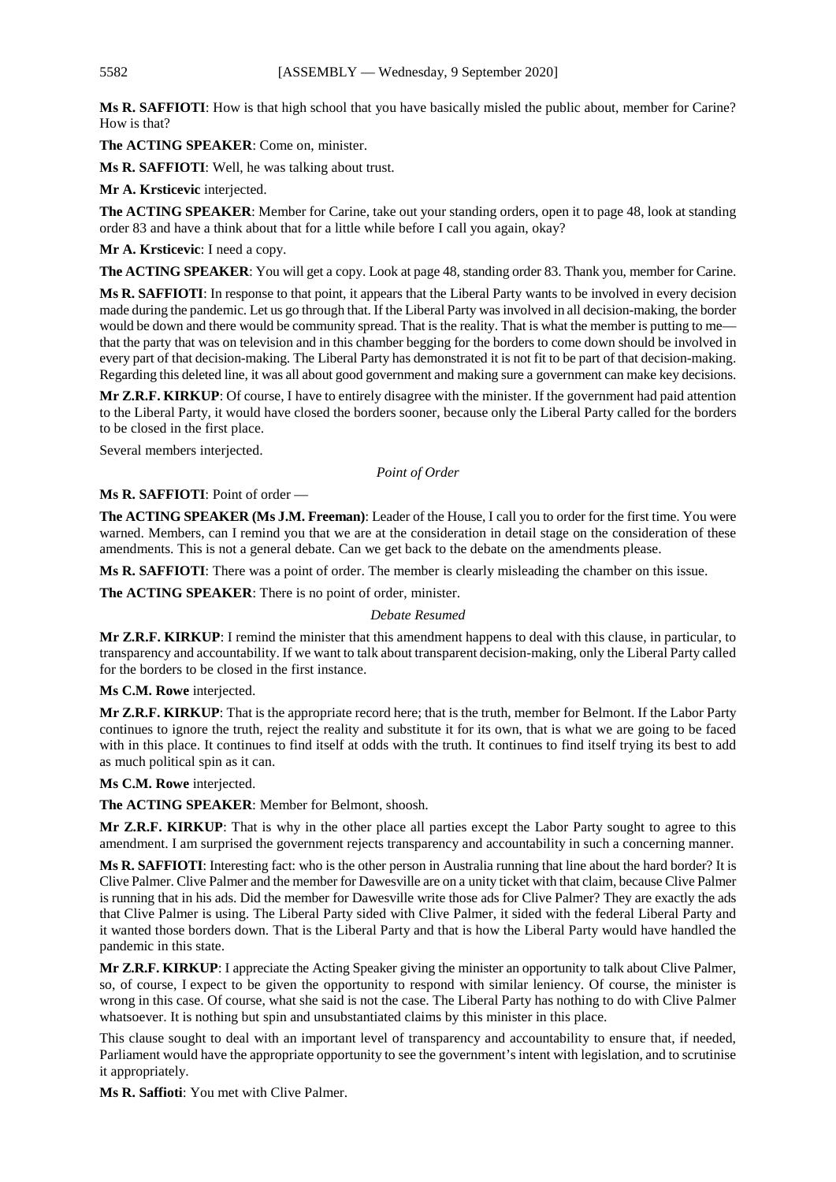**Ms R. SAFFIOTI**: How is that high school that you have basically misled the public about, member for Carine? How is that?

**The ACTING SPEAKER**: Come on, minister.

**Ms R. SAFFIOTI**: Well, he was talking about trust.

**Mr A. Krsticevic** interjected.

**The ACTING SPEAKER**: Member for Carine, take out your standing orders, open it to page 48, look at standing order 83 and have a think about that for a little while before I call you again, okay?

**Mr A. Krsticevic**: I need a copy.

**The ACTING SPEAKER**: You will get a copy. Look at page 48, standing order 83. Thank you, member for Carine.

**Ms R. SAFFIOTI**: In response to that point, it appears that the Liberal Party wants to be involved in every decision made during the pandemic. Let us go through that. If the Liberal Party was involved in all decision-making, the border would be down and there would be community spread. That is the reality. That is what the member is putting to me—that the party that was on television and in this chamber begging for the borders to come down should be involved in every part of that decision-making. The Liberal Party has demonstrated it is not fit to be part of that decision-making. Regarding this deleted line, it was all about good government and making sure a government can make key decisions.

**Mr Z.R.F. KIRKUP**: Of course, I have to entirely disagree with the minister. If the government had paid attention to the Liberal Party, it would have closed the borders sooner, because only the Liberal Party called for the borders to be closed in the first place.

Several members interjected.

*Point of Order*

**Ms R. SAFFIOTI**: Point of order —

**The ACTING SPEAKER (Ms J.M. Freeman)**: Leader of the House, I call you to order for the first time. You were warned. Members, can I remind you that we are at the consideration in detail stage on the consideration of these amendments. This is not a general debate. Can we get back to the debate on the amendments please.

**Ms R. SAFFIOTI**: There was a point of order. The member is clearly misleading the chamber on this issue.

**The ACTING SPEAKER**: There is no point of order, minister.

*Debate Resumed*

**Mr Z.R.F. KIRKUP**: I remind the minister that this amendment happens to deal with this clause, in particular, to transparency and accountability. If we want to talk about transparent decision-making, only the Liberal Party called for the borders to be closed in the first instance.

**Ms C.M. Rowe** interjected.

**Mr Z.R.F. KIRKUP**: That is the appropriate record here; that is the truth, member for Belmont. If the Labor Party continues to ignore the truth, reject the reality and substitute it for its own, that is what we are going to be faced with in this place. It continues to find itself at odds with the truth. It continues to find itself trying its best to add as much political spin as it can.

**Ms C.M. Rowe** interjected.

**The ACTING SPEAKER**: Member for Belmont, shoosh.

**Mr Z.R.F. KIRKUP**: That is why in the other place all parties except the Labor Party sought to agree to this amendment. I am surprised the government rejects transparency and accountability in such a concerning manner.

**Ms R. SAFFIOTI**: Interesting fact: who is the other person in Australia running that line about the hard border? It is Clive Palmer. Clive Palmer and the member for Dawesville are on a unity ticket with that claim, because Clive Palmer is running that in his ads. Did the member for Dawesville write those ads for Clive Palmer? They are exactly the ads that Clive Palmer is using. The Liberal Party sided with Clive Palmer, it sided with the federal Liberal Party and it wanted those borders down. That is the Liberal Party and that is how the Liberal Party would have handled the pandemic in this state.

**Mr Z.R.F. KIRKUP**: I appreciate the Acting Speaker giving the minister an opportunity to talk about Clive Palmer, so, of course, I expect to be given the opportunity to respond with similar leniency. Of course, the minister is wrong in this case. Of course, what she said is not the case. The Liberal Party has nothing to do with Clive Palmer whatsoever. It is nothing but spin and unsubstantiated claims by this minister in this place.

This clause sought to deal with an important level of transparency and accountability to ensure that, if needed, Parliament would have the appropriate opportunity to see the government's intent with legislation, and to scrutinise it appropriately.

**Ms R. Saffioti**: You met with Clive Palmer.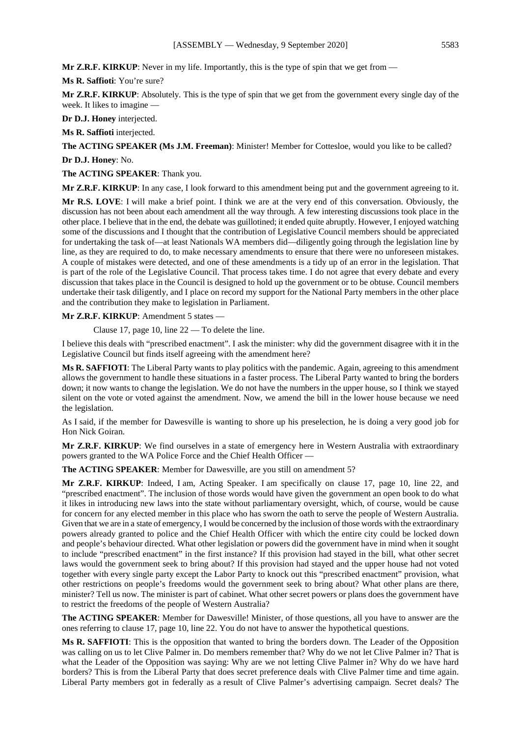**Mr Z.R.F. KIRKUP**: Never in my life. Importantly, this is the type of spin that we get from —

**Ms R. Saffioti**: You're sure?

**Mr Z.R.F. KIRKUP**: Absolutely. This is the type of spin that we get from the government every single day of the week. It likes to imagine —

**Dr D.J. Honey** interjected.

**Ms R. Saffioti** interjected.

**The ACTING SPEAKER (Ms J.M. Freeman)**: Minister! Member for Cottesloe, would you like to be called?

**Dr D.J. Honey**: No.

**The ACTING SPEAKER**: Thank you.

**Mr Z.R.F. KIRKUP**: In any case, I look forward to this amendment being put and the government agreeing to it.

**Mr R.S. LOVE**: I will make a brief point. I think we are at the very end of this conversation. Obviously, the discussion has not been about each amendment all the way through. A few interesting discussions took place in the other place. I believe that in the end, the debate was guillotined; it ended quite abruptly. However, I enjoyed watching some of the discussions and I thought that the contribution of Legislative Council members should be appreciated for undertaking the task of—at least Nationals WA members did—diligently going through the legislation line by line, as they are required to do, to make necessary amendments to ensure that there were no unforeseen mistakes. A couple of mistakes were detected, and one of these amendments is a tidy up of an error in the legislation. That is part of the role of the Legislative Council. That process takes time. I do not agree that every debate and every discussion that takes place in the Council is designed to hold up the government or to be obtuse. Council members undertake their task diligently, and I place on record my support for the National Party members in the other place and the contribution they make to legislation in Parliament.

**Mr Z.R.F. KIRKUP**: Amendment 5 states —

> Clause 17, page 10, line 22 — To delete the line.

I believe this deals with "prescribed enactment". I ask the minister: why did the government disagree with it in the Legislative Council but finds itself agreeing with the amendment here?

**Ms R. SAFFIOTI**: The Liberal Party wants to play politics with the pandemic. Again, agreeing to this amendment allows the government to handle these situations in a faster process. The Liberal Party wanted to bring the borders down; it now wants to change the legislation. We do not have the numbers in the upper house, so I think we stayed silent on the vote or voted against the amendment. Now, we amend the bill in the lower house because we need the legislation.

As I said, if the member for Dawesville is wanting to shore up his preselection, he is doing a very good job for Hon Nick Goiran.

**Mr Z.R.F. KIRKUP**: We find ourselves in a state of emergency here in Western Australia with extraordinary powers granted to the WA Police Force and the Chief Health Officer —

**The ACTING SPEAKER**: Member for Dawesville, are you still on amendment 5?

**Mr Z.R.F. KIRKUP**: Indeed, I am, Acting Speaker. I am specifically on clause 17, page 10, line 22, and "prescribed enactment". The inclusion of those words would have given the government an open book to do what it likes in introducing new laws into the state without parliamentary oversight, which, of course, would be cause for concern for any elected member in this place who has sworn the oath to serve the people of Western Australia. Given that we are in a state of emergency, I would be concerned by the inclusion of those words with the extraordinary powers already granted to police and the Chief Health Officer with which the entire city could be locked down and people's behaviour directed. What other legislation or powers did the government have in mind when it sought to include "prescribed enactment" in the first instance? If this provision had stayed in the bill, what other secret laws would the government seek to bring about? If this provision had stayed and the upper house had not voted together with every single party except the Labor Party to knock out this "prescribed enactment" provision, what other restrictions on people's freedoms would the government seek to bring about? What other plans are there, minister? Tell us now. The minister is part of cabinet. What other secret powers or plans does the government have to restrict the freedoms of the people of Western Australia?

**The ACTING SPEAKER**: Member for Dawesville! Minister, of those questions, all you have to answer are the ones referring to clause 17, page 10, line 22. You do not have to answer the hypothetical questions.

**Ms R. SAFFIOTI**: This is the opposition that wanted to bring the borders down. The Leader of the Opposition was calling on us to let Clive Palmer in. Do members remember that? Why do we not let Clive Palmer in? That is what the Leader of the Opposition was saying: Why are we not letting Clive Palmer in? Why do we have hard borders? This is from the Liberal Party that does secret preference deals with Clive Palmer time and time again. Liberal Party members got in federally as a result of Clive Palmer's advertising campaign. Secret deals? The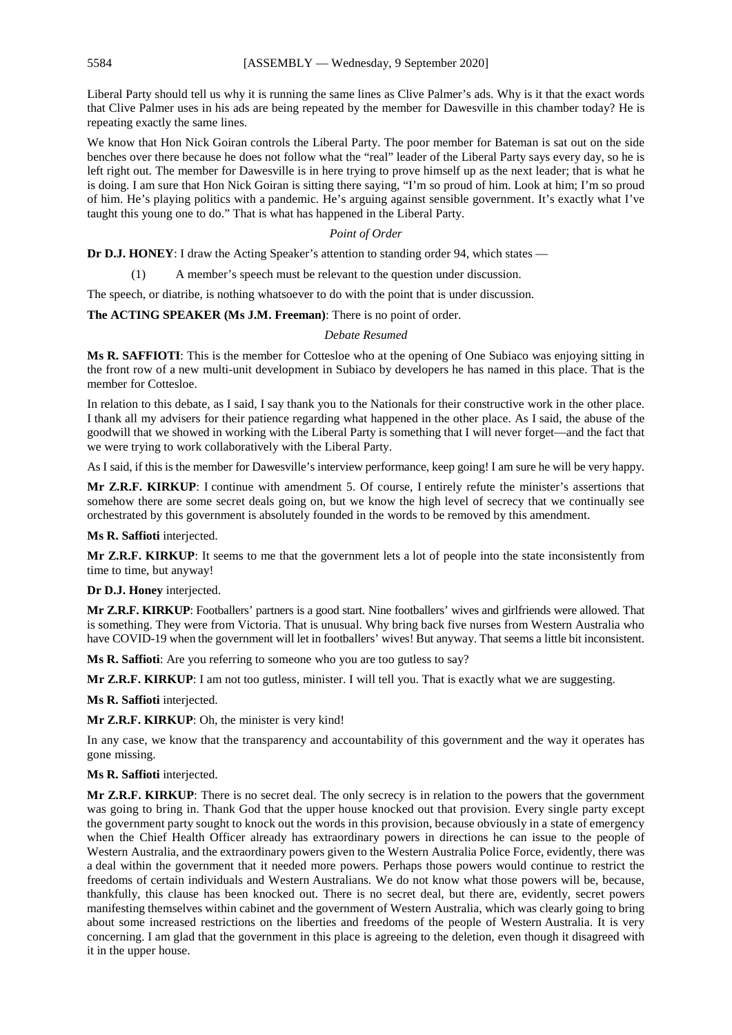Liberal Party should tell us why it is running the same lines as Clive Palmer's ads. Why is it that the exact words that Clive Palmer uses in his ads are being repeated by the member for Dawesville in this chamber today? He is repeating exactly the same lines.

We know that Hon Nick Goiran controls the Liberal Party. The poor member for Bateman is sat out on the side benches over there because he does not follow what the "real" leader of the Liberal Party says every day, so he is left right out. The member for Dawesville is in here trying to prove himself up as the next leader; that is what he is doing. I am sure that Hon Nick Goiran is sitting there saying, "I'm so proud of him. Look at him; I'm so proud of him. He's playing politics with a pandemic. He's arguing against sensible government. It's exactly what I've taught this young one to do." That is what has happened in the Liberal Party.

*Point of Order*

**Dr D.J. HONEY**: I draw the Acting Speaker's attention to standing order 94, which states —

> (1) A member's speech must be relevant to the question under discussion.

The speech, or diatribe, is nothing whatsoever to do with the point that is under discussion.

**The ACTING SPEAKER (Ms J.M. Freeman)**: There is no point of order.

*Debate Resumed*

**Ms R. SAFFIOTI**: This is the member for Cottesloe who at the opening of One Subiaco was enjoying sitting in the front row of a new multi-unit development in Subiaco by developers he has named in this place. That is the member for Cottesloe.

In relation to this debate, as I said, I say thank you to the Nationals for their constructive work in the other place. I thank all my advisers for their patience regarding what happened in the other place. As I said, the abuse of the goodwill that we showed in working with the Liberal Party is something that I will never forget—and the fact that we were trying to work collaboratively with the Liberal Party.

As I said, if this is the member for Dawesville's interview performance, keep going! I am sure he will be very happy.

**Mr Z.R.F. KIRKUP**: I continue with amendment 5. Of course, I entirely refute the minister's assertions that somehow there are some secret deals going on, but we know the high level of secrecy that we continually see orchestrated by this government is absolutely founded in the words to be removed by this amendment.

**Ms R. Saffioti** interjected.

**Mr Z.R.F. KIRKUP**: It seems to me that the government lets a lot of people into the state inconsistently from time to time, but anyway!

**Dr D.J. Honey** interjected.

**Mr Z.R.F. KIRKUP**: Footballers' partners is a good start. Nine footballers' wives and girlfriends were allowed. That is something. They were from Victoria. That is unusual. Why bring back five nurses from Western Australia who have COVID-19 when the government will let in footballers' wives! But anyway. That seems a little bit inconsistent.

**Ms R. Saffioti**: Are you referring to someone who you are too gutless to say?

**Mr Z.R.F. KIRKUP**: I am not too gutless, minister. I will tell you. That is exactly what we are suggesting.

**Ms R. Saffioti** interjected.

**Mr Z.R.F. KIRKUP**: Oh, the minister is very kind!

In any case, we know that the transparency and accountability of this government and the way it operates has gone missing.

**Ms R. Saffioti** interjected.

**Mr Z.R.F. KIRKUP**: There is no secret deal. The only secrecy is in relation to the powers that the government was going to bring in. Thank God that the upper house knocked out that provision. Every single party except the government party sought to knock out the words in this provision, because obviously in a state of emergency when the Chief Health Officer already has extraordinary powers in directions he can issue to the people of Western Australia, and the extraordinary powers given to the Western Australia Police Force, evidently, there was a deal within the government that it needed more powers. Perhaps those powers would continue to restrict the freedoms of certain individuals and Western Australians. We do not know what those powers will be, because, thankfully, this clause has been knocked out. There is no secret deal, but there are, evidently, secret powers manifesting themselves within cabinet and the government of Western Australia, which was clearly going to bring about some increased restrictions on the liberties and freedoms of the people of Western Australia. It is very concerning. I am glad that the government in this place is agreeing to the deletion, even though it disagreed with it in the upper house.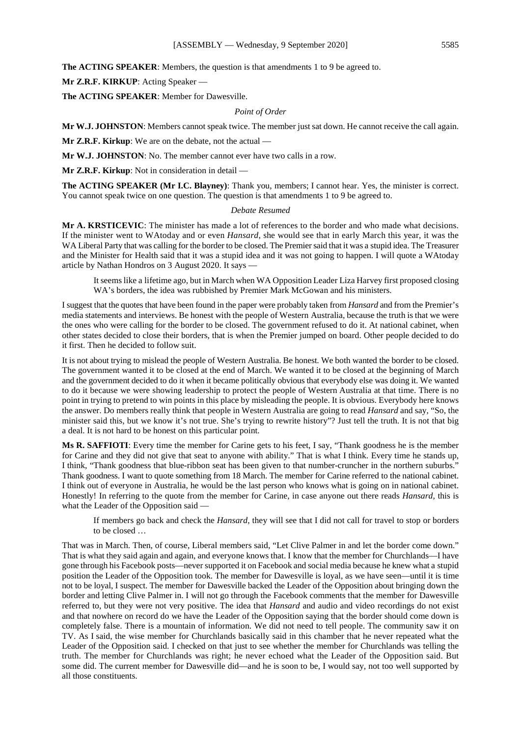**The ACTING SPEAKER**: Members, the question is that amendments 1 to 9 be agreed to.

**Mr Z.R.F. KIRKUP**: Acting Speaker —

**The ACTING SPEAKER**: Member for Dawesville.

*Point of Order*

**Mr W.J. JOHNSTON**: Members cannot speak twice. The member just sat down. He cannot receive the call again.

**Mr Z.R.F. Kirkup**: We are on the debate, not the actual —

**Mr W.J. JOHNSTON**: No. The member cannot ever have two calls in a row.

**Mr Z.R.F. Kirkup**: Not in consideration in detail —

**The ACTING SPEAKER (Mr I.C. Blayney)**: Thank you, members; I cannot hear. Yes, the minister is correct. You cannot speak twice on one question. The question is that amendments 1 to 9 be agreed to.

*Debate Resumed*

**Mr A. KRSTICEVIC**: The minister has made a lot of references to the border and who made what decisions. If the minister went to WAtoday and or even *Hansard*, she would see that in early March this year, it was the WA Liberal Party that was calling for the border to be closed. The Premier said that it was a stupid idea. The Treasurer and the Minister for Health said that it was a stupid idea and it was not going to happen. I will quote a WAtoday article by Nathan Hondros on 3 August 2020. It says —

> It seems like a lifetime ago, but in March when WA Opposition Leader Liza Harvey first proposed closing WA's borders, the idea was rubbished by Premier Mark McGowan and his ministers.

I suggest that the quotes that have been found in the paper were probably taken from *Hansard* and from the Premier's media statements and interviews. Be honest with the people of Western Australia, because the truth is that we were the ones who were calling for the border to be closed. The government refused to do it. At national cabinet, when other states decided to close their borders, that is when the Premier jumped on board. Other people decided to do it first. Then he decided to follow suit.

It is not about trying to mislead the people of Western Australia. Be honest. We both wanted the border to be closed. The government wanted it to be closed at the end of March. We wanted it to be closed at the beginning of March and the government decided to do it when it became politically obvious that everybody else was doing it. We wanted to do it because we were showing leadership to protect the people of Western Australia at that time. There is no point in trying to pretend to win points in this place by misleading the people. It is obvious. Everybody here knows the answer. Do members really think that people in Western Australia are going to read *Hansard* and say, "So, the minister said this, but we know it's not true. She's trying to rewrite history"? Just tell the truth. It is not that big a deal. It is not hard to be honest on this particular point.

**Ms R. SAFFIOTI**: Every time the member for Carine gets to his feet, I say, "Thank goodness he is the member for Carine and they did not give that seat to anyone with ability." That is what I think. Every time he stands up, I think, "Thank goodness that blue-ribbon seat has been given to that number-cruncher in the northern suburbs." Thank goodness. I want to quote something from 18 March. The member for Carine referred to the national cabinet. I think out of everyone in Australia, he would be the last person who knows what is going on in national cabinet. Honestly! In referring to the quote from the member for Carine, in case anyone out there reads *Hansard*, this is what the Leader of the Opposition said —

> If members go back and check the *Hansard*, they will see that I did not call for travel to stop or borders to be closed …

That was in March. Then, of course, Liberal members said, "Let Clive Palmer in and let the border come down." That is what they said again and again, and everyone knows that. I know that the member for Churchlands—I have gone through his Facebook posts—never supported it on Facebook and social media because he knew what a stupid position the Leader of the Opposition took. The member for Dawesville is loyal, as we have seen—until it is time not to be loyal, I suspect. The member for Dawesville backed the Leader of the Opposition about bringing down the border and letting Clive Palmer in. I will not go through the Facebook comments that the member for Dawesville referred to, but they were not very positive. The idea that *Hansard* and audio and video recordings do not exist and that nowhere on record do we have the Leader of the Opposition saying that the border should come down is completely false. There is a mountain of information. We did not need to tell people. The community saw it on TV. As I said, the wise member for Churchlands basically said in this chamber that he never repeated what the Leader of the Opposition said. I checked on that just to see whether the member for Churchlands was telling the truth. The member for Churchlands was right; he never echoed what the Leader of the Opposition said. But some did. The current member for Dawesville did—and he is soon to be, I would say, not too well supported by all those constituents.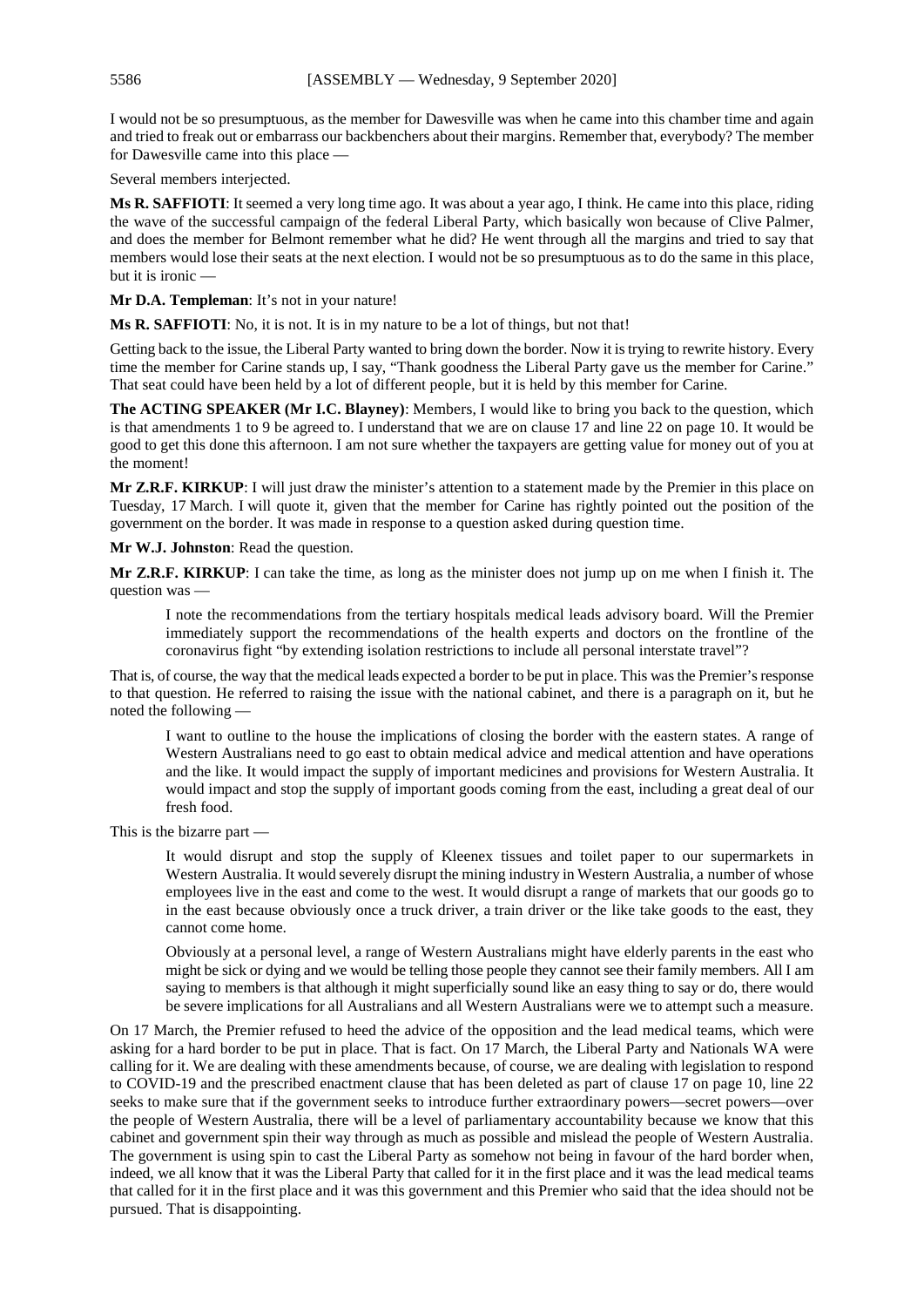I would not be so presumptuous, as the member for Dawesville was when he came into this chamber time and again and tried to freak out or embarrass our backbenchers about their margins. Remember that, everybody? The member for Dawesville came into this place —

Several members interjected.

**Ms R. SAFFIOTI**: It seemed a very long time ago. It was about a year ago, I think. He came into this place, riding the wave of the successful campaign of the federal Liberal Party, which basically won because of Clive Palmer, and does the member for Belmont remember what he did? He went through all the margins and tried to say that members would lose their seats at the next election. I would not be so presumptuous as to do the same in this place, but it is ironic —

**Mr D.A. Templeman**: It's not in your nature!

**Ms R. SAFFIOTI**: No, it is not. It is in my nature to be a lot of things, but not that!

Getting back to the issue, the Liberal Party wanted to bring down the border. Now it is trying to rewrite history. Every time the member for Carine stands up, I say, "Thank goodness the Liberal Party gave us the member for Carine." That seat could have been held by a lot of different people, but it is held by this member for Carine.

**The ACTING SPEAKER (Mr I.C. Blayney)**: Members, I would like to bring you back to the question, which is that amendments 1 to 9 be agreed to. I understand that we are on clause 17 and line 22 on page 10. It would be good to get this done this afternoon. I am not sure whether the taxpayers are getting value for money out of you at the moment!

**Mr Z.R.F. KIRKUP**: I will just draw the minister's attention to a statement made by the Premier in this place on Tuesday, 17 March. I will quote it, given that the member for Carine has rightly pointed out the position of the government on the border. It was made in response to a question asked during question time.

**Mr W.J. Johnston**: Read the question.

**Mr Z.R.F. KIRKUP**: I can take the time, as long as the minister does not jump up on me when I finish it. The question was —

> I note the recommendations from the tertiary hospitals medical leads advisory board. Will the Premier immediately support the recommendations of the health experts and doctors on the frontline of the coronavirus fight "by extending isolation restrictions to include all personal interstate travel"?

That is, of course, the way that the medical leads expected a border to be put in place. This was the Premier's response to that question. He referred to raising the issue with the national cabinet, and there is a paragraph on it, but he noted the following —

> I want to outline to the house the implications of closing the border with the eastern states. A range of Western Australians need to go east to obtain medical advice and medical attention and have operations and the like. It would impact the supply of important medicines and provisions for Western Australia. It would impact and stop the supply of important goods coming from the east, including a great deal of our fresh food.

This is the bizarre part —

> It would disrupt and stop the supply of Kleenex tissues and toilet paper to our supermarkets in Western Australia. It would severely disrupt the mining industry in Western Australia, a number of whose employees live in the east and come to the west. It would disrupt a range of markets that our goods go to in the east because obviously once a truck driver, a train driver or the like take goods to the east, they cannot come home.
>
> Obviously at a personal level, a range of Western Australians might have elderly parents in the east who might be sick or dying and we would be telling those people they cannot see their family members. All I am saying to members is that although it might superficially sound like an easy thing to say or do, there would be severe implications for all Australians and all Western Australians were we to attempt such a measure.

On 17 March, the Premier refused to heed the advice of the opposition and the lead medical teams, which were asking for a hard border to be put in place. That is fact. On 17 March, the Liberal Party and Nationals WA were calling for it. We are dealing with these amendments because, of course, we are dealing with legislation to respond to COVID-19 and the prescribed enactment clause that has been deleted as part of clause 17 on page 10, line 22 seeks to make sure that if the government seeks to introduce further extraordinary powers—secret powers—over the people of Western Australia, there will be a level of parliamentary accountability because we know that this cabinet and government spin their way through as much as possible and mislead the people of Western Australia. The government is using spin to cast the Liberal Party as somehow not being in favour of the hard border when, indeed, we all know that it was the Liberal Party that called for it in the first place and it was the lead medical teams that called for it in the first place and it was this government and this Premier who said that the idea should not be pursued. That is disappointing.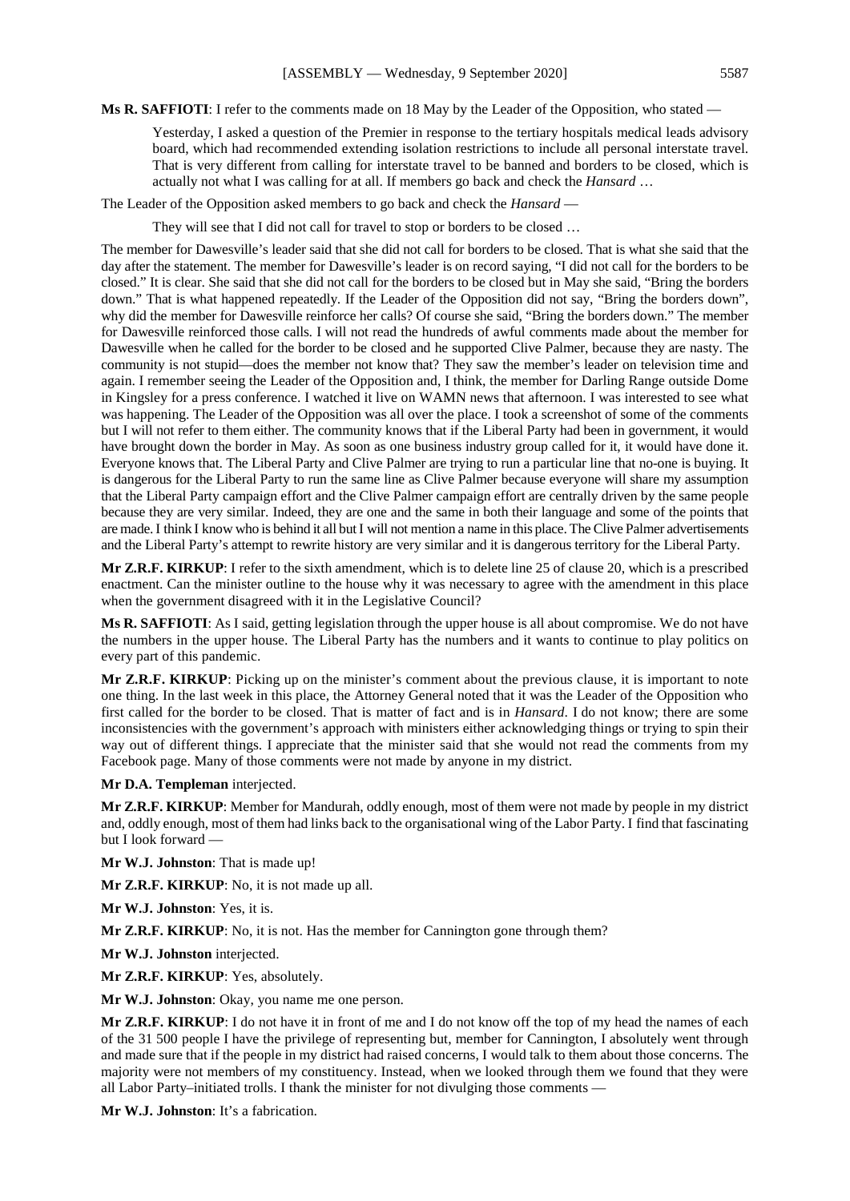**Ms R. SAFFIOTI**: I refer to the comments made on 18 May by the Leader of the Opposition, who stated —

> Yesterday, I asked a question of the Premier in response to the tertiary hospitals medical leads advisory board, which had recommended extending isolation restrictions to include all personal interstate travel. That is very different from calling for interstate travel to be banned and borders to be closed, which is actually not what I was calling for at all. If members go back and check the *Hansard* …

The Leader of the Opposition asked members to go back and check the *Hansard* —

> They will see that I did not call for travel to stop or borders to be closed …

The member for Dawesville's leader said that she did not call for borders to be closed. That is what she said that the day after the statement. The member for Dawesville's leader is on record saying, "I did not call for the borders to be closed." It is clear. She said that she did not call for the borders to be closed but in May she said, "Bring the borders down." That is what happened repeatedly. If the Leader of the Opposition did not say, "Bring the borders down", why did the member for Dawesville reinforce her calls? Of course she said, "Bring the borders down." The member for Dawesville reinforced those calls. I will not read the hundreds of awful comments made about the member for Dawesville when he called for the border to be closed and he supported Clive Palmer, because they are nasty. The community is not stupid—does the member not know that? They saw the member's leader on television time and again. I remember seeing the Leader of the Opposition and, I think, the member for Darling Range outside Dome in Kingsley for a press conference. I watched it live on WAMN news that afternoon. I was interested to see what was happening. The Leader of the Opposition was all over the place. I took a screenshot of some of the comments but I will not refer to them either. The community knows that if the Liberal Party had been in government, it would have brought down the border in May. As soon as one business industry group called for it, it would have done it. Everyone knows that. The Liberal Party and Clive Palmer are trying to run a particular line that no-one is buying. It is dangerous for the Liberal Party to run the same line as Clive Palmer because everyone will share my assumption that the Liberal Party campaign effort and the Clive Palmer campaign effort are centrally driven by the same people because they are very similar. Indeed, they are one and the same in both their language and some of the points that are made. I think I know who is behind it all but I will not mention a name in this place. The Clive Palmer advertisements and the Liberal Party's attempt to rewrite history are very similar and it is dangerous territory for the Liberal Party.

**Mr Z.R.F. KIRKUP**: I refer to the sixth amendment, which is to delete line 25 of clause 20, which is a prescribed enactment. Can the minister outline to the house why it was necessary to agree with the amendment in this place when the government disagreed with it in the Legislative Council?

**Ms R. SAFFIOTI**: As I said, getting legislation through the upper house is all about compromise. We do not have the numbers in the upper house. The Liberal Party has the numbers and it wants to continue to play politics on every part of this pandemic.

**Mr Z.R.F. KIRKUP**: Picking up on the minister's comment about the previous clause, it is important to note one thing. In the last week in this place, the Attorney General noted that it was the Leader of the Opposition who first called for the border to be closed. That is matter of fact and is in *Hansard*. I do not know; there are some inconsistencies with the government's approach with ministers either acknowledging things or trying to spin their way out of different things. I appreciate that the minister said that she would not read the comments from my Facebook page. Many of those comments were not made by anyone in my district.

**Mr D.A. Templeman** interjected.

**Mr Z.R.F. KIRKUP**: Member for Mandurah, oddly enough, most of them were not made by people in my district and, oddly enough, most of them had links back to the organisational wing of the Labor Party. I find that fascinating but I look forward —

**Mr W.J. Johnston**: That is made up!

**Mr Z.R.F. KIRKUP**: No, it is not made up all.

**Mr W.J. Johnston**: Yes, it is.

**Mr Z.R.F. KIRKUP**: No, it is not. Has the member for Cannington gone through them?

**Mr W.J. Johnston** interjected.

**Mr Z.R.F. KIRKUP**: Yes, absolutely.

**Mr W.J. Johnston**: Okay, you name me one person.

**Mr Z.R.F. KIRKUP**: I do not have it in front of me and I do not know off the top of my head the names of each of the 31 500 people I have the privilege of representing but, member for Cannington, I absolutely went through and made sure that if the people in my district had raised concerns, I would talk to them about those concerns. The majority were not members of my constituency. Instead, when we looked through them we found that they were all Labor Party–initiated trolls. I thank the minister for not divulging those comments —

**Mr W.J. Johnston**: It's a fabrication.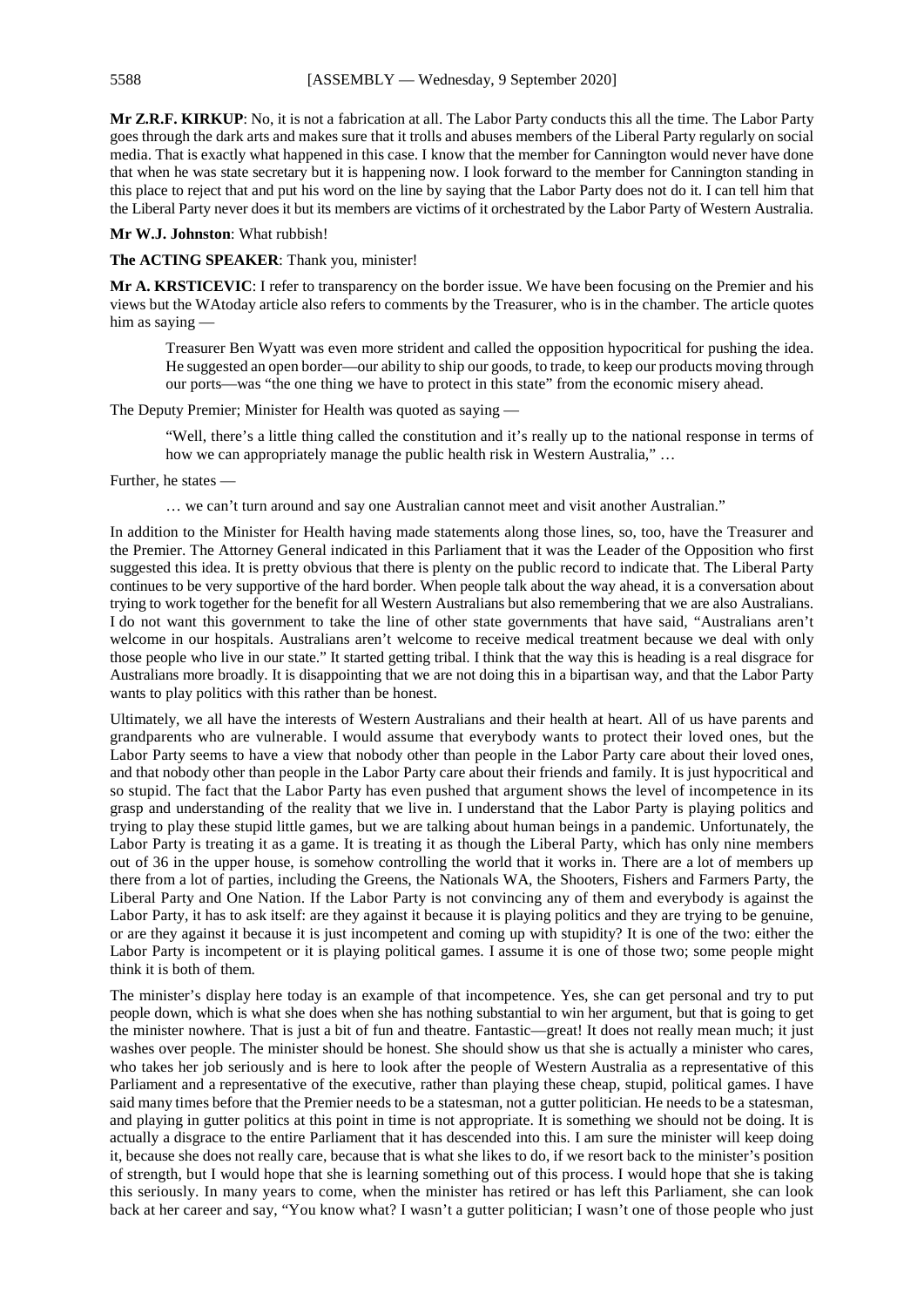**Mr Z.R.F. KIRKUP**: No, it is not a fabrication at all. The Labor Party conducts this all the time. The Labor Party goes through the dark arts and makes sure that it trolls and abuses members of the Liberal Party regularly on social media. That is exactly what happened in this case. I know that the member for Cannington would never have done that when he was state secretary but it is happening now. I look forward to the member for Cannington standing in this place to reject that and put his word on the line by saying that the Labor Party does not do it. I can tell him that the Liberal Party never does it but its members are victims of it orchestrated by the Labor Party of Western Australia.

**Mr W.J. Johnston**: What rubbish!

**The ACTING SPEAKER**: Thank you, minister!

**Mr A. KRSTICEVIC**: I refer to transparency on the border issue. We have been focusing on the Premier and his views but the WAtoday article also refers to comments by the Treasurer, who is in the chamber. The article quotes him as saying —

> Treasurer Ben Wyatt was even more strident and called the opposition hypocritical for pushing the idea. He suggested an open border—our ability to ship our goods, to trade, to keep our products moving through our ports—was "the one thing we have to protect in this state" from the economic misery ahead.

The Deputy Premier; Minister for Health was quoted as saying —

> "Well, there's a little thing called the constitution and it's really up to the national response in terms of how we can appropriately manage the public health risk in Western Australia," …

Further, he states —

> … we can't turn around and say one Australian cannot meet and visit another Australian."

In addition to the Minister for Health having made statements along those lines, so, too, have the Treasurer and the Premier. The Attorney General indicated in this Parliament that it was the Leader of the Opposition who first suggested this idea. It is pretty obvious that there is plenty on the public record to indicate that. The Liberal Party continues to be very supportive of the hard border. When people talk about the way ahead, it is a conversation about trying to work together for the benefit for all Western Australians but also remembering that we are also Australians. I do not want this government to take the line of other state governments that have said, "Australians aren't welcome in our hospitals. Australians aren't welcome to receive medical treatment because we deal with only those people who live in our state." It started getting tribal. I think that the way this is heading is a real disgrace for Australians more broadly. It is disappointing that we are not doing this in a bipartisan way, and that the Labor Party wants to play politics with this rather than be honest.

Ultimately, we all have the interests of Western Australians and their health at heart. All of us have parents and grandparents who are vulnerable. I would assume that everybody wants to protect their loved ones, but the Labor Party seems to have a view that nobody other than people in the Labor Party care about their loved ones, and that nobody other than people in the Labor Party care about their friends and family. It is just hypocritical and so stupid. The fact that the Labor Party has even pushed that argument shows the level of incompetence in its grasp and understanding of the reality that we live in. I understand that the Labor Party is playing politics and trying to play these stupid little games, but we are talking about human beings in a pandemic. Unfortunately, the Labor Party is treating it as a game. It is treating it as though the Liberal Party, which has only nine members out of 36 in the upper house, is somehow controlling the world that it works in. There are a lot of members up there from a lot of parties, including the Greens, the Nationals WA, the Shooters, Fishers and Farmers Party, the Liberal Party and One Nation. If the Labor Party is not convincing any of them and everybody is against the Labor Party, it has to ask itself: are they against it because it is playing politics and they are trying to be genuine, or are they against it because it is just incompetent and coming up with stupidity? It is one of the two: either the Labor Party is incompetent or it is playing political games. I assume it is one of those two; some people might think it is both of them.

The minister's display here today is an example of that incompetence. Yes, she can get personal and try to put people down, which is what she does when she has nothing substantial to win her argument, but that is going to get the minister nowhere. That is just a bit of fun and theatre. Fantastic—great! It does not really mean much; it just washes over people. The minister should be honest. She should show us that she is actually a minister who cares, who takes her job seriously and is here to look after the people of Western Australia as a representative of this Parliament and a representative of the executive, rather than playing these cheap, stupid, political games. I have said many times before that the Premier needs to be a statesman, not a gutter politician. He needs to be a statesman, and playing in gutter politics at this point in time is not appropriate. It is something we should not be doing. It is actually a disgrace to the entire Parliament that it has descended into this. I am sure the minister will keep doing it, because she does not really care, because that is what she likes to do, if we resort back to the minister's position of strength, but I would hope that she is learning something out of this process. I would hope that she is taking this seriously. In many years to come, when the minister has retired or has left this Parliament, she can look back at her career and say, "You know what? I wasn't a gutter politician; I wasn't one of those people who just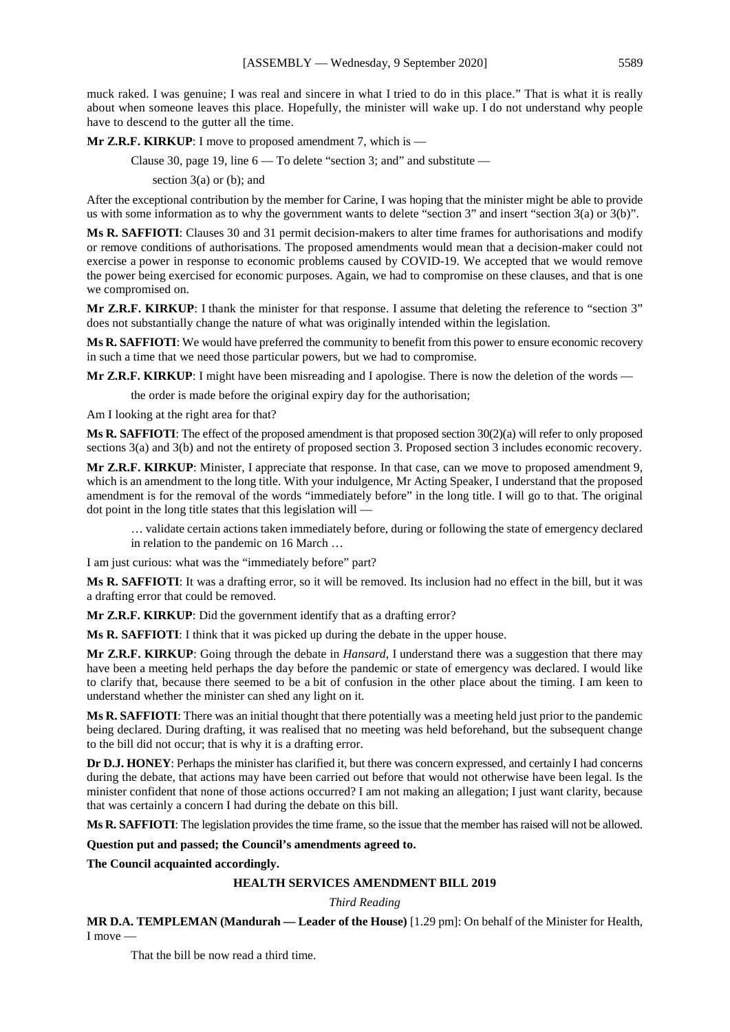muck raked. I was genuine; I was real and sincere in what I tried to do in this place." That is what it is really about when someone leaves this place. Hopefully, the minister will wake up. I do not understand why people have to descend to the gutter all the time.

**Mr Z.R.F. KIRKUP**: I move to proposed amendment 7, which is —

> Clause 30, page 19, line 6 — To delete "section 3; and" and substitute —
>
> > section 3(a) or (b); and

After the exceptional contribution by the member for Carine, I was hoping that the minister might be able to provide us with some information as to why the government wants to delete "section 3" and insert "section 3(a) or 3(b)".

**Ms R. SAFFIOTI**: Clauses 30 and 31 permit decision-makers to alter time frames for authorisations and modify or remove conditions of authorisations. The proposed amendments would mean that a decision-maker could not exercise a power in response to economic problems caused by COVID-19. We accepted that we would remove the power being exercised for economic purposes. Again, we had to compromise on these clauses, and that is one we compromised on.

**Mr Z.R.F. KIRKUP**: I thank the minister for that response. I assume that deleting the reference to "section 3" does not substantially change the nature of what was originally intended within the legislation.

**Ms R. SAFFIOTI**: We would have preferred the community to benefit from this power to ensure economic recovery in such a time that we need those particular powers, but we had to compromise.

**Mr Z.R.F. KIRKUP**: I might have been misreading and I apologise. There is now the deletion of the words —

> the order is made before the original expiry day for the authorisation;

Am I looking at the right area for that?

**Ms R. SAFFIOTI**: The effect of the proposed amendment is that proposed section 30(2)(a) will refer to only proposed sections 3(a) and 3(b) and not the entirety of proposed section 3. Proposed section 3 includes economic recovery.

**Mr Z.R.F. KIRKUP**: Minister, I appreciate that response. In that case, can we move to proposed amendment 9, which is an amendment to the long title. With your indulgence, Mr Acting Speaker, I understand that the proposed amendment is for the removal of the words "immediately before" in the long title. I will go to that. The original dot point in the long title states that this legislation will —

> … validate certain actions taken immediately before, during or following the state of emergency declared in relation to the pandemic on 16 March …

I am just curious: what was the "immediately before" part?

**Ms R. SAFFIOTI**: It was a drafting error, so it will be removed. Its inclusion had no effect in the bill, but it was a drafting error that could be removed.

**Mr Z.R.F. KIRKUP**: Did the government identify that as a drafting error?

**Ms R. SAFFIOTI**: I think that it was picked up during the debate in the upper house.

**Mr Z.R.F. KIRKUP**: Going through the debate in *Hansard*, I understand there was a suggestion that there may have been a meeting held perhaps the day before the pandemic or state of emergency was declared. I would like to clarify that, because there seemed to be a bit of confusion in the other place about the timing. I am keen to understand whether the minister can shed any light on it.

**Ms R. SAFFIOTI**: There was an initial thought that there potentially was a meeting held just prior to the pandemic being declared. During drafting, it was realised that no meeting was held beforehand, but the subsequent change to the bill did not occur; that is why it is a drafting error.

**Dr D.J. HONEY**: Perhaps the minister has clarified it, but there was concern expressed, and certainly I had concerns during the debate, that actions may have been carried out before that would not otherwise have been legal. Is the minister confident that none of those actions occurred? I am not making an allegation; I just want clarity, because that was certainly a concern I had during the debate on this bill.

**Ms R. SAFFIOTI**: The legislation provides the time frame, so the issue that the member has raised will not be allowed.

**Question put and passed; the Council's amendments agreed to.**

**The Council acquainted accordingly.**

## HEALTH SERVICES AMENDMENT BILL 2019

*Third Reading*

**MR D.A. TEMPLEMAN (Mandurah — Leader of the House)** [1.29 pm]: On behalf of the Minister for Health, I move —

> That the bill be now read a third time.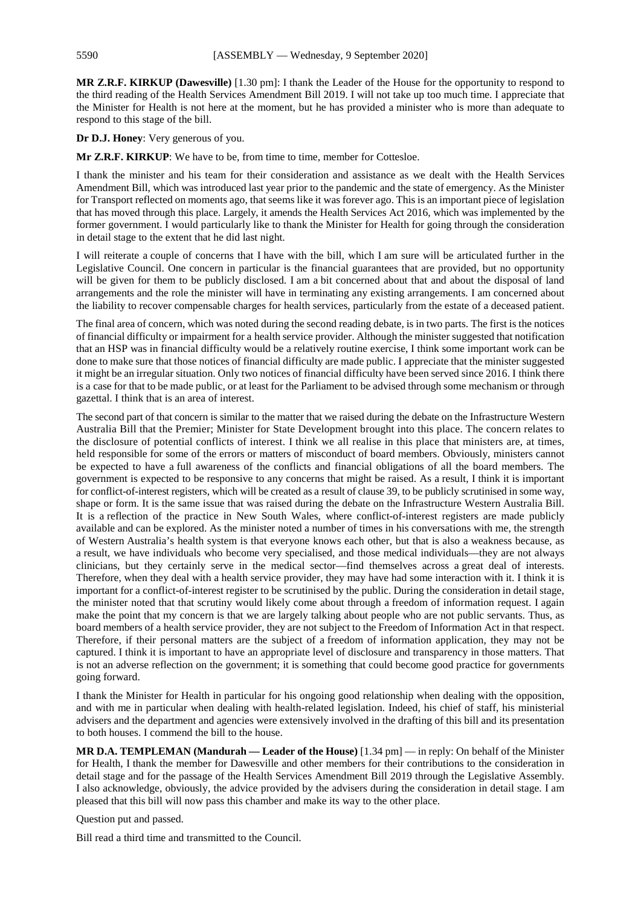**MR Z.R.F. KIRKUP (Dawesville)** [1.30 pm]: I thank the Leader of the House for the opportunity to respond to the third reading of the Health Services Amendment Bill 2019. I will not take up too much time. I appreciate that the Minister for Health is not here at the moment, but he has provided a minister who is more than adequate to respond to this stage of the bill.

**Dr D.J. Honey**: Very generous of you.

**Mr Z.R.F. KIRKUP**: We have to be, from time to time, member for Cottesloe.

I thank the minister and his team for their consideration and assistance as we dealt with the Health Services Amendment Bill, which was introduced last year prior to the pandemic and the state of emergency. As the Minister for Transport reflected on moments ago, that seems like it was forever ago. This is an important piece of legislation that has moved through this place. Largely, it amends the Health Services Act 2016, which was implemented by the former government. I would particularly like to thank the Minister for Health for going through the consideration in detail stage to the extent that he did last night.

I will reiterate a couple of concerns that I have with the bill, which I am sure will be articulated further in the Legislative Council. One concern in particular is the financial guarantees that are provided, but no opportunity will be given for them to be publicly disclosed. I am a bit concerned about that and about the disposal of land arrangements and the role the minister will have in terminating any existing arrangements. I am concerned about the liability to recover compensable charges for health services, particularly from the estate of a deceased patient.

The final area of concern, which was noted during the second reading debate, is in two parts. The first is the notices of financial difficulty or impairment for a health service provider. Although the minister suggested that notification that an HSP was in financial difficulty would be a relatively routine exercise, I think some important work can be done to make sure that those notices of financial difficulty are made public. I appreciate that the minister suggested it might be an irregular situation. Only two notices of financial difficulty have been served since 2016. I think there is a case for that to be made public, or at least for the Parliament to be advised through some mechanism or through gazettal. I think that is an area of interest.

The second part of that concern is similar to the matter that we raised during the debate on the Infrastructure Western Australia Bill that the Premier; Minister for State Development brought into this place. The concern relates to the disclosure of potential conflicts of interest. I think we all realise in this place that ministers are, at times, held responsible for some of the errors or matters of misconduct of board members. Obviously, ministers cannot be expected to have a full awareness of the conflicts and financial obligations of all the board members. The government is expected to be responsive to any concerns that might be raised. As a result, I think it is important for conflict-of-interest registers, which will be created as a result of clause 39, to be publicly scrutinised in some way, shape or form. It is the same issue that was raised during the debate on the Infrastructure Western Australia Bill. It is a reflection of the practice in New South Wales, where conflict-of-interest registers are made publicly available and can be explored. As the minister noted a number of times in his conversations with me, the strength of Western Australia's health system is that everyone knows each other, but that is also a weakness because, as a result, we have individuals who become very specialised, and those medical individuals—they are not always clinicians, but they certainly serve in the medical sector—find themselves across a great deal of interests. Therefore, when they deal with a health service provider, they may have had some interaction with it. I think it is important for a conflict-of-interest register to be scrutinised by the public. During the consideration in detail stage, the minister noted that that scrutiny would likely come about through a freedom of information request. I again make the point that my concern is that we are largely talking about people who are not public servants. Thus, as board members of a health service provider, they are not subject to the Freedom of Information Act in that respect. Therefore, if their personal matters are the subject of a freedom of information application, they may not be captured. I think it is important to have an appropriate level of disclosure and transparency in those matters. That is not an adverse reflection on the government; it is something that could become good practice for governments going forward.

I thank the Minister for Health in particular for his ongoing good relationship when dealing with the opposition, and with me in particular when dealing with health-related legislation. Indeed, his chief of staff, his ministerial advisers and the department and agencies were extensively involved in the drafting of this bill and its presentation to both houses. I commend the bill to the house.

**MR D.A. TEMPLEMAN (Mandurah — Leader of the House)** [1.34 pm] — in reply: On behalf of the Minister for Health, I thank the member for Dawesville and other members for their contributions to the consideration in detail stage and for the passage of the Health Services Amendment Bill 2019 through the Legislative Assembly. I also acknowledge, obviously, the advice provided by the advisers during the consideration in detail stage. I am pleased that this bill will now pass this chamber and make its way to the other place.

Question put and passed.

Bill read a third time and transmitted to the Council.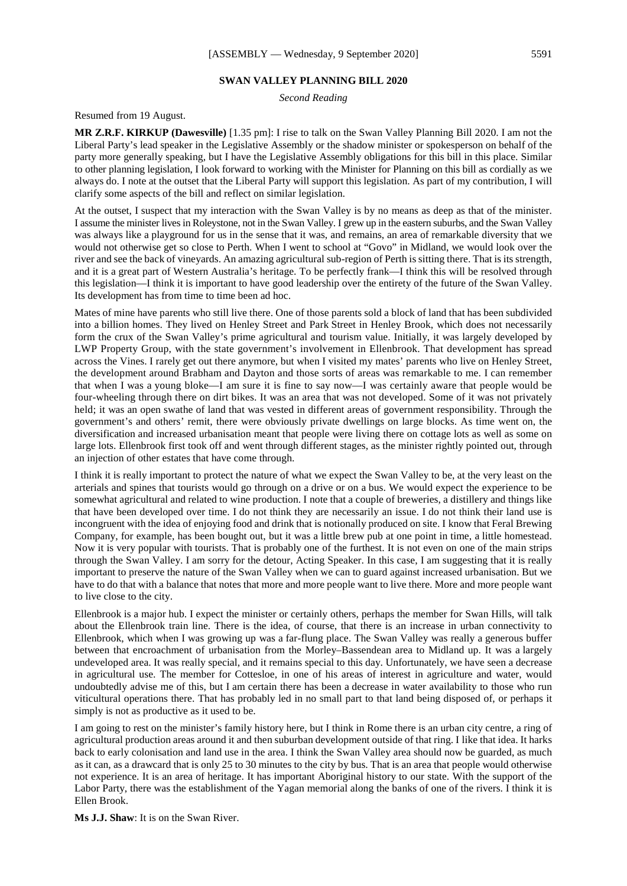## SWAN VALLEY PLANNING BILL 2020

*Second Reading*

Resumed from 19 August.

**MR Z.R.F. KIRKUP (Dawesville)** [1.35 pm]: I rise to talk on the Swan Valley Planning Bill 2020. I am not the Liberal Party's lead speaker in the Legislative Assembly or the shadow minister or spokesperson on behalf of the party more generally speaking, but I have the Legislative Assembly obligations for this bill in this place. Similar to other planning legislation, I look forward to working with the Minister for Planning on this bill as cordially as we always do. I note at the outset that the Liberal Party will support this legislation. As part of my contribution, I will clarify some aspects of the bill and reflect on similar legislation.

At the outset, I suspect that my interaction with the Swan Valley is by no means as deep as that of the minister. I assume the minister lives in Roleystone, not in the Swan Valley. I grew up in the eastern suburbs, and the Swan Valley was always like a playground for us in the sense that it was, and remains, an area of remarkable diversity that we would not otherwise get so close to Perth. When I went to school at "Govo" in Midland, we would look over the river and see the back of vineyards. An amazing agricultural sub-region of Perth is sitting there. That is its strength, and it is a great part of Western Australia's heritage. To be perfectly frank—I think this will be resolved through this legislation—I think it is important to have good leadership over the entirety of the future of the Swan Valley. Its development has from time to time been ad hoc.

Mates of mine have parents who still live there. One of those parents sold a block of land that has been subdivided into a billion homes. They lived on Henley Street and Park Street in Henley Brook, which does not necessarily form the crux of the Swan Valley's prime agricultural and tourism value. Initially, it was largely developed by LWP Property Group, with the state government's involvement in Ellenbrook. That development has spread across the Vines. I rarely get out there anymore, but when I visited my mates' parents who live on Henley Street, the development around Brabham and Dayton and those sorts of areas was remarkable to me. I can remember that when I was a young bloke—I am sure it is fine to say now—I was certainly aware that people would be four-wheeling through there on dirt bikes. It was an area that was not developed. Some of it was not privately held; it was an open swathe of land that was vested in different areas of government responsibility. Through the government's and others' remit, there were obviously private dwellings on large blocks. As time went on, the diversification and increased urbanisation meant that people were living there on cottage lots as well as some on large lots. Ellenbrook first took off and went through different stages, as the minister rightly pointed out, through an injection of other estates that have come through.

I think it is really important to protect the nature of what we expect the Swan Valley to be, at the very least on the arterials and spines that tourists would go through on a drive or on a bus. We would expect the experience to be somewhat agricultural and related to wine production. I note that a couple of breweries, a distillery and things like that have been developed over time. I do not think they are necessarily an issue. I do not think their land use is incongruent with the idea of enjoying food and drink that is notionally produced on site. I know that Feral Brewing Company, for example, has been bought out, but it was a little brew pub at one point in time, a little homestead. Now it is very popular with tourists. That is probably one of the furthest. It is not even on one of the main strips through the Swan Valley. I am sorry for the detour, Acting Speaker. In this case, I am suggesting that it is really important to preserve the nature of the Swan Valley when we can to guard against increased urbanisation. But we have to do that with a balance that notes that more and more people want to live there. More and more people want to live close to the city.

Ellenbrook is a major hub. I expect the minister or certainly others, perhaps the member for Swan Hills, will talk about the Ellenbrook train line. There is the idea, of course, that there is an increase in urban connectivity to Ellenbrook, which when I was growing up was a far-flung place. The Swan Valley was really a generous buffer between that encroachment of urbanisation from the Morley–Bassendean area to Midland up. It was a largely undeveloped area. It was really special, and it remains special to this day. Unfortunately, we have seen a decrease in agricultural use. The member for Cottesloe, in one of his areas of interest in agriculture and water, would undoubtedly advise me of this, but I am certain there has been a decrease in water availability to those who run viticultural operations there. That has probably led in no small part to that land being disposed of, or perhaps it simply is not as productive as it used to be.

I am going to rest on the minister's family history here, but I think in Rome there is an urban city centre, a ring of agricultural production areas around it and then suburban development outside of that ring. I like that idea. It harks back to early colonisation and land use in the area. I think the Swan Valley area should now be guarded, as much as it can, as a drawcard that is only 25 to 30 minutes to the city by bus. That is an area that people would otherwise not experience. It is an area of heritage. It has important Aboriginal history to our state. With the support of the Labor Party, there was the establishment of the Yagan memorial along the banks of one of the rivers. I think it is Ellen Brook.

**Ms J.J. Shaw**: It is on the Swan River.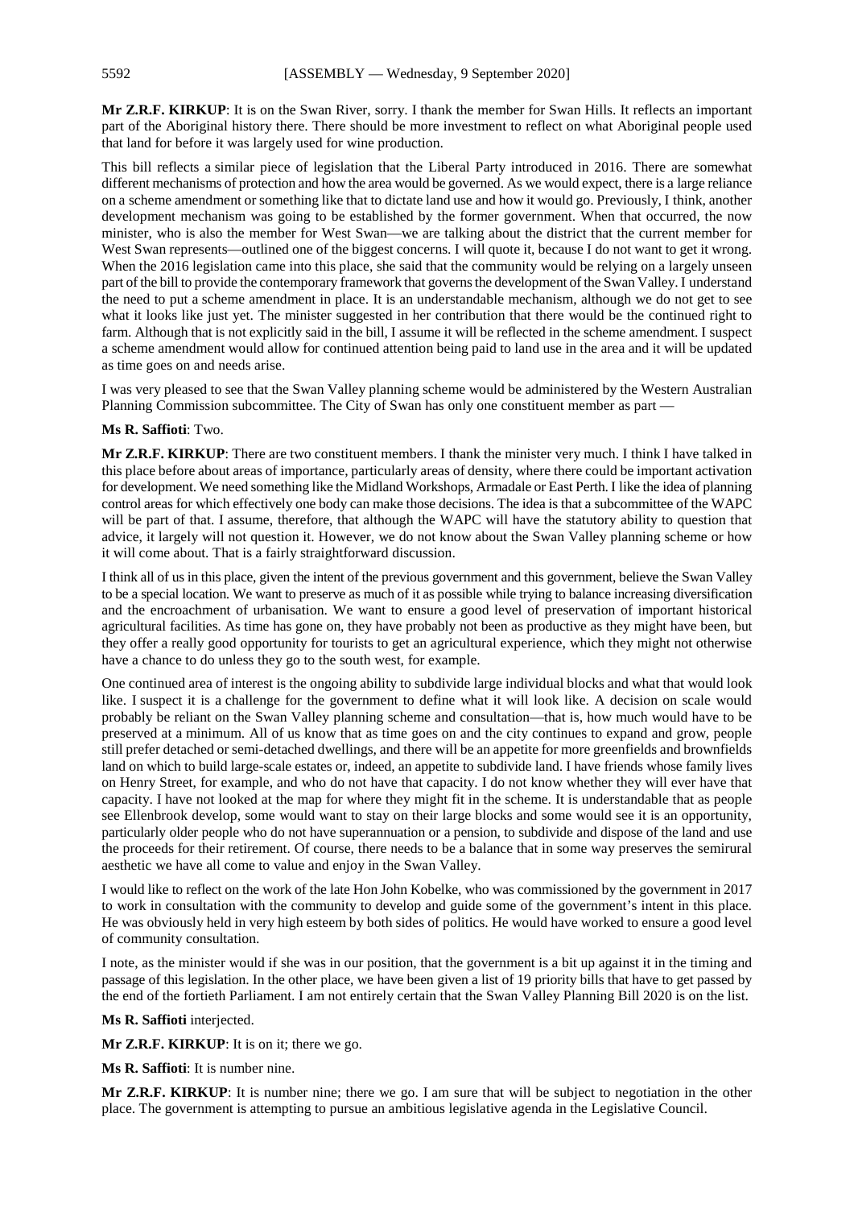**Mr Z.R.F. KIRKUP**: It is on the Swan River, sorry. I thank the member for Swan Hills. It reflects an important part of the Aboriginal history there. There should be more investment to reflect on what Aboriginal people used that land for before it was largely used for wine production.

This bill reflects a similar piece of legislation that the Liberal Party introduced in 2016. There are somewhat different mechanisms of protection and how the area would be governed. As we would expect, there is a large reliance on a scheme amendment or something like that to dictate land use and how it would go. Previously, I think, another development mechanism was going to be established by the former government. When that occurred, the now minister, who is also the member for West Swan—we are talking about the district that the current member for West Swan represents—outlined one of the biggest concerns. I will quote it, because I do not want to get it wrong. When the 2016 legislation came into this place, she said that the community would be relying on a largely unseen part of the bill to provide the contemporary framework that governs the development of the Swan Valley. I understand the need to put a scheme amendment in place. It is an understandable mechanism, although we do not get to see what it looks like just yet. The minister suggested in her contribution that there would be the continued right to farm. Although that is not explicitly said in the bill, I assume it will be reflected in the scheme amendment. I suspect a scheme amendment would allow for continued attention being paid to land use in the area and it will be updated as time goes on and needs arise.

I was very pleased to see that the Swan Valley planning scheme would be administered by the Western Australian Planning Commission subcommittee. The City of Swan has only one constituent member as part —

**Ms R. Saffioti**: Two.

**Mr Z.R.F. KIRKUP**: There are two constituent members. I thank the minister very much. I think I have talked in this place before about areas of importance, particularly areas of density, where there could be important activation for development. We need something like the Midland Workshops, Armadale or East Perth. I like the idea of planning control areas for which effectively one body can make those decisions. The idea is that a subcommittee of the WAPC will be part of that. I assume, therefore, that although the WAPC will have the statutory ability to question that advice, it largely will not question it. However, we do not know about the Swan Valley planning scheme or how it will come about. That is a fairly straightforward discussion.

I think all of us in this place, given the intent of the previous government and this government, believe the Swan Valley to be a special location. We want to preserve as much of it as possible while trying to balance increasing diversification and the encroachment of urbanisation. We want to ensure a good level of preservation of important historical agricultural facilities. As time has gone on, they have probably not been as productive as they might have been, but they offer a really good opportunity for tourists to get an agricultural experience, which they might not otherwise have a chance to do unless they go to the south west, for example.

One continued area of interest is the ongoing ability to subdivide large individual blocks and what that would look like. I suspect it is a challenge for the government to define what it will look like. A decision on scale would probably be reliant on the Swan Valley planning scheme and consultation—that is, how much would have to be preserved at a minimum. All of us know that as time goes on and the city continues to expand and grow, people still prefer detached or semi-detached dwellings, and there will be an appetite for more greenfields and brownfields land on which to build large-scale estates or, indeed, an appetite to subdivide land. I have friends whose family lives on Henry Street, for example, and who do not have that capacity. I do not know whether they will ever have that capacity. I have not looked at the map for where they might fit in the scheme. It is understandable that as people see Ellenbrook develop, some would want to stay on their large blocks and some would see it is an opportunity, particularly older people who do not have superannuation or a pension, to subdivide and dispose of the land and use the proceeds for their retirement. Of course, there needs to be a balance that in some way preserves the semirural aesthetic we have all come to value and enjoy in the Swan Valley.

I would like to reflect on the work of the late Hon John Kobelke, who was commissioned by the government in 2017 to work in consultation with the community to develop and guide some of the government's intent in this place. He was obviously held in very high esteem by both sides of politics. He would have worked to ensure a good level of community consultation.

I note, as the minister would if she was in our position, that the government is a bit up against it in the timing and passage of this legislation. In the other place, we have been given a list of 19 priority bills that have to get passed by the end of the fortieth Parliament. I am not entirely certain that the Swan Valley Planning Bill 2020 is on the list.

**Ms R. Saffioti** interjected.

**Mr Z.R.F. KIRKUP**: It is on it; there we go.

**Ms R. Saffioti**: It is number nine.

**Mr Z.R.F. KIRKUP**: It is number nine; there we go. I am sure that will be subject to negotiation in the other place. The government is attempting to pursue an ambitious legislative agenda in the Legislative Council.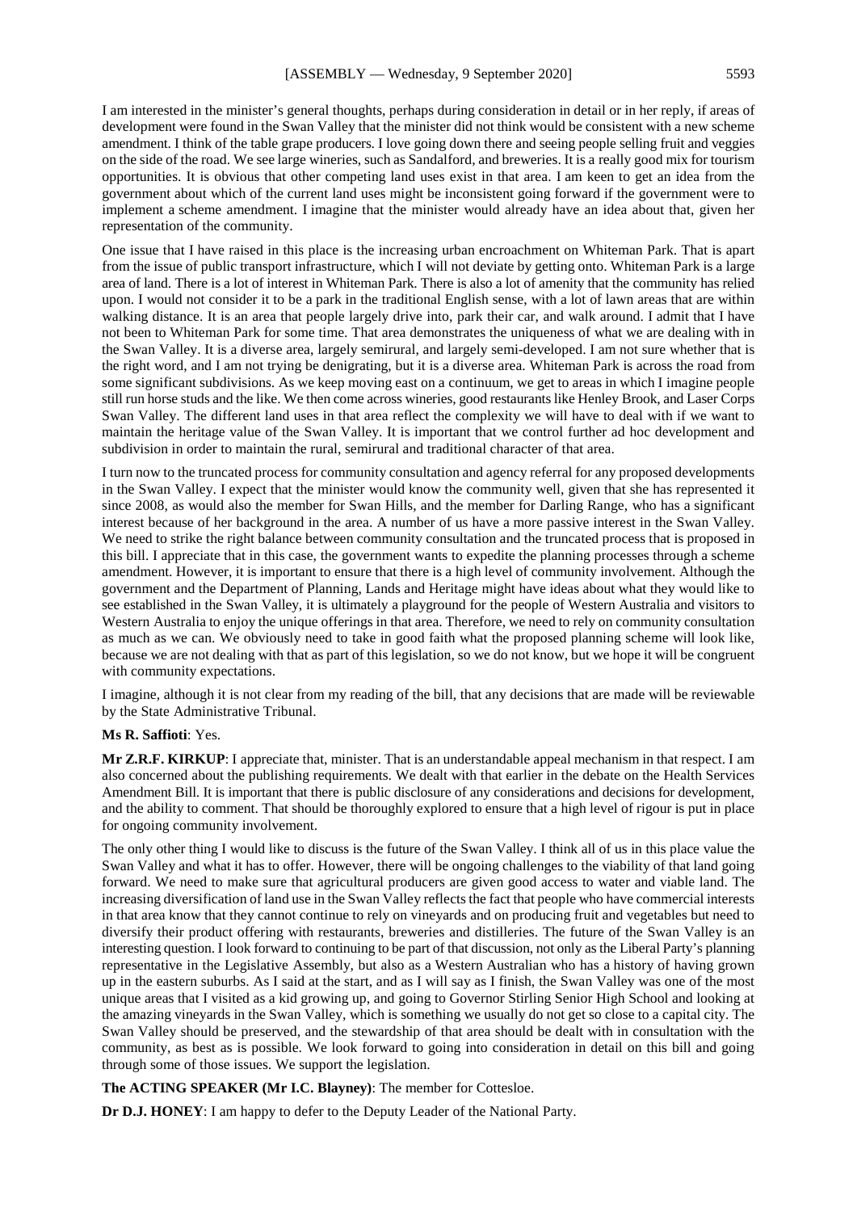I am interested in the minister's general thoughts, perhaps during consideration in detail or in her reply, if areas of development were found in the Swan Valley that the minister did not think would be consistent with a new scheme amendment. I think of the table grape producers. I love going down there and seeing people selling fruit and veggies on the side of the road. We see large wineries, such as Sandalford, and breweries. It is a really good mix for tourism opportunities. It is obvious that other competing land uses exist in that area. I am keen to get an idea from the government about which of the current land uses might be inconsistent going forward if the government were to implement a scheme amendment. I imagine that the minister would already have an idea about that, given her representation of the community.

One issue that I have raised in this place is the increasing urban encroachment on Whiteman Park. That is apart from the issue of public transport infrastructure, which I will not deviate by getting onto. Whiteman Park is a large area of land. There is a lot of interest in Whiteman Park. There is also a lot of amenity that the community has relied upon. I would not consider it to be a park in the traditional English sense, with a lot of lawn areas that are within walking distance. It is an area that people largely drive into, park their car, and walk around. I admit that I have not been to Whiteman Park for some time. That area demonstrates the uniqueness of what we are dealing with in the Swan Valley. It is a diverse area, largely semirural, and largely semi-developed. I am not sure whether that is the right word, and I am not trying be denigrating, but it is a diverse area. Whiteman Park is across the road from some significant subdivisions. As we keep moving east on a continuum, we get to areas in which I imagine people still run horse studs and the like. We then come across wineries, good restaurants like Henley Brook, and Laser Corps Swan Valley. The different land uses in that area reflect the complexity we will have to deal with if we want to maintain the heritage value of the Swan Valley. It is important that we control further ad hoc development and subdivision in order to maintain the rural, semirural and traditional character of that area.

I turn now to the truncated process for community consultation and agency referral for any proposed developments in the Swan Valley. I expect that the minister would know the community well, given that she has represented it since 2008, as would also the member for Swan Hills, and the member for Darling Range, who has a significant interest because of her background in the area. A number of us have a more passive interest in the Swan Valley. We need to strike the right balance between community consultation and the truncated process that is proposed in this bill. I appreciate that in this case, the government wants to expedite the planning processes through a scheme amendment. However, it is important to ensure that there is a high level of community involvement. Although the government and the Department of Planning, Lands and Heritage might have ideas about what they would like to see established in the Swan Valley, it is ultimately a playground for the people of Western Australia and visitors to Western Australia to enjoy the unique offerings in that area. Therefore, we need to rely on community consultation as much as we can. We obviously need to take in good faith what the proposed planning scheme will look like, because we are not dealing with that as part of this legislation, so we do not know, but we hope it will be congruent with community expectations.

I imagine, although it is not clear from my reading of the bill, that any decisions that are made will be reviewable by the State Administrative Tribunal.

**Ms R. Saffioti**: Yes.

**Mr Z.R.F. KIRKUP**: I appreciate that, minister. That is an understandable appeal mechanism in that respect. I am also concerned about the publishing requirements. We dealt with that earlier in the debate on the Health Services Amendment Bill. It is important that there is public disclosure of any considerations and decisions for development, and the ability to comment. That should be thoroughly explored to ensure that a high level of rigour is put in place for ongoing community involvement.

The only other thing I would like to discuss is the future of the Swan Valley. I think all of us in this place value the Swan Valley and what it has to offer. However, there will be ongoing challenges to the viability of that land going forward. We need to make sure that agricultural producers are given good access to water and viable land. The increasing diversification of land use in the Swan Valley reflects the fact that people who have commercial interests in that area know that they cannot continue to rely on vineyards and on producing fruit and vegetables but need to diversify their product offering with restaurants, breweries and distilleries. The future of the Swan Valley is an interesting question. I look forward to continuing to be part of that discussion, not only as the Liberal Party's planning representative in the Legislative Assembly, but also as a Western Australian who has a history of having grown up in the eastern suburbs. As I said at the start, and as I will say as I finish, the Swan Valley was one of the most unique areas that I visited as a kid growing up, and going to Governor Stirling Senior High School and looking at the amazing vineyards in the Swan Valley, which is something we usually do not get so close to a capital city. The Swan Valley should be preserved, and the stewardship of that area should be dealt with in consultation with the community, as best as is possible. We look forward to going into consideration in detail on this bill and going through some of those issues. We support the legislation.

**The ACTING SPEAKER (Mr I.C. Blayney)**: The member for Cottesloe.

**Dr D.J. HONEY**: I am happy to defer to the Deputy Leader of the National Party.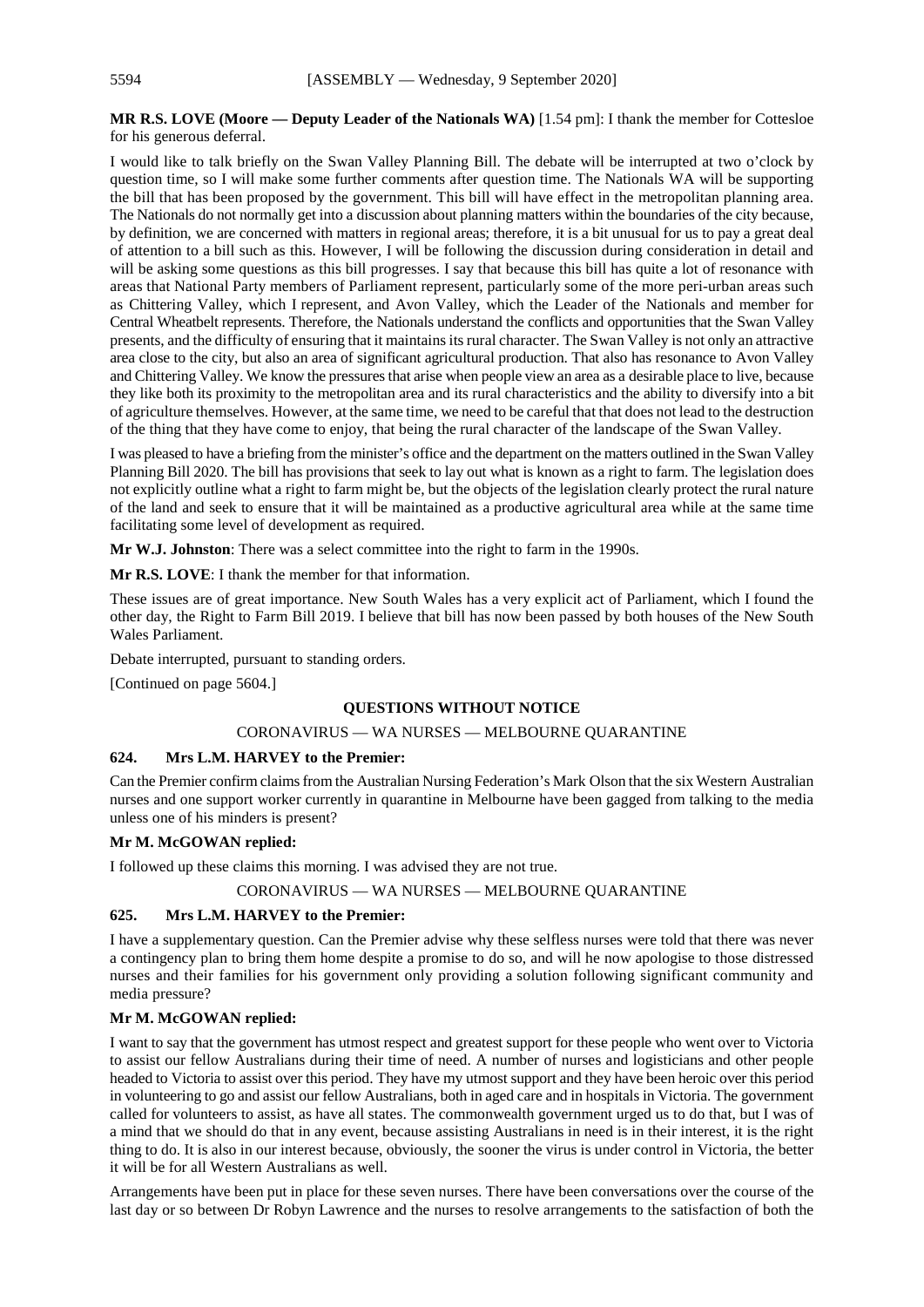**MR R.S. LOVE (Moore — Deputy Leader of the Nationals WA)** [1.54 pm]: I thank the member for Cottesloe for his generous deferral.

I would like to talk briefly on the Swan Valley Planning Bill. The debate will be interrupted at two o'clock by question time, so I will make some further comments after question time. The Nationals WA will be supporting the bill that has been proposed by the government. This bill will have effect in the metropolitan planning area. The Nationals do not normally get into a discussion about planning matters within the boundaries of the city because, by definition, we are concerned with matters in regional areas; therefore, it is a bit unusual for us to pay a great deal of attention to a bill such as this. However, I will be following the discussion during consideration in detail and will be asking some questions as this bill progresses. I say that because this bill has quite a lot of resonance with areas that National Party members of Parliament represent, particularly some of the more peri-urban areas such as Chittering Valley, which I represent, and Avon Valley, which the Leader of the Nationals and member for Central Wheatbelt represents. Therefore, the Nationals understand the conflicts and opportunities that the Swan Valley presents, and the difficulty of ensuring that it maintains its rural character. The Swan Valley is not only an attractive area close to the city, but also an area of significant agricultural production. That also has resonance to Avon Valley and Chittering Valley. We know the pressures that arise when people view an area as a desirable place to live, because they like both its proximity to the metropolitan area and its rural characteristics and the ability to diversify into a bit of agriculture themselves. However, at the same time, we need to be careful that that does not lead to the destruction of the thing that they have come to enjoy, that being the rural character of the landscape of the Swan Valley.

I was pleased to have a briefing from the minister's office and the department on the matters outlined in the Swan Valley Planning Bill 2020. The bill has provisions that seek to lay out what is known as a right to farm. The legislation does not explicitly outline what a right to farm might be, but the objects of the legislation clearly protect the rural nature of the land and seek to ensure that it will be maintained as a productive agricultural area while at the same time facilitating some level of development as required.

**Mr W.J. Johnston**: There was a select committee into the right to farm in the 1990s.

**Mr R.S. LOVE**: I thank the member for that information.

These issues are of great importance. New South Wales has a very explicit act of Parliament, which I found the other day, the Right to Farm Bill 2019. I believe that bill has now been passed by both houses of the New South Wales Parliament.

Debate interrupted, pursuant to standing orders.

[Continued on page 5604.]

## QUESTIONS WITHOUT NOTICE

CORONAVIRUS — WA NURSES — MELBOURNE QUARANTINE

### 624. Mrs L.M. HARVEY to the Premier:

Can the Premier confirm claims from the Australian Nursing Federation's Mark Olson that the six Western Australian nurses and one support worker currently in quarantine in Melbourne have been gagged from talking to the media unless one of his minders is present?

**Mr M. McGOWAN replied:**

I followed up these claims this morning. I was advised they are not true.

CORONAVIRUS — WA NURSES — MELBOURNE QUARANTINE

### 625. Mrs L.M. HARVEY to the Premier:

I have a supplementary question. Can the Premier advise why these selfless nurses were told that there was never a contingency plan to bring them home despite a promise to do so, and will he now apologise to those distressed nurses and their families for his government only providing a solution following significant community and media pressure?

**Mr M. McGOWAN replied:**

I want to say that the government has utmost respect and greatest support for these people who went over to Victoria to assist our fellow Australians during their time of need. A number of nurses and logisticians and other people headed to Victoria to assist over this period. They have my utmost support and they have been heroic over this period in volunteering to go and assist our fellow Australians, both in aged care and in hospitals in Victoria. The government called for volunteers to assist, as have all states. The commonwealth government urged us to do that, but I was of a mind that we should do that in any event, because assisting Australians in need is in their interest, it is the right thing to do. It is also in our interest because, obviously, the sooner the virus is under control in Victoria, the better it will be for all Western Australians as well.

Arrangements have been put in place for these seven nurses. There have been conversations over the course of the last day or so between Dr Robyn Lawrence and the nurses to resolve arrangements to the satisfaction of both the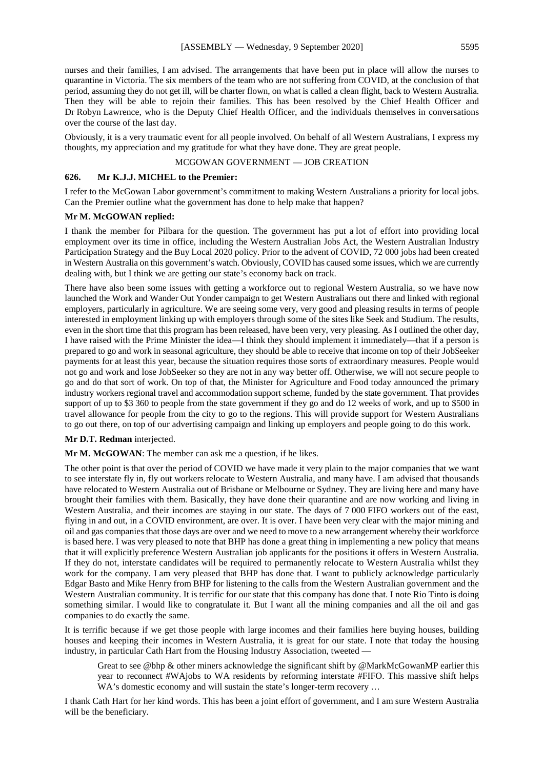nurses and their families, I am advised. The arrangements that have been put in place will allow the nurses to quarantine in Victoria. The six members of the team who are not suffering from COVID, at the conclusion of that period, assuming they do not get ill, will be charter flown, on what is called a clean flight, back to Western Australia. Then they will be able to rejoin their families. This has been resolved by the Chief Health Officer and Dr Robyn Lawrence, who is the Deputy Chief Health Officer, and the individuals themselves in conversations over the course of the last day.

Obviously, it is a very traumatic event for all people involved. On behalf of all Western Australians, I express my thoughts, my appreciation and my gratitude for what they have done. They are great people.

## MCGOWAN GOVERNMENT — JOB CREATION

### 626. Mr K.J.J. MICHEL to the Premier:

I refer to the McGowan Labor government's commitment to making Western Australians a priority for local jobs. Can the Premier outline what the government has done to help make that happen?

**Mr M. McGOWAN replied:**

I thank the member for Pilbara for the question. The government has put a lot of effort into providing local employment over its time in office, including the Western Australian Jobs Act, the Western Australian Industry Participation Strategy and the Buy Local 2020 policy. Prior to the advent of COVID, 72 000 jobs had been created in Western Australia on this government's watch. Obviously, COVID has caused some issues, which we are currently dealing with, but I think we are getting our state's economy back on track.

There have also been some issues with getting a workforce out to regional Western Australia, so we have now launched the Work and Wander Out Yonder campaign to get Western Australians out there and linked with regional employers, particularly in agriculture. We are seeing some very, very good and pleasing results in terms of people interested in employment linking up with employers through some of the sites like Seek and Studium. The results, even in the short time that this program has been released, have been very, very pleasing. As I outlined the other day, I have raised with the Prime Minister the idea—I think they should implement it immediately—that if a person is prepared to go and work in seasonal agriculture, they should be able to receive that income on top of their JobSeeker payments for at least this year, because the situation requires those sorts of extraordinary measures. People would not go and work and lose JobSeeker so they are not in any way better off. Otherwise, we will not secure people to go and do that sort of work. On top of that, the Minister for Agriculture and Food today announced the primary industry workers regional travel and accommodation support scheme, funded by the state government. That provides support of up to $3 360 to people from the state government if they go and do 12 weeks of work, and up to $500 in travel allowance for people from the city to go to the regions. This will provide support for Western Australians to go out there, on top of our advertising campaign and linking up employers and people going to do this work.

**Mr D.T. Redman** interjected.

**Mr M. McGOWAN**: The member can ask me a question, if he likes.

The other point is that over the period of COVID we have made it very plain to the major companies that we want to see interstate fly in, fly out workers relocate to Western Australia, and many have. I am advised that thousands have relocated to Western Australia out of Brisbane or Melbourne or Sydney. They are living here and many have brought their families with them. Basically, they have done their quarantine and are now working and living in Western Australia, and their incomes are staying in our state. The days of 7 000 FIFO workers out of the east, flying in and out, in a COVID environment, are over. It is over. I have been very clear with the major mining and oil and gas companies that those days are over and we need to move to a new arrangement whereby their workforce is based here. I was very pleased to note that BHP has done a great thing in implementing a new policy that means that it will explicitly preference Western Australian job applicants for the positions it offers in Western Australia. If they do not, interstate candidates will be required to permanently relocate to Western Australia whilst they work for the company. I am very pleased that BHP has done that. I want to publicly acknowledge particularly Edgar Basto and Mike Henry from BHP for listening to the calls from the Western Australian government and the Western Australian community. It is terrific for our state that this company has done that. I note Rio Tinto is doing something similar. I would like to congratulate it. But I want all the mining companies and all the oil and gas companies to do exactly the same.

It is terrific because if we get those people with large incomes and their families here buying houses, building houses and keeping their incomes in Western Australia, it is great for our state. I note that today the housing industry, in particular Cath Hart from the Housing Industry Association, tweeted —

> Great to see @bhp & other miners acknowledge the significant shift by @MarkMcGowanMP earlier this year to reconnect #WAjobs to WA residents by reforming interstate #FIFO. This massive shift helps WA's domestic economy and will sustain the state's longer-term recovery …

I thank Cath Hart for her kind words. This has been a joint effort of government, and I am sure Western Australia will be the beneficiary.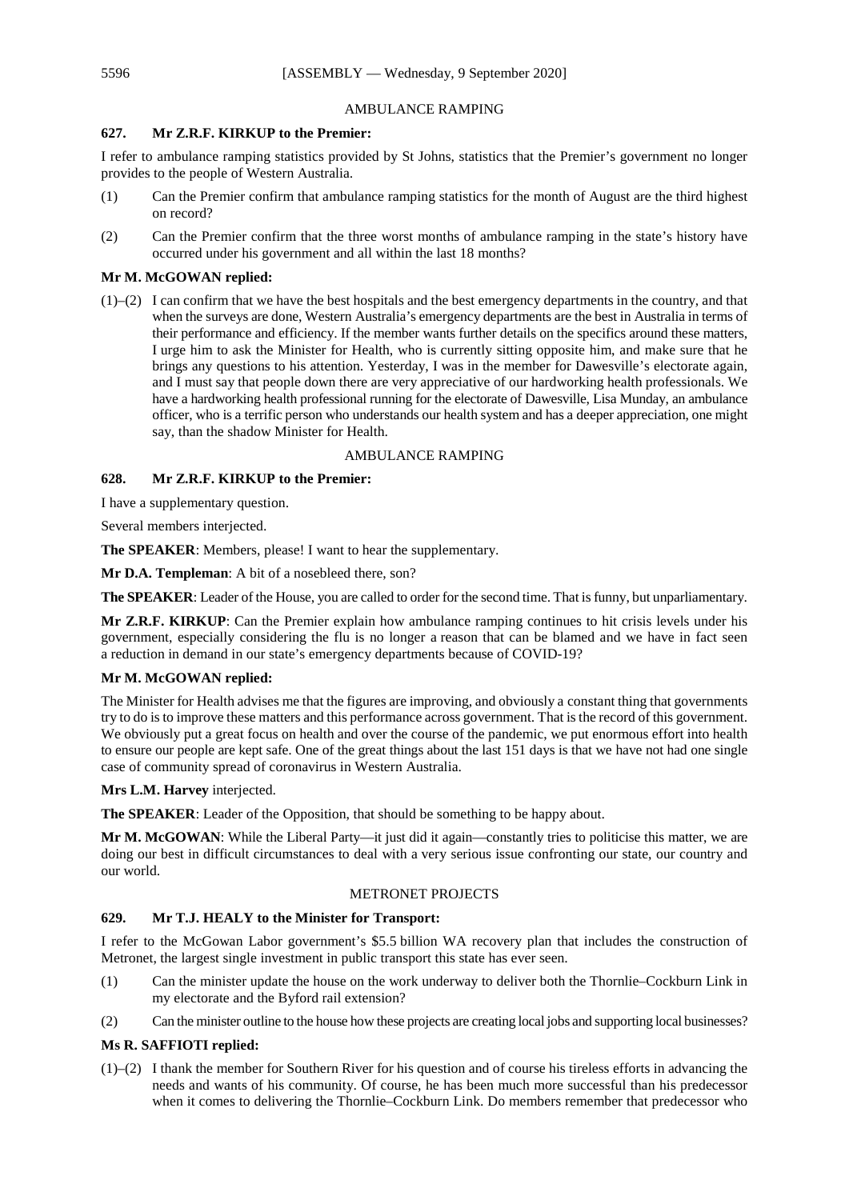AMBULANCE RAMPING

**627. Mr Z.R.F. KIRKUP to the Premier:**

I refer to ambulance ramping statistics provided by St Johns, statistics that the Premier's government no longer provides to the people of Western Australia.

(1) Can the Premier confirm that ambulance ramping statistics for the month of August are the third highest on record?

(2) Can the Premier confirm that the three worst months of ambulance ramping in the state's history have occurred under his government and all within the last 18 months?

**Mr M. McGOWAN replied:**

(1)–(2) I can confirm that we have the best hospitals and the best emergency departments in the country, and that when the surveys are done, Western Australia's emergency departments are the best in Australia in terms of their performance and efficiency. If the member wants further details on the specifics around these matters, I urge him to ask the Minister for Health, who is currently sitting opposite him, and make sure that he brings any questions to his attention. Yesterday, I was in the member for Dawesville's electorate again, and I must say that people down there are very appreciative of our hardworking health professionals. We have a hardworking health professional running for the electorate of Dawesville, Lisa Munday, an ambulance officer, who is a terrific person who understands our health system and has a deeper appreciation, one might say, than the shadow Minister for Health.

AMBULANCE RAMPING

**628. Mr Z.R.F. KIRKUP to the Premier:**

I have a supplementary question.

Several members interjected.

**The SPEAKER**: Members, please! I want to hear the supplementary.

**Mr D.A. Templeman**: A bit of a nosebleed there, son?

**The SPEAKER**: Leader of the House, you are called to order for the second time. That is funny, but unparliamentary.

**Mr Z.R.F. KIRKUP**: Can the Premier explain how ambulance ramping continues to hit crisis levels under his government, especially considering the flu is no longer a reason that can be blamed and we have in fact seen a reduction in demand in our state's emergency departments because of COVID-19?

**Mr M. McGOWAN replied:**

The Minister for Health advises me that the figures are improving, and obviously a constant thing that governments try to do is to improve these matters and this performance across government. That is the record of this government. We obviously put a great focus on health and over the course of the pandemic, we put enormous effort into health to ensure our people are kept safe. One of the great things about the last 151 days is that we have not had one single case of community spread of coronavirus in Western Australia.

**Mrs L.M. Harvey** interjected.

**The SPEAKER**: Leader of the Opposition, that should be something to be happy about.

**Mr M. McGOWAN**: While the Liberal Party—it just did it again—constantly tries to politicise this matter, we are doing our best in difficult circumstances to deal with a very serious issue confronting our state, our country and our world.

METRONET PROJECTS

**629. Mr T.J. HEALY to the Minister for Transport:**

I refer to the McGowan Labor government's $5.5 billion WA recovery plan that includes the construction of Metronet, the largest single investment in public transport this state has ever seen.

(1) Can the minister update the house on the work underway to deliver both the Thornlie–Cockburn Link in my electorate and the Byford rail extension?

(2) Can the minister outline to the house how these projects are creating local jobs and supporting local businesses?

**Ms R. SAFFIOTI replied:**

(1)–(2) I thank the member for Southern River for his question and of course his tireless efforts in advancing the needs and wants of his community. Of course, he has been much more successful than his predecessor when it comes to delivering the Thornlie–Cockburn Link. Do members remember that predecessor who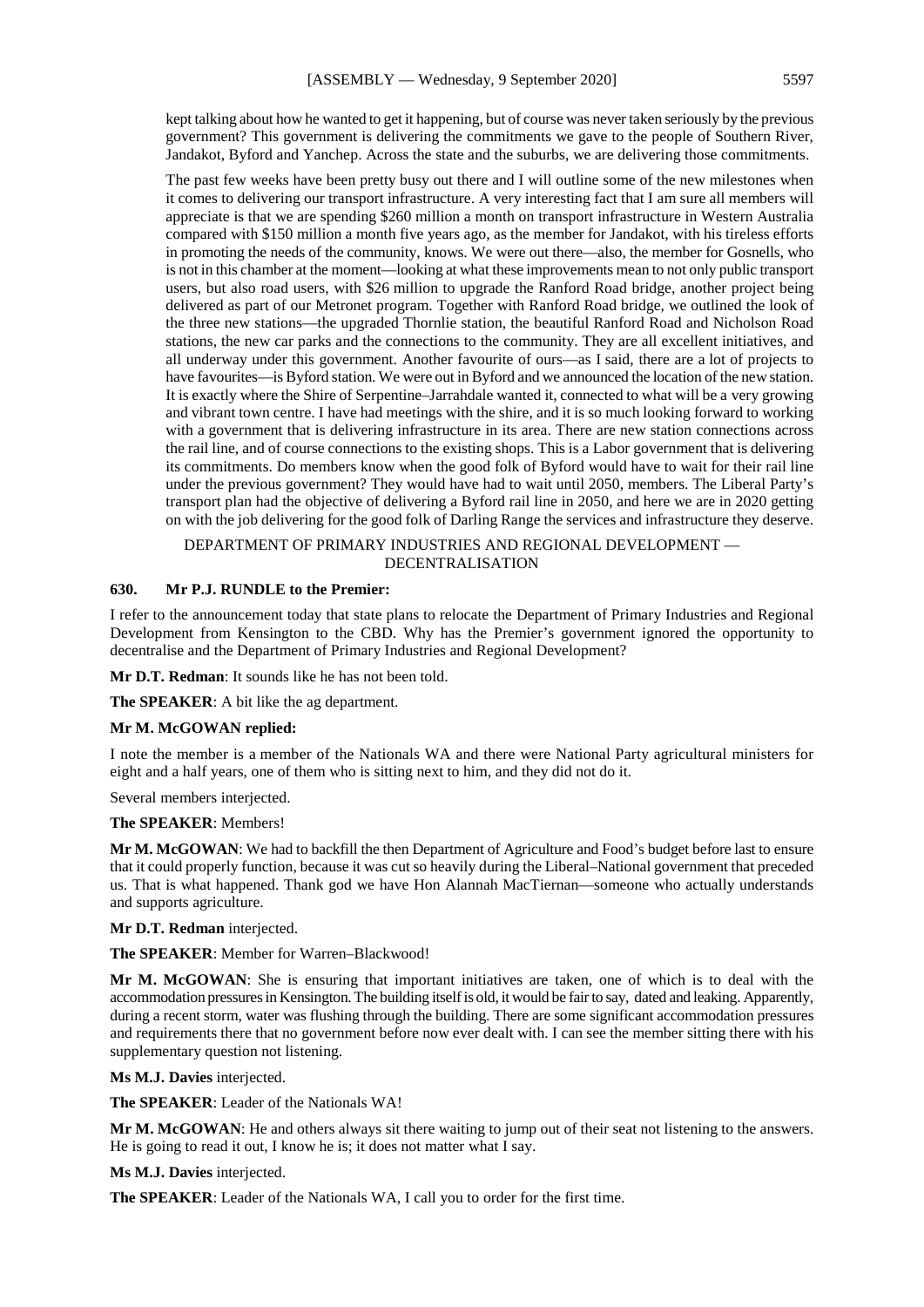kept talking about how he wanted to get it happening, but of course was never taken seriously by the previous government? This government is delivering the commitments we gave to the people of Southern River, Jandakot, Byford and Yanchep. Across the state and the suburbs, we are delivering those commitments.

The past few weeks have been pretty busy out there and I will outline some of the new milestones when it comes to delivering our transport infrastructure. A very interesting fact that I am sure all members will appreciate is that we are spending $260 million a month on transport infrastructure in Western Australia compared with $150 million a month five years ago, as the member for Jandakot, with his tireless efforts in promoting the needs of the community, knows. We were out there—also, the member for Gosnells, who is not in this chamber at the moment—looking at what these improvements mean to not only public transport users, but also road users, with $26 million to upgrade the Ranford Road bridge, another project being delivered as part of our Metronet program. Together with Ranford Road bridge, we outlined the look of the three new stations—the upgraded Thornlie station, the beautiful Ranford Road and Nicholson Road stations, the new car parks and the connections to the community. They are all excellent initiatives, and all underway under this government. Another favourite of ours—as I said, there are a lot of projects to have favourites—is Byford station. We were out in Byford and we announced the location of the new station. It is exactly where the Shire of Serpentine–Jarrahdale wanted it, connected to what will be a very growing and vibrant town centre. I have had meetings with the shire, and it is so much looking forward to working with a government that is delivering infrastructure in its area. There are new station connections across the rail line, and of course connections to the existing shops. This is a Labor government that is delivering its commitments. Do members know when the good folk of Byford would have to wait for their rail line under the previous government? They would have had to wait until 2050, members. The Liberal Party's transport plan had the objective of delivering a Byford rail line in 2050, and here we are in 2020 getting on with the job delivering for the good folk of Darling Range the services and infrastructure they deserve.

DEPARTMENT OF PRIMARY INDUSTRIES AND REGIONAL DEVELOPMENT — DECENTRALISATION

**630. Mr P.J. RUNDLE to the Premier:**

I refer to the announcement today that state plans to relocate the Department of Primary Industries and Regional Development from Kensington to the CBD. Why has the Premier's government ignored the opportunity to decentralise and the Department of Primary Industries and Regional Development?

**Mr D.T. Redman**: It sounds like he has not been told.

**The SPEAKER**: A bit like the ag department.

**Mr M. McGOWAN replied:**

I note the member is a member of the Nationals WA and there were National Party agricultural ministers for eight and a half years, one of them who is sitting next to him, and they did not do it.

Several members interjected.

**The SPEAKER**: Members!

**Mr M. McGOWAN**: We had to backfill the then Department of Agriculture and Food's budget before last to ensure that it could properly function, because it was cut so heavily during the Liberal–National government that preceded us. That is what happened. Thank god we have Hon Alannah MacTiernan—someone who actually understands and supports agriculture.

**Mr D.T. Redman** interjected.

**The SPEAKER**: Member for Warren–Blackwood!

**Mr M. McGOWAN**: She is ensuring that important initiatives are taken, one of which is to deal with the accommodation pressures in Kensington. The building itself is old, it would be fair to say, dated and leaking. Apparently, during a recent storm, water was flushing through the building. There are some significant accommodation pressures and requirements there that no government before now ever dealt with. I can see the member sitting there with his supplementary question not listening.

**Ms M.J. Davies** interjected.

**The SPEAKER**: Leader of the Nationals WA!

**Mr M. McGOWAN**: He and others always sit there waiting to jump out of their seat not listening to the answers. He is going to read it out, I know he is; it does not matter what I say.

**Ms M.J. Davies** interjected.

**The SPEAKER**: Leader of the Nationals WA, I call you to order for the first time.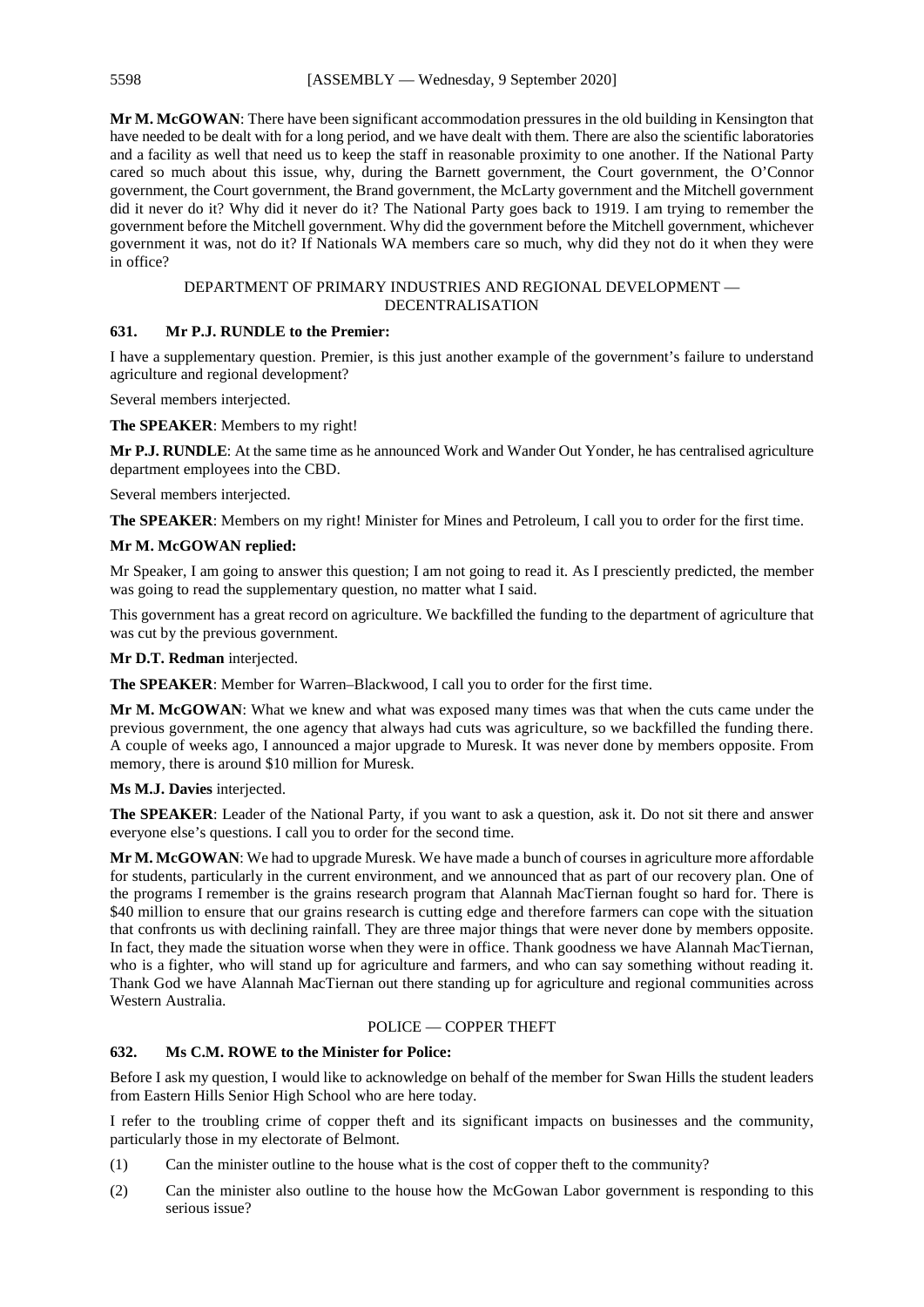**Mr M. McGOWAN**: There have been significant accommodation pressures in the old building in Kensington that have needed to be dealt with for a long period, and we have dealt with them. There are also the scientific laboratories and a facility as well that need us to keep the staff in reasonable proximity to one another. If the National Party cared so much about this issue, why, during the Barnett government, the Court government, the O'Connor government, the Court government, the Brand government, the McLarty government and the Mitchell government did it never do it? Why did it never do it? The National Party goes back to 1919. I am trying to remember the government before the Mitchell government. Why did the government before the Mitchell government, whichever government it was, not do it? If Nationals WA members care so much, why did they not do it when they were in office?

## DEPARTMENT OF PRIMARY INDUSTRIES AND REGIONAL DEVELOPMENT — DECENTRALISATION

### 631. Mr P.J. RUNDLE to the Premier:

I have a supplementary question. Premier, is this just another example of the government's failure to understand agriculture and regional development?

Several members interjected.

**The SPEAKER**: Members to my right!

**Mr P.J. RUNDLE**: At the same time as he announced Work and Wander Out Yonder, he has centralised agriculture department employees into the CBD.

Several members interjected.

**The SPEAKER**: Members on my right! Minister for Mines and Petroleum, I call you to order for the first time.

**Mr M. McGOWAN replied:**

Mr Speaker, I am going to answer this question; I am not going to read it. As I presciently predicted, the member was going to read the supplementary question, no matter what I said.

This government has a great record on agriculture. We backfilled the funding to the department of agriculture that was cut by the previous government.

**Mr D.T. Redman** interjected.

**The SPEAKER**: Member for Warren–Blackwood, I call you to order for the first time.

**Mr M. McGOWAN**: What we knew and what was exposed many times was that when the cuts came under the previous government, the one agency that always had cuts was agriculture, so we backfilled the funding there. A couple of weeks ago, I announced a major upgrade to Muresk. It was never done by members opposite. From memory, there is around $10 million for Muresk.

**Ms M.J. Davies** interjected.

**The SPEAKER**: Leader of the National Party, if you want to ask a question, ask it. Do not sit there and answer everyone else's questions. I call you to order for the second time.

**Mr M. McGOWAN**: We had to upgrade Muresk. We have made a bunch of courses in agriculture more affordable for students, particularly in the current environment, and we announced that as part of our recovery plan. One of the programs I remember is the grains research program that Alannah MacTiernan fought so hard for. There is $40 million to ensure that our grains research is cutting edge and therefore farmers can cope with the situation that confronts us with declining rainfall. They are three major things that were never done by members opposite. In fact, they made the situation worse when they were in office. Thank goodness we have Alannah MacTiernan, who is a fighter, who will stand up for agriculture and farmers, and who can say something without reading it. Thank God we have Alannah MacTiernan out there standing up for agriculture and regional communities across Western Australia.

## POLICE — COPPER THEFT

### 632. Ms C.M. ROWE to the Minister for Police:

Before I ask my question, I would like to acknowledge on behalf of the member for Swan Hills the student leaders from Eastern Hills Senior High School who are here today.

I refer to the troubling crime of copper theft and its significant impacts on businesses and the community, particularly those in my electorate of Belmont.

(1) Can the minister outline to the house what is the cost of copper theft to the community?

(2) Can the minister also outline to the house how the McGowan Labor government is responding to this serious issue?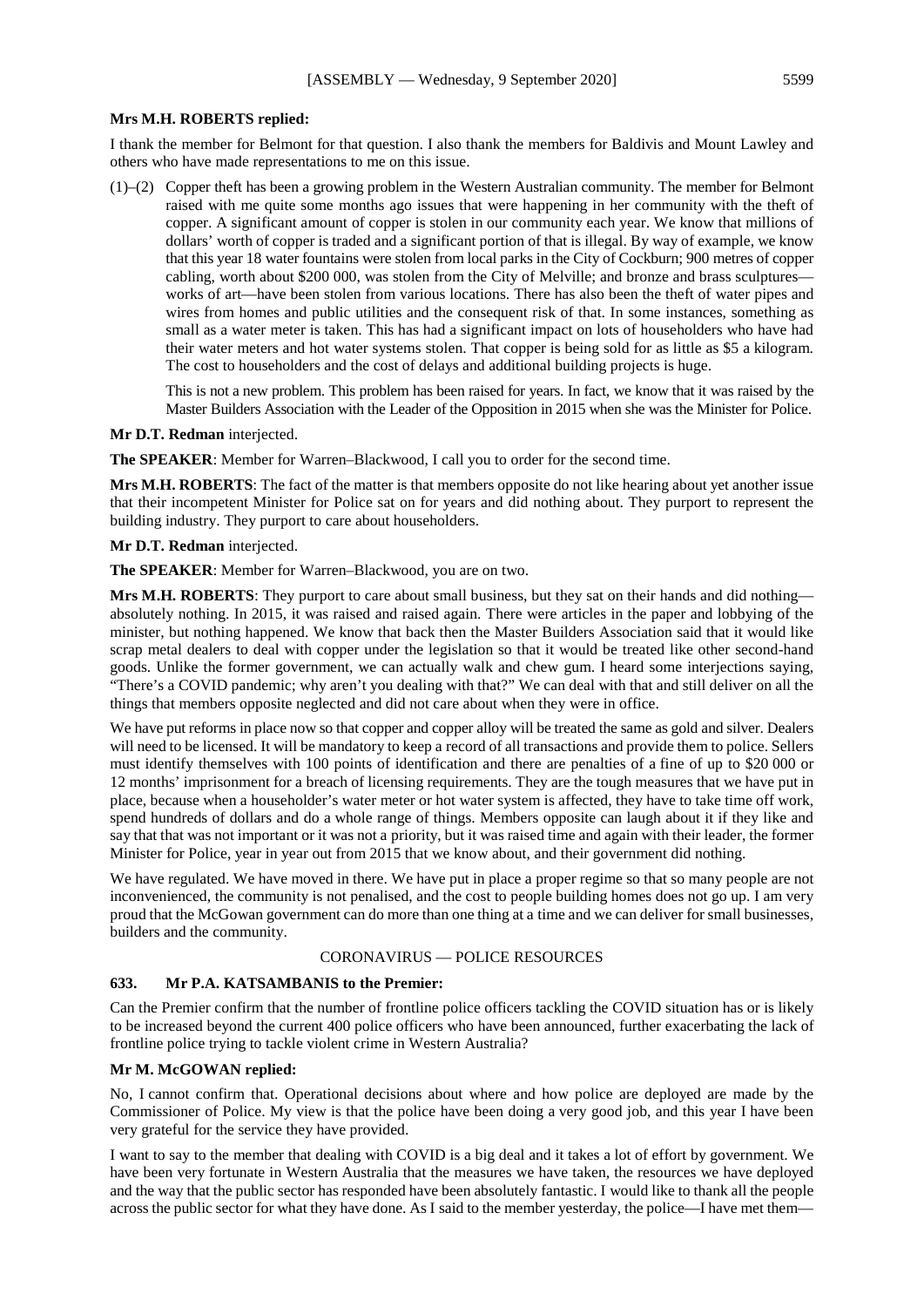**Mrs M.H. ROBERTS replied:**

I thank the member for Belmont for that question. I also thank the members for Baldivis and Mount Lawley and others who have made representations to me on this issue.

(1)–(2) Copper theft has been a growing problem in the Western Australian community. The member for Belmont raised with me quite some months ago issues that were happening in her community with the theft of copper. A significant amount of copper is stolen in our community each year. We know that millions of dollars' worth of copper is traded and a significant portion of that is illegal. By way of example, we know that this year 18 water fountains were stolen from local parks in the City of Cockburn; 900 metres of copper cabling, worth about $200 000, was stolen from the City of Melville; and bronze and brass sculptures—works of art—have been stolen from various locations. There has also been the theft of water pipes and wires from homes and public utilities and the consequent risk of that. In some instances, something as small as a water meter is taken. This has had a significant impact on lots of householders who have had their water meters and hot water systems stolen. That copper is being sold for as little as $5 a kilogram. The cost to householders and the cost of delays and additional building projects is huge.

This is not a new problem. This problem has been raised for years. In fact, we know that it was raised by the Master Builders Association with the Leader of the Opposition in 2015 when she was the Minister for Police.

**Mr D.T. Redman** interjected.

**The SPEAKER**: Member for Warren–Blackwood, I call you to order for the second time.

**Mrs M.H. ROBERTS**: The fact of the matter is that members opposite do not like hearing about yet another issue that their incompetent Minister for Police sat on for years and did nothing about. They purport to represent the building industry. They purport to care about householders.

**Mr D.T. Redman** interjected.

**The SPEAKER**: Member for Warren–Blackwood, you are on two.

**Mrs M.H. ROBERTS**: They purport to care about small business, but they sat on their hands and did nothing—absolutely nothing. In 2015, it was raised and raised again. There were articles in the paper and lobbying of the minister, but nothing happened. We know that back then the Master Builders Association said that it would like scrap metal dealers to deal with copper under the legislation so that it would be treated like other second-hand goods. Unlike the former government, we can actually walk and chew gum. I heard some interjections saying, "There's a COVID pandemic; why aren't you dealing with that?" We can deal with that and still deliver on all the things that members opposite neglected and did not care about when they were in office.

We have put reforms in place now so that copper and copper alloy will be treated the same as gold and silver. Dealers will need to be licensed. It will be mandatory to keep a record of all transactions and provide them to police. Sellers must identify themselves with 100 points of identification and there are penalties of a fine of up to $20 000 or 12 months' imprisonment for a breach of licensing requirements. They are the tough measures that we have put in place, because when a householder's water meter or hot water system is affected, they have to take time off work, spend hundreds of dollars and do a whole range of things. Members opposite can laugh about it if they like and say that that was not important or it was not a priority, but it was raised time and again with their leader, the former Minister for Police, year in year out from 2015 that we know about, and their government did nothing.

We have regulated. We have moved in there. We have put in place a proper regime so that so many people are not inconvenienced, the community is not penalised, and the cost to people building homes does not go up. I am very proud that the McGowan government can do more than one thing at a time and we can deliver for small businesses, builders and the community.

## CORONAVIRUS — POLICE RESOURCES

### 633. Mr P.A. KATSAMBANIS to the Premier:

Can the Premier confirm that the number of frontline police officers tackling the COVID situation has or is likely to be increased beyond the current 400 police officers who have been announced, further exacerbating the lack of frontline police trying to tackle violent crime in Western Australia?

**Mr M. McGOWAN replied:**

No, I cannot confirm that. Operational decisions about where and how police are deployed are made by the Commissioner of Police. My view is that the police have been doing a very good job, and this year I have been very grateful for the service they have provided.

I want to say to the member that dealing with COVID is a big deal and it takes a lot of effort by government. We have been very fortunate in Western Australia that the measures we have taken, the resources we have deployed and the way that the public sector has responded have been absolutely fantastic. I would like to thank all the people across the public sector for what they have done. As I said to the member yesterday, the police—I have met them—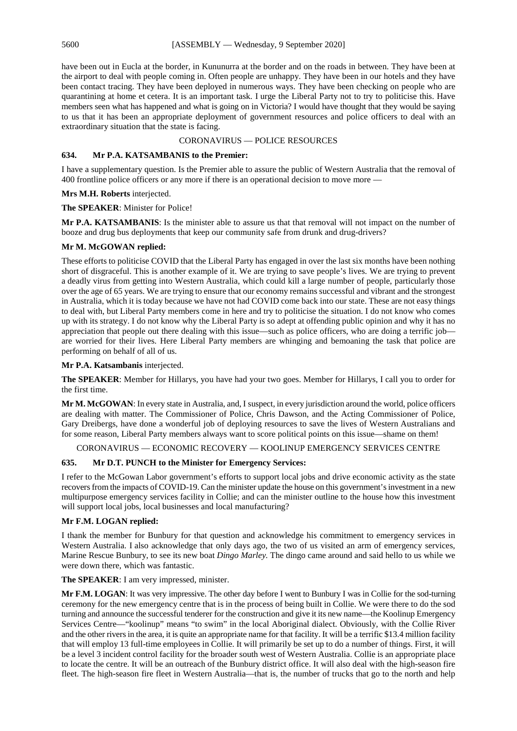have been out in Eucla at the border, in Kununurra at the border and on the roads in between. They have been at the airport to deal with people coming in. Often people are unhappy. They have been in our hotels and they have been contact tracing. They have been deployed in numerous ways. They have been checking on people who are quarantining at home et cetera. It is an important task. I urge the Liberal Party not to try to politicise this. Have members seen what has happened and what is going on in Victoria? I would have thought that they would be saying to us that it has been an appropriate deployment of government resources and police officers to deal with an extraordinary situation that the state is facing.

## CORONAVIRUS — POLICE RESOURCES

### 634. Mr P.A. KATSAMBANIS to the Premier:

I have a supplementary question. Is the Premier able to assure the public of Western Australia that the removal of 400 frontline police officers or any more if there is an operational decision to move more —

**Mrs M.H. Roberts** interjected.

**The SPEAKER**: Minister for Police!

**Mr P.A. KATSAMBANIS**: Is the minister able to assure us that that removal will not impact on the number of booze and drug bus deployments that keep our community safe from drunk and drug-drivers?

**Mr M. McGOWAN replied:**

These efforts to politicise COVID that the Liberal Party has engaged in over the last six months have been nothing short of disgraceful. This is another example of it. We are trying to save people's lives. We are trying to prevent a deadly virus from getting into Western Australia, which could kill a large number of people, particularly those over the age of 65 years. We are trying to ensure that our economy remains successful and vibrant and the strongest in Australia, which it is today because we have not had COVID come back into our state. These are not easy things to deal with, but Liberal Party members come in here and try to politicise the situation. I do not know who comes up with its strategy. I do not know why the Liberal Party is so adept at offending public opinion and why it has no appreciation that people out there dealing with this issue—such as police officers, who are doing a terrific job—are worried for their lives. Here Liberal Party members are whinging and bemoaning the task that police are performing on behalf of all of us.

**Mr P.A. Katsambanis** interjected.

**The SPEAKER**: Member for Hillarys, you have had your two goes. Member for Hillarys, I call you to order for the first time.

**Mr M. McGOWAN**: In every state in Australia, and, I suspect, in every jurisdiction around the world, police officers are dealing with matter. The Commissioner of Police, Chris Dawson, and the Acting Commissioner of Police, Gary Dreibergs, have done a wonderful job of deploying resources to save the lives of Western Australians and for some reason, Liberal Party members always want to score political points on this issue—shame on them!

## CORONAVIRUS — ECONOMIC RECOVERY — KOOLINUP EMERGENCY SERVICES CENTRE

### 635. Mr D.T. PUNCH to the Minister for Emergency Services:

I refer to the McGowan Labor government's efforts to support local jobs and drive economic activity as the state recovers from the impacts of COVID-19. Can the minister update the house on this government's investment in a new multipurpose emergency services facility in Collie; and can the minister outline to the house how this investment will support local jobs, local businesses and local manufacturing?

**Mr F.M. LOGAN replied:**

I thank the member for Bunbury for that question and acknowledge his commitment to emergency services in Western Australia. I also acknowledge that only days ago, the two of us visited an arm of emergency services, Marine Rescue Bunbury, to see its new boat *Dingo Marley.* The dingo came around and said hello to us while we were down there, which was fantastic.

**The SPEAKER**: I am very impressed, minister.

**Mr F.M. LOGAN**: It was very impressive. The other day before I went to Bunbury I was in Collie for the sod-turning ceremony for the new emergency centre that is in the process of being built in Collie. We were there to do the sod turning and announce the successful tenderer for the construction and give it its new name—the Koolinup Emergency Services Centre—"koolinup" means "to swim" in the local Aboriginal dialect. Obviously, with the Collie River and the other rivers in the area, it is quite an appropriate name for that facility. It will be a terrific $13.4 million facility that will employ 13 full-time employees in Collie. It will primarily be set up to do a number of things. First, it will be a level 3 incident control facility for the broader south west of Western Australia. Collie is an appropriate place to locate the centre. It will be an outreach of the Bunbury district office. It will also deal with the high-season fire fleet. The high-season fire fleet in Western Australia—that is, the number of trucks that go to the north and help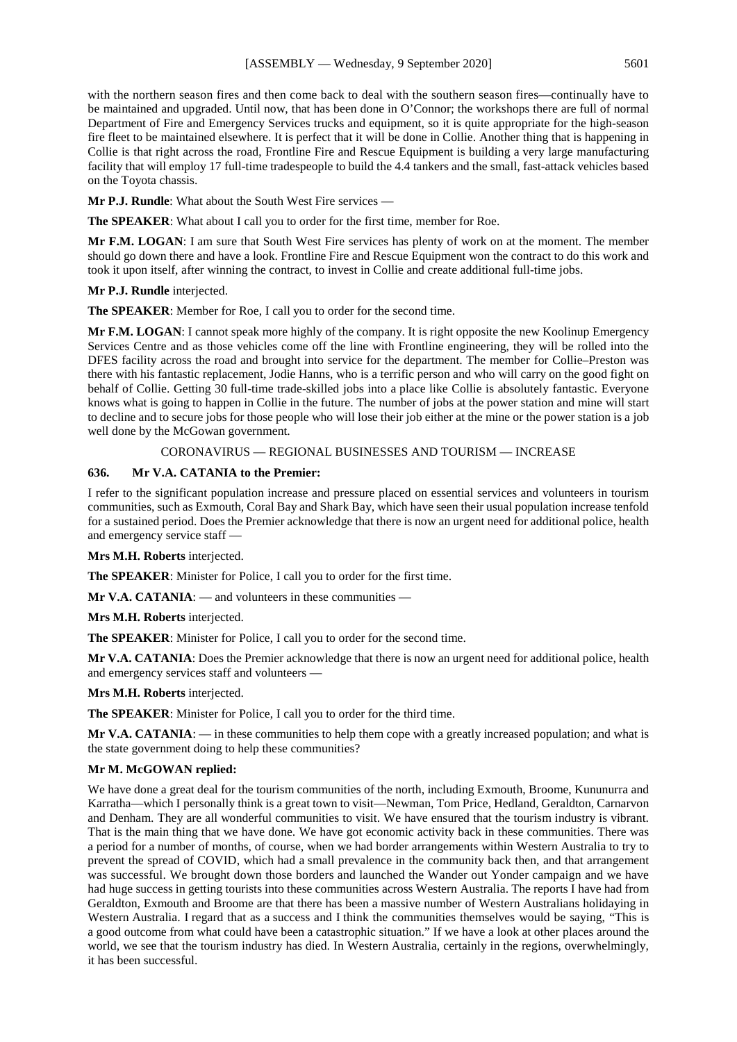with the northern season fires and then come back to deal with the southern season fires—continually have to be maintained and upgraded. Until now, that has been done in O'Connor; the workshops there are full of normal Department of Fire and Emergency Services trucks and equipment, so it is quite appropriate for the high-season fire fleet to be maintained elsewhere. It is perfect that it will be done in Collie. Another thing that is happening in Collie is that right across the road, Frontline Fire and Rescue Equipment is building a very large manufacturing facility that will employ 17 full-time tradespeople to build the 4.4 tankers and the small, fast-attack vehicles based on the Toyota chassis.

**Mr P.J. Rundle**: What about the South West Fire services —

**The SPEAKER**: What about I call you to order for the first time, member for Roe.

**Mr F.M. LOGAN**: I am sure that South West Fire services has plenty of work on at the moment. The member should go down there and have a look. Frontline Fire and Rescue Equipment won the contract to do this work and took it upon itself, after winning the contract, to invest in Collie and create additional full-time jobs.

**Mr P.J. Rundle** interjected.

**The SPEAKER**: Member for Roe, I call you to order for the second time.

**Mr F.M. LOGAN**: I cannot speak more highly of the company. It is right opposite the new Koolinup Emergency Services Centre and as those vehicles come off the line with Frontline engineering, they will be rolled into the DFES facility across the road and brought into service for the department. The member for Collie–Preston was there with his fantastic replacement, Jodie Hanns, who is a terrific person and who will carry on the good fight on behalf of Collie. Getting 30 full-time trade-skilled jobs into a place like Collie is absolutely fantastic. Everyone knows what is going to happen in Collie in the future. The number of jobs at the power station and mine will start to decline and to secure jobs for those people who will lose their job either at the mine or the power station is a job well done by the McGowan government.

CORONAVIRUS — REGIONAL BUSINESSES AND TOURISM — INCREASE

**636. Mr V.A. CATANIA to the Premier:**

I refer to the significant population increase and pressure placed on essential services and volunteers in tourism communities, such as Exmouth, Coral Bay and Shark Bay, which have seen their usual population increase tenfold for a sustained period. Does the Premier acknowledge that there is now an urgent need for additional police, health and emergency service staff —

**Mrs M.H. Roberts** interjected.

**The SPEAKER**: Minister for Police, I call you to order for the first time.

**Mr V.A. CATANIA**: — and volunteers in these communities —

**Mrs M.H. Roberts** interjected.

**The SPEAKER**: Minister for Police, I call you to order for the second time.

**Mr V.A. CATANIA**: Does the Premier acknowledge that there is now an urgent need for additional police, health and emergency services staff and volunteers —

**Mrs M.H. Roberts** interjected.

**The SPEAKER**: Minister for Police, I call you to order for the third time.

**Mr V.A. CATANIA**: — in these communities to help them cope with a greatly increased population; and what is the state government doing to help these communities?

**Mr M. McGOWAN replied:**

We have done a great deal for the tourism communities of the north, including Exmouth, Broome, Kununurra and Karratha—which I personally think is a great town to visit—Newman, Tom Price, Hedland, Geraldton, Carnarvon and Denham. They are all wonderful communities to visit. We have ensured that the tourism industry is vibrant. That is the main thing that we have done. We have got economic activity back in these communities. There was a period for a number of months, of course, when we had border arrangements within Western Australia to try to prevent the spread of COVID, which had a small prevalence in the community back then, and that arrangement was successful. We brought down those borders and launched the Wander out Yonder campaign and we have had huge success in getting tourists into these communities across Western Australia. The reports I have had from Geraldton, Exmouth and Broome are that there has been a massive number of Western Australians holidaying in Western Australia. I regard that as a success and I think the communities themselves would be saying, "This is a good outcome from what could have been a catastrophic situation." If we have a look at other places around the world, we see that the tourism industry has died. In Western Australia, certainly in the regions, overwhelmingly, it has been successful.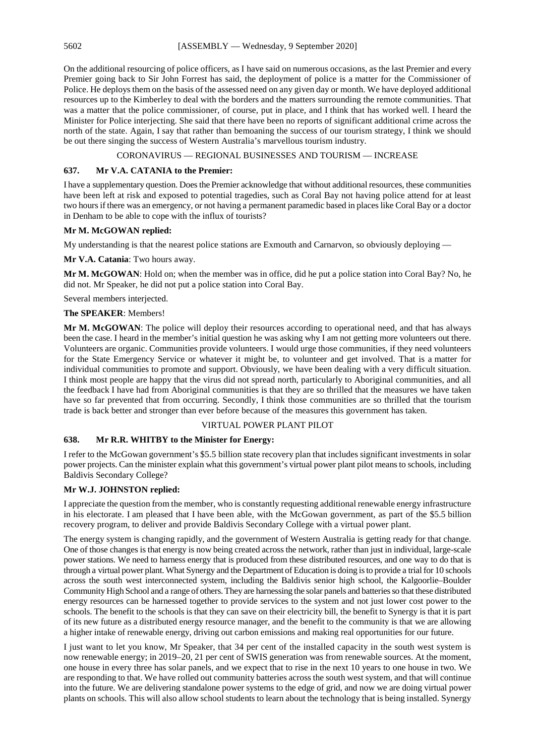On the additional resourcing of police officers, as I have said on numerous occasions, as the last Premier and every Premier going back to Sir John Forrest has said, the deployment of police is a matter for the Commissioner of Police. He deploys them on the basis of the assessed need on any given day or month. We have deployed additional resources up to the Kimberley to deal with the borders and the matters surrounding the remote communities. That was a matter that the police commissioner, of course, put in place, and I think that has worked well. I heard the Minister for Police interjecting. She said that there have been no reports of significant additional crime across the north of the state. Again, I say that rather than bemoaning the success of our tourism strategy, I think we should be out there singing the success of Western Australia's marvellous tourism industry.

## CORONAVIRUS — REGIONAL BUSINESSES AND TOURISM — INCREASE

### 637. Mr V.A. CATANIA to the Premier:

I have a supplementary question. Does the Premier acknowledge that without additional resources, these communities have been left at risk and exposed to potential tragedies, such as Coral Bay not having police attend for at least two hours if there was an emergency, or not having a permanent paramedic based in places like Coral Bay or a doctor in Denham to be able to cope with the influx of tourists?

**Mr M. McGOWAN replied:**

My understanding is that the nearest police stations are Exmouth and Carnarvon, so obviously deploying —

**Mr V.A. Catania**: Two hours away.

**Mr M. McGOWAN**: Hold on; when the member was in office, did he put a police station into Coral Bay? No, he did not. Mr Speaker, he did not put a police station into Coral Bay.

Several members interjected.

**The SPEAKER**: Members!

**Mr M. McGOWAN**: The police will deploy their resources according to operational need, and that has always been the case. I heard in the member's initial question he was asking why I am not getting more volunteers out there. Volunteers are organic. Communities provide volunteers. I would urge those communities, if they need volunteers for the State Emergency Service or whatever it might be, to volunteer and get involved. That is a matter for individual communities to promote and support. Obviously, we have been dealing with a very difficult situation. I think most people are happy that the virus did not spread north, particularly to Aboriginal communities, and all the feedback I have had from Aboriginal communities is that they are so thrilled that the measures we have taken have so far prevented that from occurring. Secondly, I think those communities are so thrilled that the tourism trade is back better and stronger than ever before because of the measures this government has taken.

## VIRTUAL POWER PLANT PILOT

### 638. Mr R.R. WHITBY to the Minister for Energy:

I refer to the McGowan government's $5.5 billion state recovery plan that includes significant investments in solar power projects. Can the minister explain what this government's virtual power plant pilot means to schools, including Baldivis Secondary College?

**Mr W.J. JOHNSTON replied:**

I appreciate the question from the member, who is constantly requesting additional renewable energy infrastructure in his electorate. I am pleased that I have been able, with the McGowan government, as part of the $5.5 billion recovery program, to deliver and provide Baldivis Secondary College with a virtual power plant.

The energy system is changing rapidly, and the government of Western Australia is getting ready for that change. One of those changes is that energy is now being created across the network, rather than just in individual, large-scale power stations. We need to harness energy that is produced from these distributed resources, and one way to do that is through a virtual power plant. What Synergy and the Department of Education is doing is to provide a trial for 10 schools across the south west interconnected system, including the Baldivis senior high school, the Kalgoorlie–Boulder Community High School and a range of others. They are harnessing the solar panels and batteries so that these distributed energy resources can be harnessed together to provide services to the system and not just lower cost power to the schools. The benefit to the schools is that they can save on their electricity bill, the benefit to Synergy is that it is part of its new future as a distributed energy resource manager, and the benefit to the community is that we are allowing a higher intake of renewable energy, driving out carbon emissions and making real opportunities for our future.

I just want to let you know, Mr Speaker, that 34 per cent of the installed capacity in the south west system is now renewable energy; in 2019–20, 21 per cent of SWIS generation was from renewable sources. At the moment, one house in every three has solar panels, and we expect that to rise in the next 10 years to one house in two. We are responding to that. We have rolled out community batteries across the south west system, and that will continue into the future. We are delivering standalone power systems to the edge of grid, and now we are doing virtual power plants on schools. This will also allow school students to learn about the technology that is being installed. Synergy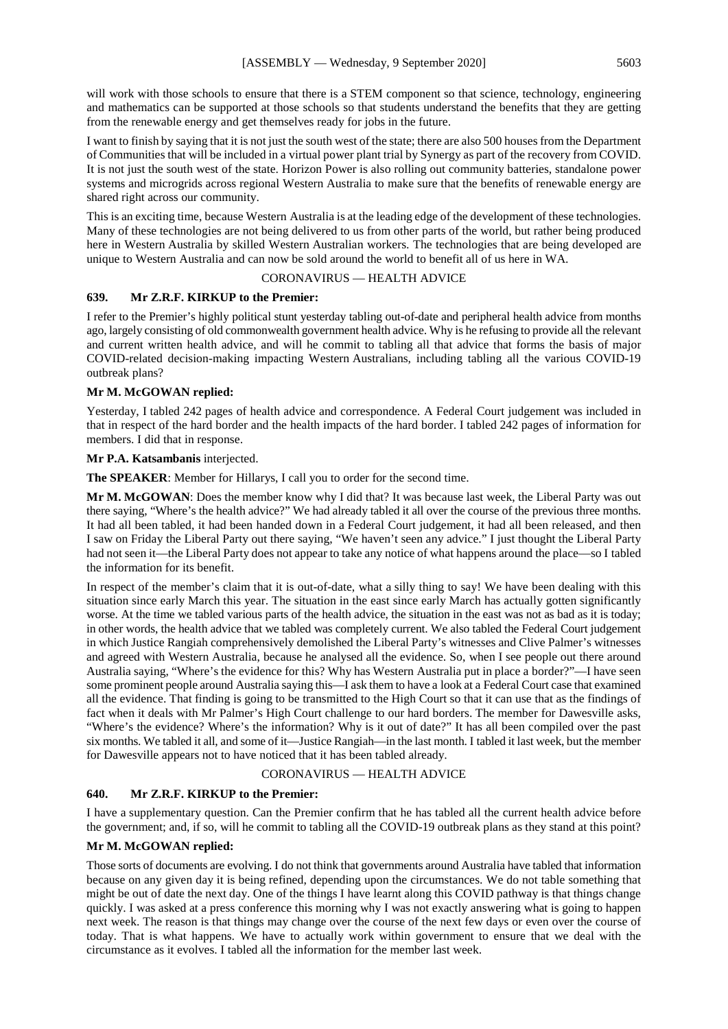will work with those schools to ensure that there is a STEM component so that science, technology, engineering and mathematics can be supported at those schools so that students understand the benefits that they are getting from the renewable energy and get themselves ready for jobs in the future.

I want to finish by saying that it is not just the south west of the state; there are also 500 houses from the Department of Communities that will be included in a virtual power plant trial by Synergy as part of the recovery from COVID. It is not just the south west of the state. Horizon Power is also rolling out community batteries, standalone power systems and microgrids across regional Western Australia to make sure that the benefits of renewable energy are shared right across our community.

This is an exciting time, because Western Australia is at the leading edge of the development of these technologies. Many of these technologies are not being delivered to us from other parts of the world, but rather being produced here in Western Australia by skilled Western Australian workers. The technologies that are being developed are unique to Western Australia and can now be sold around the world to benefit all of us here in WA.

CORONAVIRUS — HEALTH ADVICE

### 639. Mr Z.R.F. KIRKUP to the Premier:

I refer to the Premier's highly political stunt yesterday tabling out-of-date and peripheral health advice from months ago, largely consisting of old commonwealth government health advice. Why is he refusing to provide all the relevant and current written health advice, and will he commit to tabling all that advice that forms the basis of major COVID-related decision-making impacting Western Australians, including tabling all the various COVID-19 outbreak plans?

**Mr M. McGOWAN replied:**

Yesterday, I tabled 242 pages of health advice and correspondence. A Federal Court judgement was included in that in respect of the hard border and the health impacts of the hard border. I tabled 242 pages of information for members. I did that in response.

**Mr P.A. Katsambanis** interjected.

**The SPEAKER**: Member for Hillarys, I call you to order for the second time.

**Mr M. McGOWAN**: Does the member know why I did that? It was because last week, the Liberal Party was out there saying, "Where's the health advice?" We had already tabled it all over the course of the previous three months. It had all been tabled, it had been handed down in a Federal Court judgement, it had all been released, and then I saw on Friday the Liberal Party out there saying, "We haven't seen any advice." I just thought the Liberal Party had not seen it—the Liberal Party does not appear to take any notice of what happens around the place—so I tabled the information for its benefit.

In respect of the member's claim that it is out-of-date, what a silly thing to say! We have been dealing with this situation since early March this year. The situation in the east since early March has actually gotten significantly worse. At the time we tabled various parts of the health advice, the situation in the east was not as bad as it is today; in other words, the health advice that we tabled was completely current. We also tabled the Federal Court judgement in which Justice Rangiah comprehensively demolished the Liberal Party's witnesses and Clive Palmer's witnesses and agreed with Western Australia, because he analysed all the evidence. So, when I see people out there around Australia saying, "Where's the evidence for this? Why has Western Australia put in place a border?"—I have seen some prominent people around Australia saying this—I ask them to have a look at a Federal Court case that examined all the evidence. That finding is going to be transmitted to the High Court so that it can use that as the findings of fact when it deals with Mr Palmer's High Court challenge to our hard borders. The member for Dawesville asks, "Where's the evidence? Where's the information? Why is it out of date?" It has all been compiled over the past six months. We tabled it all, and some of it—Justice Rangiah—in the last month. I tabled it last week, but the member for Dawesville appears not to have noticed that it has been tabled already.

CORONAVIRUS — HEALTH ADVICE

### 640. Mr Z.R.F. KIRKUP to the Premier:

I have a supplementary question. Can the Premier confirm that he has tabled all the current health advice before the government; and, if so, will he commit to tabling all the COVID-19 outbreak plans as they stand at this point?

**Mr M. McGOWAN replied:**

Those sorts of documents are evolving. I do not think that governments around Australia have tabled that information because on any given day it is being refined, depending upon the circumstances. We do not table something that might be out of date the next day. One of the things I have learnt along this COVID pathway is that things change quickly. I was asked at a press conference this morning why I was not exactly answering what is going to happen next week. The reason is that things may change over the course of the next few days or even over the course of today. That is what happens. We have to actually work within government to ensure that we deal with the circumstance as it evolves. I tabled all the information for the member last week.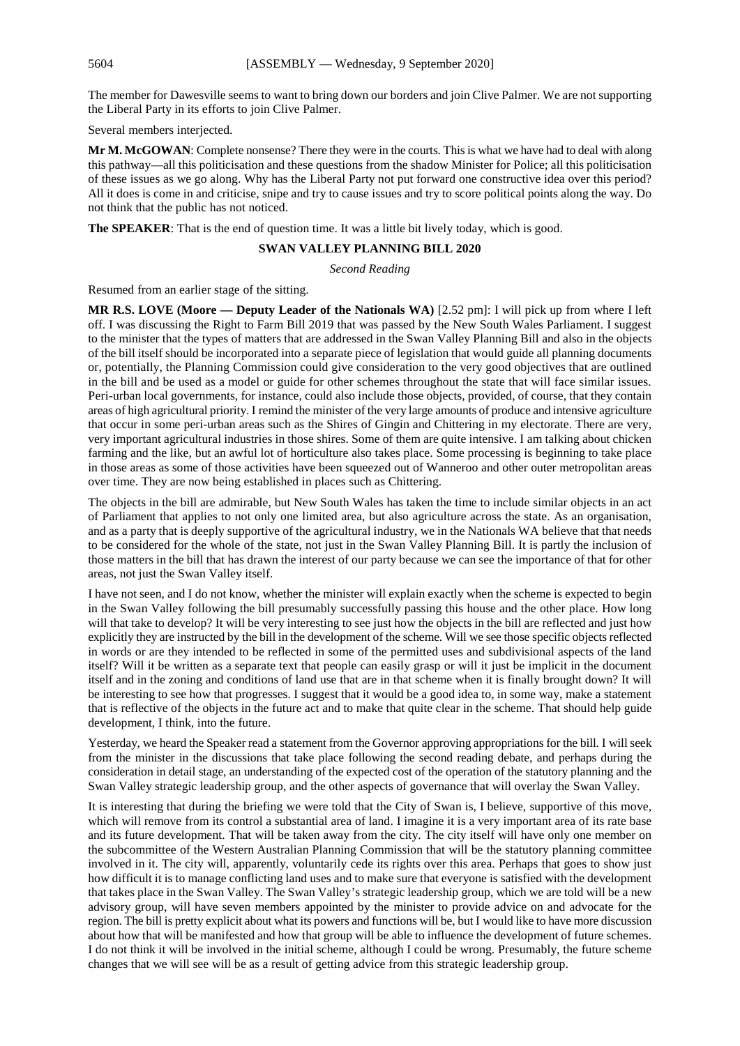The member for Dawesville seems to want to bring down our borders and join Clive Palmer. We are not supporting the Liberal Party in its efforts to join Clive Palmer.

Several members interjected.

**Mr M. McGOWAN**: Complete nonsense? There they were in the courts. This is what we have had to deal with along this pathway—all this politicisation and these questions from the shadow Minister for Police; all this politicisation of these issues as we go along. Why has the Liberal Party not put forward one constructive idea over this period? All it does is come in and criticise, snipe and try to cause issues and try to score political points along the way. Do not think that the public has not noticed.

**The SPEAKER**: That is the end of question time. It was a little bit lively today, which is good.

## SWAN VALLEY PLANNING BILL 2020

*Second Reading*

Resumed from an earlier stage of the sitting.

**MR R.S. LOVE (Moore — Deputy Leader of the Nationals WA)** [2.52 pm]: I will pick up from where I left off. I was discussing the Right to Farm Bill 2019 that was passed by the New South Wales Parliament. I suggest to the minister that the types of matters that are addressed in the Swan Valley Planning Bill and also in the objects of the bill itself should be incorporated into a separate piece of legislation that would guide all planning documents or, potentially, the Planning Commission could give consideration to the very good objectives that are outlined in the bill and be used as a model or guide for other schemes throughout the state that will face similar issues. Peri-urban local governments, for instance, could also include those objects, provided, of course, that they contain areas of high agricultural priority. I remind the minister of the very large amounts of produce and intensive agriculture that occur in some peri-urban areas such as the Shires of Gingin and Chittering in my electorate. There are very, very important agricultural industries in those shires. Some of them are quite intensive. I am talking about chicken farming and the like, but an awful lot of horticulture also takes place. Some processing is beginning to take place in those areas as some of those activities have been squeezed out of Wanneroo and other outer metropolitan areas over time. They are now being established in places such as Chittering.

The objects in the bill are admirable, but New South Wales has taken the time to include similar objects in an act of Parliament that applies to not only one limited area, but also agriculture across the state. As an organisation, and as a party that is deeply supportive of the agricultural industry, we in the Nationals WA believe that that needs to be considered for the whole of the state, not just in the Swan Valley Planning Bill. It is partly the inclusion of those matters in the bill that has drawn the interest of our party because we can see the importance of that for other areas, not just the Swan Valley itself.

I have not seen, and I do not know, whether the minister will explain exactly when the scheme is expected to begin in the Swan Valley following the bill presumably successfully passing this house and the other place. How long will that take to develop? It will be very interesting to see just how the objects in the bill are reflected and just how explicitly they are instructed by the bill in the development of the scheme. Will we see those specific objects reflected in words or are they intended to be reflected in some of the permitted uses and subdivisional aspects of the land itself? Will it be written as a separate text that people can easily grasp or will it just be implicit in the document itself and in the zoning and conditions of land use that are in that scheme when it is finally brought down? It will be interesting to see how that progresses. I suggest that it would be a good idea to, in some way, make a statement that is reflective of the objects in the future act and to make that quite clear in the scheme. That should help guide development, I think, into the future.

Yesterday, we heard the Speaker read a statement from the Governor approving appropriations for the bill. I will seek from the minister in the discussions that take place following the second reading debate, and perhaps during the consideration in detail stage, an understanding of the expected cost of the operation of the statutory planning and the Swan Valley strategic leadership group, and the other aspects of governance that will overlay the Swan Valley.

It is interesting that during the briefing we were told that the City of Swan is, I believe, supportive of this move, which will remove from its control a substantial area of land. I imagine it is a very important area of its rate base and its future development. That will be taken away from the city. The city itself will have only one member on the subcommittee of the Western Australian Planning Commission that will be the statutory planning committee involved in it. The city will, apparently, voluntarily cede its rights over this area. Perhaps that goes to show just how difficult it is to manage conflicting land uses and to make sure that everyone is satisfied with the development that takes place in the Swan Valley. The Swan Valley's strategic leadership group, which we are told will be a new advisory group, will have seven members appointed by the minister to provide advice on and advocate for the region. The bill is pretty explicit about what its powers and functions will be, but I would like to have more discussion about how that will be manifested and how that group will be able to influence the development of future schemes. I do not think it will be involved in the initial scheme, although I could be wrong. Presumably, the future scheme changes that we will see will be as a result of getting advice from this strategic leadership group.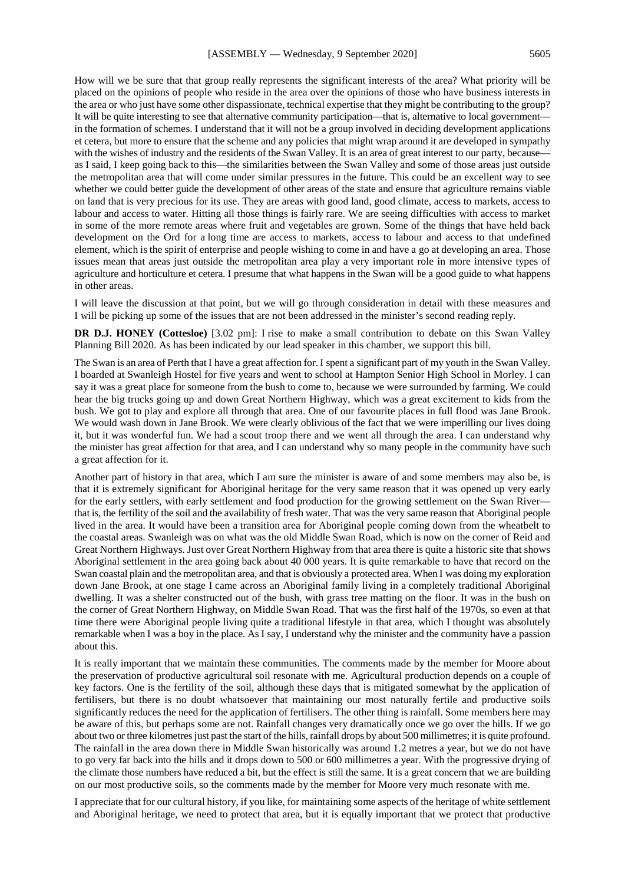How will we be sure that that group really represents the significant interests of the area? What priority will be placed on the opinions of people who reside in the area over the opinions of those who have business interests in the area or who just have some other dispassionate, technical expertise that they might be contributing to the group? It will be quite interesting to see that alternative community participation—that is, alternative to local government—in the formation of schemes. I understand that it will not be a group involved in deciding development applications et cetera, but more to ensure that the scheme and any policies that might wrap around it are developed in sympathy with the wishes of industry and the residents of the Swan Valley. It is an area of great interest to our party, because—as I said, I keep going back to this—the similarities between the Swan Valley and some of those areas just outside the metropolitan area that will come under similar pressures in the future. This could be an excellent way to see whether we could better guide the development of other areas of the state and ensure that agriculture remains viable on land that is very precious for its use. They are areas with good land, good climate, access to markets, access to labour and access to water. Hitting all those things is fairly rare. We are seeing difficulties with access to market in some of the more remote areas where fruit and vegetables are grown. Some of the things that have held back development on the Ord for a long time are access to markets, access to labour and access to that undefined element, which is the spirit of enterprise and people wishing to come in and have a go at developing an area. Those issues mean that areas just outside the metropolitan area play a very important role in more intensive types of agriculture and horticulture et cetera. I presume that what happens in the Swan will be a good guide to what happens in other areas.

I will leave the discussion at that point, but we will go through consideration in detail with these measures and I will be picking up some of the issues that are not been addressed in the minister's second reading reply.

**DR D.J. HONEY (Cottesloe)** [3.02 pm]: I rise to make a small contribution to debate on this Swan Valley Planning Bill 2020. As has been indicated by our lead speaker in this chamber, we support this bill.

The Swan is an area of Perth that I have a great affection for. I spent a significant part of my youth in the Swan Valley. I boarded at Swanleigh Hostel for five years and went to school at Hampton Senior High School in Morley. I can say it was a great place for someone from the bush to come to, because we were surrounded by farming. We could hear the big trucks going up and down Great Northern Highway, which was a great excitement to kids from the bush. We got to play and explore all through that area. One of our favourite places in full flood was Jane Brook. We would wash down in Jane Brook. We were clearly oblivious of the fact that we were imperilling our lives doing it, but it was wonderful fun. We had a scout troop there and we went all through the area. I can understand why the minister has great affection for that area, and I can understand why so many people in the community have such a great affection for it.

Another part of history in that area, which I am sure the minister is aware of and some members may also be, is that it is extremely significant for Aboriginal heritage for the very same reason that it was opened up very early for the early settlers, with early settlement and food production for the growing settlement on the Swan River—that is, the fertility of the soil and the availability of fresh water. That was the very same reason that Aboriginal people lived in the area. It would have been a transition area for Aboriginal people coming down from the wheatbelt to the coastal areas. Swanleigh was on what was the old Middle Swan Road, which is now on the corner of Reid and Great Northern Highways. Just over Great Northern Highway from that area there is quite a historic site that shows Aboriginal settlement in the area going back about 40 000 years. It is quite remarkable to have that record on the Swan coastal plain and the metropolitan area, and that is obviously a protected area. When I was doing my exploration down Jane Brook, at one stage I came across an Aboriginal family living in a completely traditional Aboriginal dwelling. It was a shelter constructed out of the bush, with grass tree matting on the floor. It was in the bush on the corner of Great Northern Highway, on Middle Swan Road. That was the first half of the 1970s, so even at that time there were Aboriginal people living quite a traditional lifestyle in that area, which I thought was absolutely remarkable when I was a boy in the place. As I say, I understand why the minister and the community have a passion about this.

It is really important that we maintain these communities. The comments made by the member for Moore about the preservation of productive agricultural soil resonate with me. Agricultural production depends on a couple of key factors. One is the fertility of the soil, although these days that is mitigated somewhat by the application of fertilisers, but there is no doubt whatsoever that maintaining our most naturally fertile and productive soils significantly reduces the need for the application of fertilisers. The other thing is rainfall. Some members here may be aware of this, but perhaps some are not. Rainfall changes very dramatically once we go over the hills. If we go about two or three kilometres just past the start of the hills, rainfall drops by about 500 millimetres; it is quite profound. The rainfall in the area down there in Middle Swan historically was around 1.2 metres a year, but we do not have to go very far back into the hills and it drops down to 500 or 600 millimetres a year. With the progressive drying of the climate those numbers have reduced a bit, but the effect is still the same. It is a great concern that we are building on our most productive soils, so the comments made by the member for Moore very much resonate with me.

I appreciate that for our cultural history, if you like, for maintaining some aspects of the heritage of white settlement and Aboriginal heritage, we need to protect that area, but it is equally important that we protect that productive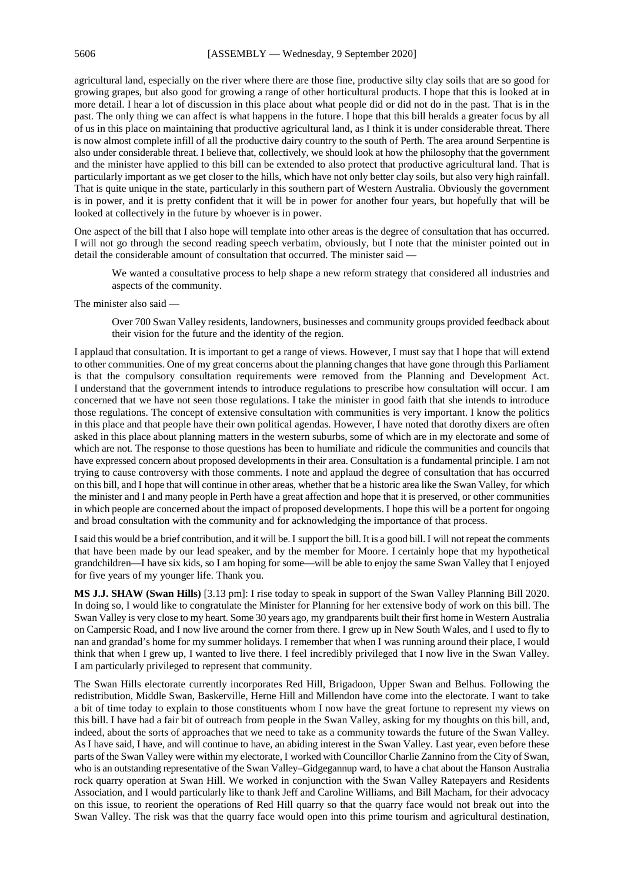agricultural land, especially on the river where there are those fine, productive silty clay soils that are so good for growing grapes, but also good for growing a range of other horticultural products. I hope that this is looked at in more detail. I hear a lot of discussion in this place about what people did or did not do in the past. That is in the past. The only thing we can affect is what happens in the future. I hope that this bill heralds a greater focus by all of us in this place on maintaining that productive agricultural land, as I think it is under considerable threat. There is now almost complete infill of all the productive dairy country to the south of Perth. The area around Serpentine is also under considerable threat. I believe that, collectively, we should look at how the philosophy that the government and the minister have applied to this bill can be extended to also protect that productive agricultural land. That is particularly important as we get closer to the hills, which have not only better clay soils, but also very high rainfall. That is quite unique in the state, particularly in this southern part of Western Australia. Obviously the government is in power, and it is pretty confident that it will be in power for another four years, but hopefully that will be looked at collectively in the future by whoever is in power.

One aspect of the bill that I also hope will template into other areas is the degree of consultation that has occurred. I will not go through the second reading speech verbatim, obviously, but I note that the minister pointed out in detail the considerable amount of consultation that occurred. The minister said —

> We wanted a consultative process to help shape a new reform strategy that considered all industries and aspects of the community.

The minister also said —

> Over 700 Swan Valley residents, landowners, businesses and community groups provided feedback about their vision for the future and the identity of the region.

I applaud that consultation. It is important to get a range of views. However, I must say that I hope that will extend to other communities. One of my great concerns about the planning changes that have gone through this Parliament is that the compulsory consultation requirements were removed from the Planning and Development Act. I understand that the government intends to introduce regulations to prescribe how consultation will occur. I am concerned that we have not seen those regulations. I take the minister in good faith that she intends to introduce those regulations. The concept of extensive consultation with communities is very important. I know the politics in this place and that people have their own political agendas. However, I have noted that dorothy dixers are often asked in this place about planning matters in the western suburbs, some of which are in my electorate and some of which are not. The response to those questions has been to humiliate and ridicule the communities and councils that have expressed concern about proposed developments in their area. Consultation is a fundamental principle. I am not trying to cause controversy with those comments. I note and applaud the degree of consultation that has occurred on this bill, and I hope that will continue in other areas, whether that be a historic area like the Swan Valley, for which the minister and I and many people in Perth have a great affection and hope that it is preserved, or other communities in which people are concerned about the impact of proposed developments. I hope this will be a portent for ongoing and broad consultation with the community and for acknowledging the importance of that process.

I said this would be a brief contribution, and it will be. I support the bill. It is a good bill. I will not repeat the comments that have been made by our lead speaker, and by the member for Moore. I certainly hope that my hypothetical grandchildren—I have six kids, so I am hoping for some—will be able to enjoy the same Swan Valley that I enjoyed for five years of my younger life. Thank you.

**MS J.J. SHAW (Swan Hills)** [3.13 pm]: I rise today to speak in support of the Swan Valley Planning Bill 2020. In doing so, I would like to congratulate the Minister for Planning for her extensive body of work on this bill. The Swan Valley is very close to my heart. Some 30 years ago, my grandparents built their first home in Western Australia on Campersic Road, and I now live around the corner from there. I grew up in New South Wales, and I used to fly to nan and grandad's home for my summer holidays. I remember that when I was running around their place, I would think that when I grew up, I wanted to live there. I feel incredibly privileged that I now live in the Swan Valley. I am particularly privileged to represent that community.

The Swan Hills electorate currently incorporates Red Hill, Brigadoon, Upper Swan and Belhus. Following the redistribution, Middle Swan, Baskerville, Herne Hill and Millendon have come into the electorate. I want to take a bit of time today to explain to those constituents whom I now have the great fortune to represent my views on this bill. I have had a fair bit of outreach from people in the Swan Valley, asking for my thoughts on this bill, and, indeed, about the sorts of approaches that we need to take as a community towards the future of the Swan Valley. As I have said, I have, and will continue to have, an abiding interest in the Swan Valley. Last year, even before these parts of the Swan Valley were within my electorate, I worked with Councillor Charlie Zannino from the City of Swan, who is an outstanding representative of the Swan Valley–Gidgegannup ward, to have a chat about the Hanson Australia rock quarry operation at Swan Hill. We worked in conjunction with the Swan Valley Ratepayers and Residents Association, and I would particularly like to thank Jeff and Caroline Williams, and Bill Macham, for their advocacy on this issue, to reorient the operations of Red Hill quarry so that the quarry face would not break out into the Swan Valley. The risk was that the quarry face would open into this prime tourism and agricultural destination,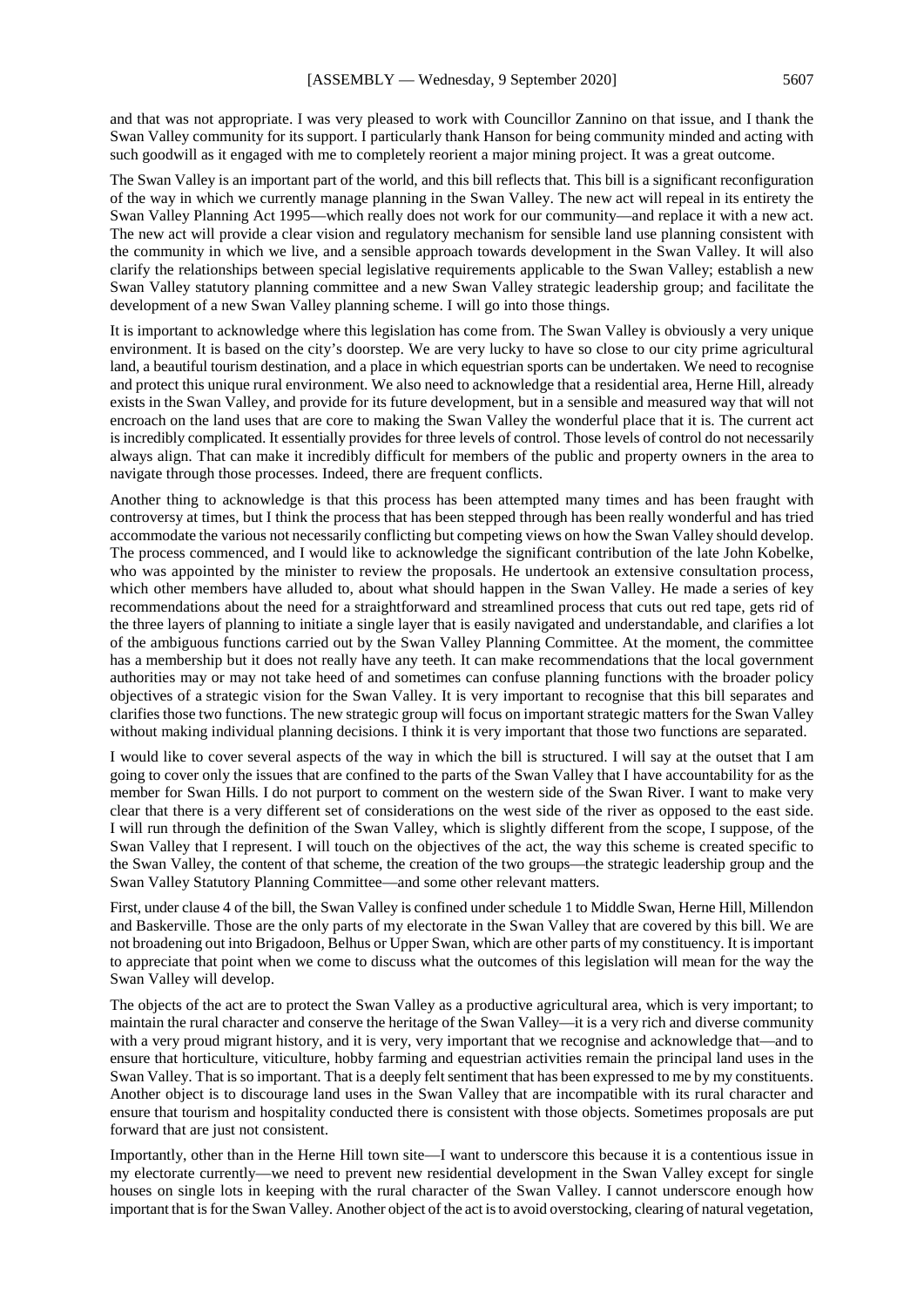and that was not appropriate. I was very pleased to work with Councillor Zannino on that issue, and I thank the Swan Valley community for its support. I particularly thank Hanson for being community minded and acting with such goodwill as it engaged with me to completely reorient a major mining project. It was a great outcome.

The Swan Valley is an important part of the world, and this bill reflects that. This bill is a significant reconfiguration of the way in which we currently manage planning in the Swan Valley. The new act will repeal in its entirety the Swan Valley Planning Act 1995—which really does not work for our community—and replace it with a new act. The new act will provide a clear vision and regulatory mechanism for sensible land use planning consistent with the community in which we live, and a sensible approach towards development in the Swan Valley. It will also clarify the relationships between special legislative requirements applicable to the Swan Valley; establish a new Swan Valley statutory planning committee and a new Swan Valley strategic leadership group; and facilitate the development of a new Swan Valley planning scheme. I will go into those things.

It is important to acknowledge where this legislation has come from. The Swan Valley is obviously a very unique environment. It is based on the city's doorstep. We are very lucky to have so close to our city prime agricultural land, a beautiful tourism destination, and a place in which equestrian sports can be undertaken. We need to recognise and protect this unique rural environment. We also need to acknowledge that a residential area, Herne Hill, already exists in the Swan Valley, and provide for its future development, but in a sensible and measured way that will not encroach on the land uses that are core to making the Swan Valley the wonderful place that it is. The current act is incredibly complicated. It essentially provides for three levels of control. Those levels of control do not necessarily always align. That can make it incredibly difficult for members of the public and property owners in the area to navigate through those processes. Indeed, there are frequent conflicts.

Another thing to acknowledge is that this process has been attempted many times and has been fraught with controversy at times, but I think the process that has been stepped through has been really wonderful and has tried accommodate the various not necessarily conflicting but competing views on how the Swan Valley should develop. The process commenced, and I would like to acknowledge the significant contribution of the late John Kobelke, who was appointed by the minister to review the proposals. He undertook an extensive consultation process, which other members have alluded to, about what should happen in the Swan Valley. He made a series of key recommendations about the need for a straightforward and streamlined process that cuts out red tape, gets rid of the three layers of planning to initiate a single layer that is easily navigated and understandable, and clarifies a lot of the ambiguous functions carried out by the Swan Valley Planning Committee. At the moment, the committee has a membership but it does not really have any teeth. It can make recommendations that the local government authorities may or may not take heed of and sometimes can confuse planning functions with the broader policy objectives of a strategic vision for the Swan Valley. It is very important to recognise that this bill separates and clarifies those two functions. The new strategic group will focus on important strategic matters for the Swan Valley without making individual planning decisions. I think it is very important that those two functions are separated.

I would like to cover several aspects of the way in which the bill is structured. I will say at the outset that I am going to cover only the issues that are confined to the parts of the Swan Valley that I have accountability for as the member for Swan Hills. I do not purport to comment on the western side of the Swan River. I want to make very clear that there is a very different set of considerations on the west side of the river as opposed to the east side. I will run through the definition of the Swan Valley, which is slightly different from the scope, I suppose, of the Swan Valley that I represent. I will touch on the objectives of the act, the way this scheme is created specific to the Swan Valley, the content of that scheme, the creation of the two groups—the strategic leadership group and the Swan Valley Statutory Planning Committee—and some other relevant matters.

First, under clause 4 of the bill, the Swan Valley is confined under schedule 1 to Middle Swan, Herne Hill, Millendon and Baskerville. Those are the only parts of my electorate in the Swan Valley that are covered by this bill. We are not broadening out into Brigadoon, Belhus or Upper Swan, which are other parts of my constituency. It is important to appreciate that point when we come to discuss what the outcomes of this legislation will mean for the way the Swan Valley will develop.

The objects of the act are to protect the Swan Valley as a productive agricultural area, which is very important; to maintain the rural character and conserve the heritage of the Swan Valley—it is a very rich and diverse community with a very proud migrant history, and it is very, very important that we recognise and acknowledge that—and to ensure that horticulture, viticulture, hobby farming and equestrian activities remain the principal land uses in the Swan Valley. That is so important. That is a deeply felt sentiment that has been expressed to me by my constituents. Another object is to discourage land uses in the Swan Valley that are incompatible with its rural character and ensure that tourism and hospitality conducted there is consistent with those objects. Sometimes proposals are put forward that are just not consistent.

Importantly, other than in the Herne Hill town site—I want to underscore this because it is a contentious issue in my electorate currently—we need to prevent new residential development in the Swan Valley except for single houses on single lots in keeping with the rural character of the Swan Valley. I cannot underscore enough how important that is for the Swan Valley. Another object of the act is to avoid overstocking, clearing of natural vegetation,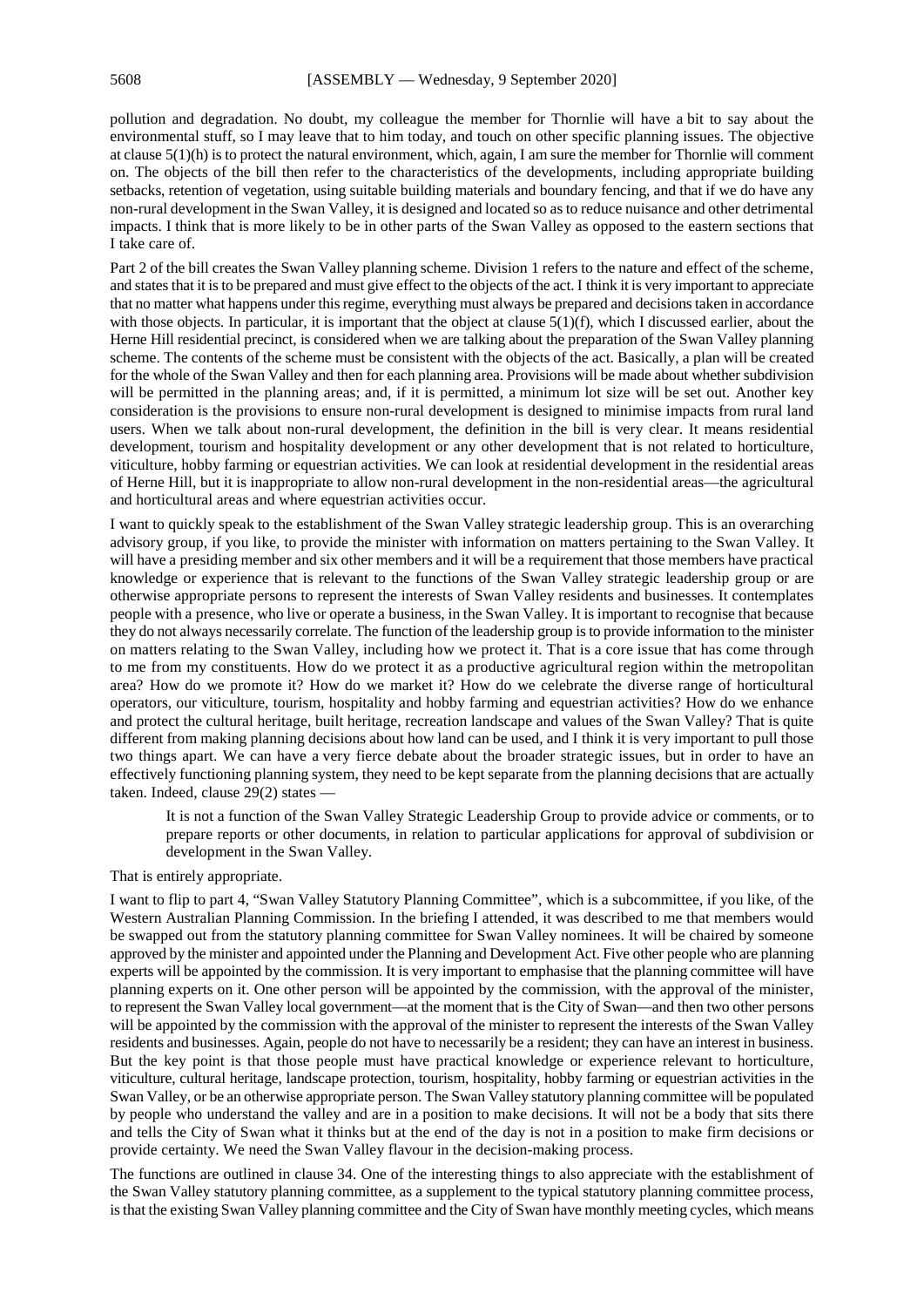pollution and degradation. No doubt, my colleague the member for Thornlie will have a bit to say about the environmental stuff, so I may leave that to him today, and touch on other specific planning issues. The objective at clause 5(1)(h) is to protect the natural environment, which, again, I am sure the member for Thornlie will comment on. The objects of the bill then refer to the characteristics of the developments, including appropriate building setbacks, retention of vegetation, using suitable building materials and boundary fencing, and that if we do have any non-rural development in the Swan Valley, it is designed and located so as to reduce nuisance and other detrimental impacts. I think that is more likely to be in other parts of the Swan Valley as opposed to the eastern sections that I take care of.

Part 2 of the bill creates the Swan Valley planning scheme. Division 1 refers to the nature and effect of the scheme, and states that it is to be prepared and must give effect to the objects of the act. I think it is very important to appreciate that no matter what happens under this regime, everything must always be prepared and decisions taken in accordance with those objects. In particular, it is important that the object at clause 5(1)(f), which I discussed earlier, about the Herne Hill residential precinct, is considered when we are talking about the preparation of the Swan Valley planning scheme. The contents of the scheme must be consistent with the objects of the act. Basically, a plan will be created for the whole of the Swan Valley and then for each planning area. Provisions will be made about whether subdivision will be permitted in the planning areas; and, if it is permitted, a minimum lot size will be set out. Another key consideration is the provisions to ensure non-rural development is designed to minimise impacts from rural land users. When we talk about non-rural development, the definition in the bill is very clear. It means residential development, tourism and hospitality development or any other development that is not related to horticulture, viticulture, hobby farming or equestrian activities. We can look at residential development in the residential areas of Herne Hill, but it is inappropriate to allow non-rural development in the non-residential areas—the agricultural and horticultural areas and where equestrian activities occur.

I want to quickly speak to the establishment of the Swan Valley strategic leadership group. This is an overarching advisory group, if you like, to provide the minister with information on matters pertaining to the Swan Valley. It will have a presiding member and six other members and it will be a requirement that those members have practical knowledge or experience that is relevant to the functions of the Swan Valley strategic leadership group or are otherwise appropriate persons to represent the interests of Swan Valley residents and businesses. It contemplates people with a presence, who live or operate a business, in the Swan Valley. It is important to recognise that because they do not always necessarily correlate. The function of the leadership group is to provide information to the minister on matters relating to the Swan Valley, including how we protect it. That is a core issue that has come through to me from my constituents. How do we protect it as a productive agricultural region within the metropolitan area? How do we promote it? How do we market it? How do we celebrate the diverse range of horticultural operators, our viticulture, tourism, hospitality and hobby farming and equestrian activities? How do we enhance and protect the cultural heritage, built heritage, recreation landscape and values of the Swan Valley? That is quite different from making planning decisions about how land can be used, and I think it is very important to pull those two things apart. We can have a very fierce debate about the broader strategic issues, but in order to have an effectively functioning planning system, they need to be kept separate from the planning decisions that are actually taken. Indeed, clause 29(2) states —

> It is not a function of the Swan Valley Strategic Leadership Group to provide advice or comments, or to prepare reports or other documents, in relation to particular applications for approval of subdivision or development in the Swan Valley.

That is entirely appropriate.

I want to flip to part 4, "Swan Valley Statutory Planning Committee", which is a subcommittee, if you like, of the Western Australian Planning Commission. In the briefing I attended, it was described to me that members would be swapped out from the statutory planning committee for Swan Valley nominees. It will be chaired by someone approved by the minister and appointed under the Planning and Development Act. Five other people who are planning experts will be appointed by the commission. It is very important to emphasise that the planning committee will have planning experts on it. One other person will be appointed by the commission, with the approval of the minister, to represent the Swan Valley local government—at the moment that is the City of Swan—and then two other persons will be appointed by the commission with the approval of the minister to represent the interests of the Swan Valley residents and businesses. Again, people do not have to necessarily be a resident; they can have an interest in business. But the key point is that those people must have practical knowledge or experience relevant to horticulture, viticulture, cultural heritage, landscape protection, tourism, hospitality, hobby farming or equestrian activities in the Swan Valley, or be an otherwise appropriate person. The Swan Valley statutory planning committee will be populated by people who understand the valley and are in a position to make decisions. It will not be a body that sits there and tells the City of Swan what it thinks but at the end of the day is not in a position to make firm decisions or provide certainty. We need the Swan Valley flavour in the decision-making process.

The functions are outlined in clause 34. One of the interesting things to also appreciate with the establishment of the Swan Valley statutory planning committee, as a supplement to the typical statutory planning committee process, is that the existing Swan Valley planning committee and the City of Swan have monthly meeting cycles, which means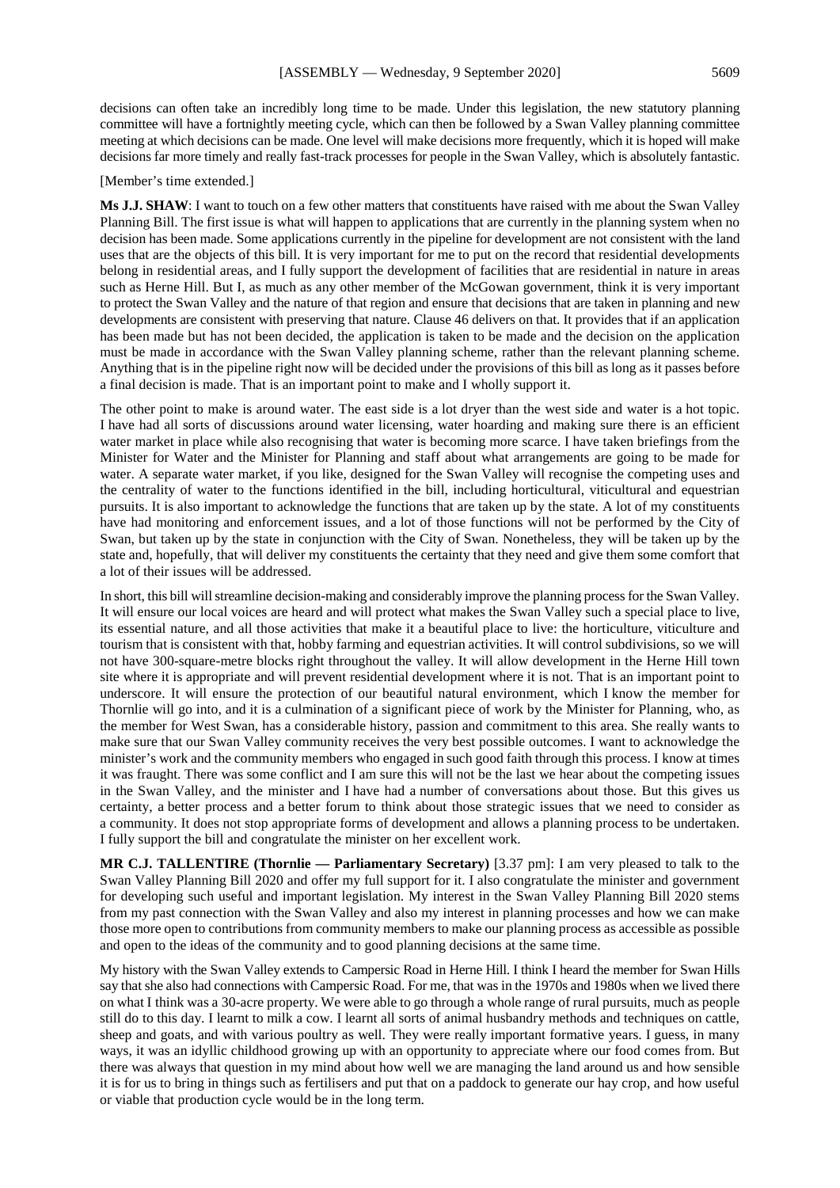decisions can often take an incredibly long time to be made. Under this legislation, the new statutory planning committee will have a fortnightly meeting cycle, which can then be followed by a Swan Valley planning committee meeting at which decisions can be made. One level will make decisions more frequently, which it is hoped will make decisions far more timely and really fast-track processes for people in the Swan Valley, which is absolutely fantastic.

[Member's time extended.]

**Ms J.J. SHAW**: I want to touch on a few other matters that constituents have raised with me about the Swan Valley Planning Bill. The first issue is what will happen to applications that are currently in the planning system when no decision has been made. Some applications currently in the pipeline for development are not consistent with the land uses that are the objects of this bill. It is very important for me to put on the record that residential developments belong in residential areas, and I fully support the development of facilities that are residential in nature in areas such as Herne Hill. But I, as much as any other member of the McGowan government, think it is very important to protect the Swan Valley and the nature of that region and ensure that decisions that are taken in planning and new developments are consistent with preserving that nature. Clause 46 delivers on that. It provides that if an application has been made but has not been decided, the application is taken to be made and the decision on the application must be made in accordance with the Swan Valley planning scheme, rather than the relevant planning scheme. Anything that is in the pipeline right now will be decided under the provisions of this bill as long as it passes before a final decision is made. That is an important point to make and I wholly support it.

The other point to make is around water. The east side is a lot dryer than the west side and water is a hot topic. I have had all sorts of discussions around water licensing, water hoarding and making sure there is an efficient water market in place while also recognising that water is becoming more scarce. I have taken briefings from the Minister for Water and the Minister for Planning and staff about what arrangements are going to be made for water. A separate water market, if you like, designed for the Swan Valley will recognise the competing uses and the centrality of water to the functions identified in the bill, including horticultural, viticultural and equestrian pursuits. It is also important to acknowledge the functions that are taken up by the state. A lot of my constituents have had monitoring and enforcement issues, and a lot of those functions will not be performed by the City of Swan, but taken up by the state in conjunction with the City of Swan. Nonetheless, they will be taken up by the state and, hopefully, that will deliver my constituents the certainty that they need and give them some comfort that a lot of their issues will be addressed.

In short, this bill will streamline decision-making and considerably improve the planning process for the Swan Valley. It will ensure our local voices are heard and will protect what makes the Swan Valley such a special place to live, its essential nature, and all those activities that make it a beautiful place to live: the horticulture, viticulture and tourism that is consistent with that, hobby farming and equestrian activities. It will control subdivisions, so we will not have 300-square-metre blocks right throughout the valley. It will allow development in the Herne Hill town site where it is appropriate and will prevent residential development where it is not. That is an important point to underscore. It will ensure the protection of our beautiful natural environment, which I know the member for Thornlie will go into, and it is a culmination of a significant piece of work by the Minister for Planning, who, as the member for West Swan, has a considerable history, passion and commitment to this area. She really wants to make sure that our Swan Valley community receives the very best possible outcomes. I want to acknowledge the minister's work and the community members who engaged in such good faith through this process. I know at times it was fraught. There was some conflict and I am sure this will not be the last we hear about the competing issues in the Swan Valley, and the minister and I have had a number of conversations about those. But this gives us certainty, a better process and a better forum to think about those strategic issues that we need to consider as a community. It does not stop appropriate forms of development and allows a planning process to be undertaken. I fully support the bill and congratulate the minister on her excellent work.

**MR C.J. TALLENTIRE (Thornlie — Parliamentary Secretary)** [3.37 pm]: I am very pleased to talk to the Swan Valley Planning Bill 2020 and offer my full support for it. I also congratulate the minister and government for developing such useful and important legislation. My interest in the Swan Valley Planning Bill 2020 stems from my past connection with the Swan Valley and also my interest in planning processes and how we can make those more open to contributions from community members to make our planning process as accessible as possible and open to the ideas of the community and to good planning decisions at the same time.

My history with the Swan Valley extends to Campersic Road in Herne Hill. I think I heard the member for Swan Hills say that she also had connections with Campersic Road. For me, that was in the 1970s and 1980s when we lived there on what I think was a 30-acre property. We were able to go through a whole range of rural pursuits, much as people still do to this day. I learnt to milk a cow. I learnt all sorts of animal husbandry methods and techniques on cattle, sheep and goats, and with various poultry as well. They were really important formative years. I guess, in many ways, it was an idyllic childhood growing up with an opportunity to appreciate where our food comes from. But there was always that question in my mind about how well we are managing the land around us and how sensible it is for us to bring in things such as fertilisers and put that on a paddock to generate our hay crop, and how useful or viable that production cycle would be in the long term.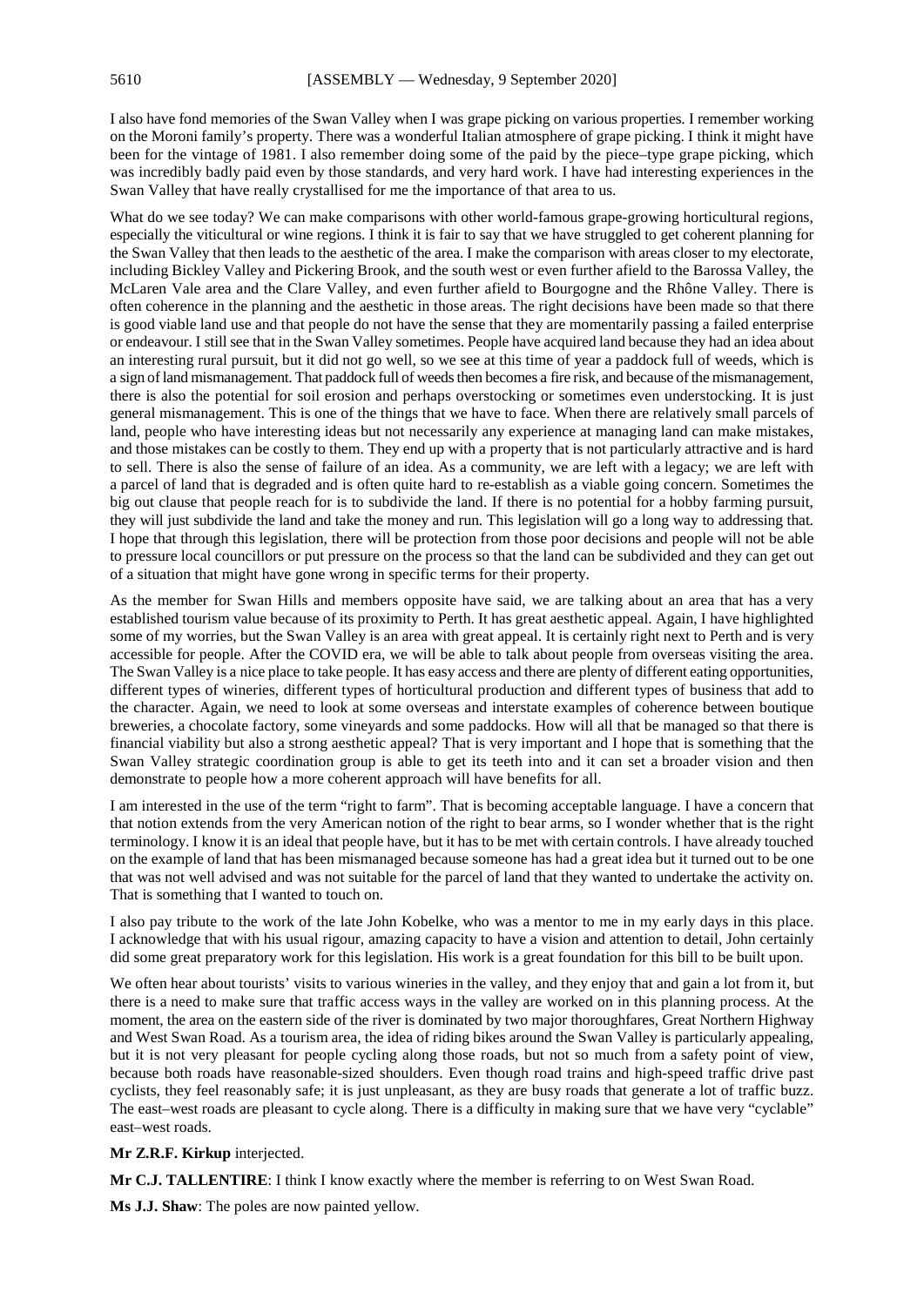I also have fond memories of the Swan Valley when I was grape picking on various properties. I remember working on the Moroni family's property. There was a wonderful Italian atmosphere of grape picking. I think it might have been for the vintage of 1981. I also remember doing some of the paid by the piece–type grape picking, which was incredibly badly paid even by those standards, and very hard work. I have had interesting experiences in the Swan Valley that have really crystallised for me the importance of that area to us.

What do we see today? We can make comparisons with other world-famous grape-growing horticultural regions, especially the viticultural or wine regions. I think it is fair to say that we have struggled to get coherent planning for the Swan Valley that then leads to the aesthetic of the area. I make the comparison with areas closer to my electorate, including Bickley Valley and Pickering Brook, and the south west or even further afield to the Barossa Valley, the McLaren Vale area and the Clare Valley, and even further afield to Bourgogne and the Rhône Valley. There is often coherence in the planning and the aesthetic in those areas. The right decisions have been made so that there is good viable land use and that people do not have the sense that they are momentarily passing a failed enterprise or endeavour. I still see that in the Swan Valley sometimes. People have acquired land because they had an idea about an interesting rural pursuit, but it did not go well, so we see at this time of year a paddock full of weeds, which is a sign of land mismanagement. That paddock full of weeds then becomes a fire risk, and because of the mismanagement, there is also the potential for soil erosion and perhaps overstocking or sometimes even understocking. It is just general mismanagement. This is one of the things that we have to face. When there are relatively small parcels of land, people who have interesting ideas but not necessarily any experience at managing land can make mistakes, and those mistakes can be costly to them. They end up with a property that is not particularly attractive and is hard to sell. There is also the sense of failure of an idea. As a community, we are left with a legacy; we are left with a parcel of land that is degraded and is often quite hard to re-establish as a viable going concern. Sometimes the big out clause that people reach for is to subdivide the land. If there is no potential for a hobby farming pursuit, they will just subdivide the land and take the money and run. This legislation will go a long way to addressing that. I hope that through this legislation, there will be protection from those poor decisions and people will not be able to pressure local councillors or put pressure on the process so that the land can be subdivided and they can get out of a situation that might have gone wrong in specific terms for their property.

As the member for Swan Hills and members opposite have said, we are talking about an area that has a very established tourism value because of its proximity to Perth. It has great aesthetic appeal. Again, I have highlighted some of my worries, but the Swan Valley is an area with great appeal. It is certainly right next to Perth and is very accessible for people. After the COVID era, we will be able to talk about people from overseas visiting the area. The Swan Valley is a nice place to take people. It has easy access and there are plenty of different eating opportunities, different types of wineries, different types of horticultural production and different types of business that add to the character. Again, we need to look at some overseas and interstate examples of coherence between boutique breweries, a chocolate factory, some vineyards and some paddocks. How will all that be managed so that there is financial viability but also a strong aesthetic appeal? That is very important and I hope that is something that the Swan Valley strategic coordination group is able to get its teeth into and it can set a broader vision and then demonstrate to people how a more coherent approach will have benefits for all.

I am interested in the use of the term "right to farm". That is becoming acceptable language. I have a concern that that notion extends from the very American notion of the right to bear arms, so I wonder whether that is the right terminology. I know it is an ideal that people have, but it has to be met with certain controls. I have already touched on the example of land that has been mismanaged because someone has had a great idea but it turned out to be one that was not well advised and was not suitable for the parcel of land that they wanted to undertake the activity on. That is something that I wanted to touch on.

I also pay tribute to the work of the late John Kobelke, who was a mentor to me in my early days in this place. I acknowledge that with his usual rigour, amazing capacity to have a vision and attention to detail, John certainly did some great preparatory work for this legislation. His work is a great foundation for this bill to be built upon.

We often hear about tourists' visits to various wineries in the valley, and they enjoy that and gain a lot from it, but there is a need to make sure that traffic access ways in the valley are worked on in this planning process. At the moment, the area on the eastern side of the river is dominated by two major thoroughfares, Great Northern Highway and West Swan Road. As a tourism area, the idea of riding bikes around the Swan Valley is particularly appealing, but it is not very pleasant for people cycling along those roads, but not so much from a safety point of view, because both roads have reasonable-sized shoulders. Even though road trains and high-speed traffic drive past cyclists, they feel reasonably safe; it is just unpleasant, as they are busy roads that generate a lot of traffic buzz. The east–west roads are pleasant to cycle along. There is a difficulty in making sure that we have very "cyclable" east–west roads.

**Mr Z.R.F. Kirkup** interjected.

**Mr C.J. TALLENTIRE**: I think I know exactly where the member is referring to on West Swan Road.

**Ms J.J. Shaw**: The poles are now painted yellow.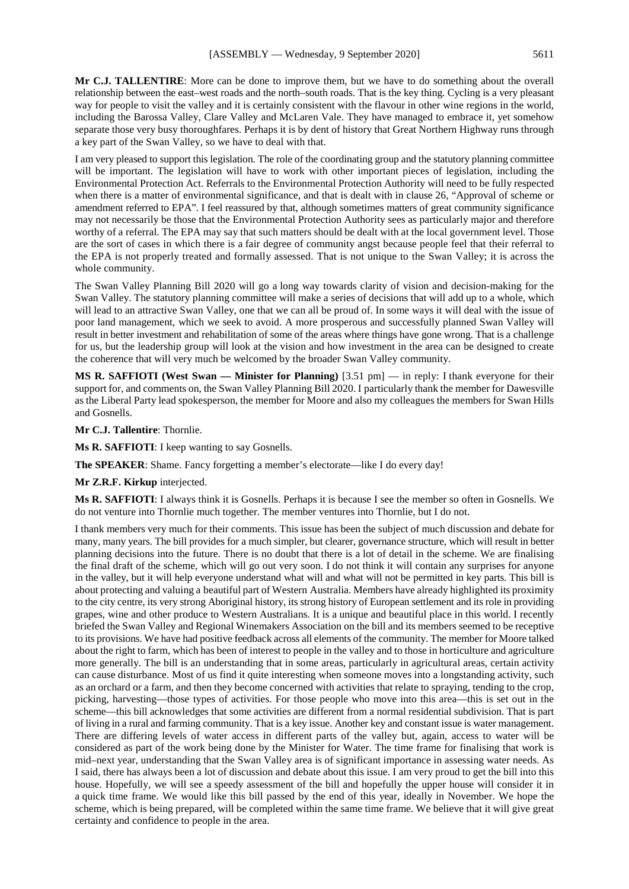**Mr C.J. TALLENTIRE**: More can be done to improve them, but we have to do something about the overall relationship between the east–west roads and the north–south roads. That is the key thing. Cycling is a very pleasant way for people to visit the valley and it is certainly consistent with the flavour in other wine regions in the world, including the Barossa Valley, Clare Valley and McLaren Vale. They have managed to embrace it, yet somehow separate those very busy thoroughfares. Perhaps it is by dent of history that Great Northern Highway runs through a key part of the Swan Valley, so we have to deal with that.

I am very pleased to support this legislation. The role of the coordinating group and the statutory planning committee will be important. The legislation will have to work with other important pieces of legislation, including the Environmental Protection Act. Referrals to the Environmental Protection Authority will need to be fully respected when there is a matter of environmental significance, and that is dealt with in clause 26, "Approval of scheme or amendment referred to EPA". I feel reassured by that, although sometimes matters of great community significance may not necessarily be those that the Environmental Protection Authority sees as particularly major and therefore worthy of a referral. The EPA may say that such matters should be dealt with at the local government level. Those are the sort of cases in which there is a fair degree of community angst because people feel that their referral to the EPA is not properly treated and formally assessed. That is not unique to the Swan Valley; it is across the whole community.

The Swan Valley Planning Bill 2020 will go a long way towards clarity of vision and decision-making for the Swan Valley. The statutory planning committee will make a series of decisions that will add up to a whole, which will lead to an attractive Swan Valley, one that we can all be proud of. In some ways it will deal with the issue of poor land management, which we seek to avoid. A more prosperous and successfully planned Swan Valley will result in better investment and rehabilitation of some of the areas where things have gone wrong. That is a challenge for us, but the leadership group will look at the vision and how investment in the area can be designed to create the coherence that will very much be welcomed by the broader Swan Valley community.

**MS R. SAFFIOTI (West Swan — Minister for Planning)** [3.51 pm] — in reply: I thank everyone for their support for, and comments on, the Swan Valley Planning Bill 2020. I particularly thank the member for Dawesville as the Liberal Party lead spokesperson, the member for Moore and also my colleagues the members for Swan Hills and Gosnells.

**Mr C.J. Tallentire**: Thornlie.

**Ms R. SAFFIOTI**: I keep wanting to say Gosnells.

**The SPEAKER**: Shame. Fancy forgetting a member's electorate—like I do every day!

**Mr Z.R.F. Kirkup** interjected.

**Ms R. SAFFIOTI**: I always think it is Gosnells. Perhaps it is because I see the member so often in Gosnells. We do not venture into Thornlie much together. The member ventures into Thornlie, but I do not.

I thank members very much for their comments. This issue has been the subject of much discussion and debate for many, many years. The bill provides for a much simpler, but clearer, governance structure, which will result in better planning decisions into the future. There is no doubt that there is a lot of detail in the scheme. We are finalising the final draft of the scheme, which will go out very soon. I do not think it will contain any surprises for anyone in the valley, but it will help everyone understand what will and what will not be permitted in key parts. This bill is about protecting and valuing a beautiful part of Western Australia. Members have already highlighted its proximity to the city centre, its very strong Aboriginal history, its strong history of European settlement and its role in providing grapes, wine and other produce to Western Australians. It is a unique and beautiful place in this world. I recently briefed the Swan Valley and Regional Winemakers Association on the bill and its members seemed to be receptive to its provisions. We have had positive feedback across all elements of the community. The member for Moore talked about the right to farm, which has been of interest to people in the valley and to those in horticulture and agriculture more generally. The bill is an understanding that in some areas, particularly in agricultural areas, certain activity can cause disturbance. Most of us find it quite interesting when someone moves into a longstanding activity, such as an orchard or a farm, and then they become concerned with activities that relate to spraying, tending to the crop, picking, harvesting—those types of activities. For those people who move into this area—this is set out in the scheme—this bill acknowledges that some activities are different from a normal residential subdivision. That is part of living in a rural and farming community. That is a key issue. Another key and constant issue is water management. There are differing levels of water access in different parts of the valley but, again, access to water will be considered as part of the work being done by the Minister for Water. The time frame for finalising that work is mid–next year, understanding that the Swan Valley area is of significant importance in assessing water needs. As I said, there has always been a lot of discussion and debate about this issue. I am very proud to get the bill into this house. Hopefully, we will see a speedy assessment of the bill and hopefully the upper house will consider it in a quick time frame. We would like this bill passed by the end of this year, ideally in November. We hope the scheme, which is being prepared, will be completed within the same time frame. We believe that it will give great certainty and confidence to people in the area.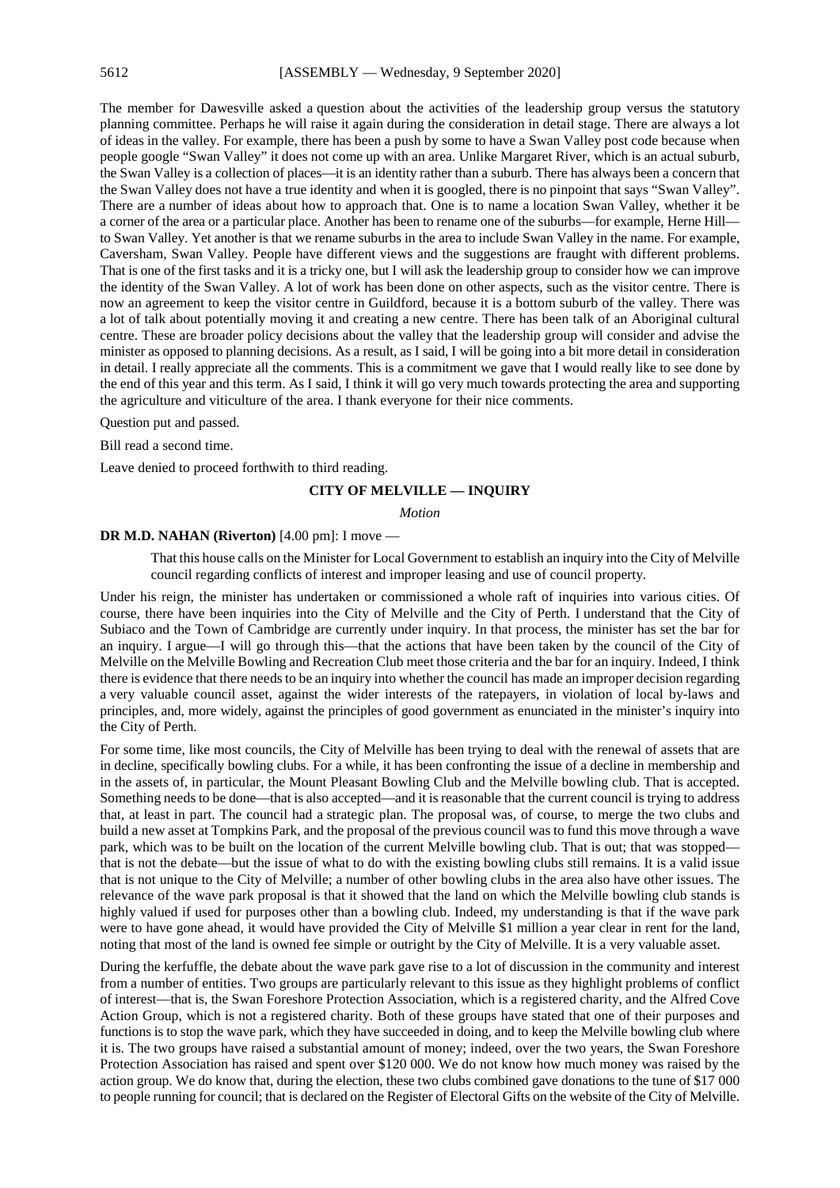The member for Dawesville asked a question about the activities of the leadership group versus the statutory planning committee. Perhaps he will raise it again during the consideration in detail stage. There are always a lot of ideas in the valley. For example, there has been a push by some to have a Swan Valley post code because when people google "Swan Valley" it does not come up with an area. Unlike Margaret River, which is an actual suburb, the Swan Valley is a collection of places—it is an identity rather than a suburb. There has always been a concern that the Swan Valley does not have a true identity and when it is googled, there is no pinpoint that says "Swan Valley". There are a number of ideas about how to approach that. One is to name a location Swan Valley, whether it be a corner of the area or a particular place. Another has been to rename one of the suburbs—for example, Herne Hill—to Swan Valley. Yet another is that we rename suburbs in the area to include Swan Valley in the name. For example, Caversham, Swan Valley. People have different views and the suggestions are fraught with different problems. That is one of the first tasks and it is a tricky one, but I will ask the leadership group to consider how we can improve the identity of the Swan Valley. A lot of work has been done on other aspects, such as the visitor centre. There is now an agreement to keep the visitor centre in Guildford, because it is a bottom suburb of the valley. There was a lot of talk about potentially moving it and creating a new centre. There has been talk of an Aboriginal cultural centre. These are broader policy decisions about the valley that the leadership group will consider and advise the minister as opposed to planning decisions. As a result, as I said, I will be going into a bit more detail in consideration in detail. I really appreciate all the comments. This is a commitment we gave that I would really like to see done by the end of this year and this term. As I said, I think it will go very much towards protecting the area and supporting the agriculture and viticulture of the area. I thank everyone for their nice comments.

Question put and passed.

Bill read a second time.

Leave denied to proceed forthwith to third reading.

## CITY OF MELVILLE — INQUIRY

*Motion*

**DR M.D. NAHAN (Riverton)** [4.00 pm]: I move —

> That this house calls on the Minister for Local Government to establish an inquiry into the City of Melville council regarding conflicts of interest and improper leasing and use of council property.

Under his reign, the minister has undertaken or commissioned a whole raft of inquiries into various cities. Of course, there have been inquiries into the City of Melville and the City of Perth. I understand that the City of Subiaco and the Town of Cambridge are currently under inquiry. In that process, the minister has set the bar for an inquiry. I argue—I will go through this—that the actions that have been taken by the council of the City of Melville on the Melville Bowling and Recreation Club meet those criteria and the bar for an inquiry. Indeed, I think there is evidence that there needs to be an inquiry into whether the council has made an improper decision regarding a very valuable council asset, against the wider interests of the ratepayers, in violation of local by-laws and principles, and, more widely, against the principles of good government as enunciated in the minister's inquiry into the City of Perth.

For some time, like most councils, the City of Melville has been trying to deal with the renewal of assets that are in decline, specifically bowling clubs. For a while, it has been confronting the issue of a decline in membership and in the assets of, in particular, the Mount Pleasant Bowling Club and the Melville bowling club. That is accepted. Something needs to be done—that is also accepted—and it is reasonable that the current council is trying to address that, at least in part. The council had a strategic plan. The proposal was, of course, to merge the two clubs and build a new asset at Tompkins Park, and the proposal of the previous council was to fund this move through a wave park, which was to be built on the location of the current Melville bowling club. That is out; that was stopped—that is not the debate—but the issue of what to do with the existing bowling clubs still remains. It is a valid issue that is not unique to the City of Melville; a number of other bowling clubs in the area also have other issues. The relevance of the wave park proposal is that it showed that the land on which the Melville bowling club stands is highly valued if used for purposes other than a bowling club. Indeed, my understanding is that if the wave park were to have gone ahead, it would have provided the City of Melville $1 million a year clear in rent for the land, noting that most of the land is owned fee simple or outright by the City of Melville. It is a very valuable asset.

During the kerfuffle, the debate about the wave park gave rise to a lot of discussion in the community and interest from a number of entities. Two groups are particularly relevant to this issue as they highlight problems of conflict of interest—that is, the Swan Foreshore Protection Association, which is a registered charity, and the Alfred Cove Action Group, which is not a registered charity. Both of these groups have stated that one of their purposes and functions is to stop the wave park, which they have succeeded in doing, and to keep the Melville bowling club where it is. The two groups have raised a substantial amount of money; indeed, over the two years, the Swan Foreshore Protection Association has raised and spent over $120 000. We do not know how much money was raised by the action group. We do know that, during the election, these two clubs combined gave donations to the tune of $17 000 to people running for council; that is declared on the Register of Electoral Gifts on the website of the City of Melville.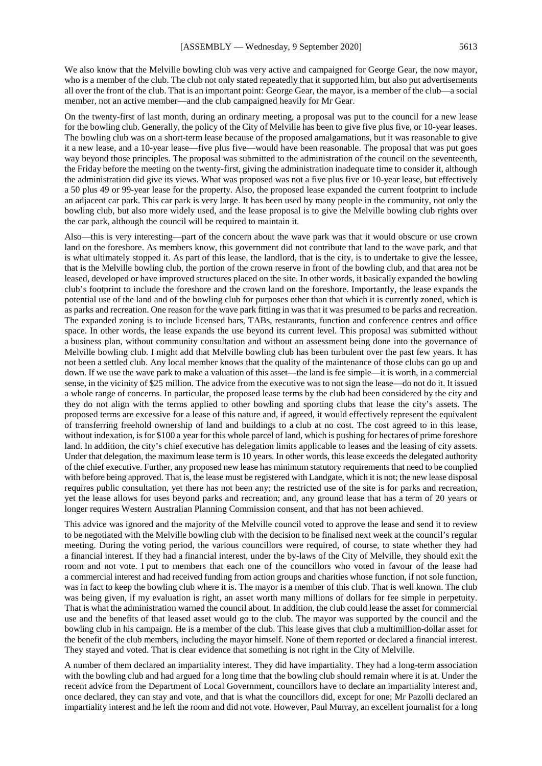We also know that the Melville bowling club was very active and campaigned for George Gear, the now mayor, who is a member of the club. The club not only stated repeatedly that it supported him, but also put advertisements all over the front of the club. That is an important point: George Gear, the mayor, is a member of the club—a social member, not an active member—and the club campaigned heavily for Mr Gear.

On the twenty-first of last month, during an ordinary meeting, a proposal was put to the council for a new lease for the bowling club. Generally, the policy of the City of Melville has been to give five plus five, or 10-year leases. The bowling club was on a short-term lease because of the proposed amalgamations, but it was reasonable to give it a new lease, and a 10-year lease—five plus five—would have been reasonable. The proposal that was put goes way beyond those principles. The proposal was submitted to the administration of the council on the seventeenth, the Friday before the meeting on the twenty-first, giving the administration inadequate time to consider it, although the administration did give its views. What was proposed was not a five plus five or 10-year lease, but effectively a 50 plus 49 or 99-year lease for the property. Also, the proposed lease expanded the current footprint to include an adjacent car park. This car park is very large. It has been used by many people in the community, not only the bowling club, but also more widely used, and the lease proposal is to give the Melville bowling club rights over the car park, although the council will be required to maintain it.

Also—this is very interesting—part of the concern about the wave park was that it would obscure or use crown land on the foreshore. As members know, this government did not contribute that land to the wave park, and that is what ultimately stopped it. As part of this lease, the landlord, that is the city, is to undertake to give the lessee, that is the Melville bowling club, the portion of the crown reserve in front of the bowling club, and that area not be leased, developed or have improved structures placed on the site. In other words, it basically expanded the bowling club's footprint to include the foreshore and the crown land on the foreshore. Importantly, the lease expands the potential use of the land and of the bowling club for purposes other than that which it is currently zoned, which is as parks and recreation. One reason for the wave park fitting in was that it was presumed to be parks and recreation. The expanded zoning is to include licensed bars, TABs, restaurants, function and conference centres and office space. In other words, the lease expands the use beyond its current level. This proposal was submitted without a business plan, without community consultation and without an assessment being done into the governance of Melville bowling club. I might add that Melville bowling club has been turbulent over the past few years. It has not been a settled club. Any local member knows that the quality of the maintenance of those clubs can go up and down. If we use the wave park to make a valuation of this asset—the land is fee simple—it is worth, in a commercial sense, in the vicinity of $25 million. The advice from the executive was to not sign the lease—do not do it. It issued a whole range of concerns. In particular, the proposed lease terms by the club had been considered by the city and they do not align with the terms applied to other bowling and sporting clubs that lease the city's assets. The proposed terms are excessive for a lease of this nature and, if agreed, it would effectively represent the equivalent of transferring freehold ownership of land and buildings to a club at no cost. The cost agreed to in this lease, without indexation, is for $100 a year for this whole parcel of land, which is pushing for hectares of prime foreshore land. In addition, the city's chief executive has delegation limits applicable to leases and the leasing of city assets. Under that delegation, the maximum lease term is 10 years. In other words, this lease exceeds the delegated authority of the chief executive. Further, any proposed new lease has minimum statutory requirements that need to be complied with before being approved. That is, the lease must be registered with Landgate, which it is not; the new lease disposal requires public consultation, yet there has not been any; the restricted use of the site is for parks and recreation, yet the lease allows for uses beyond parks and recreation; and, any ground lease that has a term of 20 years or longer requires Western Australian Planning Commission consent, and that has not been achieved.

This advice was ignored and the majority of the Melville council voted to approve the lease and send it to review to be negotiated with the Melville bowling club with the decision to be finalised next week at the council's regular meeting. During the voting period, the various councillors were required, of course, to state whether they had a financial interest. If they had a financial interest, under the by-laws of the City of Melville, they should exit the room and not vote. I put to members that each one of the councillors who voted in favour of the lease had a commercial interest and had received funding from action groups and charities whose function, if not sole function, was in fact to keep the bowling club where it is. The mayor is a member of this club. That is well known. The club was being given, if my evaluation is right, an asset worth many millions of dollars for fee simple in perpetuity. That is what the administration warned the council about. In addition, the club could lease the asset for commercial use and the benefits of that leased asset would go to the club. The mayor was supported by the council and the bowling club in his campaign. He is a member of the club. This lease gives that club a multimillion-dollar asset for the benefit of the club members, including the mayor himself. None of them reported or declared a financial interest. They stayed and voted. That is clear evidence that something is not right in the City of Melville.

A number of them declared an impartiality interest. They did have impartiality. They had a long-term association with the bowling club and had argued for a long time that the bowling club should remain where it is at. Under the recent advice from the Department of Local Government, councillors have to declare an impartiality interest and, once declared, they can stay and vote, and that is what the councillors did, except for one; Mr Pazolli declared an impartiality interest and he left the room and did not vote. However, Paul Murray, an excellent journalist for a long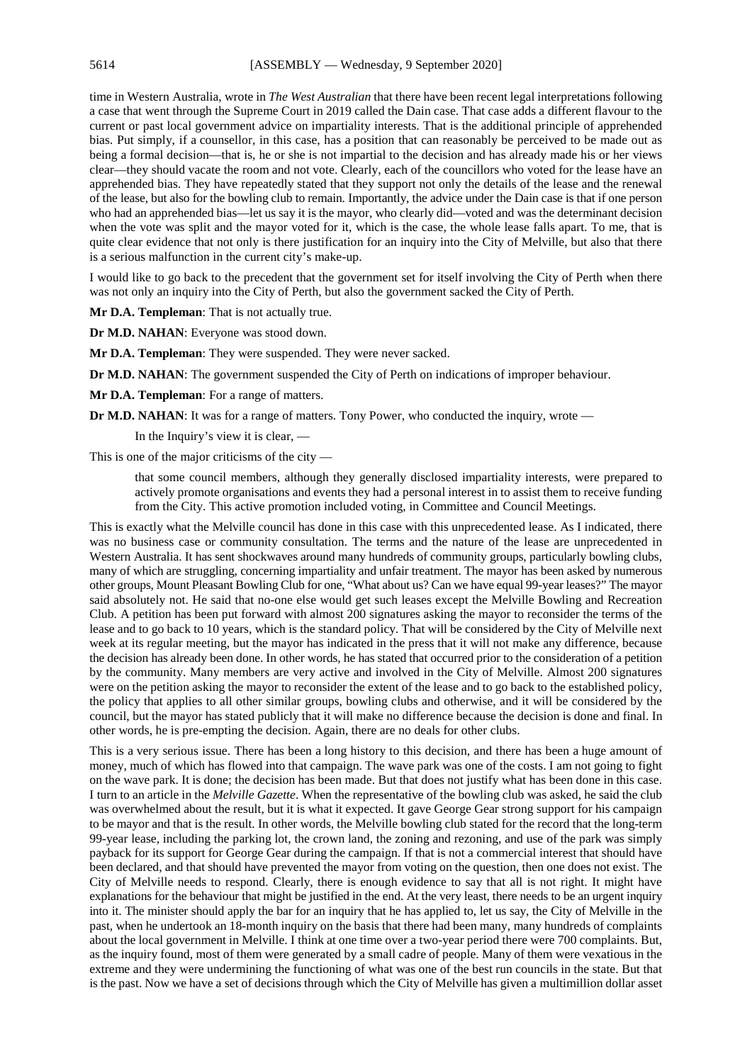time in Western Australia, wrote in *The West Australian* that there have been recent legal interpretations following a case that went through the Supreme Court in 2019 called the Dain case. That case adds a different flavour to the current or past local government advice on impartiality interests. That is the additional principle of apprehended bias. Put simply, if a counsellor, in this case, has a position that can reasonably be perceived to be made out as being a formal decision—that is, he or she is not impartial to the decision and has already made his or her views clear—they should vacate the room and not vote. Clearly, each of the councillors who voted for the lease have an apprehended bias. They have repeatedly stated that they support not only the details of the lease and the renewal of the lease, but also for the bowling club to remain. Importantly, the advice under the Dain case is that if one person who had an apprehended bias—let us say it is the mayor, who clearly did—voted and was the determinant decision when the vote was split and the mayor voted for it, which is the case, the whole lease falls apart. To me, that is quite clear evidence that not only is there justification for an inquiry into the City of Melville, but also that there is a serious malfunction in the current city's make-up.

I would like to go back to the precedent that the government set for itself involving the City of Perth when there was not only an inquiry into the City of Perth, but also the government sacked the City of Perth.

**Mr D.A. Templeman**: That is not actually true.

**Dr M.D. NAHAN**: Everyone was stood down.

**Mr D.A. Templeman**: They were suspended. They were never sacked.

**Dr M.D. NAHAN**: The government suspended the City of Perth on indications of improper behaviour.

**Mr D.A. Templeman**: For a range of matters.

**Dr M.D. NAHAN**: It was for a range of matters. Tony Power, who conducted the inquiry, wrote —

> In the Inquiry's view it is clear, —

This is one of the major criticisms of the city —

> that some council members, although they generally disclosed impartiality interests, were prepared to actively promote organisations and events they had a personal interest in to assist them to receive funding from the City. This active promotion included voting, in Committee and Council Meetings.

This is exactly what the Melville council has done in this case with this unprecedented lease. As I indicated, there was no business case or community consultation. The terms and the nature of the lease are unprecedented in Western Australia. It has sent shockwaves around many hundreds of community groups, particularly bowling clubs, many of which are struggling, concerning impartiality and unfair treatment. The mayor has been asked by numerous other groups, Mount Pleasant Bowling Club for one, "What about us? Can we have equal 99-year leases?" The mayor said absolutely not. He said that no-one else would get such leases except the Melville Bowling and Recreation Club. A petition has been put forward with almost 200 signatures asking the mayor to reconsider the terms of the lease and to go back to 10 years, which is the standard policy. That will be considered by the City of Melville next week at its regular meeting, but the mayor has indicated in the press that it will not make any difference, because the decision has already been done. In other words, he has stated that occurred prior to the consideration of a petition by the community. Many members are very active and involved in the City of Melville. Almost 200 signatures were on the petition asking the mayor to reconsider the extent of the lease and to go back to the established policy, the policy that applies to all other similar groups, bowling clubs and otherwise, and it will be considered by the council, but the mayor has stated publicly that it will make no difference because the decision is done and final. In other words, he is pre-empting the decision. Again, there are no deals for other clubs.

This is a very serious issue. There has been a long history to this decision, and there has been a huge amount of money, much of which has flowed into that campaign. The wave park was one of the costs. I am not going to fight on the wave park. It is done; the decision has been made. But that does not justify what has been done in this case. I turn to an article in the *Melville Gazette*. When the representative of the bowling club was asked, he said the club was overwhelmed about the result, but it is what it expected. It gave George Gear strong support for his campaign to be mayor and that is the result. In other words, the Melville bowling club stated for the record that the long-term 99-year lease, including the parking lot, the crown land, the zoning and rezoning, and use of the park was simply payback for its support for George Gear during the campaign. If that is not a commercial interest that should have been declared, and that should have prevented the mayor from voting on the question, then one does not exist. The City of Melville needs to respond. Clearly, there is enough evidence to say that all is not right. It might have explanations for the behaviour that might be justified in the end. At the very least, there needs to be an urgent inquiry into it. The minister should apply the bar for an inquiry that he has applied to, let us say, the City of Melville in the past, when he undertook an 18-month inquiry on the basis that there had been many, many hundreds of complaints about the local government in Melville. I think at one time over a two-year period there were 700 complaints. But, as the inquiry found, most of them were generated by a small cadre of people. Many of them were vexatious in the extreme and they were undermining the functioning of what was one of the best run councils in the state. But that is the past. Now we have a set of decisions through which the City of Melville has given a multimillion dollar asset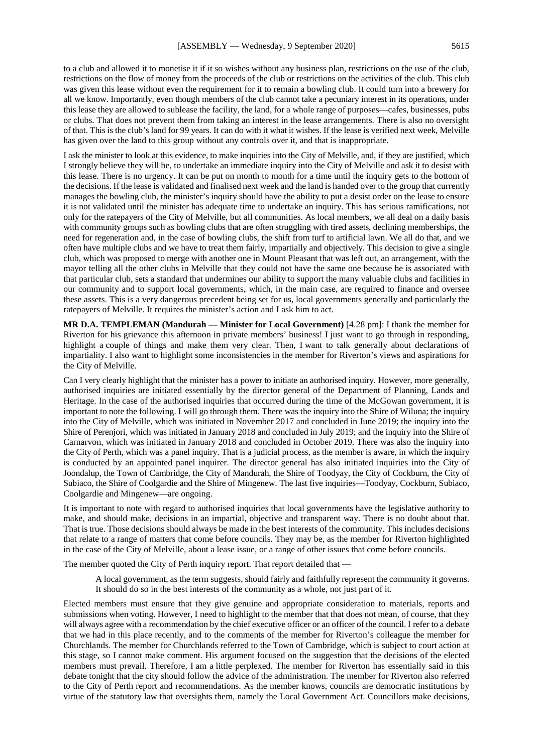to a club and allowed it to monetise it if it so wishes without any business plan, restrictions on the use of the club, restrictions on the flow of money from the proceeds of the club or restrictions on the activities of the club. This club was given this lease without even the requirement for it to remain a bowling club. It could turn into a brewery for all we know. Importantly, even though members of the club cannot take a pecuniary interest in its operations, under this lease they are allowed to sublease the facility, the land, for a whole range of purposes—cafes, businesses, pubs or clubs. That does not prevent them from taking an interest in the lease arrangements. There is also no oversight of that. This is the club's land for 99 years. It can do with it what it wishes. If the lease is verified next week, Melville has given over the land to this group without any controls over it, and that is inappropriate.

I ask the minister to look at this evidence, to make inquiries into the City of Melville, and, if they are justified, which I strongly believe they will be, to undertake an immediate inquiry into the City of Melville and ask it to desist with this lease. There is no urgency. It can be put on month to month for a time until the inquiry gets to the bottom of the decisions. If the lease is validated and finalised next week and the land is handed over to the group that currently manages the bowling club, the minister's inquiry should have the ability to put a desist order on the lease to ensure it is not validated until the minister has adequate time to undertake an inquiry. This has serious ramifications, not only for the ratepayers of the City of Melville, but all communities. As local members, we all deal on a daily basis with community groups such as bowling clubs that are often struggling with tired assets, declining memberships, the need for regeneration and, in the case of bowling clubs, the shift from turf to artificial lawn. We all do that, and we often have multiple clubs and we have to treat them fairly, impartially and objectively. This decision to give a single club, which was proposed to merge with another one in Mount Pleasant that was left out, an arrangement, with the mayor telling all the other clubs in Melville that they could not have the same one because he is associated with that particular club, sets a standard that undermines our ability to support the many valuable clubs and facilities in our community and to support local governments, which, in the main case, are required to finance and oversee these assets. This is a very dangerous precedent being set for us, local governments generally and particularly the ratepayers of Melville. It requires the minister's action and I ask him to act.

**MR D.A. TEMPLEMAN (Mandurah — Minister for Local Government)** [4.28 pm]: I thank the member for Riverton for his grievance this afternoon in private members' business! I just want to go through in responding, highlight a couple of things and make them very clear. Then, I want to talk generally about declarations of impartiality. I also want to highlight some inconsistencies in the member for Riverton's views and aspirations for the City of Melville.

Can I very clearly highlight that the minister has a power to initiate an authorised inquiry. However, more generally, authorised inquiries are initiated essentially by the director general of the Department of Planning, Lands and Heritage. In the case of the authorised inquiries that occurred during the time of the McGowan government, it is important to note the following. I will go through them. There was the inquiry into the Shire of Wiluna; the inquiry into the City of Melville, which was initiated in November 2017 and concluded in June 2019; the inquiry into the Shire of Perenjori, which was initiated in January 2018 and concluded in July 2019; and the inquiry into the Shire of Carnarvon, which was initiated in January 2018 and concluded in October 2019. There was also the inquiry into the City of Perth, which was a panel inquiry. That is a judicial process, as the member is aware, in which the inquiry is conducted by an appointed panel inquirer. The director general has also initiated inquiries into the City of Joondalup, the Town of Cambridge, the City of Mandurah, the Shire of Toodyay, the City of Cockburn, the City of Subiaco, the Shire of Coolgardie and the Shire of Mingenew. The last five inquiries—Toodyay, Cockburn, Subiaco, Coolgardie and Mingenew—are ongoing.

It is important to note with regard to authorised inquiries that local governments have the legislative authority to make, and should make, decisions in an impartial, objective and transparent way. There is no doubt about that. That is true. Those decisions should always be made in the best interests of the community. This includes decisions that relate to a range of matters that come before councils. They may be, as the member for Riverton highlighted in the case of the City of Melville, about a lease issue, or a range of other issues that come before councils.

The member quoted the City of Perth inquiry report. That report detailed that —

> A local government, as the term suggests, should fairly and faithfully represent the community it governs. It should do so in the best interests of the community as a whole, not just part of it.

Elected members must ensure that they give genuine and appropriate consideration to materials, reports and submissions when voting. However, I need to highlight to the member that that does not mean, of course, that they will always agree with a recommendation by the chief executive officer or an officer of the council. I refer to a debate that we had in this place recently, and to the comments of the member for Riverton's colleague the member for Churchlands. The member for Churchlands referred to the Town of Cambridge, which is subject to court action at this stage, so I cannot make comment. His argument focused on the suggestion that the decisions of the elected members must prevail. Therefore, I am a little perplexed. The member for Riverton has essentially said in this debate tonight that the city should follow the advice of the administration. The member for Riverton also referred to the City of Perth report and recommendations. As the member knows, councils are democratic institutions by virtue of the statutory law that oversights them, namely the Local Government Act. Councillors make decisions,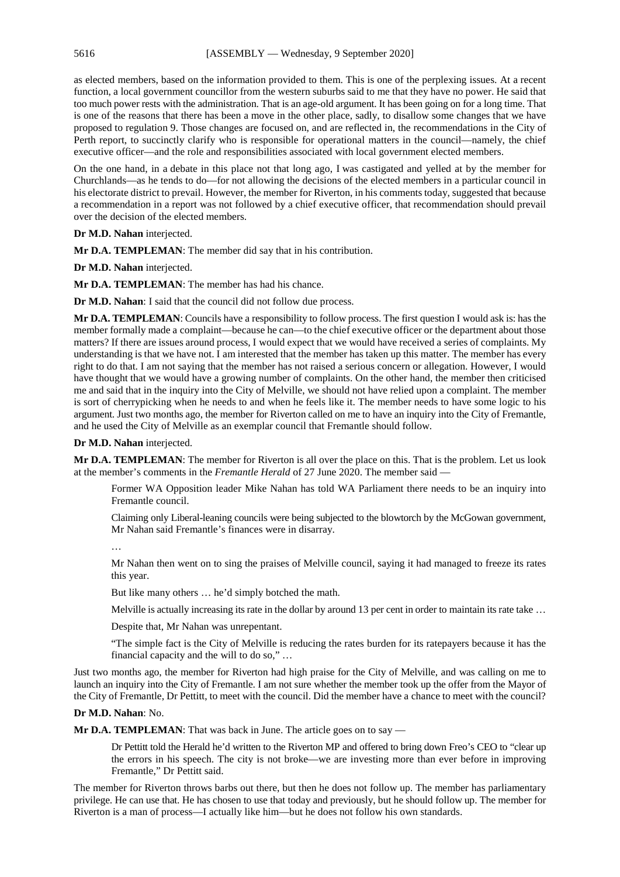as elected members, based on the information provided to them. This is one of the perplexing issues. At a recent function, a local government councillor from the western suburbs said to me that they have no power. He said that too much power rests with the administration. That is an age-old argument. It has been going on for a long time. That is one of the reasons that there has been a move in the other place, sadly, to disallow some changes that we have proposed to regulation 9. Those changes are focused on, and are reflected in, the recommendations in the City of Perth report, to succinctly clarify who is responsible for operational matters in the council—namely, the chief executive officer—and the role and responsibilities associated with local government elected members.

On the one hand, in a debate in this place not that long ago, I was castigated and yelled at by the member for Churchlands—as he tends to do—for not allowing the decisions of the elected members in a particular council in his electorate district to prevail. However, the member for Riverton, in his comments today, suggested that because a recommendation in a report was not followed by a chief executive officer, that recommendation should prevail over the decision of the elected members.

**Dr M.D. Nahan** interjected.

**Mr D.A. TEMPLEMAN**: The member did say that in his contribution.

**Dr M.D. Nahan** interjected.

**Mr D.A. TEMPLEMAN**: The member has had his chance.

**Dr M.D. Nahan**: I said that the council did not follow due process.

**Mr D.A. TEMPLEMAN**: Councils have a responsibility to follow process. The first question I would ask is: has the member formally made a complaint—because he can—to the chief executive officer or the department about those matters? If there are issues around process, I would expect that we would have received a series of complaints. My understanding is that we have not. I am interested that the member has taken up this matter. The member has every right to do that. I am not saying that the member has not raised a serious concern or allegation. However, I would have thought that we would have a growing number of complaints. On the other hand, the member then criticised me and said that in the inquiry into the City of Melville, we should not have relied upon a complaint. The member is sort of cherrypicking when he needs to and when he feels like it. The member needs to have some logic to his argument. Just two months ago, the member for Riverton called on me to have an inquiry into the City of Fremantle, and he used the City of Melville as an exemplar council that Fremantle should follow.

**Dr M.D. Nahan** interjected.

**Mr D.A. TEMPLEMAN**: The member for Riverton is all over the place on this. That is the problem. Let us look at the member's comments in the *Fremantle Herald* of 27 June 2020. The member said —

> Former WA Opposition leader Mike Nahan has told WA Parliament there needs to be an inquiry into Fremantle council.
>
> Claiming only Liberal-leaning councils were being subjected to the blowtorch by the McGowan government, Mr Nahan said Fremantle's finances were in disarray.
>
> …
>
> Mr Nahan then went on to sing the praises of Melville council, saying it had managed to freeze its rates this year.
>
> But like many others … he'd simply botched the math.
>
> Melville is actually increasing its rate in the dollar by around 13 per cent in order to maintain its rate take …
>
> Despite that, Mr Nahan was unrepentant.
>
> "The simple fact is the City of Melville is reducing the rates burden for its ratepayers because it has the financial capacity and the will to do so," …

Just two months ago, the member for Riverton had high praise for the City of Melville, and was calling on me to launch an inquiry into the City of Fremantle. I am not sure whether the member took up the offer from the Mayor of the City of Fremantle, Dr Pettitt, to meet with the council. Did the member have a chance to meet with the council?

**Dr M.D. Nahan**: No.

**Mr D.A. TEMPLEMAN**: That was back in June. The article goes on to say —

> Dr Pettitt told the Herald he'd written to the Riverton MP and offered to bring down Freo's CEO to "clear up the errors in his speech. The city is not broke—we are investing more than ever before in improving Fremantle," Dr Pettitt said.

The member for Riverton throws barbs out there, but then he does not follow up. The member has parliamentary privilege. He can use that. He has chosen to use that today and previously, but he should follow up. The member for Riverton is a man of process—I actually like him—but he does not follow his own standards.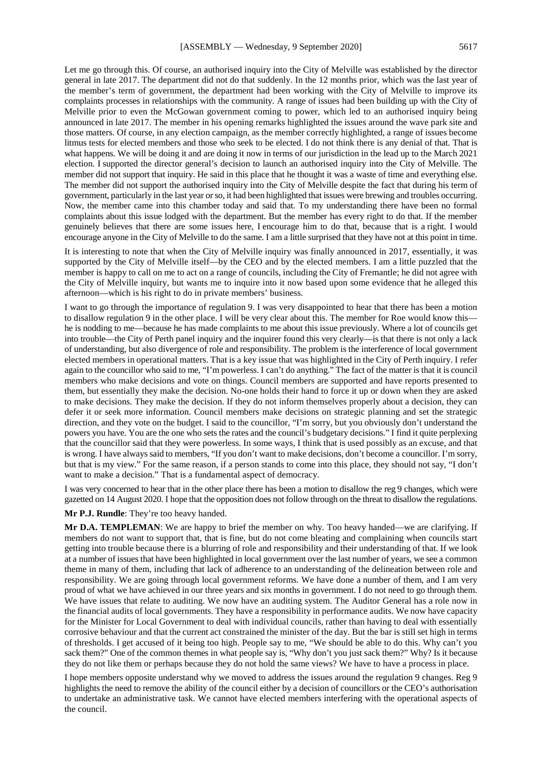Let me go through this. Of course, an authorised inquiry into the City of Melville was established by the director general in late 2017. The department did not do that suddenly. In the 12 months prior, which was the last year of the member's term of government, the department had been working with the City of Melville to improve its complaints processes in relationships with the community. A range of issues had been building up with the City of Melville prior to even the McGowan government coming to power, which led to an authorised inquiry being announced in late 2017. The member in his opening remarks highlighted the issues around the wave park site and those matters. Of course, in any election campaign, as the member correctly highlighted, a range of issues become litmus tests for elected members and those who seek to be elected. I do not think there is any denial of that. That is what happens. We will be doing it and are doing it now in terms of our jurisdiction in the lead up to the March 2021 election. I supported the director general's decision to launch an authorised inquiry into the City of Melville. The member did not support that inquiry. He said in this place that he thought it was a waste of time and everything else. The member did not support the authorised inquiry into the City of Melville despite the fact that during his term of government, particularly in the last year or so, it had been highlighted that issues were brewing and troubles occurring. Now, the member came into this chamber today and said that. To my understanding there have been no formal complaints about this issue lodged with the department. But the member has every right to do that. If the member genuinely believes that there are some issues here, I encourage him to do that, because that is a right. I would encourage anyone in the City of Melville to do the same. I am a little surprised that they have not at this point in time.

It is interesting to note that when the City of Melville inquiry was finally announced in 2017, essentially, it was supported by the City of Melville itself—by the CEO and by the elected members. I am a little puzzled that the member is happy to call on me to act on a range of councils, including the City of Fremantle; he did not agree with the City of Melville inquiry, but wants me to inquire into it now based upon some evidence that he alleged this afternoon—which is his right to do in private members' business.

I want to go through the importance of regulation 9. I was very disappointed to hear that there has been a motion to disallow regulation 9 in the other place. I will be very clear about this. The member for Roe would know this—he is nodding to me—because he has made complaints to me about this issue previously. Where a lot of councils get into trouble—the City of Perth panel inquiry and the inquirer found this very clearly—is that there is not only a lack of understanding, but also divergence of role and responsibility. The problem is the interference of local government elected members in operational matters. That is a key issue that was highlighted in the City of Perth inquiry. I refer again to the councillor who said to me, "I'm powerless. I can't do anything." The fact of the matter is that it is council members who make decisions and vote on things. Council members are supported and have reports presented to them, but essentially they make the decision. No-one holds their hand to force it up or down when they are asked to make decisions. They make the decision. If they do not inform themselves properly about a decision, they can defer it or seek more information. Council members make decisions on strategic planning and set the strategic direction, and they vote on the budget. I said to the councillor, "I'm sorry, but you obviously don't understand the powers you have. You are the one who sets the rates and the council's budgetary decisions." I find it quite perplexing that the councillor said that they were powerless. In some ways, I think that is used possibly as an excuse, and that is wrong. I have always said to members, "If you don't want to make decisions, don't become a councillor. I'm sorry, but that is my view." For the same reason, if a person stands to come into this place, they should not say, "I don't want to make a decision." That is a fundamental aspect of democracy.

I was very concerned to hear that in the other place there has been a motion to disallow the reg 9 changes, which were gazetted on 14 August 2020. I hope that the opposition does not follow through on the threat to disallow the regulations.

**Mr P.J. Rundle**: They're too heavy handed.

**Mr D.A. TEMPLEMAN**: We are happy to brief the member on why. Too heavy handed—we are clarifying. If members do not want to support that, that is fine, but do not come bleating and complaining when councils start getting into trouble because there is a blurring of role and responsibility and their understanding of that. If we look at a number of issues that have been highlighted in local government over the last number of years, we see a common theme in many of them, including that lack of adherence to an understanding of the delineation between role and responsibility. We are going through local government reforms. We have done a number of them, and I am very proud of what we have achieved in our three years and six months in government. I do not need to go through them. We have issues that relate to auditing. We now have an auditing system. The Auditor General has a role now in the financial audits of local governments. They have a responsibility in performance audits. We now have capacity for the Minister for Local Government to deal with individual councils, rather than having to deal with essentially corrosive behaviour and that the current act constrained the minister of the day. But the bar is still set high in terms of thresholds. I get accused of it being too high. People say to me, "We should be able to do this. Why can't you sack them?" One of the common themes in what people say is, "Why don't you just sack them?" Why? Is it because they do not like them or perhaps because they do not hold the same views? We have to have a process in place.

I hope members opposite understand why we moved to address the issues around the regulation 9 changes. Reg 9 highlights the need to remove the ability of the council either by a decision of councillors or the CEO's authorisation to undertake an administrative task. We cannot have elected members interfering with the operational aspects of the council.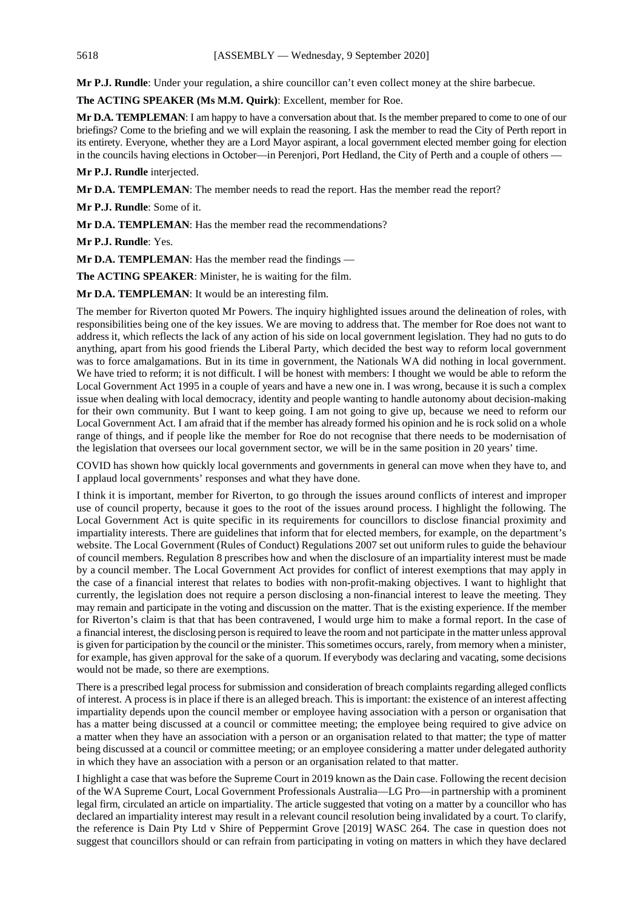**Mr P.J. Rundle**: Under your regulation, a shire councillor can't even collect money at the shire barbecue.

**The ACTING SPEAKER (Ms M.M. Quirk)**: Excellent, member for Roe.

**Mr D.A. TEMPLEMAN**: I am happy to have a conversation about that. Is the member prepared to come to one of our briefings? Come to the briefing and we will explain the reasoning. I ask the member to read the City of Perth report in its entirety. Everyone, whether they are a Lord Mayor aspirant, a local government elected member going for election in the councils having elections in October—in Perenjori, Port Hedland, the City of Perth and a couple of others —

**Mr P.J. Rundle** interjected.

**Mr D.A. TEMPLEMAN**: The member needs to read the report. Has the member read the report?

**Mr P.J. Rundle**: Some of it.

**Mr D.A. TEMPLEMAN**: Has the member read the recommendations?

**Mr P.J. Rundle**: Yes.

**Mr D.A. TEMPLEMAN**: Has the member read the findings —

**The ACTING SPEAKER**: Minister, he is waiting for the film.

**Mr D.A. TEMPLEMAN**: It would be an interesting film.

The member for Riverton quoted Mr Powers. The inquiry highlighted issues around the delineation of roles, with responsibilities being one of the key issues. We are moving to address that. The member for Roe does not want to address it, which reflects the lack of any action of his side on local government legislation. They had no guts to do anything, apart from his good friends the Liberal Party, which decided the best way to reform local government was to force amalgamations. But in its time in government, the Nationals WA did nothing in local government. We have tried to reform; it is not difficult. I will be honest with members: I thought we would be able to reform the Local Government Act 1995 in a couple of years and have a new one in. I was wrong, because it is such a complex issue when dealing with local democracy, identity and people wanting to handle autonomy about decision-making for their own community. But I want to keep going. I am not going to give up, because we need to reform our Local Government Act. I am afraid that if the member has already formed his opinion and he is rock solid on a whole range of things, and if people like the member for Roe do not recognise that there needs to be modernisation of the legislation that oversees our local government sector, we will be in the same position in 20 years' time.

COVID has shown how quickly local governments and governments in general can move when they have to, and I applaud local governments' responses and what they have done.

I think it is important, member for Riverton, to go through the issues around conflicts of interest and improper use of council property, because it goes to the root of the issues around process. I highlight the following. The Local Government Act is quite specific in its requirements for councillors to disclose financial proximity and impartiality interests. There are guidelines that inform that for elected members, for example, on the department's website. The Local Government (Rules of Conduct) Regulations 2007 set out uniform rules to guide the behaviour of council members. Regulation 8 prescribes how and when the disclosure of an impartiality interest must be made by a council member. The Local Government Act provides for conflict of interest exemptions that may apply in the case of a financial interest that relates to bodies with non-profit-making objectives. I want to highlight that currently, the legislation does not require a person disclosing a non-financial interest to leave the meeting. They may remain and participate in the voting and discussion on the matter. That is the existing experience. If the member for Riverton's claim is that that has been contravened, I would urge him to make a formal report. In the case of a financial interest, the disclosing person is required to leave the room and not participate in the matter unless approval is given for participation by the council or the minister. This sometimes occurs, rarely, from memory when a minister, for example, has given approval for the sake of a quorum. If everybody was declaring and vacating, some decisions would not be made, so there are exemptions.

There is a prescribed legal process for submission and consideration of breach complaints regarding alleged conflicts of interest. A process is in place if there is an alleged breach. This is important: the existence of an interest affecting impartiality depends upon the council member or employee having association with a person or organisation that has a matter being discussed at a council or committee meeting; the employee being required to give advice on a matter when they have an association with a person or an organisation related to that matter; the type of matter being discussed at a council or committee meeting; or an employee considering a matter under delegated authority in which they have an association with a person or an organisation related to that matter.

I highlight a case that was before the Supreme Court in 2019 known as the Dain case. Following the recent decision of the WA Supreme Court, Local Government Professionals Australia—LG Pro—in partnership with a prominent legal firm, circulated an article on impartiality. The article suggested that voting on a matter by a councillor who has declared an impartiality interest may result in a relevant council resolution being invalidated by a court. To clarify, the reference is Dain Pty Ltd v Shire of Peppermint Grove [2019] WASC 264. The case in question does not suggest that councillors should or can refrain from participating in voting on matters in which they have declared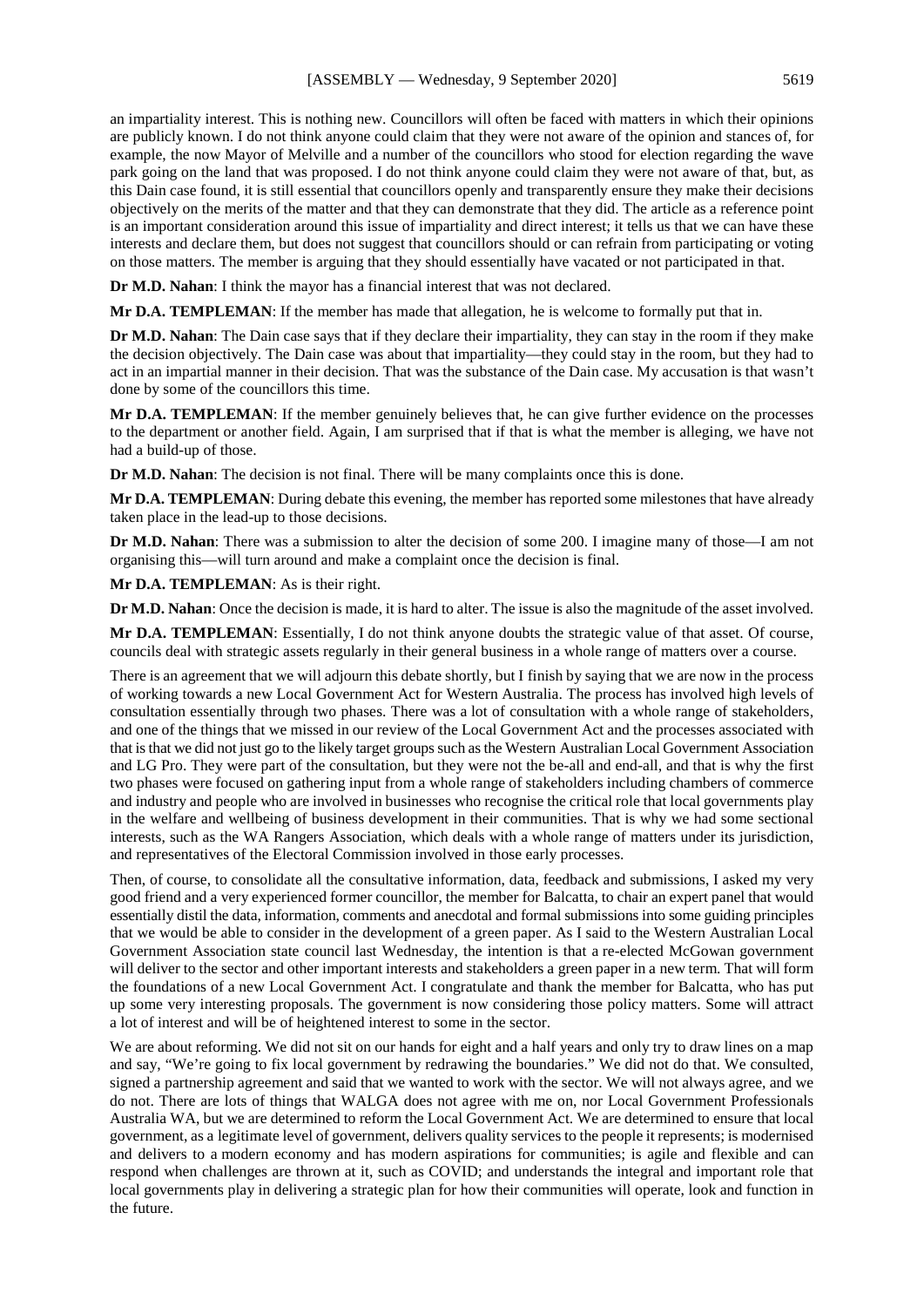an impartiality interest. This is nothing new. Councillors will often be faced with matters in which their opinions are publicly known. I do not think anyone could claim that they were not aware of the opinion and stances of, for example, the now Mayor of Melville and a number of the councillors who stood for election regarding the wave park going on the land that was proposed. I do not think anyone could claim they were not aware of that, but, as this Dain case found, it is still essential that councillors openly and transparently ensure they make their decisions objectively on the merits of the matter and that they can demonstrate that they did. The article as a reference point is an important consideration around this issue of impartiality and direct interest; it tells us that we can have these interests and declare them, but does not suggest that councillors should or can refrain from participating or voting on those matters. The member is arguing that they should essentially have vacated or not participated in that.

**Dr M.D. Nahan**: I think the mayor has a financial interest that was not declared.

**Mr D.A. TEMPLEMAN**: If the member has made that allegation, he is welcome to formally put that in.

**Dr M.D. Nahan**: The Dain case says that if they declare their impartiality, they can stay in the room if they make the decision objectively. The Dain case was about that impartiality—they could stay in the room, but they had to act in an impartial manner in their decision. That was the substance of the Dain case. My accusation is that wasn't done by some of the councillors this time.

**Mr D.A. TEMPLEMAN**: If the member genuinely believes that, he can give further evidence on the processes to the department or another field. Again, I am surprised that if that is what the member is alleging, we have not had a build-up of those.

**Dr M.D. Nahan**: The decision is not final. There will be many complaints once this is done.

**Mr D.A. TEMPLEMAN**: During debate this evening, the member has reported some milestones that have already taken place in the lead-up to those decisions.

**Dr M.D. Nahan**: There was a submission to alter the decision of some 200. I imagine many of those—I am not organising this—will turn around and make a complaint once the decision is final.

**Mr D.A. TEMPLEMAN**: As is their right.

**Dr M.D. Nahan**: Once the decision is made, it is hard to alter. The issue is also the magnitude of the asset involved.

**Mr D.A. TEMPLEMAN**: Essentially, I do not think anyone doubts the strategic value of that asset. Of course, councils deal with strategic assets regularly in their general business in a whole range of matters over a course.

There is an agreement that we will adjourn this debate shortly, but I finish by saying that we are now in the process of working towards a new Local Government Act for Western Australia. The process has involved high levels of consultation essentially through two phases. There was a lot of consultation with a whole range of stakeholders, and one of the things that we missed in our review of the Local Government Act and the processes associated with that is that we did not just go to the likely target groups such as the Western Australian Local Government Association and LG Pro. They were part of the consultation, but they were not the be-all and end-all, and that is why the first two phases were focused on gathering input from a whole range of stakeholders including chambers of commerce and industry and people who are involved in businesses who recognise the critical role that local governments play in the welfare and wellbeing of business development in their communities. That is why we had some sectional interests, such as the WA Rangers Association, which deals with a whole range of matters under its jurisdiction, and representatives of the Electoral Commission involved in those early processes.

Then, of course, to consolidate all the consultative information, data, feedback and submissions, I asked my very good friend and a very experienced former councillor, the member for Balcatta, to chair an expert panel that would essentially distil the data, information, comments and anecdotal and formal submissions into some guiding principles that we would be able to consider in the development of a green paper. As I said to the Western Australian Local Government Association state council last Wednesday, the intention is that a re-elected McGowan government will deliver to the sector and other important interests and stakeholders a green paper in a new term. That will form the foundations of a new Local Government Act. I congratulate and thank the member for Balcatta, who has put up some very interesting proposals. The government is now considering those policy matters. Some will attract a lot of interest and will be of heightened interest to some in the sector.

We are about reforming. We did not sit on our hands for eight and a half years and only try to draw lines on a map and say, "We're going to fix local government by redrawing the boundaries." We did not do that. We consulted, signed a partnership agreement and said that we wanted to work with the sector. We will not always agree, and we do not. There are lots of things that WALGA does not agree with me on, nor Local Government Professionals Australia WA, but we are determined to reform the Local Government Act. We are determined to ensure that local government, as a legitimate level of government, delivers quality services to the people it represents; is modernised and delivers to a modern economy and has modern aspirations for communities; is agile and flexible and can respond when challenges are thrown at it, such as COVID; and understands the integral and important role that local governments play in delivering a strategic plan for how their communities will operate, look and function in the future.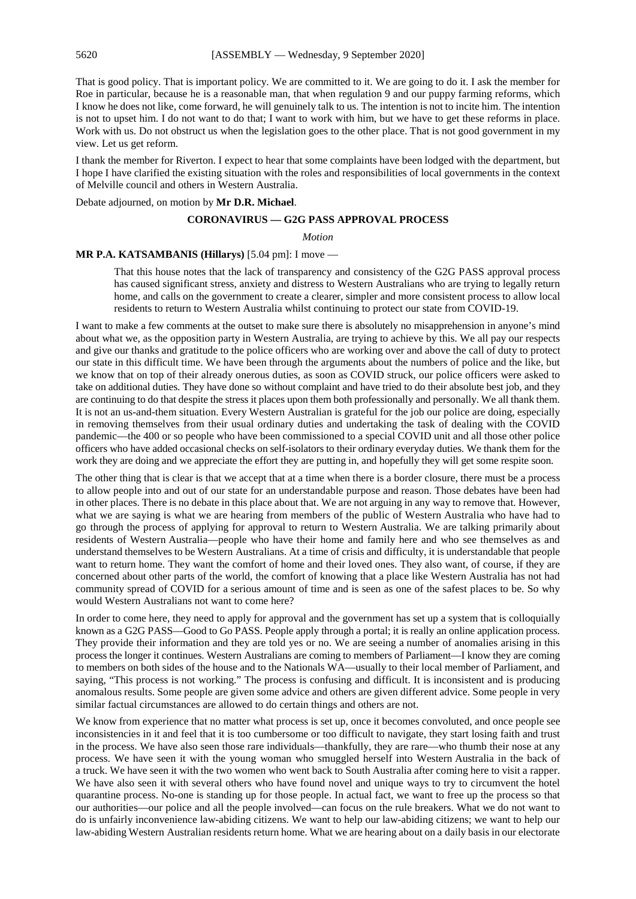That is good policy. That is important policy. We are committed to it. We are going to do it. I ask the member for Roe in particular, because he is a reasonable man, that when regulation 9 and our puppy farming reforms, which I know he does not like, come forward, he will genuinely talk to us. The intention is not to incite him. The intention is not to upset him. I do not want to do that; I want to work with him, but we have to get these reforms in place. Work with us. Do not obstruct us when the legislation goes to the other place. That is not good government in my view. Let us get reform.

I thank the member for Riverton. I expect to hear that some complaints have been lodged with the department, but I hope I have clarified the existing situation with the roles and responsibilities of local governments in the context of Melville council and others in Western Australia.

Debate adjourned, on motion by **Mr D.R. Michael**.

## CORONAVIRUS — G2G PASS APPROVAL PROCESS

*Motion*

**MR P.A. KATSAMBANIS (Hillarys)** [5.04 pm]: I move —

> That this house notes that the lack of transparency and consistency of the G2G PASS approval process has caused significant stress, anxiety and distress to Western Australians who are trying to legally return home, and calls on the government to create a clearer, simpler and more consistent process to allow local residents to return to Western Australia whilst continuing to protect our state from COVID-19.

I want to make a few comments at the outset to make sure there is absolutely no misapprehension in anyone's mind about what we, as the opposition party in Western Australia, are trying to achieve by this. We all pay our respects and give our thanks and gratitude to the police officers who are working over and above the call of duty to protect our state in this difficult time. We have been through the arguments about the numbers of police and the like, but we know that on top of their already onerous duties, as soon as COVID struck, our police officers were asked to take on additional duties. They have done so without complaint and have tried to do their absolute best job, and they are continuing to do that despite the stress it places upon them both professionally and personally. We all thank them. It is not an us-and-them situation. Every Western Australian is grateful for the job our police are doing, especially in removing themselves from their usual ordinary duties and undertaking the task of dealing with the COVID pandemic—the 400 or so people who have been commissioned to a special COVID unit and all those other police officers who have added occasional checks on self-isolators to their ordinary everyday duties. We thank them for the work they are doing and we appreciate the effort they are putting in, and hopefully they will get some respite soon.

The other thing that is clear is that we accept that at a time when there is a border closure, there must be a process to allow people into and out of our state for an understandable purpose and reason. Those debates have been had in other places. There is no debate in this place about that. We are not arguing in any way to remove that. However, what we are saying is what we are hearing from members of the public of Western Australia who have had to go through the process of applying for approval to return to Western Australia. We are talking primarily about residents of Western Australia—people who have their home and family here and who see themselves as and understand themselves to be Western Australians. At a time of crisis and difficulty, it is understandable that people want to return home. They want the comfort of home and their loved ones. They also want, of course, if they are concerned about other parts of the world, the comfort of knowing that a place like Western Australia has not had community spread of COVID for a serious amount of time and is seen as one of the safest places to be. So why would Western Australians not want to come here?

In order to come here, they need to apply for approval and the government has set up a system that is colloquially known as a G2G PASS—Good to Go PASS. People apply through a portal; it is really an online application process. They provide their information and they are told yes or no. We are seeing a number of anomalies arising in this process the longer it continues. Western Australians are coming to members of Parliament—I know they are coming to members on both sides of the house and to the Nationals WA—usually to their local member of Parliament, and saying, "This process is not working." The process is confusing and difficult. It is inconsistent and is producing anomalous results. Some people are given some advice and others are given different advice. Some people in very similar factual circumstances are allowed to do certain things and others are not.

We know from experience that no matter what process is set up, once it becomes convoluted, and once people see inconsistencies in it and feel that it is too cumbersome or too difficult to navigate, they start losing faith and trust in the process. We have also seen those rare individuals—thankfully, they are rare—who thumb their nose at any process. We have seen it with the young woman who smuggled herself into Western Australia in the back of a truck. We have seen it with the two women who went back to South Australia after coming here to visit a rapper. We have also seen it with several others who have found novel and unique ways to try to circumvent the hotel quarantine process. No-one is standing up for those people. In actual fact, we want to free up the process so that our authorities—our police and all the people involved—can focus on the rule breakers. What we do not want to do is unfairly inconvenience law-abiding citizens. We want to help our law-abiding citizens; we want to help our law-abiding Western Australian residents return home. What we are hearing about on a daily basis in our electorate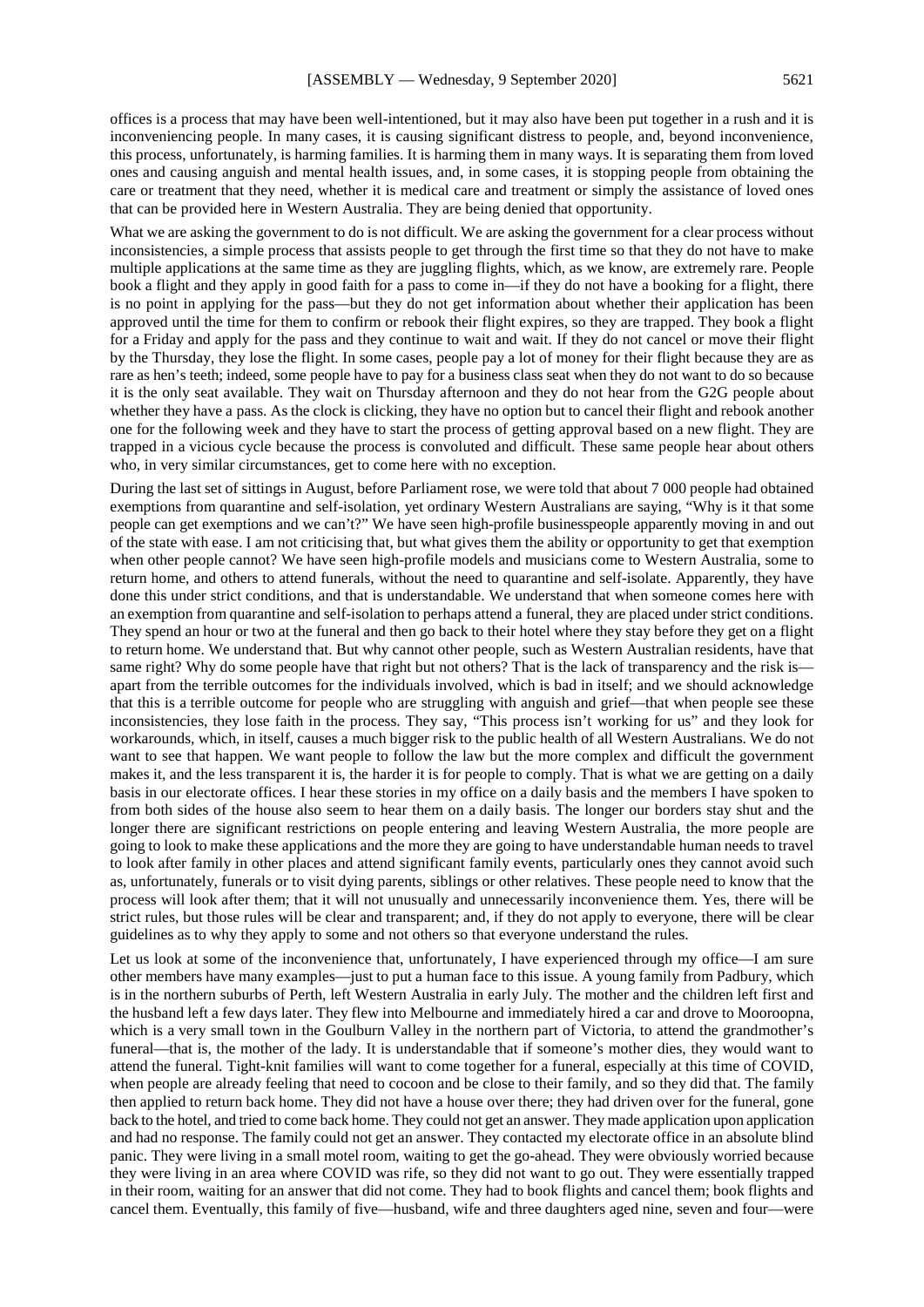offices is a process that may have been well-intentioned, but it may also have been put together in a rush and it is inconveniencing people. In many cases, it is causing significant distress to people, and, beyond inconvenience, this process, unfortunately, is harming families. It is harming them in many ways. It is separating them from loved ones and causing anguish and mental health issues, and, in some cases, it is stopping people from obtaining the care or treatment that they need, whether it is medical care and treatment or simply the assistance of loved ones that can be provided here in Western Australia. They are being denied that opportunity.

What we are asking the government to do is not difficult. We are asking the government for a clear process without inconsistencies, a simple process that assists people to get through the first time so that they do not have to make multiple applications at the same time as they are juggling flights, which, as we know, are extremely rare. People book a flight and they apply in good faith for a pass to come in—if they do not have a booking for a flight, there is no point in applying for the pass—but they do not get information about whether their application has been approved until the time for them to confirm or rebook their flight expires, so they are trapped. They book a flight for a Friday and apply for the pass and they continue to wait and wait. If they do not cancel or move their flight by the Thursday, they lose the flight. In some cases, people pay a lot of money for their flight because they are as rare as hen's teeth; indeed, some people have to pay for a business class seat when they do not want to do so because it is the only seat available. They wait on Thursday afternoon and they do not hear from the G2G people about whether they have a pass. As the clock is clicking, they have no option but to cancel their flight and rebook another one for the following week and they have to start the process of getting approval based on a new flight. They are trapped in a vicious cycle because the process is convoluted and difficult. These same people hear about others who, in very similar circumstances, get to come here with no exception.

During the last set of sittings in August, before Parliament rose, we were told that about 7 000 people had obtained exemptions from quarantine and self-isolation, yet ordinary Western Australians are saying, "Why is it that some people can get exemptions and we can't?" We have seen high-profile businesspeople apparently moving in and out of the state with ease. I am not criticising that, but what gives them the ability or opportunity to get that exemption when other people cannot? We have seen high-profile models and musicians come to Western Australia, some to return home, and others to attend funerals, without the need to quarantine and self-isolate. Apparently, they have done this under strict conditions, and that is understandable. We understand that when someone comes here with an exemption from quarantine and self-isolation to perhaps attend a funeral, they are placed under strict conditions. They spend an hour or two at the funeral and then go back to their hotel where they stay before they get on a flight to return home. We understand that. But why cannot other people, such as Western Australian residents, have that same right? Why do some people have that right but not others? That is the lack of transparency and the risk is—apart from the terrible outcomes for the individuals involved, which is bad in itself; and we should acknowledge that this is a terrible outcome for people who are struggling with anguish and grief—that when people see these inconsistencies, they lose faith in the process. They say, "This process isn't working for us" and they look for workarounds, which, in itself, causes a much bigger risk to the public health of all Western Australians. We do not want to see that happen. We want people to follow the law but the more complex and difficult the government makes it, and the less transparent it is, the harder it is for people to comply. That is what we are getting on a daily basis in our electorate offices. I hear these stories in my office on a daily basis and the members I have spoken to from both sides of the house also seem to hear them on a daily basis. The longer our borders stay shut and the longer there are significant restrictions on people entering and leaving Western Australia, the more people are going to look to make these applications and the more they are going to have understandable human needs to travel to look after family in other places and attend significant family events, particularly ones they cannot avoid such as, unfortunately, funerals or to visit dying parents, siblings or other relatives. These people need to know that the process will look after them; that it will not unusually and unnecessarily inconvenience them. Yes, there will be strict rules, but those rules will be clear and transparent; and, if they do not apply to everyone, there will be clear guidelines as to why they apply to some and not others so that everyone understand the rules.

Let us look at some of the inconvenience that, unfortunately, I have experienced through my office—I am sure other members have many examples—just to put a human face to this issue. A young family from Padbury, which is in the northern suburbs of Perth, left Western Australia in early July. The mother and the children left first and the husband left a few days later. They flew into Melbourne and immediately hired a car and drove to Mooroopna, which is a very small town in the Goulburn Valley in the northern part of Victoria, to attend the grandmother's funeral—that is, the mother of the lady. It is understandable that if someone's mother dies, they would want to attend the funeral. Tight-knit families will want to come together for a funeral, especially at this time of COVID, when people are already feeling that need to cocoon and be close to their family, and so they did that. The family then applied to return back home. They did not have a house over there; they had driven over for the funeral, gone back to the hotel, and tried to come back home. They could not get an answer. They made application upon application and had no response. The family could not get an answer. They contacted my electorate office in an absolute blind panic. They were living in a small motel room, waiting to get the go-ahead. They were obviously worried because they were living in an area where COVID was rife, so they did not want to go out. They were essentially trapped in their room, waiting for an answer that did not come. They had to book flights and cancel them; book flights and cancel them. Eventually, this family of five—husband, wife and three daughters aged nine, seven and four—were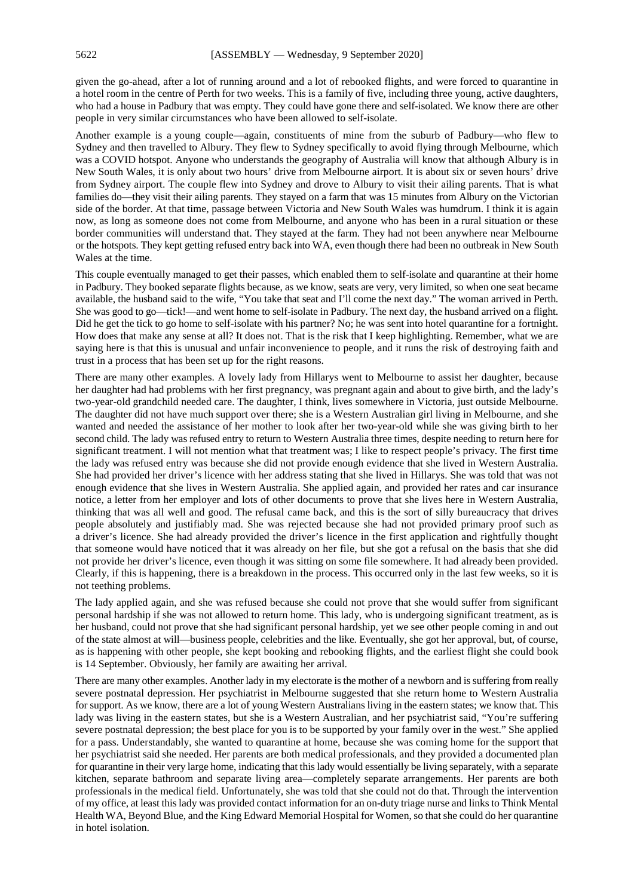given the go-ahead, after a lot of running around and a lot of rebooked flights, and were forced to quarantine in a hotel room in the centre of Perth for two weeks. This is a family of five, including three young, active daughters, who had a house in Padbury that was empty. They could have gone there and self-isolated. We know there are other people in very similar circumstances who have been allowed to self-isolate.

Another example is a young couple—again, constituents of mine from the suburb of Padbury—who flew to Sydney and then travelled to Albury. They flew to Sydney specifically to avoid flying through Melbourne, which was a COVID hotspot. Anyone who understands the geography of Australia will know that although Albury is in New South Wales, it is only about two hours' drive from Melbourne airport. It is about six or seven hours' drive from Sydney airport. The couple flew into Sydney and drove to Albury to visit their ailing parents. That is what families do—they visit their ailing parents. They stayed on a farm that was 15 minutes from Albury on the Victorian side of the border. At that time, passage between Victoria and New South Wales was humdrum. I think it is again now, as long as someone does not come from Melbourne, and anyone who has been in a rural situation or these border communities will understand that. They stayed at the farm. They had not been anywhere near Melbourne or the hotspots. They kept getting refused entry back into WA, even though there had been no outbreak in New South Wales at the time.

This couple eventually managed to get their passes, which enabled them to self-isolate and quarantine at their home in Padbury. They booked separate flights because, as we know, seats are very, very limited, so when one seat became available, the husband said to the wife, "You take that seat and I'll come the next day." The woman arrived in Perth. She was good to go—tick!—and went home to self-isolate in Padbury. The next day, the husband arrived on a flight. Did he get the tick to go home to self-isolate with his partner? No; he was sent into hotel quarantine for a fortnight. How does that make any sense at all? It does not. That is the risk that I keep highlighting. Remember, what we are saying here is that this is unusual and unfair inconvenience to people, and it runs the risk of destroying faith and trust in a process that has been set up for the right reasons.

There are many other examples. A lovely lady from Hillarys went to Melbourne to assist her daughter, because her daughter had had problems with her first pregnancy, was pregnant again and about to give birth, and the lady's two-year-old grandchild needed care. The daughter, I think, lives somewhere in Victoria, just outside Melbourne. The daughter did not have much support over there; she is a Western Australian girl living in Melbourne, and she wanted and needed the assistance of her mother to look after her two-year-old while she was giving birth to her second child. The lady was refused entry to return to Western Australia three times, despite needing to return here for significant treatment. I will not mention what that treatment was; I like to respect people's privacy. The first time the lady was refused entry was because she did not provide enough evidence that she lived in Western Australia. She had provided her driver's licence with her address stating that she lived in Hillarys. She was told that was not enough evidence that she lives in Western Australia. She applied again, and provided her rates and car insurance notice, a letter from her employer and lots of other documents to prove that she lives here in Western Australia, thinking that was all well and good. The refusal came back, and this is the sort of silly bureaucracy that drives people absolutely and justifiably mad. She was rejected because she had not provided primary proof such as a driver's licence. She had already provided the driver's licence in the first application and rightfully thought that someone would have noticed that it was already on her file, but she got a refusal on the basis that she did not provide her driver's licence, even though it was sitting on some file somewhere. It had already been provided. Clearly, if this is happening, there is a breakdown in the process. This occurred only in the last few weeks, so it is not teething problems.

The lady applied again, and she was refused because she could not prove that she would suffer from significant personal hardship if she was not allowed to return home. This lady, who is undergoing significant treatment, as is her husband, could not prove that she had significant personal hardship, yet we see other people coming in and out of the state almost at will—business people, celebrities and the like. Eventually, she got her approval, but, of course, as is happening with other people, she kept booking and rebooking flights, and the earliest flight she could book is 14 September. Obviously, her family are awaiting her arrival.

There are many other examples. Another lady in my electorate is the mother of a newborn and is suffering from really severe postnatal depression. Her psychiatrist in Melbourne suggested that she return home to Western Australia for support. As we know, there are a lot of young Western Australians living in the eastern states; we know that. This lady was living in the eastern states, but she is a Western Australian, and her psychiatrist said, "You're suffering severe postnatal depression; the best place for you is to be supported by your family over in the west." She applied for a pass. Understandably, she wanted to quarantine at home, because she was coming home for the support that her psychiatrist said she needed. Her parents are both medical professionals, and they provided a documented plan for quarantine in their very large home, indicating that this lady would essentially be living separately, with a separate kitchen, separate bathroom and separate living area—completely separate arrangements. Her parents are both professionals in the medical field. Unfortunately, she was told that she could not do that. Through the intervention of my office, at least this lady was provided contact information for an on-duty triage nurse and links to Think Mental Health WA, Beyond Blue, and the King Edward Memorial Hospital for Women, so that she could do her quarantine in hotel isolation.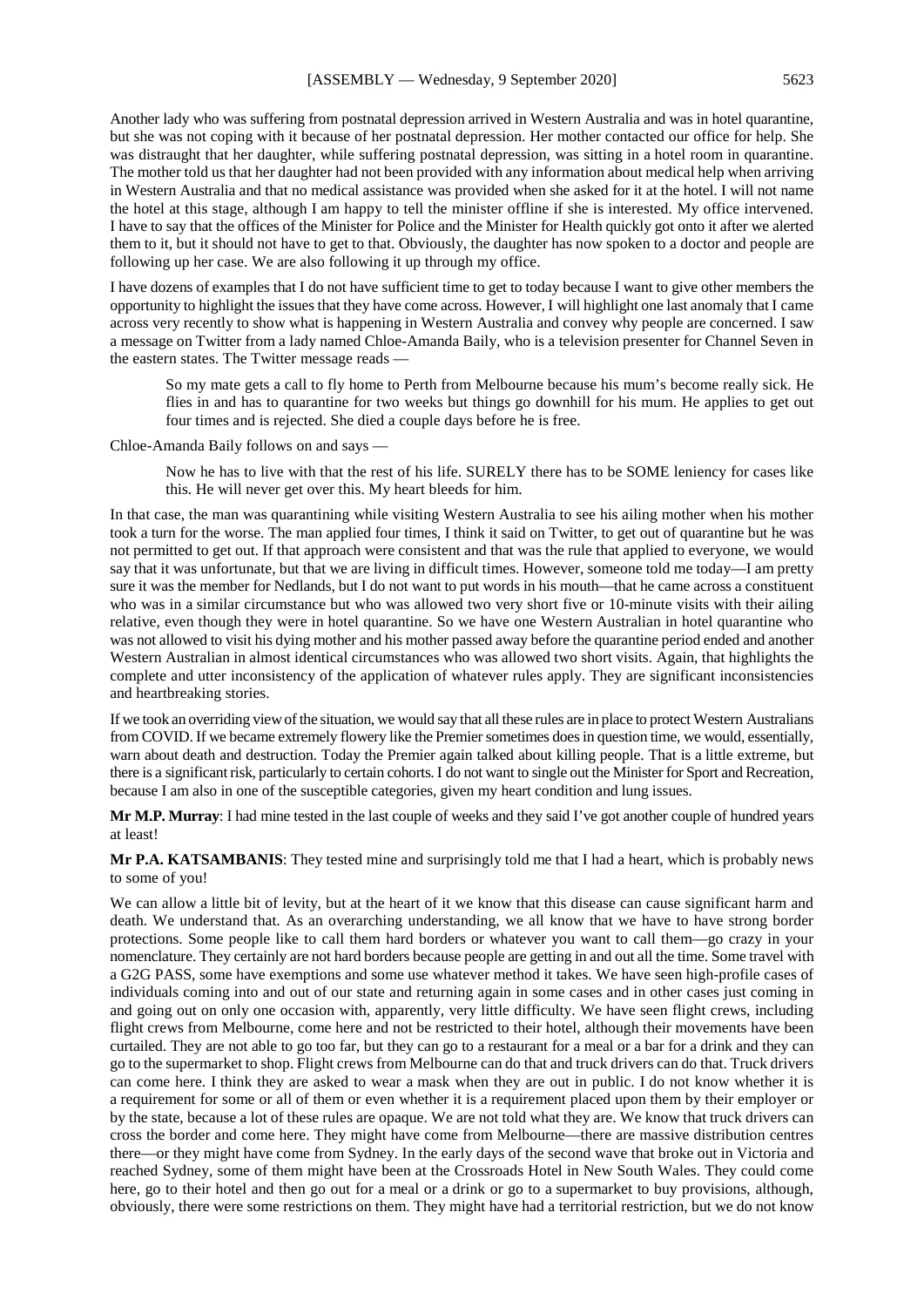Another lady who was suffering from postnatal depression arrived in Western Australia and was in hotel quarantine, but she was not coping with it because of her postnatal depression. Her mother contacted our office for help. She was distraught that her daughter, while suffering postnatal depression, was sitting in a hotel room in quarantine. The mother told us that her daughter had not been provided with any information about medical help when arriving in Western Australia and that no medical assistance was provided when she asked for it at the hotel. I will not name the hotel at this stage, although I am happy to tell the minister offline if she is interested. My office intervened. I have to say that the offices of the Minister for Police and the Minister for Health quickly got onto it after we alerted them to it, but it should not have to get to that. Obviously, the daughter has now spoken to a doctor and people are following up her case. We are also following it up through my office.

I have dozens of examples that I do not have sufficient time to get to today because I want to give other members the opportunity to highlight the issues that they have come across. However, I will highlight one last anomaly that I came across very recently to show what is happening in Western Australia and convey why people are concerned. I saw a message on Twitter from a lady named Chloe-Amanda Baily, who is a television presenter for Channel Seven in the eastern states. The Twitter message reads —

> So my mate gets a call to fly home to Perth from Melbourne because his mum's become really sick. He flies in and has to quarantine for two weeks but things go downhill for his mum. He applies to get out four times and is rejected. She died a couple days before he is free.

Chloe-Amanda Baily follows on and says —

> Now he has to live with that the rest of his life. SURELY there has to be SOME leniency for cases like this. He will never get over this. My heart bleeds for him.

In that case, the man was quarantining while visiting Western Australia to see his ailing mother when his mother took a turn for the worse. The man applied four times, I think it said on Twitter, to get out of quarantine but he was not permitted to get out. If that approach were consistent and that was the rule that applied to everyone, we would say that it was unfortunate, but that we are living in difficult times. However, someone told me today—I am pretty sure it was the member for Nedlands, but I do not want to put words in his mouth—that he came across a constituent who was in a similar circumstance but who was allowed two very short five or 10-minute visits with their ailing relative, even though they were in hotel quarantine. So we have one Western Australian in hotel quarantine who was not allowed to visit his dying mother and his mother passed away before the quarantine period ended and another Western Australian in almost identical circumstances who was allowed two short visits. Again, that highlights the complete and utter inconsistency of the application of whatever rules apply. They are significant inconsistencies and heartbreaking stories.

If we took an overriding view of the situation, we would say that all these rules are in place to protect Western Australians from COVID. If we became extremely flowery like the Premier sometimes does in question time, we would, essentially, warn about death and destruction. Today the Premier again talked about killing people. That is a little extreme, but there is a significant risk, particularly to certain cohorts. I do not want to single out the Minister for Sport and Recreation, because I am also in one of the susceptible categories, given my heart condition and lung issues.

**Mr M.P. Murray**: I had mine tested in the last couple of weeks and they said I've got another couple of hundred years at least!

**Mr P.A. KATSAMBANIS**: They tested mine and surprisingly told me that I had a heart, which is probably news to some of you!

We can allow a little bit of levity, but at the heart of it we know that this disease can cause significant harm and death. We understand that. As an overarching understanding, we all know that we have to have strong border protections. Some people like to call them hard borders or whatever you want to call them—go crazy in your nomenclature. They certainly are not hard borders because people are getting in and out all the time. Some travel with a G2G PASS, some have exemptions and some use whatever method it takes. We have seen high-profile cases of individuals coming into and out of our state and returning again in some cases and in other cases just coming in and going out on only one occasion with, apparently, very little difficulty. We have seen flight crews, including flight crews from Melbourne, come here and not be restricted to their hotel, although their movements have been curtailed. They are not able to go too far, but they can go to a restaurant for a meal or a bar for a drink and they can go to the supermarket to shop. Flight crews from Melbourne can do that and truck drivers can do that. Truck drivers can come here. I think they are asked to wear a mask when they are out in public. I do not know whether it is a requirement for some or all of them or even whether it is a requirement placed upon them by their employer or by the state, because a lot of these rules are opaque. We are not told what they are. We know that truck drivers can cross the border and come here. They might have come from Melbourne—there are massive distribution centres there—or they might have come from Sydney. In the early days of the second wave that broke out in Victoria and reached Sydney, some of them might have been at the Crossroads Hotel in New South Wales. They could come here, go to their hotel and then go out for a meal or a drink or go to a supermarket to buy provisions, although, obviously, there were some restrictions on them. They might have had a territorial restriction, but we do not know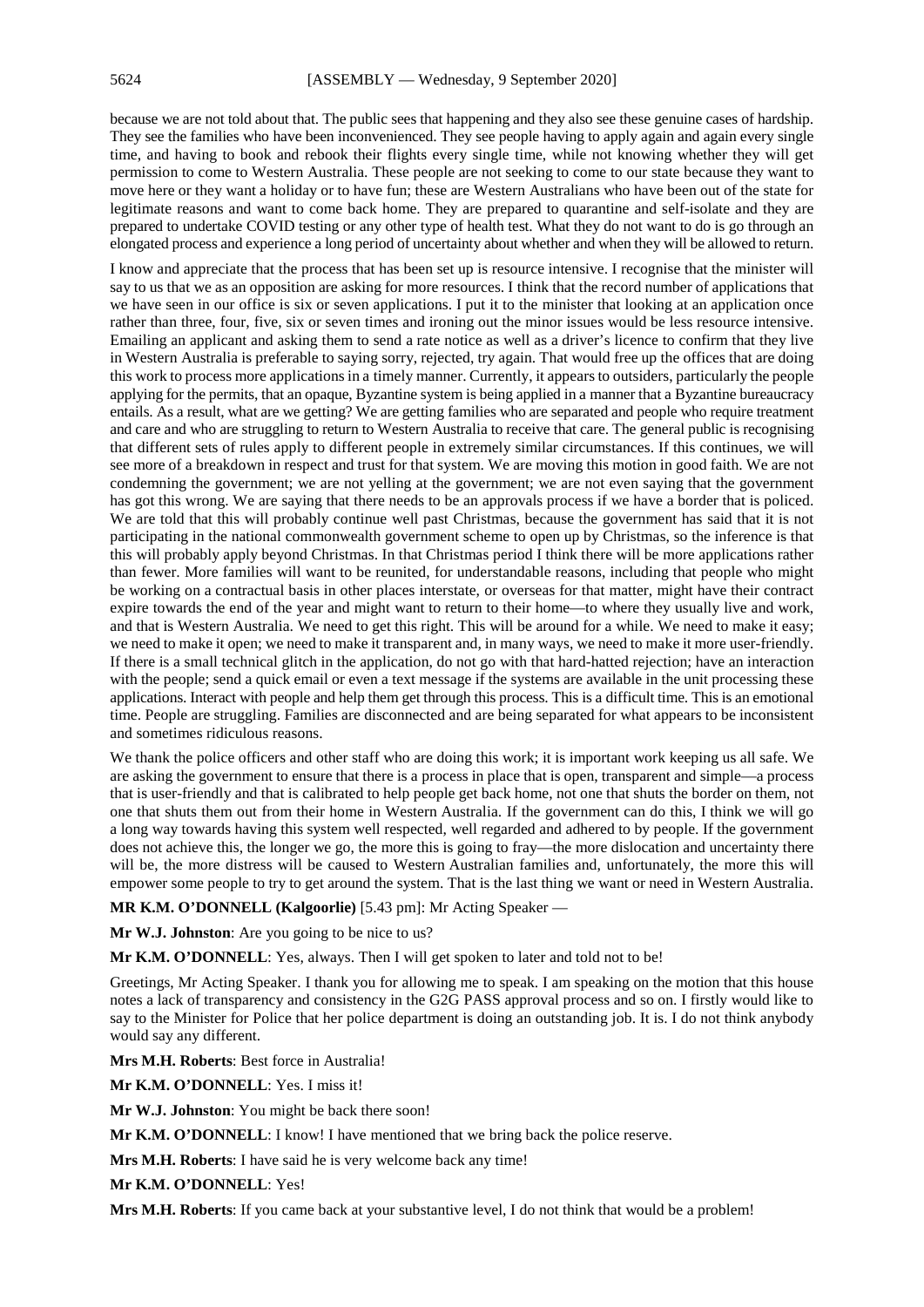because we are not told about that. The public sees that happening and they also see these genuine cases of hardship. They see the families who have been inconvenienced. They see people having to apply again and again every single time, and having to book and rebook their flights every single time, while not knowing whether they will get permission to come to Western Australia. These people are not seeking to come to our state because they want to move here or they want a holiday or to have fun; these are Western Australians who have been out of the state for legitimate reasons and want to come back home. They are prepared to quarantine and self-isolate and they are prepared to undertake COVID testing or any other type of health test. What they do not want to do is go through an elongated process and experience a long period of uncertainty about whether and when they will be allowed to return.

I know and appreciate that the process that has been set up is resource intensive. I recognise that the minister will say to us that we as an opposition are asking for more resources. I think that the record number of applications that we have seen in our office is six or seven applications. I put it to the minister that looking at an application once rather than three, four, five, six or seven times and ironing out the minor issues would be less resource intensive. Emailing an applicant and asking them to send a rate notice as well as a driver's licence to confirm that they live in Western Australia is preferable to saying sorry, rejected, try again. That would free up the offices that are doing this work to process more applications in a timely manner. Currently, it appears to outsiders, particularly the people applying for the permits, that an opaque, Byzantine system is being applied in a manner that a Byzantine bureaucracy entails. As a result, what are we getting? We are getting families who are separated and people who require treatment and care and who are struggling to return to Western Australia to receive that care. The general public is recognising that different sets of rules apply to different people in extremely similar circumstances. If this continues, we will see more of a breakdown in respect and trust for that system. We are moving this motion in good faith. We are not condemning the government; we are not yelling at the government; we are not even saying that the government has got this wrong. We are saying that there needs to be an approvals process if we have a border that is policed. We are told that this will probably continue well past Christmas, because the government has said that it is not participating in the national commonwealth government scheme to open up by Christmas, so the inference is that this will probably apply beyond Christmas. In that Christmas period I think there will be more applications rather than fewer. More families will want to be reunited, for understandable reasons, including that people who might be working on a contractual basis in other places interstate, or overseas for that matter, might have their contract expire towards the end of the year and might want to return to their home—to where they usually live and work, and that is Western Australia. We need to get this right. This will be around for a while. We need to make it easy; we need to make it open; we need to make it transparent and, in many ways, we need to make it more user-friendly. If there is a small technical glitch in the application, do not go with that hard-hatted rejection; have an interaction with the people; send a quick email or even a text message if the systems are available in the unit processing these applications. Interact with people and help them get through this process. This is a difficult time. This is an emotional time. People are struggling. Families are disconnected and are being separated for what appears to be inconsistent and sometimes ridiculous reasons.

We thank the police officers and other staff who are doing this work; it is important work keeping us all safe. We are asking the government to ensure that there is a process in place that is open, transparent and simple—a process that is user-friendly and that is calibrated to help people get back home, not one that shuts the border on them, not one that shuts them out from their home in Western Australia. If the government can do this, I think we will go a long way towards having this system well respected, well regarded and adhered to by people. If the government does not achieve this, the longer we go, the more this is going to fray—the more dislocation and uncertainty there will be, the more distress will be caused to Western Australian families and, unfortunately, the more this will empower some people to try to get around the system. That is the last thing we want or need in Western Australia.

**MR K.M. O'DONNELL (Kalgoorlie)** [5.43 pm]: Mr Acting Speaker —

**Mr W.J. Johnston**: Are you going to be nice to us?

**Mr K.M. O'DONNELL**: Yes, always. Then I will get spoken to later and told not to be!

Greetings, Mr Acting Speaker. I thank you for allowing me to speak. I am speaking on the motion that this house notes a lack of transparency and consistency in the G2G PASS approval process and so on. I firstly would like to say to the Minister for Police that her police department is doing an outstanding job. It is. I do not think anybody would say any different.

**Mrs M.H. Roberts**: Best force in Australia!

**Mr K.M. O'DONNELL**: Yes. I miss it!

**Mr W.J. Johnston**: You might be back there soon!

**Mr K.M. O'DONNELL**: I know! I have mentioned that we bring back the police reserve.

**Mrs M.H. Roberts**: I have said he is very welcome back any time!

**Mr K.M. O'DONNELL**: Yes!

**Mrs M.H. Roberts**: If you came back at your substantive level, I do not think that would be a problem!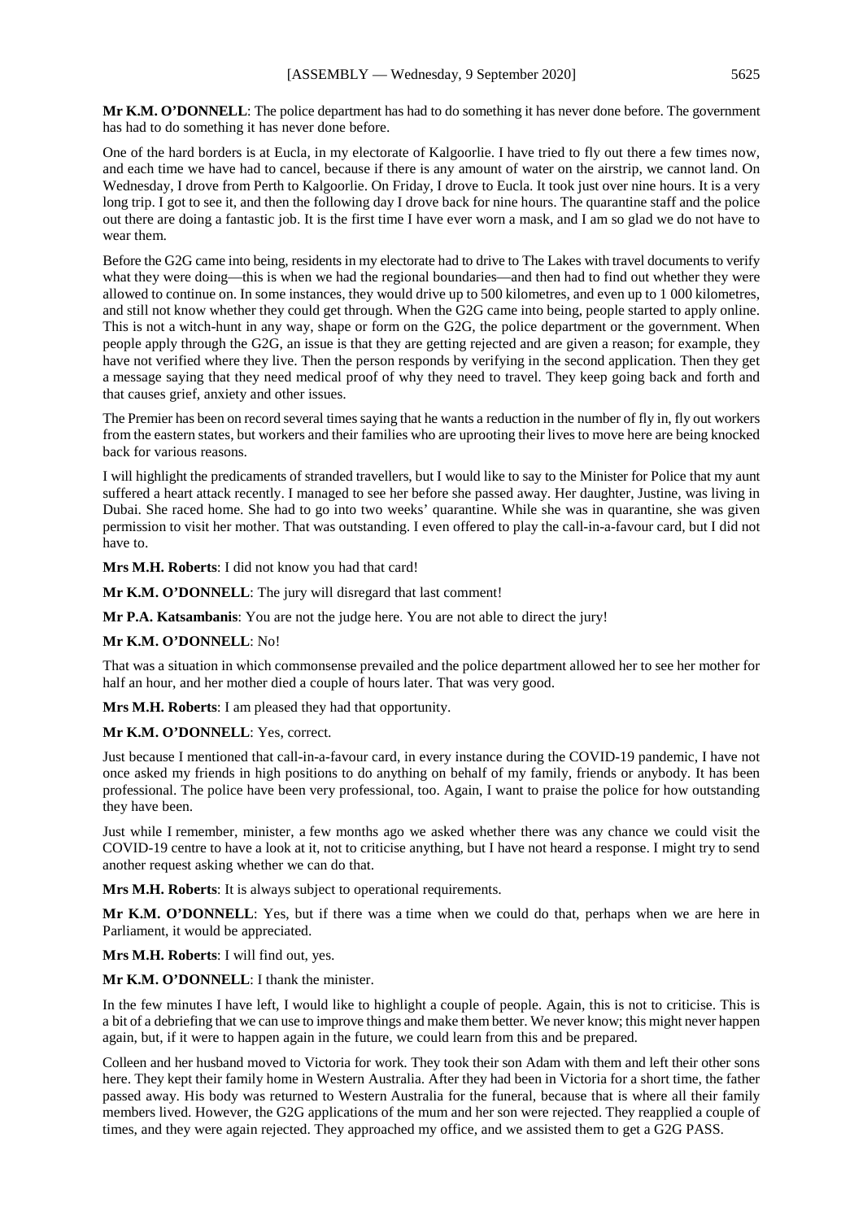**Mr K.M. O'DONNELL**: The police department has had to do something it has never done before. The government has had to do something it has never done before.

One of the hard borders is at Eucla, in my electorate of Kalgoorlie. I have tried to fly out there a few times now, and each time we have had to cancel, because if there is any amount of water on the airstrip, we cannot land. On Wednesday, I drove from Perth to Kalgoorlie. On Friday, I drove to Eucla. It took just over nine hours. It is a very long trip. I got to see it, and then the following day I drove back for nine hours. The quarantine staff and the police out there are doing a fantastic job. It is the first time I have ever worn a mask, and I am so glad we do not have to wear them.

Before the G2G came into being, residents in my electorate had to drive to The Lakes with travel documents to verify what they were doing—this is when we had the regional boundaries—and then had to find out whether they were allowed to continue on. In some instances, they would drive up to 500 kilometres, and even up to 1 000 kilometres, and still not know whether they could get through. When the G2G came into being, people started to apply online. This is not a witch-hunt in any way, shape or form on the G2G, the police department or the government. When people apply through the G2G, an issue is that they are getting rejected and are given a reason; for example, they have not verified where they live. Then the person responds by verifying in the second application. Then they get a message saying that they need medical proof of why they need to travel. They keep going back and forth and that causes grief, anxiety and other issues.

The Premier has been on record several times saying that he wants a reduction in the number of fly in, fly out workers from the eastern states, but workers and their families who are uprooting their lives to move here are being knocked back for various reasons.

I will highlight the predicaments of stranded travellers, but I would like to say to the Minister for Police that my aunt suffered a heart attack recently. I managed to see her before she passed away. Her daughter, Justine, was living in Dubai. She raced home. She had to go into two weeks' quarantine. While she was in quarantine, she was given permission to visit her mother. That was outstanding. I even offered to play the call-in-a-favour card, but I did not have to.

**Mrs M.H. Roberts**: I did not know you had that card!

**Mr K.M. O'DONNELL**: The jury will disregard that last comment!

**Mr P.A. Katsambanis**: You are not the judge here. You are not able to direct the jury!

**Mr K.M. O'DONNELL**: No!

That was a situation in which commonsense prevailed and the police department allowed her to see her mother for half an hour, and her mother died a couple of hours later. That was very good.

**Mrs M.H. Roberts**: I am pleased they had that opportunity.

**Mr K.M. O'DONNELL**: Yes, correct.

Just because I mentioned that call-in-a-favour card, in every instance during the COVID-19 pandemic, I have not once asked my friends in high positions to do anything on behalf of my family, friends or anybody. It has been professional. The police have been very professional, too. Again, I want to praise the police for how outstanding they have been.

Just while I remember, minister, a few months ago we asked whether there was any chance we could visit the COVID-19 centre to have a look at it, not to criticise anything, but I have not heard a response. I might try to send another request asking whether we can do that.

**Mrs M.H. Roberts**: It is always subject to operational requirements.

**Mr K.M. O'DONNELL**: Yes, but if there was a time when we could do that, perhaps when we are here in Parliament, it would be appreciated.

**Mrs M.H. Roberts**: I will find out, yes.

**Mr K.M. O'DONNELL**: I thank the minister.

In the few minutes I have left, I would like to highlight a couple of people. Again, this is not to criticise. This is a bit of a debriefing that we can use to improve things and make them better. We never know; this might never happen again, but, if it were to happen again in the future, we could learn from this and be prepared.

Colleen and her husband moved to Victoria for work. They took their son Adam with them and left their other sons here. They kept their family home in Western Australia. After they had been in Victoria for a short time, the father passed away. His body was returned to Western Australia for the funeral, because that is where all their family members lived. However, the G2G applications of the mum and her son were rejected. They reapplied a couple of times, and they were again rejected. They approached my office, and we assisted them to get a G2G PASS.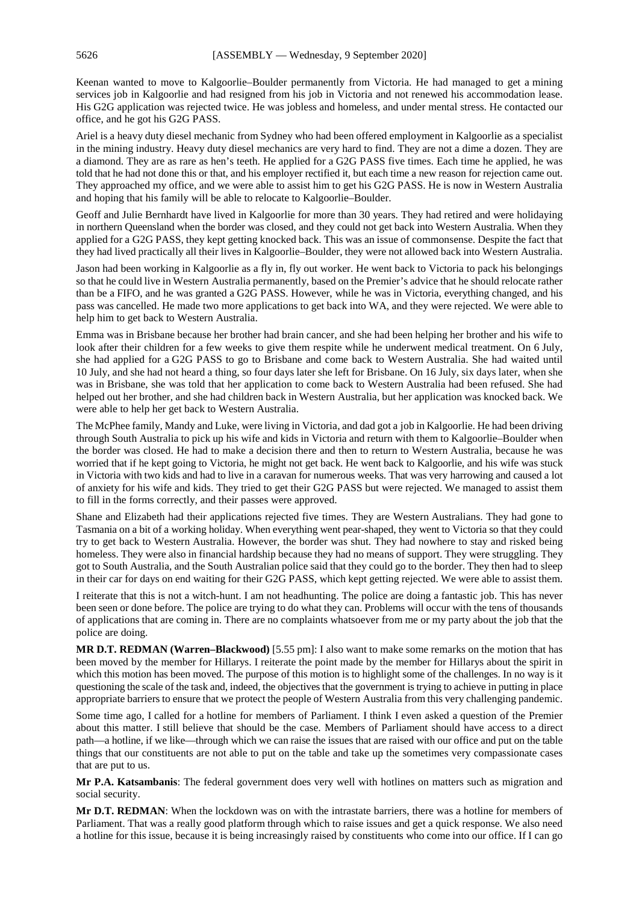Keenan wanted to move to Kalgoorlie–Boulder permanently from Victoria. He had managed to get a mining services job in Kalgoorlie and had resigned from his job in Victoria and not renewed his accommodation lease. His G2G application was rejected twice. He was jobless and homeless, and under mental stress. He contacted our office, and he got his G2G PASS.

Ariel is a heavy duty diesel mechanic from Sydney who had been offered employment in Kalgoorlie as a specialist in the mining industry. Heavy duty diesel mechanics are very hard to find. They are not a dime a dozen. They are a diamond. They are as rare as hen's teeth. He applied for a G2G PASS five times. Each time he applied, he was told that he had not done this or that, and his employer rectified it, but each time a new reason for rejection came out. They approached my office, and we were able to assist him to get his G2G PASS. He is now in Western Australia and hoping that his family will be able to relocate to Kalgoorlie–Boulder.

Geoff and Julie Bernhardt have lived in Kalgoorlie for more than 30 years. They had retired and were holidaying in northern Queensland when the border was closed, and they could not get back into Western Australia. When they applied for a G2G PASS, they kept getting knocked back. This was an issue of commonsense. Despite the fact that they had lived practically all their lives in Kalgoorlie–Boulder, they were not allowed back into Western Australia.

Jason had been working in Kalgoorlie as a fly in, fly out worker. He went back to Victoria to pack his belongings so that he could live in Western Australia permanently, based on the Premier's advice that he should relocate rather than be a FIFO, and he was granted a G2G PASS. However, while he was in Victoria, everything changed, and his pass was cancelled. He made two more applications to get back into WA, and they were rejected. We were able to help him to get back to Western Australia.

Emma was in Brisbane because her brother had brain cancer, and she had been helping her brother and his wife to look after their children for a few weeks to give them respite while he underwent medical treatment. On 6 July, she had applied for a G2G PASS to go to Brisbane and come back to Western Australia. She had waited until 10 July, and she had not heard a thing, so four days later she left for Brisbane. On 16 July, six days later, when she was in Brisbane, she was told that her application to come back to Western Australia had been refused. She had helped out her brother, and she had children back in Western Australia, but her application was knocked back. We were able to help her get back to Western Australia.

The McPhee family, Mandy and Luke, were living in Victoria, and dad got a job in Kalgoorlie. He had been driving through South Australia to pick up his wife and kids in Victoria and return with them to Kalgoorlie–Boulder when the border was closed. He had to make a decision there and then to return to Western Australia, because he was worried that if he kept going to Victoria, he might not get back. He went back to Kalgoorlie, and his wife was stuck in Victoria with two kids and had to live in a caravan for numerous weeks. That was very harrowing and caused a lot of anxiety for his wife and kids. They tried to get their G2G PASS but were rejected. We managed to assist them to fill in the forms correctly, and their passes were approved.

Shane and Elizabeth had their applications rejected five times. They are Western Australians. They had gone to Tasmania on a bit of a working holiday. When everything went pear-shaped, they went to Victoria so that they could try to get back to Western Australia. However, the border was shut. They had nowhere to stay and risked being homeless. They were also in financial hardship because they had no means of support. They were struggling. They got to South Australia, and the South Australian police said that they could go to the border. They then had to sleep in their car for days on end waiting for their G2G PASS, which kept getting rejected. We were able to assist them.

I reiterate that this is not a witch-hunt. I am not headhunting. The police are doing a fantastic job. This has never been seen or done before. The police are trying to do what they can. Problems will occur with the tens of thousands of applications that are coming in. There are no complaints whatsoever from me or my party about the job that the police are doing.

**MR D.T. REDMAN (Warren–Blackwood)** [5.55 pm]: I also want to make some remarks on the motion that has been moved by the member for Hillarys. I reiterate the point made by the member for Hillarys about the spirit in which this motion has been moved. The purpose of this motion is to highlight some of the challenges. In no way is it questioning the scale of the task and, indeed, the objectives that the government is trying to achieve in putting in place appropriate barriers to ensure that we protect the people of Western Australia from this very challenging pandemic.

Some time ago, I called for a hotline for members of Parliament. I think I even asked a question of the Premier about this matter. I still believe that should be the case. Members of Parliament should have access to a direct path—a hotline, if we like—through which we can raise the issues that are raised with our office and put on the table things that our constituents are not able to put on the table and take up the sometimes very compassionate cases that are put to us.

**Mr P.A. Katsambanis**: The federal government does very well with hotlines on matters such as migration and social security.

**Mr D.T. REDMAN**: When the lockdown was on with the intrastate barriers, there was a hotline for members of Parliament. That was a really good platform through which to raise issues and get a quick response. We also need a hotline for this issue, because it is being increasingly raised by constituents who come into our office. If I can go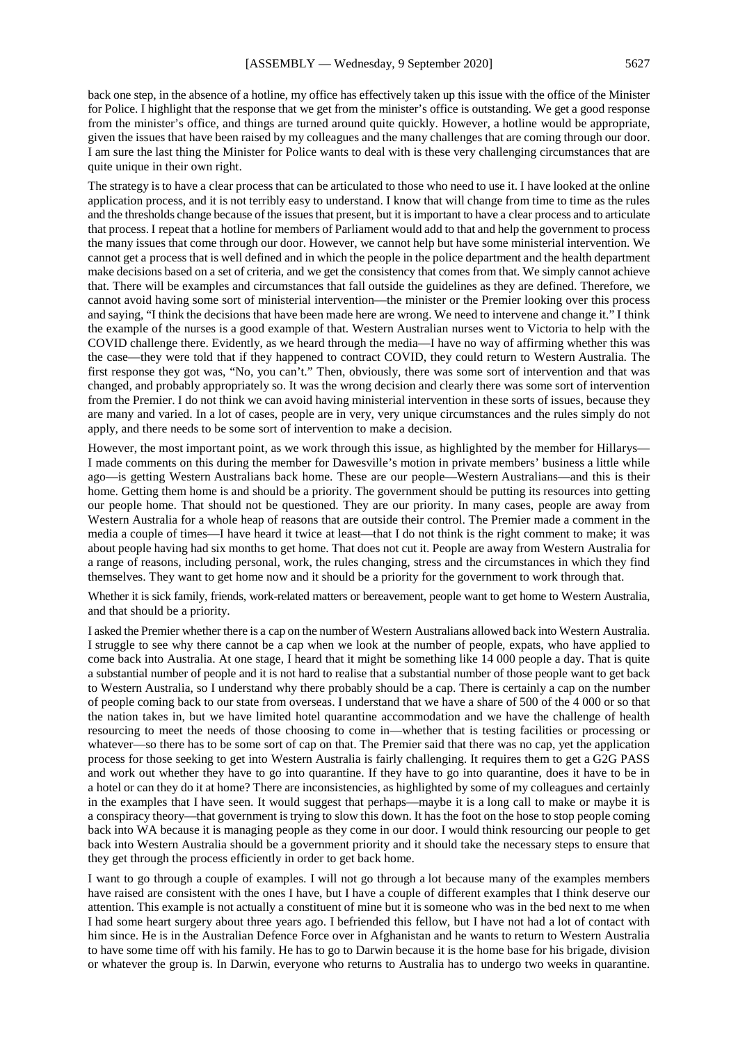back one step, in the absence of a hotline, my office has effectively taken up this issue with the office of the Minister for Police. I highlight that the response that we get from the minister's office is outstanding. We get a good response from the minister's office, and things are turned around quite quickly. However, a hotline would be appropriate, given the issues that have been raised by my colleagues and the many challenges that are coming through our door. I am sure the last thing the Minister for Police wants to deal with is these very challenging circumstances that are quite unique in their own right.

The strategy is to have a clear process that can be articulated to those who need to use it. I have looked at the online application process, and it is not terribly easy to understand. I know that will change from time to time as the rules and the thresholds change because of the issues that present, but it is important to have a clear process and to articulate that process. I repeat that a hotline for members of Parliament would add to that and help the government to process the many issues that come through our door. However, we cannot help but have some ministerial intervention. We cannot get a process that is well defined and in which the people in the police department and the health department make decisions based on a set of criteria, and we get the consistency that comes from that. We simply cannot achieve that. There will be examples and circumstances that fall outside the guidelines as they are defined. Therefore, we cannot avoid having some sort of ministerial intervention—the minister or the Premier looking over this process and saying, "I think the decisions that have been made here are wrong. We need to intervene and change it." I think the example of the nurses is a good example of that. Western Australian nurses went to Victoria to help with the COVID challenge there. Evidently, as we heard through the media—I have no way of affirming whether this was the case—they were told that if they happened to contract COVID, they could return to Western Australia. The first response they got was, "No, you can't." Then, obviously, there was some sort of intervention and that was changed, and probably appropriately so. It was the wrong decision and clearly there was some sort of intervention from the Premier. I do not think we can avoid having ministerial intervention in these sorts of issues, because they are many and varied. In a lot of cases, people are in very, very unique circumstances and the rules simply do not apply, and there needs to be some sort of intervention to make a decision.

However, the most important point, as we work through this issue, as highlighted by the member for Hillarys—I made comments on this during the member for Dawesville's motion in private members' business a little while ago—is getting Western Australians back home. These are our people—Western Australians—and this is their home. Getting them home is and should be a priority. The government should be putting its resources into getting our people home. That should not be questioned. They are our priority. In many cases, people are away from Western Australia for a whole heap of reasons that are outside their control. The Premier made a comment in the media a couple of times—I have heard it twice at least—that I do not think is the right comment to make; it was about people having had six months to get home. That does not cut it. People are away from Western Australia for a range of reasons, including personal, work, the rules changing, stress and the circumstances in which they find themselves. They want to get home now and it should be a priority for the government to work through that.

Whether it is sick family, friends, work-related matters or bereavement, people want to get home to Western Australia, and that should be a priority.

I asked the Premier whether there is a cap on the number of Western Australians allowed back into Western Australia. I struggle to see why there cannot be a cap when we look at the number of people, expats, who have applied to come back into Australia. At one stage, I heard that it might be something like 14 000 people a day. That is quite a substantial number of people and it is not hard to realise that a substantial number of those people want to get back to Western Australia, so I understand why there probably should be a cap. There is certainly a cap on the number of people coming back to our state from overseas. I understand that we have a share of 500 of the 4 000 or so that the nation takes in, but we have limited hotel quarantine accommodation and we have the challenge of health resourcing to meet the needs of those choosing to come in—whether that is testing facilities or processing or whatever—so there has to be some sort of cap on that. The Premier said that there was no cap, yet the application process for those seeking to get into Western Australia is fairly challenging. It requires them to get a G2G PASS and work out whether they have to go into quarantine. If they have to go into quarantine, does it have to be in a hotel or can they do it at home? There are inconsistencies, as highlighted by some of my colleagues and certainly in the examples that I have seen. It would suggest that perhaps—maybe it is a long call to make or maybe it is a conspiracy theory—that government is trying to slow this down. It has the foot on the hose to stop people coming back into WA because it is managing people as they come in our door. I would think resourcing our people to get back into Western Australia should be a government priority and it should take the necessary steps to ensure that they get through the process efficiently in order to get back home.

I want to go through a couple of examples. I will not go through a lot because many of the examples members have raised are consistent with the ones I have, but I have a couple of different examples that I think deserve our attention. This example is not actually a constituent of mine but it is someone who was in the bed next to me when I had some heart surgery about three years ago. I befriended this fellow, but I have not had a lot of contact with him since. He is in the Australian Defence Force over in Afghanistan and he wants to return to Western Australia to have some time off with his family. He has to go to Darwin because it is the home base for his brigade, division or whatever the group is. In Darwin, everyone who returns to Australia has to undergo two weeks in quarantine.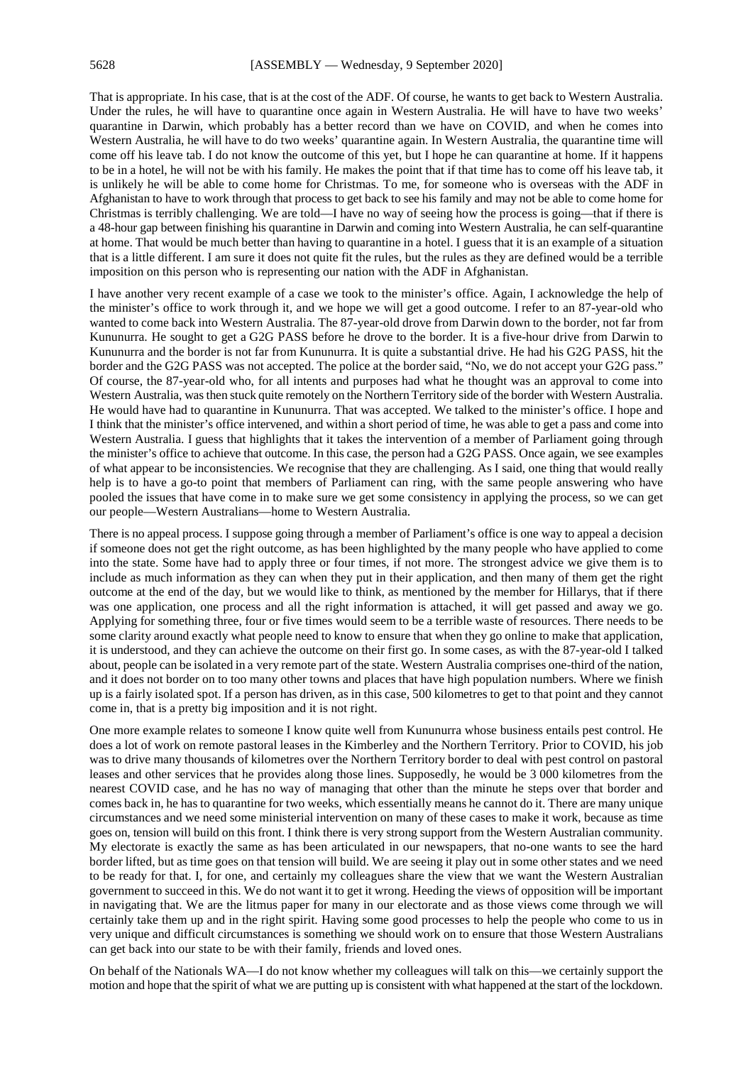That is appropriate. In his case, that is at the cost of the ADF. Of course, he wants to get back to Western Australia. Under the rules, he will have to quarantine once again in Western Australia. He will have to have two weeks' quarantine in Darwin, which probably has a better record than we have on COVID, and when he comes into Western Australia, he will have to do two weeks' quarantine again. In Western Australia, the quarantine time will come off his leave tab. I do not know the outcome of this yet, but I hope he can quarantine at home. If it happens to be in a hotel, he will not be with his family. He makes the point that if that time has to come off his leave tab, it is unlikely he will be able to come home for Christmas. To me, for someone who is overseas with the ADF in Afghanistan to have to work through that process to get back to see his family and may not be able to come home for Christmas is terribly challenging. We are told—I have no way of seeing how the process is going—that if there is a 48-hour gap between finishing his quarantine in Darwin and coming into Western Australia, he can self-quarantine at home. That would be much better than having to quarantine in a hotel. I guess that it is an example of a situation that is a little different. I am sure it does not quite fit the rules, but the rules as they are defined would be a terrible imposition on this person who is representing our nation with the ADF in Afghanistan.

I have another very recent example of a case we took to the minister's office. Again, I acknowledge the help of the minister's office to work through it, and we hope we will get a good outcome. I refer to an 87-year-old who wanted to come back into Western Australia. The 87-year-old drove from Darwin down to the border, not far from Kununurra. He sought to get a G2G PASS before he drove to the border. It is a five-hour drive from Darwin to Kununurra and the border is not far from Kununurra. It is quite a substantial drive. He had his G2G PASS, hit the border and the G2G PASS was not accepted. The police at the border said, "No, we do not accept your G2G pass." Of course, the 87-year-old who, for all intents and purposes had what he thought was an approval to come into Western Australia, was then stuck quite remotely on the Northern Territory side of the border with Western Australia. He would have had to quarantine in Kununurra. That was accepted. We talked to the minister's office. I hope and I think that the minister's office intervened, and within a short period of time, he was able to get a pass and come into Western Australia. I guess that highlights that it takes the intervention of a member of Parliament going through the minister's office to achieve that outcome. In this case, the person had a G2G PASS. Once again, we see examples of what appear to be inconsistencies. We recognise that they are challenging. As I said, one thing that would really help is to have a go-to point that members of Parliament can ring, with the same people answering who have pooled the issues that have come in to make sure we get some consistency in applying the process, so we can get our people—Western Australians—home to Western Australia.

There is no appeal process. I suppose going through a member of Parliament's office is one way to appeal a decision if someone does not get the right outcome, as has been highlighted by the many people who have applied to come into the state. Some have had to apply three or four times, if not more. The strongest advice we give them is to include as much information as they can when they put in their application, and then many of them get the right outcome at the end of the day, but we would like to think, as mentioned by the member for Hillarys, that if there was one application, one process and all the right information is attached, it will get passed and away we go. Applying for something three, four or five times would seem to be a terrible waste of resources. There needs to be some clarity around exactly what people need to know to ensure that when they go online to make that application, it is understood, and they can achieve the outcome on their first go. In some cases, as with the 87-year-old I talked about, people can be isolated in a very remote part of the state. Western Australia comprises one-third of the nation, and it does not border on to too many other towns and places that have high population numbers. Where we finish up is a fairly isolated spot. If a person has driven, as in this case, 500 kilometres to get to that point and they cannot come in, that is a pretty big imposition and it is not right.

One more example relates to someone I know quite well from Kununurra whose business entails pest control. He does a lot of work on remote pastoral leases in the Kimberley and the Northern Territory. Prior to COVID, his job was to drive many thousands of kilometres over the Northern Territory border to deal with pest control on pastoral leases and other services that he provides along those lines. Supposedly, he would be 3 000 kilometres from the nearest COVID case, and he has no way of managing that other than the minute he steps over that border and comes back in, he has to quarantine for two weeks, which essentially means he cannot do it. There are many unique circumstances and we need some ministerial intervention on many of these cases to make it work, because as time goes on, tension will build on this front. I think there is very strong support from the Western Australian community. My electorate is exactly the same as has been articulated in our newspapers, that no-one wants to see the hard border lifted, but as time goes on that tension will build. We are seeing it play out in some other states and we need to be ready for that. I, for one, and certainly my colleagues share the view that we want the Western Australian government to succeed in this. We do not want it to get it wrong. Heeding the views of opposition will be important in navigating that. We are the litmus paper for many in our electorate and as those views come through we will certainly take them up and in the right spirit. Having some good processes to help the people who come to us in very unique and difficult circumstances is something we should work on to ensure that those Western Australians can get back into our state to be with their family, friends and loved ones.

On behalf of the Nationals WA—I do not know whether my colleagues will talk on this—we certainly support the motion and hope that the spirit of what we are putting up is consistent with what happened at the start of the lockdown.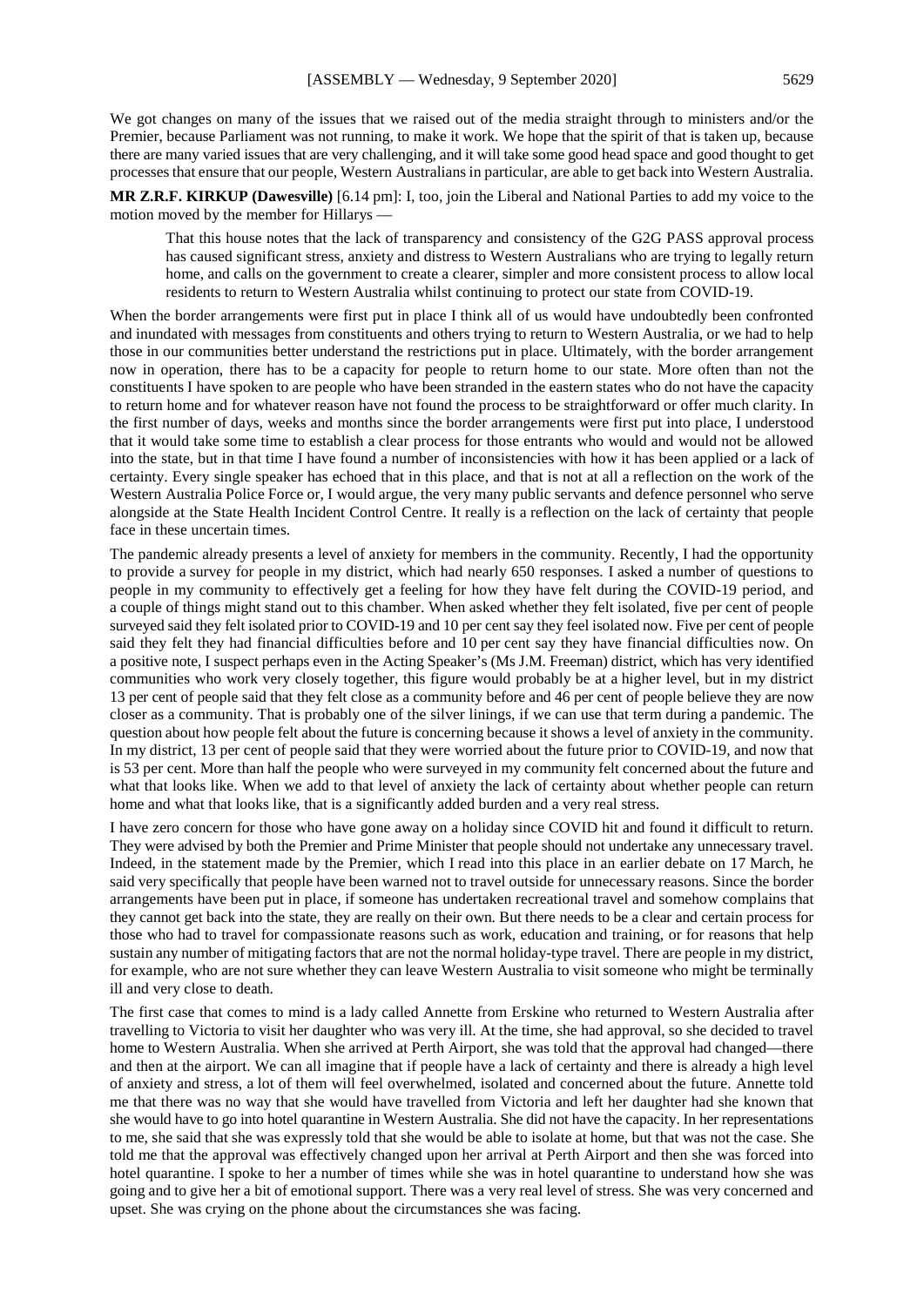We got changes on many of the issues that we raised out of the media straight through to ministers and/or the Premier, because Parliament was not running, to make it work. We hope that the spirit of that is taken up, because there are many varied issues that are very challenging, and it will take some good head space and good thought to get processes that ensure that our people, Western Australians in particular, are able to get back into Western Australia.

**MR Z.R.F. KIRKUP (Dawesville)** [6.14 pm]: I, too, join the Liberal and National Parties to add my voice to the motion moved by the member for Hillarys —

> That this house notes that the lack of transparency and consistency of the G2G PASS approval process has caused significant stress, anxiety and distress to Western Australians who are trying to legally return home, and calls on the government to create a clearer, simpler and more consistent process to allow local residents to return to Western Australia whilst continuing to protect our state from COVID-19.

When the border arrangements were first put in place I think all of us would have undoubtedly been confronted and inundated with messages from constituents and others trying to return to Western Australia, or we had to help those in our communities better understand the restrictions put in place. Ultimately, with the border arrangement now in operation, there has to be a capacity for people to return home to our state. More often than not the constituents I have spoken to are people who have been stranded in the eastern states who do not have the capacity to return home and for whatever reason have not found the process to be straightforward or offer much clarity. In the first number of days, weeks and months since the border arrangements were first put into place, I understood that it would take some time to establish a clear process for those entrants who would and would not be allowed into the state, but in that time I have found a number of inconsistencies with how it has been applied or a lack of certainty. Every single speaker has echoed that in this place, and that is not at all a reflection on the work of the Western Australia Police Force or, I would argue, the very many public servants and defence personnel who serve alongside at the State Health Incident Control Centre. It really is a reflection on the lack of certainty that people face in these uncertain times.

The pandemic already presents a level of anxiety for members in the community. Recently, I had the opportunity to provide a survey for people in my district, which had nearly 650 responses. I asked a number of questions to people in my community to effectively get a feeling for how they have felt during the COVID-19 period, and a couple of things might stand out to this chamber. When asked whether they felt isolated, five per cent of people surveyed said they felt isolated prior to COVID-19 and 10 per cent say they feel isolated now. Five per cent of people said they felt they had financial difficulties before and 10 per cent say they have financial difficulties now. On a positive note, I suspect perhaps even in the Acting Speaker's (Ms J.M. Freeman) district, which has very identified communities who work very closely together, this figure would probably be at a higher level, but in my district 13 per cent of people said that they felt close as a community before and 46 per cent of people believe they are now closer as a community. That is probably one of the silver linings, if we can use that term during a pandemic. The question about how people felt about the future is concerning because it shows a level of anxiety in the community. In my district, 13 per cent of people said that they were worried about the future prior to COVID-19, and now that is 53 per cent. More than half the people who were surveyed in my community felt concerned about the future and what that looks like. When we add to that level of anxiety the lack of certainty about whether people can return home and what that looks like, that is a significantly added burden and a very real stress.

I have zero concern for those who have gone away on a holiday since COVID hit and found it difficult to return. They were advised by both the Premier and Prime Minister that people should not undertake any unnecessary travel. Indeed, in the statement made by the Premier, which I read into this place in an earlier debate on 17 March, he said very specifically that people have been warned not to travel outside for unnecessary reasons. Since the border arrangements have been put in place, if someone has undertaken recreational travel and somehow complains that they cannot get back into the state, they are really on their own. But there needs to be a clear and certain process for those who had to travel for compassionate reasons such as work, education and training, or for reasons that help sustain any number of mitigating factors that are not the normal holiday-type travel. There are people in my district, for example, who are not sure whether they can leave Western Australia to visit someone who might be terminally ill and very close to death.

The first case that comes to mind is a lady called Annette from Erskine who returned to Western Australia after travelling to Victoria to visit her daughter who was very ill. At the time, she had approval, so she decided to travel home to Western Australia. When she arrived at Perth Airport, she was told that the approval had changed—there and then at the airport. We can all imagine that if people have a lack of certainty and there is already a high level of anxiety and stress, a lot of them will feel overwhelmed, isolated and concerned about the future. Annette told me that there was no way that she would have travelled from Victoria and left her daughter had she known that she would have to go into hotel quarantine in Western Australia. She did not have the capacity. In her representations to me, she said that she was expressly told that she would be able to isolate at home, but that was not the case. She told me that the approval was effectively changed upon her arrival at Perth Airport and then she was forced into hotel quarantine. I spoke to her a number of times while she was in hotel quarantine to understand how she was going and to give her a bit of emotional support. There was a very real level of stress. She was very concerned and upset. She was crying on the phone about the circumstances she was facing.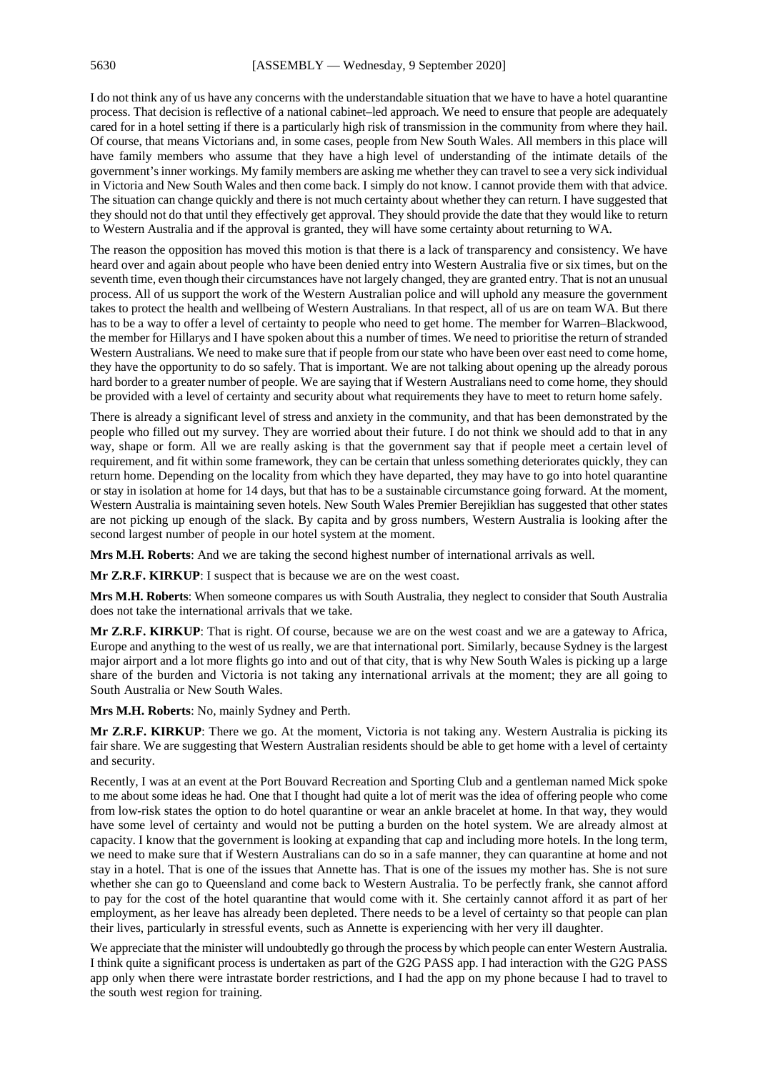I do not think any of us have any concerns with the understandable situation that we have to have a hotel quarantine process. That decision is reflective of a national cabinet–led approach. We need to ensure that people are adequately cared for in a hotel setting if there is a particularly high risk of transmission in the community from where they hail. Of course, that means Victorians and, in some cases, people from New South Wales. All members in this place will have family members who assume that they have a high level of understanding of the intimate details of the government's inner workings. My family members are asking me whether they can travel to see a very sick individual in Victoria and New South Wales and then come back. I simply do not know. I cannot provide them with that advice. The situation can change quickly and there is not much certainty about whether they can return. I have suggested that they should not do that until they effectively get approval. They should provide the date that they would like to return to Western Australia and if the approval is granted, they will have some certainty about returning to WA.

The reason the opposition has moved this motion is that there is a lack of transparency and consistency. We have heard over and again about people who have been denied entry into Western Australia five or six times, but on the seventh time, even though their circumstances have not largely changed, they are granted entry. That is not an unusual process. All of us support the work of the Western Australian police and will uphold any measure the government takes to protect the health and wellbeing of Western Australians. In that respect, all of us are on team WA. But there has to be a way to offer a level of certainty to people who need to get home. The member for Warren–Blackwood, the member for Hillarys and I have spoken about this a number of times. We need to prioritise the return of stranded Western Australians. We need to make sure that if people from our state who have been over east need to come home, they have the opportunity to do so safely. That is important. We are not talking about opening up the already porous hard border to a greater number of people. We are saying that if Western Australians need to come home, they should be provided with a level of certainty and security about what requirements they have to meet to return home safely.

There is already a significant level of stress and anxiety in the community, and that has been demonstrated by the people who filled out my survey. They are worried about their future. I do not think we should add to that in any way, shape or form. All we are really asking is that the government say that if people meet a certain level of requirement, and fit within some framework, they can be certain that unless something deteriorates quickly, they can return home. Depending on the locality from which they have departed, they may have to go into hotel quarantine or stay in isolation at home for 14 days, but that has to be a sustainable circumstance going forward. At the moment, Western Australia is maintaining seven hotels. New South Wales Premier Berejiklian has suggested that other states are not picking up enough of the slack. By capita and by gross numbers, Western Australia is looking after the second largest number of people in our hotel system at the moment.

**Mrs M.H. Roberts**: And we are taking the second highest number of international arrivals as well.

**Mr Z.R.F. KIRKUP**: I suspect that is because we are on the west coast.

**Mrs M.H. Roberts**: When someone compares us with South Australia, they neglect to consider that South Australia does not take the international arrivals that we take.

**Mr Z.R.F. KIRKUP**: That is right. Of course, because we are on the west coast and we are a gateway to Africa, Europe and anything to the west of us really, we are that international port. Similarly, because Sydney is the largest major airport and a lot more flights go into and out of that city, that is why New South Wales is picking up a large share of the burden and Victoria is not taking any international arrivals at the moment; they are all going to South Australia or New South Wales.

**Mrs M.H. Roberts**: No, mainly Sydney and Perth.

**Mr Z.R.F. KIRKUP**: There we go. At the moment, Victoria is not taking any. Western Australia is picking its fair share. We are suggesting that Western Australian residents should be able to get home with a level of certainty and security.

Recently, I was at an event at the Port Bouvard Recreation and Sporting Club and a gentleman named Mick spoke to me about some ideas he had. One that I thought had quite a lot of merit was the idea of offering people who come from low-risk states the option to do hotel quarantine or wear an ankle bracelet at home. In that way, they would have some level of certainty and would not be putting a burden on the hotel system. We are already almost at capacity. I know that the government is looking at expanding that cap and including more hotels. In the long term, we need to make sure that if Western Australians can do so in a safe manner, they can quarantine at home and not stay in a hotel. That is one of the issues that Annette has. That is one of the issues my mother has. She is not sure whether she can go to Queensland and come back to Western Australia. To be perfectly frank, she cannot afford to pay for the cost of the hotel quarantine that would come with it. She certainly cannot afford it as part of her employment, as her leave has already been depleted. There needs to be a level of certainty so that people can plan their lives, particularly in stressful events, such as Annette is experiencing with her very ill daughter.

We appreciate that the minister will undoubtedly go through the process by which people can enter Western Australia. I think quite a significant process is undertaken as part of the G2G PASS app. I had interaction with the G2G PASS app only when there were intrastate border restrictions, and I had the app on my phone because I had to travel to the south west region for training.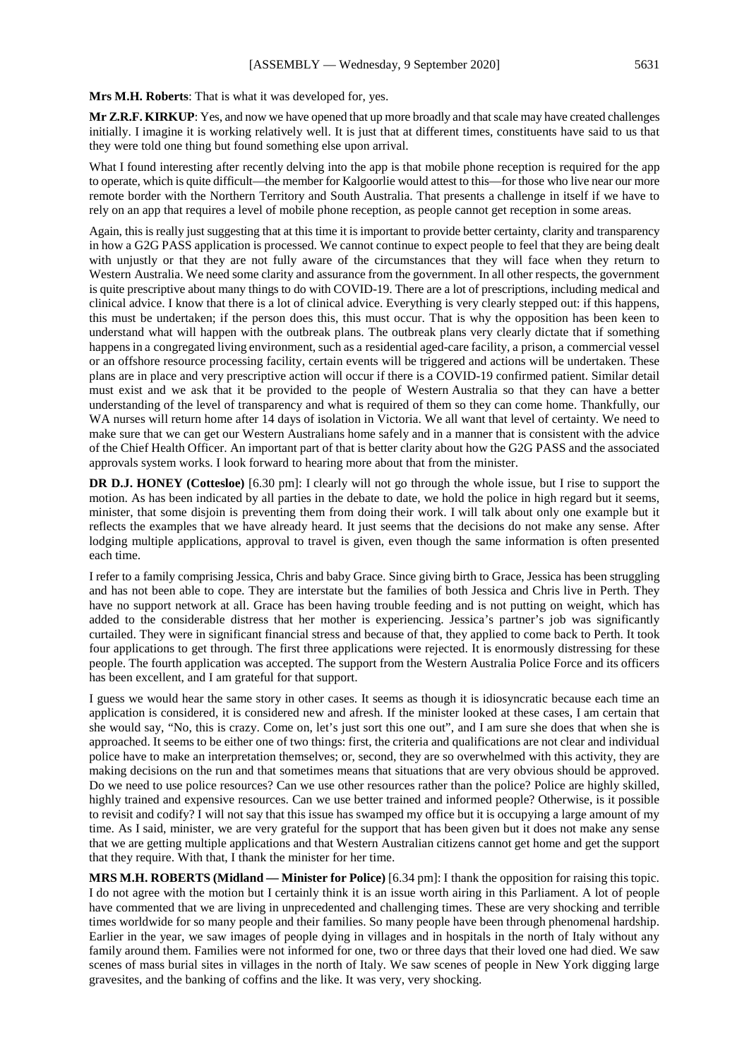**Mrs M.H. Roberts**: That is what it was developed for, yes.

**Mr Z.R.F. KIRKUP**: Yes, and now we have opened that up more broadly and that scale may have created challenges initially. I imagine it is working relatively well. It is just that at different times, constituents have said to us that they were told one thing but found something else upon arrival.

What I found interesting after recently delving into the app is that mobile phone reception is required for the app to operate, which is quite difficult—the member for Kalgoorlie would attest to this—for those who live near our more remote border with the Northern Territory and South Australia. That presents a challenge in itself if we have to rely on an app that requires a level of mobile phone reception, as people cannot get reception in some areas.

Again, this is really just suggesting that at this time it is important to provide better certainty, clarity and transparency in how a G2G PASS application is processed. We cannot continue to expect people to feel that they are being dealt with unjustly or that they are not fully aware of the circumstances that they will face when they return to Western Australia. We need some clarity and assurance from the government. In all other respects, the government is quite prescriptive about many things to do with COVID-19. There are a lot of prescriptions, including medical and clinical advice. I know that there is a lot of clinical advice. Everything is very clearly stepped out: if this happens, this must be undertaken; if the person does this, this must occur. That is why the opposition has been keen to understand what will happen with the outbreak plans. The outbreak plans very clearly dictate that if something happens in a congregated living environment, such as a residential aged-care facility, a prison, a commercial vessel or an offshore resource processing facility, certain events will be triggered and actions will be undertaken. These plans are in place and very prescriptive action will occur if there is a COVID-19 confirmed patient. Similar detail must exist and we ask that it be provided to the people of Western Australia so that they can have a better understanding of the level of transparency and what is required of them so they can come home. Thankfully, our WA nurses will return home after 14 days of isolation in Victoria. We all want that level of certainty. We need to make sure that we can get our Western Australians home safely and in a manner that is consistent with the advice of the Chief Health Officer. An important part of that is better clarity about how the G2G PASS and the associated approvals system works. I look forward to hearing more about that from the minister.

**DR D.J. HONEY (Cottesloe)** [6.30 pm]: I clearly will not go through the whole issue, but I rise to support the motion. As has been indicated by all parties in the debate to date, we hold the police in high regard but it seems, minister, that some disjoin is preventing them from doing their work. I will talk about only one example but it reflects the examples that we have already heard. It just seems that the decisions do not make any sense. After lodging multiple applications, approval to travel is given, even though the same information is often presented each time.

I refer to a family comprising Jessica, Chris and baby Grace. Since giving birth to Grace, Jessica has been struggling and has not been able to cope. They are interstate but the families of both Jessica and Chris live in Perth. They have no support network at all. Grace has been having trouble feeding and is not putting on weight, which has added to the considerable distress that her mother is experiencing. Jessica's partner's job was significantly curtailed. They were in significant financial stress and because of that, they applied to come back to Perth. It took four applications to get through. The first three applications were rejected. It is enormously distressing for these people. The fourth application was accepted. The support from the Western Australia Police Force and its officers has been excellent, and I am grateful for that support.

I guess we would hear the same story in other cases. It seems as though it is idiosyncratic because each time an application is considered, it is considered new and afresh. If the minister looked at these cases, I am certain that she would say, "No, this is crazy. Come on, let's just sort this one out", and I am sure she does that when she is approached. It seems to be either one of two things: first, the criteria and qualifications are not clear and individual police have to make an interpretation themselves; or, second, they are so overwhelmed with this activity, they are making decisions on the run and that sometimes means that situations that are very obvious should be approved. Do we need to use police resources? Can we use other resources rather than the police? Police are highly skilled, highly trained and expensive resources. Can we use better trained and informed people? Otherwise, is it possible to revisit and codify? I will not say that this issue has swamped my office but it is occupying a large amount of my time. As I said, minister, we are very grateful for the support that has been given but it does not make any sense that we are getting multiple applications and that Western Australian citizens cannot get home and get the support that they require. With that, I thank the minister for her time.

**MRS M.H. ROBERTS (Midland — Minister for Police)** [6.34 pm]: I thank the opposition for raising this topic. I do not agree with the motion but I certainly think it is an issue worth airing in this Parliament. A lot of people have commented that we are living in unprecedented and challenging times. These are very shocking and terrible times worldwide for so many people and their families. So many people have been through phenomenal hardship. Earlier in the year, we saw images of people dying in villages and in hospitals in the north of Italy without any family around them. Families were not informed for one, two or three days that their loved one had died. We saw scenes of mass burial sites in villages in the north of Italy. We saw scenes of people in New York digging large gravesites, and the banking of coffins and the like. It was very, very shocking.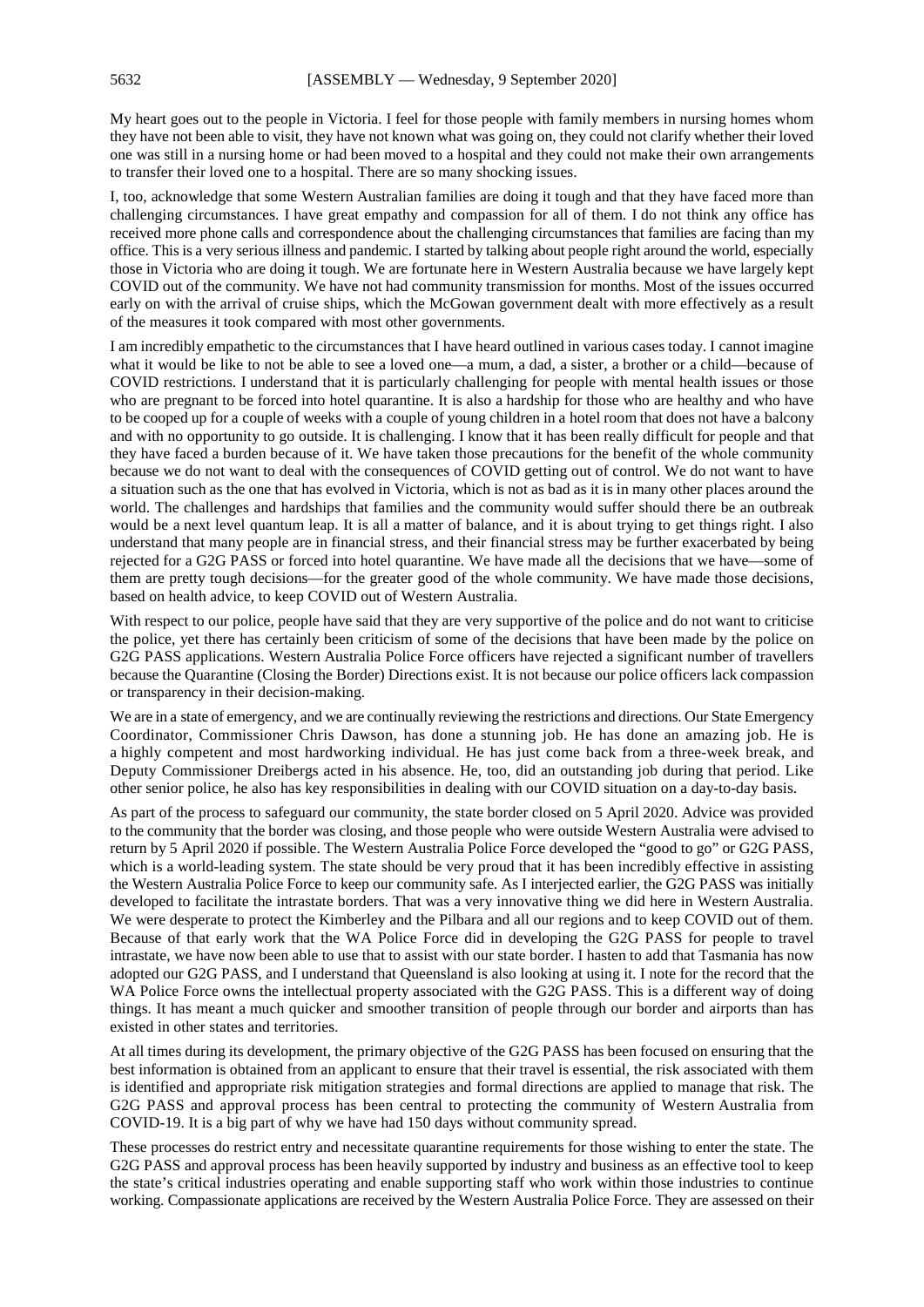My heart goes out to the people in Victoria. I feel for those people with family members in nursing homes whom they have not been able to visit, they have not known what was going on, they could not clarify whether their loved one was still in a nursing home or had been moved to a hospital and they could not make their own arrangements to transfer their loved one to a hospital. There are so many shocking issues.

I, too, acknowledge that some Western Australian families are doing it tough and that they have faced more than challenging circumstances. I have great empathy and compassion for all of them. I do not think any office has received more phone calls and correspondence about the challenging circumstances that families are facing than my office. This is a very serious illness and pandemic. I started by talking about people right around the world, especially those in Victoria who are doing it tough. We are fortunate here in Western Australia because we have largely kept COVID out of the community. We have not had community transmission for months. Most of the issues occurred early on with the arrival of cruise ships, which the McGowan government dealt with more effectively as a result of the measures it took compared with most other governments.

I am incredibly empathetic to the circumstances that I have heard outlined in various cases today. I cannot imagine what it would be like to not be able to see a loved one—a mum, a dad, a sister, a brother or a child—because of COVID restrictions. I understand that it is particularly challenging for people with mental health issues or those who are pregnant to be forced into hotel quarantine. It is also a hardship for those who are healthy and who have to be cooped up for a couple of weeks with a couple of young children in a hotel room that does not have a balcony and with no opportunity to go outside. It is challenging. I know that it has been really difficult for people and that they have faced a burden because of it. We have taken those precautions for the benefit of the whole community because we do not want to deal with the consequences of COVID getting out of control. We do not want to have a situation such as the one that has evolved in Victoria, which is not as bad as it is in many other places around the world. The challenges and hardships that families and the community would suffer should there be an outbreak would be a next level quantum leap. It is all a matter of balance, and it is about trying to get things right. I also understand that many people are in financial stress, and their financial stress may be further exacerbated by being rejected for a G2G PASS or forced into hotel quarantine. We have made all the decisions that we have—some of them are pretty tough decisions—for the greater good of the whole community. We have made those decisions, based on health advice, to keep COVID out of Western Australia.

With respect to our police, people have said that they are very supportive of the police and do not want to criticise the police, yet there has certainly been criticism of some of the decisions that have been made by the police on G2G PASS applications. Western Australia Police Force officers have rejected a significant number of travellers because the Quarantine (Closing the Border) Directions exist. It is not because our police officers lack compassion or transparency in their decision-making.

We are in a state of emergency, and we are continually reviewing the restrictions and directions. Our State Emergency Coordinator, Commissioner Chris Dawson, has done a stunning job. He has done an amazing job. He is a highly competent and most hardworking individual. He has just come back from a three-week break, and Deputy Commissioner Dreibergs acted in his absence. He, too, did an outstanding job during that period. Like other senior police, he also has key responsibilities in dealing with our COVID situation on a day-to-day basis.

As part of the process to safeguard our community, the state border closed on 5 April 2020. Advice was provided to the community that the border was closing, and those people who were outside Western Australia were advised to return by 5 April 2020 if possible. The Western Australia Police Force developed the "good to go" or G2G PASS, which is a world-leading system. The state should be very proud that it has been incredibly effective in assisting the Western Australia Police Force to keep our community safe. As I interjected earlier, the G2G PASS was initially developed to facilitate the intrastate borders. That was a very innovative thing we did here in Western Australia. We were desperate to protect the Kimberley and the Pilbara and all our regions and to keep COVID out of them. Because of that early work that the WA Police Force did in developing the G2G PASS for people to travel intrastate, we have now been able to use that to assist with our state border. I hasten to add that Tasmania has now adopted our G2G PASS, and I understand that Queensland is also looking at using it. I note for the record that the WA Police Force owns the intellectual property associated with the G2G PASS. This is a different way of doing things. It has meant a much quicker and smoother transition of people through our border and airports than has existed in other states and territories.

At all times during its development, the primary objective of the G2G PASS has been focused on ensuring that the best information is obtained from an applicant to ensure that their travel is essential, the risk associated with them is identified and appropriate risk mitigation strategies and formal directions are applied to manage that risk. The G2G PASS and approval process has been central to protecting the community of Western Australia from COVID-19. It is a big part of why we have had 150 days without community spread.

These processes do restrict entry and necessitate quarantine requirements for those wishing to enter the state. The G2G PASS and approval process has been heavily supported by industry and business as an effective tool to keep the state's critical industries operating and enable supporting staff who work within those industries to continue working. Compassionate applications are received by the Western Australia Police Force. They are assessed on their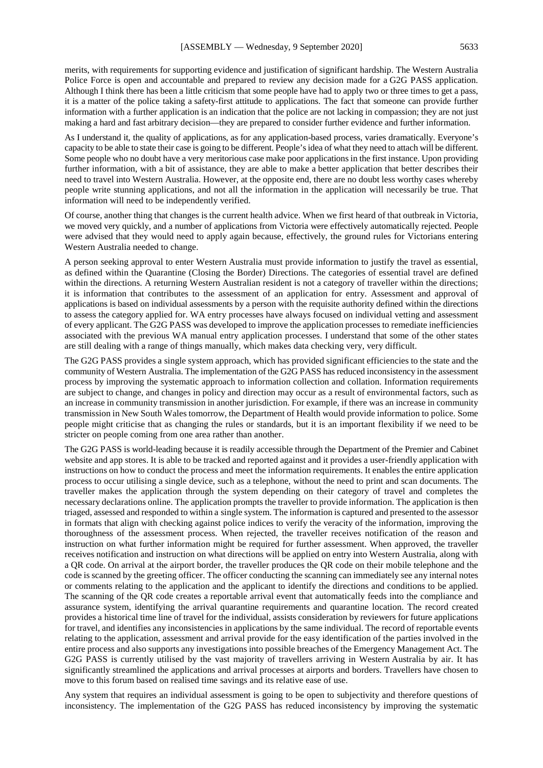merits, with requirements for supporting evidence and justification of significant hardship. The Western Australia Police Force is open and accountable and prepared to review any decision made for a G2G PASS application. Although I think there has been a little criticism that some people have had to apply two or three times to get a pass, it is a matter of the police taking a safety-first attitude to applications. The fact that someone can provide further information with a further application is an indication that the police are not lacking in compassion; they are not just making a hard and fast arbitrary decision—they are prepared to consider further evidence and further information.

As I understand it, the quality of applications, as for any application-based process, varies dramatically. Everyone's capacity to be able to state their case is going to be different. People's idea of what they need to attach will be different. Some people who no doubt have a very meritorious case make poor applications in the first instance. Upon providing further information, with a bit of assistance, they are able to make a better application that better describes their need to travel into Western Australia. However, at the opposite end, there are no doubt less worthy cases whereby people write stunning applications, and not all the information in the application will necessarily be true. That information will need to be independently verified.

Of course, another thing that changes is the current health advice. When we first heard of that outbreak in Victoria, we moved very quickly, and a number of applications from Victoria were effectively automatically rejected. People were advised that they would need to apply again because, effectively, the ground rules for Victorians entering Western Australia needed to change.

A person seeking approval to enter Western Australia must provide information to justify the travel as essential, as defined within the Quarantine (Closing the Border) Directions. The categories of essential travel are defined within the directions. A returning Western Australian resident is not a category of traveller within the directions; it is information that contributes to the assessment of an application for entry. Assessment and approval of applications is based on individual assessments by a person with the requisite authority defined within the directions to assess the category applied for. WA entry processes have always focused on individual vetting and assessment of every applicant. The G2G PASS was developed to improve the application processes to remediate inefficiencies associated with the previous WA manual entry application processes. I understand that some of the other states are still dealing with a range of things manually, which makes data checking very, very difficult.

The G2G PASS provides a single system approach, which has provided significant efficiencies to the state and the community of Western Australia. The implementation of the G2G PASS has reduced inconsistency in the assessment process by improving the systematic approach to information collection and collation. Information requirements are subject to change, and changes in policy and direction may occur as a result of environmental factors, such as an increase in community transmission in another jurisdiction. For example, if there was an increase in community transmission in New South Wales tomorrow, the Department of Health would provide information to police. Some people might criticise that as changing the rules or standards, but it is an important flexibility if we need to be stricter on people coming from one area rather than another.

The G2G PASS is world-leading because it is readily accessible through the Department of the Premier and Cabinet website and app stores. It is able to be tracked and reported against and it provides a user-friendly application with instructions on how to conduct the process and meet the information requirements. It enables the entire application process to occur utilising a single device, such as a telephone, without the need to print and scan documents. The traveller makes the application through the system depending on their category of travel and completes the necessary declarations online. The application prompts the traveller to provide information. The application is then triaged, assessed and responded to within a single system. The information is captured and presented to the assessor in formats that align with checking against police indices to verify the veracity of the information, improving the thoroughness of the assessment process. When rejected, the traveller receives notification of the reason and instruction on what further information might be required for further assessment. When approved, the traveller receives notification and instruction on what directions will be applied on entry into Western Australia, along with a QR code. On arrival at the airport border, the traveller produces the QR code on their mobile telephone and the code is scanned by the greeting officer. The officer conducting the scanning can immediately see any internal notes or comments relating to the application and the applicant to identify the directions and conditions to be applied. The scanning of the QR code creates a reportable arrival event that automatically feeds into the compliance and assurance system, identifying the arrival quarantine requirements and quarantine location. The record created provides a historical time line of travel for the individual, assists consideration by reviewers for future applications for travel, and identifies any inconsistencies in applications by the same individual. The record of reportable events relating to the application, assessment and arrival provide for the easy identification of the parties involved in the entire process and also supports any investigations into possible breaches of the Emergency Management Act. The G2G PASS is currently utilised by the vast majority of travellers arriving in Western Australia by air. It has significantly streamlined the applications and arrival processes at airports and borders. Travellers have chosen to move to this forum based on realised time savings and its relative ease of use.

Any system that requires an individual assessment is going to be open to subjectivity and therefore questions of inconsistency. The implementation of the G2G PASS has reduced inconsistency by improving the systematic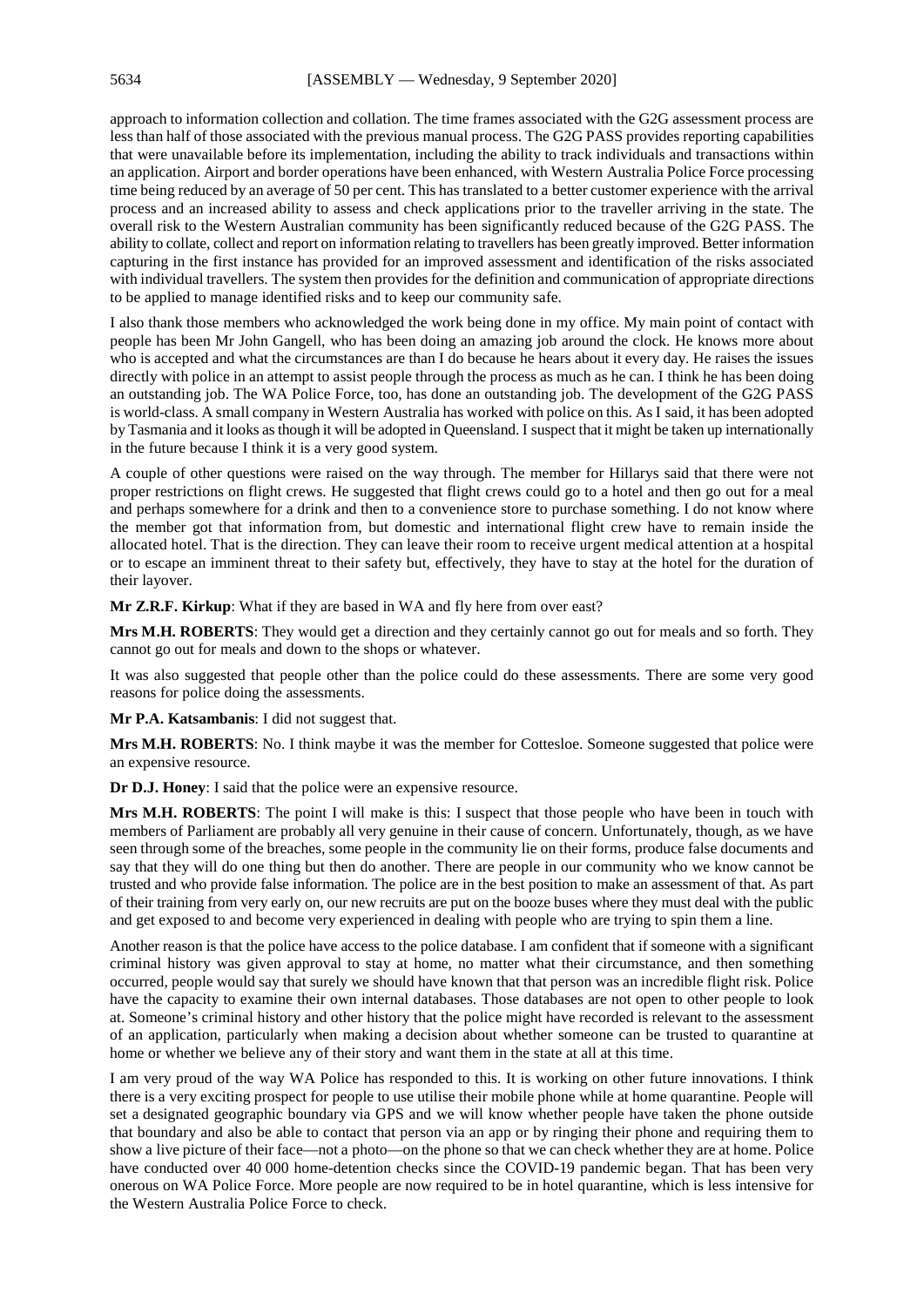approach to information collection and collation. The time frames associated with the G2G assessment process are less than half of those associated with the previous manual process. The G2G PASS provides reporting capabilities that were unavailable before its implementation, including the ability to track individuals and transactions within an application. Airport and border operations have been enhanced, with Western Australia Police Force processing time being reduced by an average of 50 per cent. This has translated to a better customer experience with the arrival process and an increased ability to assess and check applications prior to the traveller arriving in the state. The overall risk to the Western Australian community has been significantly reduced because of the G2G PASS. The ability to collate, collect and report on information relating to travellers has been greatly improved. Better information capturing in the first instance has provided for an improved assessment and identification of the risks associated with individual travellers. The system then provides for the definition and communication of appropriate directions to be applied to manage identified risks and to keep our community safe.

I also thank those members who acknowledged the work being done in my office. My main point of contact with people has been Mr John Gangell, who has been doing an amazing job around the clock. He knows more about who is accepted and what the circumstances are than I do because he hears about it every day. He raises the issues directly with police in an attempt to assist people through the process as much as he can. I think he has been doing an outstanding job. The WA Police Force, too, has done an outstanding job. The development of the G2G PASS is world-class. A small company in Western Australia has worked with police on this. As I said, it has been adopted by Tasmania and it looks as though it will be adopted in Queensland. I suspect that it might be taken up internationally in the future because I think it is a very good system.

A couple of other questions were raised on the way through. The member for Hillarys said that there were not proper restrictions on flight crews. He suggested that flight crews could go to a hotel and then go out for a meal and perhaps somewhere for a drink and then to a convenience store to purchase something. I do not know where the member got that information from, but domestic and international flight crew have to remain inside the allocated hotel. That is the direction. They can leave their room to receive urgent medical attention at a hospital or to escape an imminent threat to their safety but, effectively, they have to stay at the hotel for the duration of their layover.

**Mr Z.R.F. Kirkup**: What if they are based in WA and fly here from over east?

**Mrs M.H. ROBERTS**: They would get a direction and they certainly cannot go out for meals and so forth. They cannot go out for meals and down to the shops or whatever.

It was also suggested that people other than the police could do these assessments. There are some very good reasons for police doing the assessments.

**Mr P.A. Katsambanis**: I did not suggest that.

**Mrs M.H. ROBERTS**: No. I think maybe it was the member for Cottesloe. Someone suggested that police were an expensive resource.

**Dr D.J. Honey**: I said that the police were an expensive resource.

**Mrs M.H. ROBERTS**: The point I will make is this: I suspect that those people who have been in touch with members of Parliament are probably all very genuine in their cause of concern. Unfortunately, though, as we have seen through some of the breaches, some people in the community lie on their forms, produce false documents and say that they will do one thing but then do another. There are people in our community who we know cannot be trusted and who provide false information. The police are in the best position to make an assessment of that. As part of their training from very early on, our new recruits are put on the booze buses where they must deal with the public and get exposed to and become very experienced in dealing with people who are trying to spin them a line.

Another reason is that the police have access to the police database. I am confident that if someone with a significant criminal history was given approval to stay at home, no matter what their circumstance, and then something occurred, people would say that surely we should have known that that person was an incredible flight risk. Police have the capacity to examine their own internal databases. Those databases are not open to other people to look at. Someone's criminal history and other history that the police might have recorded is relevant to the assessment of an application, particularly when making a decision about whether someone can be trusted to quarantine at home or whether we believe any of their story and want them in the state at all at this time.

I am very proud of the way WA Police has responded to this. It is working on other future innovations. I think there is a very exciting prospect for people to use utilise their mobile phone while at home quarantine. People will set a designated geographic boundary via GPS and we will know whether people have taken the phone outside that boundary and also be able to contact that person via an app or by ringing their phone and requiring them to show a live picture of their face—not a photo—on the phone so that we can check whether they are at home. Police have conducted over 40 000 home-detention checks since the COVID-19 pandemic began. That has been very onerous on WA Police Force. More people are now required to be in hotel quarantine, which is less intensive for the Western Australia Police Force to check.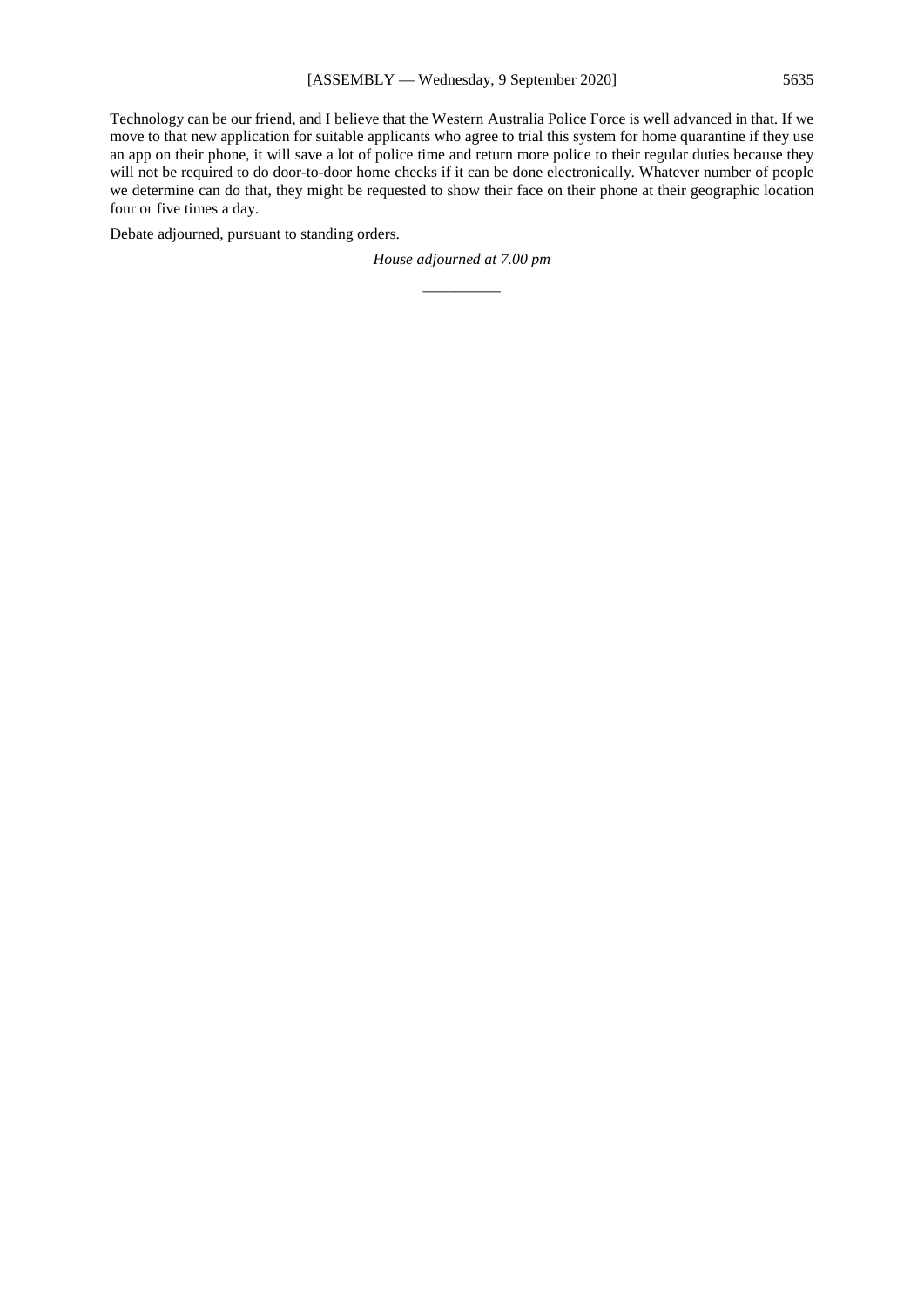Technology can be our friend, and I believe that the Western Australia Police Force is well advanced in that. If we move to that new application for suitable applicants who agree to trial this system for home quarantine if they use an app on their phone, it will save a lot of police time and return more police to their regular duties because they will not be required to do door-to-door home checks if it can be done electronically. Whatever number of people we determine can do that, they might be requested to show their face on their phone at their geographic location four or five times a day.

Debate adjourned, pursuant to standing orders.

*House adjourned at 7.00 pm*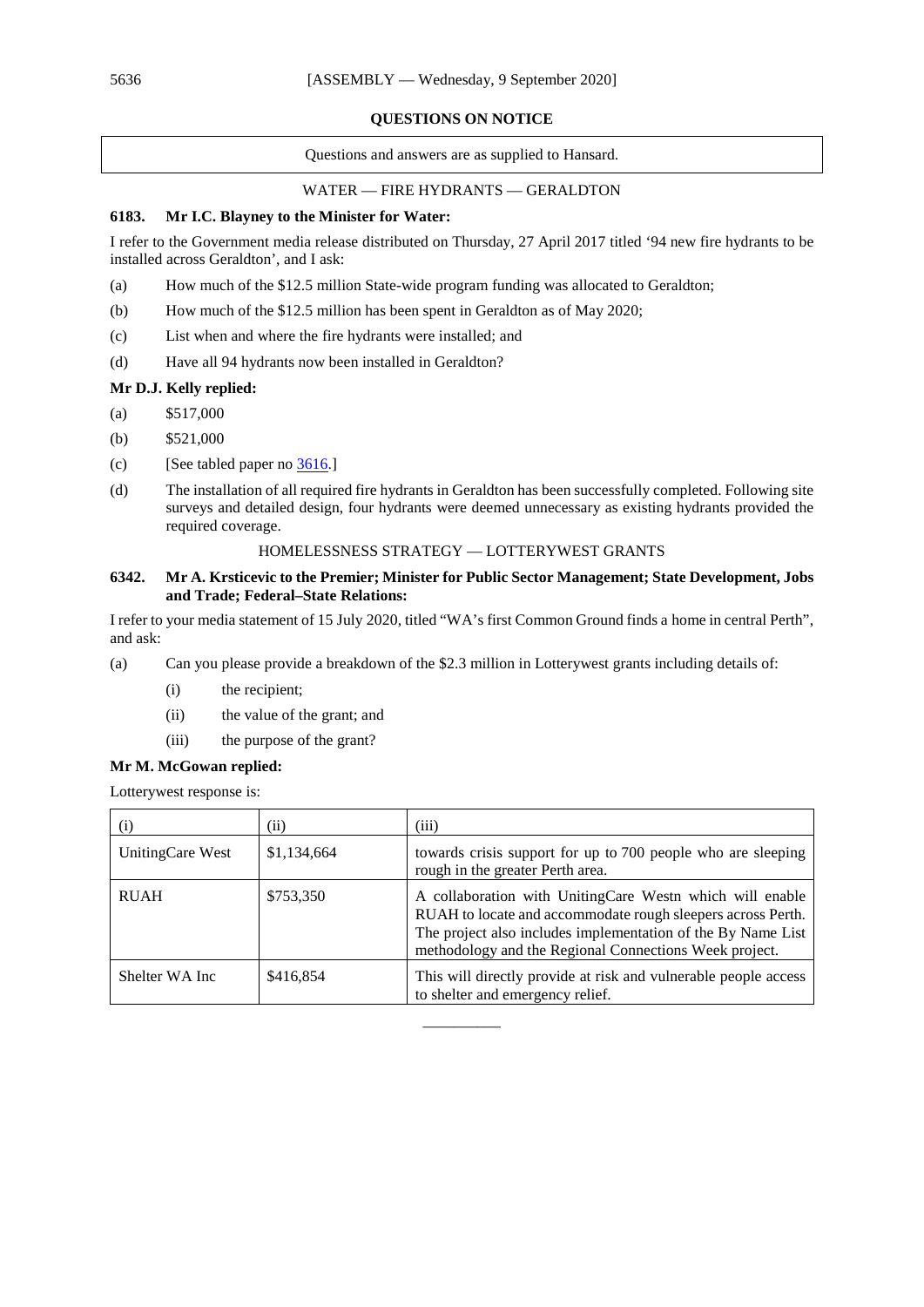## QUESTIONS ON NOTICE

Questions and answers are as supplied to Hansard.

### WATER — FIRE HYDRANTS — GERALDTON

**6183. Mr I.C. Blayney to the Minister for Water:**

I refer to the Government media release distributed on Thursday, 27 April 2017 titled '94 new fire hydrants to be installed across Geraldton', and I ask:

(a) How much of the $12.5 million State-wide program funding was allocated to Geraldton;

(b) How much of the $12.5 million has been spent in Geraldton as of May 2020;

(c) List when and where the fire hydrants were installed; and

(d) Have all 94 hydrants now been installed in Geraldton?

**Mr D.J. Kelly replied:**

(a) $517,000

(b) $521,000

(c) [See tabled paper no 3616.]

(d) The installation of all required fire hydrants in Geraldton has been successfully completed. Following site surveys and detailed design, four hydrants were deemed unnecessary as existing hydrants provided the required coverage.

### HOMELESSNESS STRATEGY — LOTTERYWEST GRANTS

**6342. Mr A. Krsticevic to the Premier; Minister for Public Sector Management; State Development, Jobs and Trade; Federal–State Relations:**

I refer to your media statement of 15 July 2020, titled "WA's first Common Ground finds a home in central Perth", and ask:

(a) Can you please provide a breakdown of the $2.3 million in Lotterywest grants including details of:

   (i) the recipient;

   (ii) the value of the grant; and

   (iii) the purpose of the grant?

**Mr M. McGowan replied:**

Lotterywest response is:

| (i) | (ii) | (iii) |
|---|---|---|
| UnitingCare West | $1,134,664 | towards crisis support for up to 700 people who are sleeping rough in the greater Perth area. |
| RUAH | $753,350 | A collaboration with UnitingCare Westn which will enable RUAH to locate and accommodate rough sleepers across Perth. The project also includes implementation of the By Name List methodology and the Regional Connections Week project. |
| Shelter WA Inc | $416,854 | This will directly provide at risk and vulnerable people access to shelter and emergency relief. |